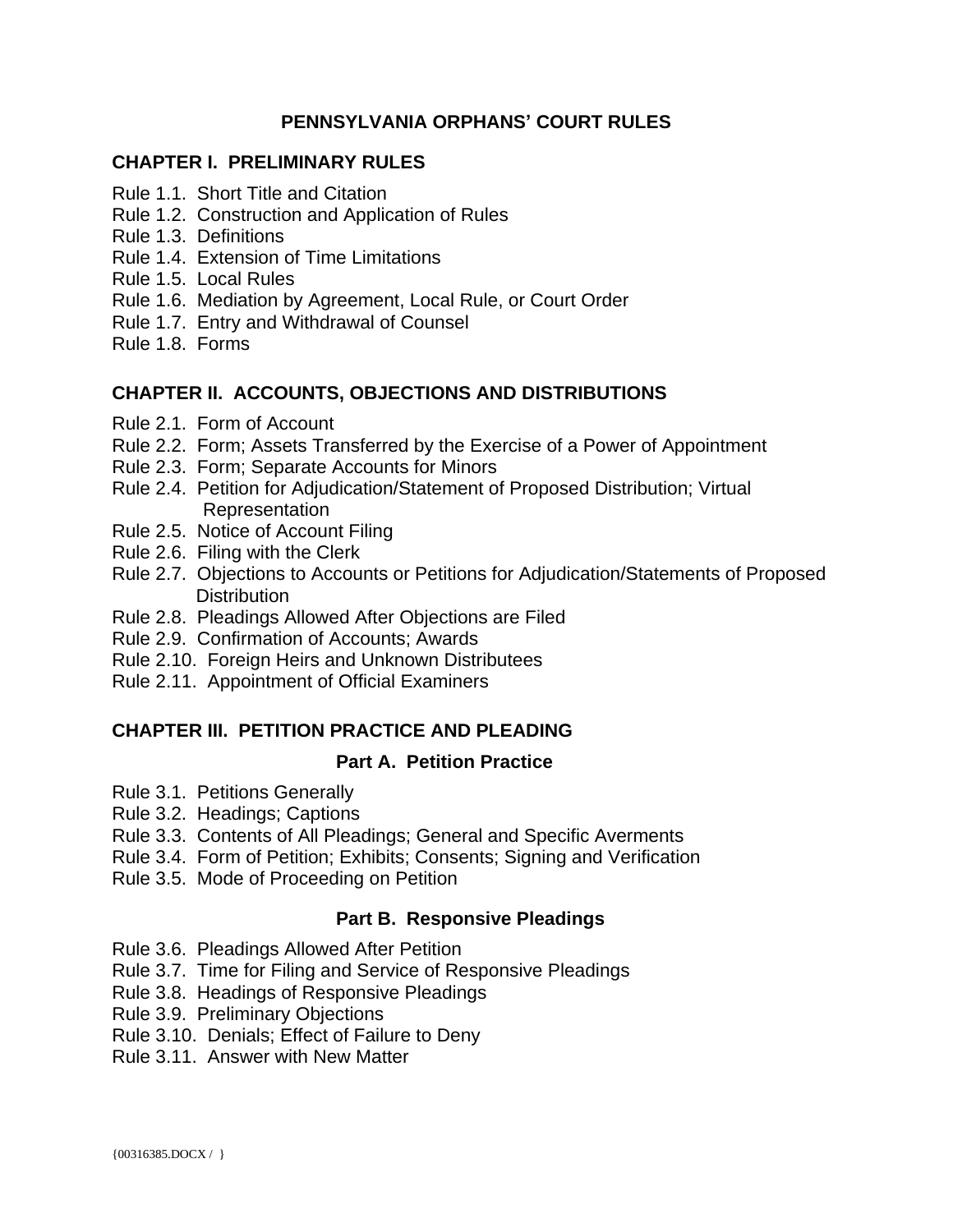# PENNSYLVANIA ORPHANS' COURT RULES

## CHAPTER I. PRELIMINARY RULES

Rule 1.1. Short Title and Citation
Rule 1.2. Construction and Application of Rules
Rule 1.3. Definitions
Rule 1.4. Extension of Time Limitations
Rule 1.5. Local Rules
Rule 1.6. Mediation by Agreement, Local Rule, or Court Order
Rule 1.7. Entry and Withdrawal of Counsel
Rule 1.8. Forms

## CHAPTER II. ACCOUNTS, OBJECTIONS AND DISTRIBUTIONS

Rule 2.1. Form of Account
Rule 2.2. Form; Assets Transferred by the Exercise of a Power of Appointment
Rule 2.3. Form; Separate Accounts for Minors
Rule 2.4. Petition for Adjudication/Statement of Proposed Distribution; Virtual Representation
Rule 2.5. Notice of Account Filing
Rule 2.6. Filing with the Clerk
Rule 2.7. Objections to Accounts or Petitions for Adjudication/Statements of Proposed Distribution
Rule 2.8. Pleadings Allowed After Objections are Filed
Rule 2.9. Confirmation of Accounts; Awards
Rule 2.10. Foreign Heirs and Unknown Distributees
Rule 2.11. Appointment of Official Examiners

## CHAPTER III. PETITION PRACTICE AND PLEADING

### Part A. Petition Practice

Rule 3.1. Petitions Generally
Rule 3.2. Headings; Captions
Rule 3.3. Contents of All Pleadings; General and Specific Averments
Rule 3.4. Form of Petition; Exhibits; Consents; Signing and Verification
Rule 3.5. Mode of Proceeding on Petition

### Part B. Responsive Pleadings

Rule 3.6. Pleadings Allowed After Petition
Rule 3.7. Time for Filing and Service of Responsive Pleadings
Rule 3.8. Headings of Responsive Pleadings
Rule 3.9. Preliminary Objections
Rule 3.10. Denials; Effect of Failure to Deny
Rule 3.11. Answer with New Matter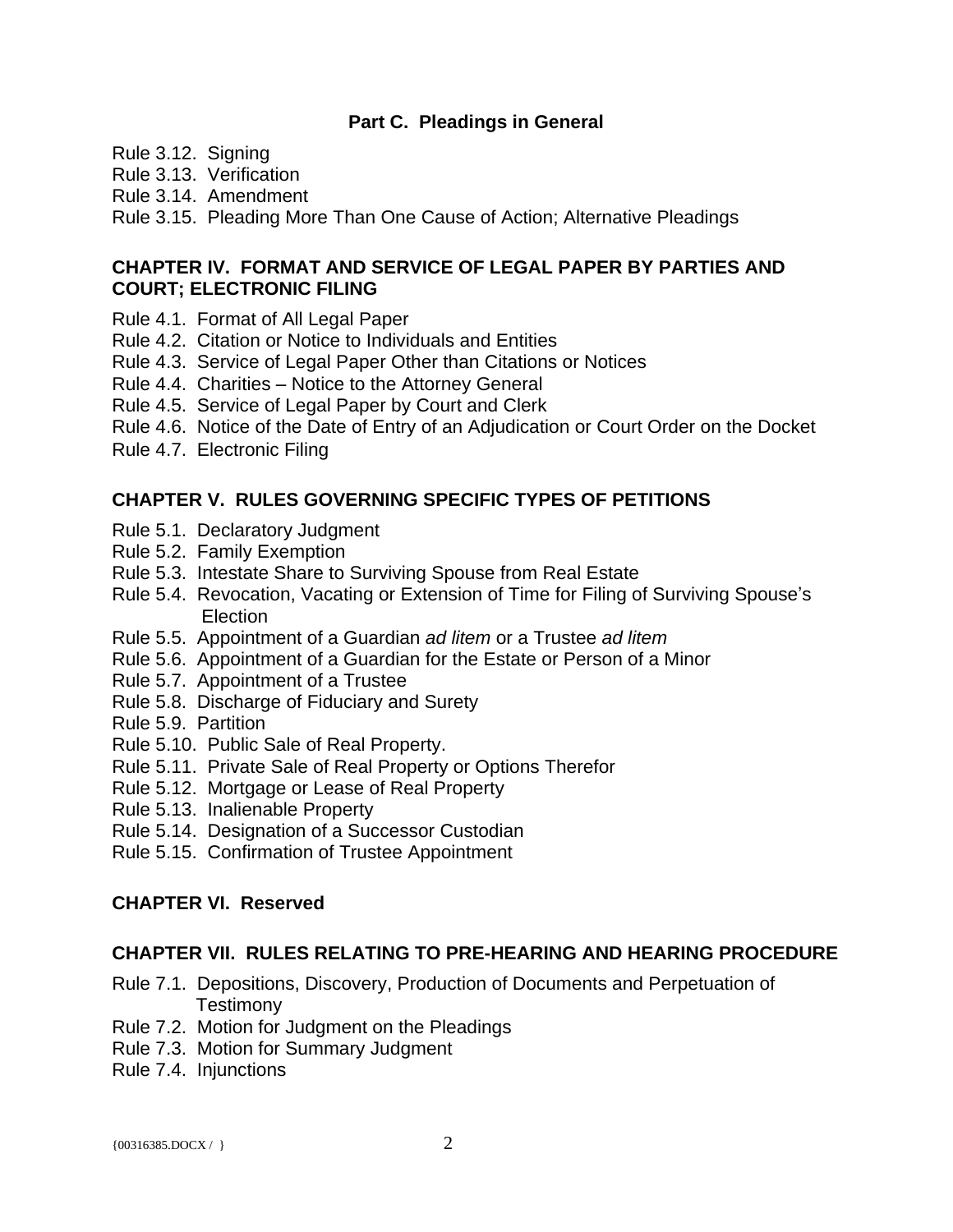### Part C. Pleadings in General

Rule 3.12. Signing
Rule 3.13. Verification
Rule 3.14. Amendment
Rule 3.15. Pleading More Than One Cause of Action; Alternative Pleadings

## CHAPTER IV. FORMAT AND SERVICE OF LEGAL PAPER BY PARTIES AND COURT; ELECTRONIC FILING

Rule 4.1. Format of All Legal Paper
Rule 4.2. Citation or Notice to Individuals and Entities
Rule 4.3. Service of Legal Paper Other than Citations or Notices
Rule 4.4. Charities – Notice to the Attorney General
Rule 4.5. Service of Legal Paper by Court and Clerk
Rule 4.6. Notice of the Date of Entry of an Adjudication or Court Order on the Docket
Rule 4.7. Electronic Filing

## CHAPTER V. RULES GOVERNING SPECIFIC TYPES OF PETITIONS

Rule 5.1. Declaratory Judgment
Rule 5.2. Family Exemption
Rule 5.3. Intestate Share to Surviving Spouse from Real Estate
Rule 5.4. Revocation, Vacating or Extension of Time for Filing of Surviving Spouse's Election
Rule 5.5. Appointment of a Guardian *ad litem* or a Trustee *ad litem*
Rule 5.6. Appointment of a Guardian for the Estate or Person of a Minor
Rule 5.7. Appointment of a Trustee
Rule 5.8. Discharge of Fiduciary and Surety
Rule 5.9. Partition
Rule 5.10. Public Sale of Real Property.
Rule 5.11. Private Sale of Real Property or Options Therefor
Rule 5.12. Mortgage or Lease of Real Property
Rule 5.13. Inalienable Property
Rule 5.14. Designation of a Successor Custodian
Rule 5.15. Confirmation of Trustee Appointment

## CHAPTER VI. Reserved

## CHAPTER VII. RULES RELATING TO PRE-HEARING AND HEARING PROCEDURE

Rule 7.1. Depositions, Discovery, Production of Documents and Perpetuation of Testimony
Rule 7.2. Motion for Judgment on the Pleadings
Rule 7.3. Motion for Summary Judgment
Rule 7.4. Injunctions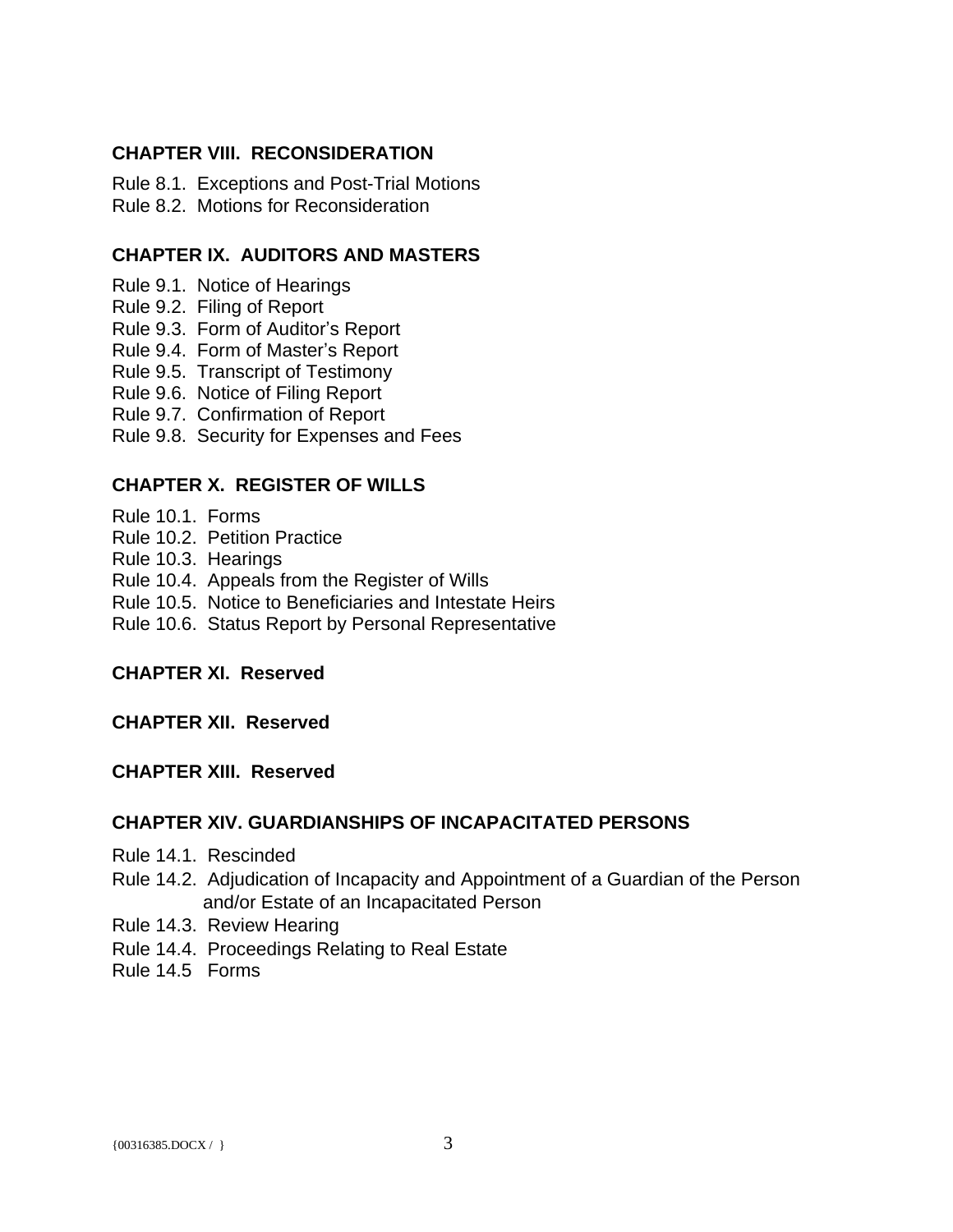## CHAPTER VIII. RECONSIDERATION

Rule 8.1. Exceptions and Post-Trial Motions
Rule 8.2. Motions for Reconsideration

## CHAPTER IX. AUDITORS AND MASTERS

Rule 9.1. Notice of Hearings
Rule 9.2. Filing of Report
Rule 9.3. Form of Auditor's Report
Rule 9.4. Form of Master's Report
Rule 9.5. Transcript of Testimony
Rule 9.6. Notice of Filing Report
Rule 9.7. Confirmation of Report
Rule 9.8. Security for Expenses and Fees

## CHAPTER X. REGISTER OF WILLS

Rule 10.1. Forms
Rule 10.2. Petition Practice
Rule 10.3. Hearings
Rule 10.4. Appeals from the Register of Wills
Rule 10.5. Notice to Beneficiaries and Intestate Heirs
Rule 10.6. Status Report by Personal Representative

## CHAPTER XI. Reserved

## CHAPTER XII. Reserved

## CHAPTER XIII. Reserved

## CHAPTER XIV. GUARDIANSHIPS OF INCAPACITATED PERSONS

Rule 14.1. Rescinded
Rule 14.2. Adjudication of Incapacity and Appointment of a Guardian of the Person and/or Estate of an Incapacitated Person
Rule 14.3. Review Hearing
Rule 14.4. Proceedings Relating to Real Estate
Rule 14.5 Forms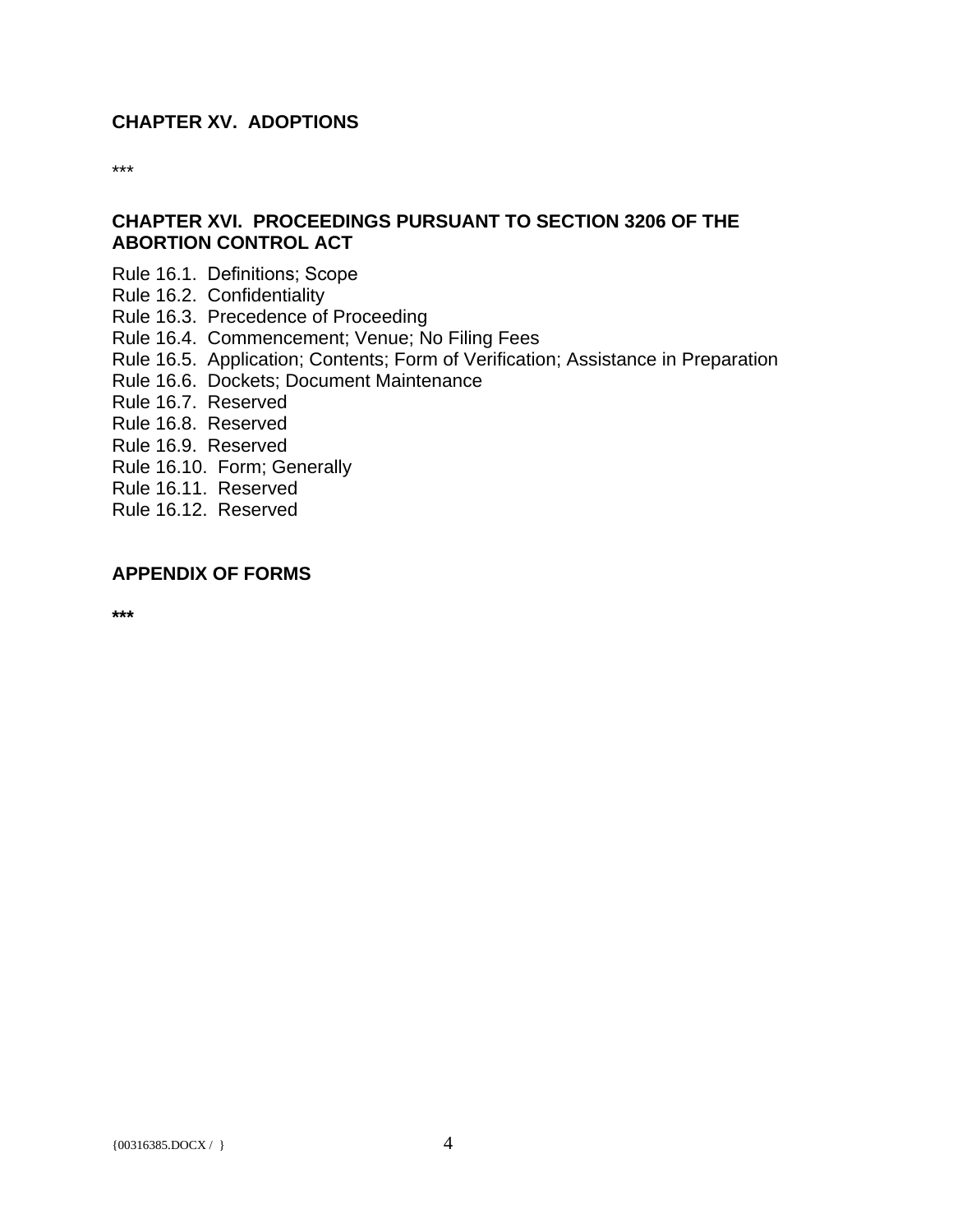**CHAPTER XV. ADOPTIONS**

***

**CHAPTER XVI. PROCEEDINGS PURSUANT TO SECTION 3206 OF THE ABORTION CONTROL ACT**

Rule 16.1. Definitions; Scope
Rule 16.2. Confidentiality
Rule 16.3. Precedence of Proceeding
Rule 16.4. Commencement; Venue; No Filing Fees
Rule 16.5. Application; Contents; Form of Verification; Assistance in Preparation
Rule 16.6. Dockets; Document Maintenance
Rule 16.7. Reserved
Rule 16.8. Reserved
Rule 16.9. Reserved
Rule 16.10. Form; Generally
Rule 16.11. Reserved
Rule 16.12. Reserved

**APPENDIX OF FORMS**

*****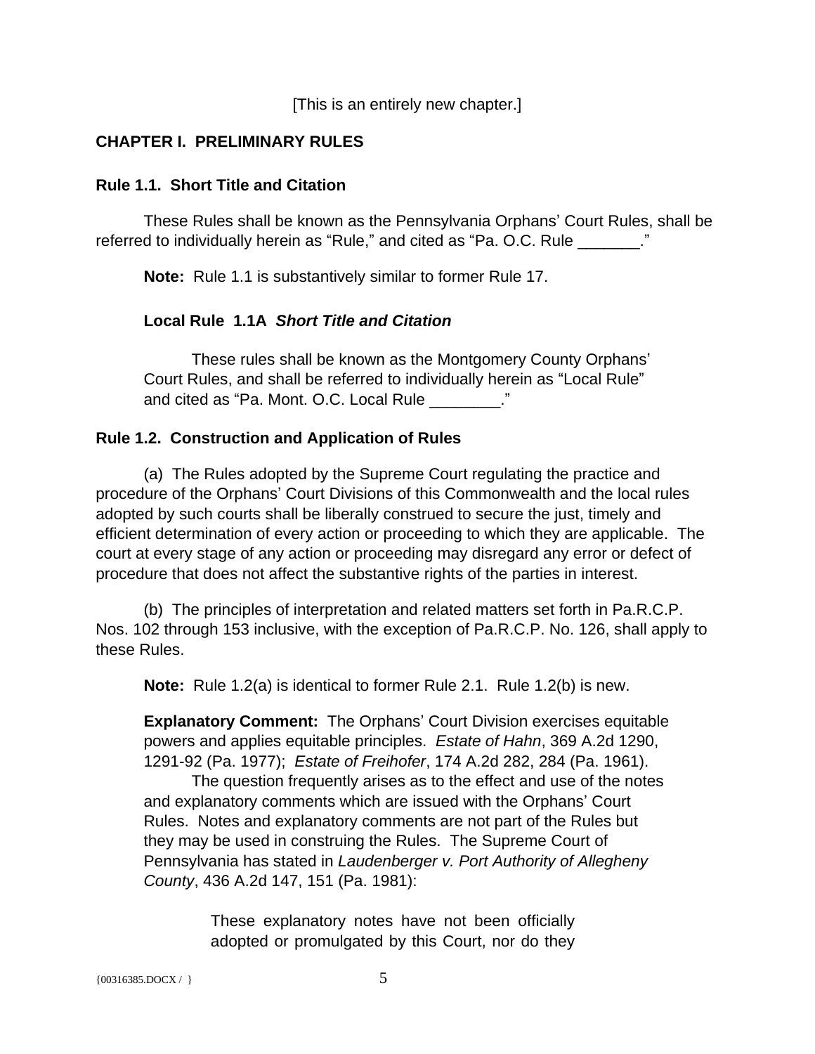[This is an entirely new chapter.]

## CHAPTER I. PRELIMINARY RULES

### Rule 1.1. Short Title and Citation

These Rules shall be known as the Pennsylvania Orphans' Court Rules, shall be referred to individually herein as "Rule," and cited as "Pa. O.C. Rule _______."

**Note:** Rule 1.1 is substantively similar to former Rule 17.

> **Local Rule 1.1A** ***Short Title and Citation***
>
> These rules shall be known as the Montgomery County Orphans' Court Rules, and shall be referred to individually herein as "Local Rule" and cited as "Pa. Mont. O.C. Local Rule ________."

### Rule 1.2. Construction and Application of Rules

(a) The Rules adopted by the Supreme Court regulating the practice and procedure of the Orphans' Court Divisions of this Commonwealth and the local rules adopted by such courts shall be liberally construed to secure the just, timely and efficient determination of every action or proceeding to which they are applicable. The court at every stage of any action or proceeding may disregard any error or defect of procedure that does not affect the substantive rights of the parties in interest.

(b) The principles of interpretation and related matters set forth in Pa.R.C.P. Nos. 102 through 153 inclusive, with the exception of Pa.R.C.P. No. 126, shall apply to these Rules.

**Note:** Rule 1.2(a) is identical to former Rule 2.1. Rule 1.2(b) is new.

**Explanatory Comment:** The Orphans' Court Division exercises equitable powers and applies equitable principles. *Estate of Hahn*, 369 A.2d 1290, 1291-92 (Pa. 1977); *Estate of Freihofer*, 174 A.2d 282, 284 (Pa. 1961).

The question frequently arises as to the effect and use of the notes and explanatory comments which are issued with the Orphans' Court Rules. Notes and explanatory comments are not part of the Rules but they may be used in construing the Rules. The Supreme Court of Pennsylvania has stated in *Laudenberger v. Port Authority of Allegheny County*, 436 A.2d 147, 151 (Pa. 1981):

> These explanatory notes have not been officially adopted or promulgated by this Court, nor do they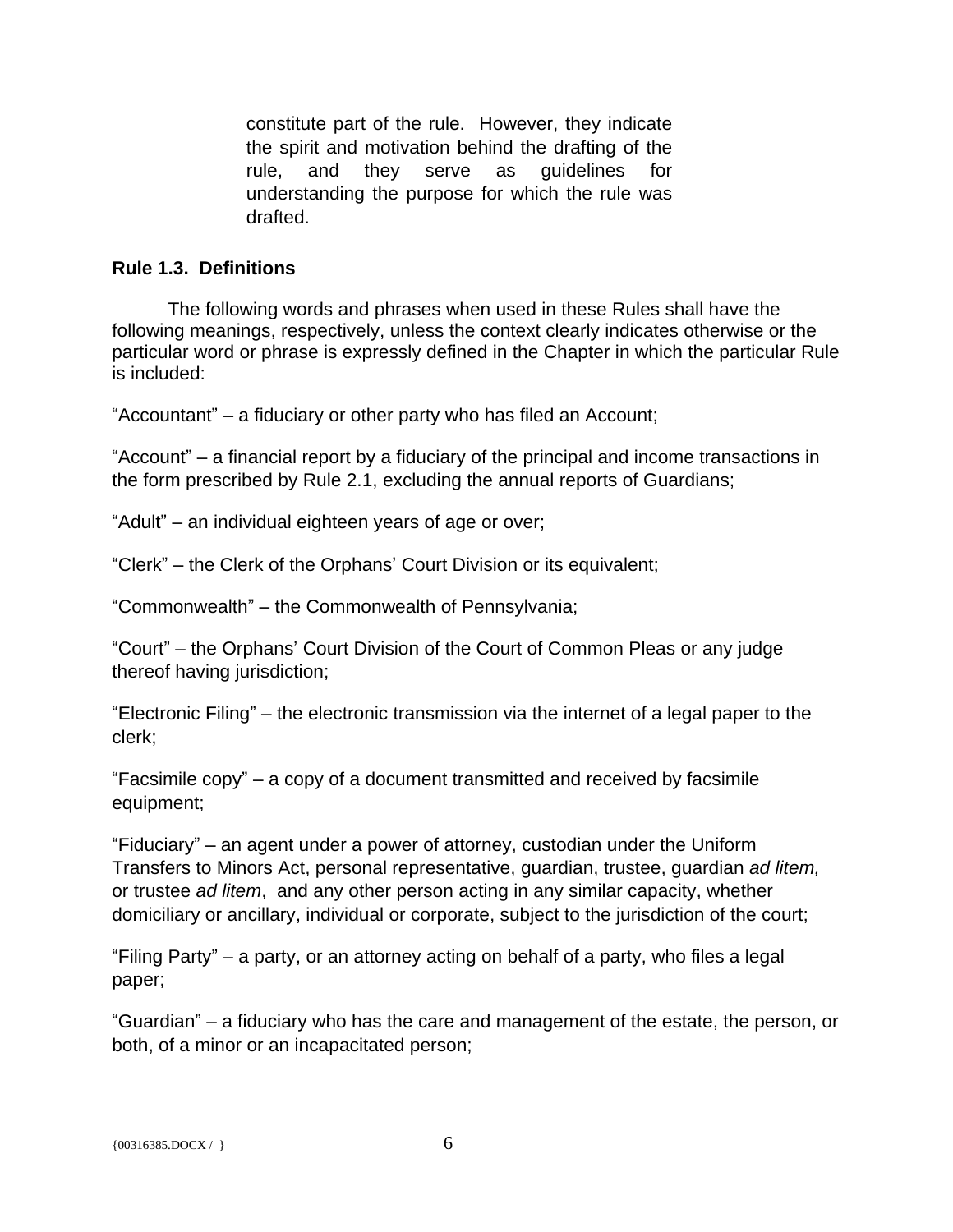> constitute part of the rule. However, they indicate the spirit and motivation behind the drafting of the rule, and they serve as guidelines for understanding the purpose for which the rule was drafted.

**Rule 1.3. Definitions**

The following words and phrases when used in these Rules shall have the following meanings, respectively, unless the context clearly indicates otherwise or the particular word or phrase is expressly defined in the Chapter in which the particular Rule is included:

"Accountant" – a fiduciary or other party who has filed an Account;

"Account" – a financial report by a fiduciary of the principal and income transactions in the form prescribed by Rule 2.1, excluding the annual reports of Guardians;

"Adult" – an individual eighteen years of age or over;

"Clerk" – the Clerk of the Orphans' Court Division or its equivalent;

"Commonwealth" – the Commonwealth of Pennsylvania;

"Court" – the Orphans' Court Division of the Court of Common Pleas or any judge thereof having jurisdiction;

"Electronic Filing" – the electronic transmission via the internet of a legal paper to the clerk;

"Facsimile copy" – a copy of a document transmitted and received by facsimile equipment;

"Fiduciary" – an agent under a power of attorney, custodian under the Uniform Transfers to Minors Act, personal representative, guardian, trustee, guardian *ad litem,* or trustee *ad litem*, and any other person acting in any similar capacity, whether domiciliary or ancillary, individual or corporate, subject to the jurisdiction of the court;

"Filing Party" – a party, or an attorney acting on behalf of a party, who files a legal paper;

"Guardian" – a fiduciary who has the care and management of the estate, the person, or both, of a minor or an incapacitated person;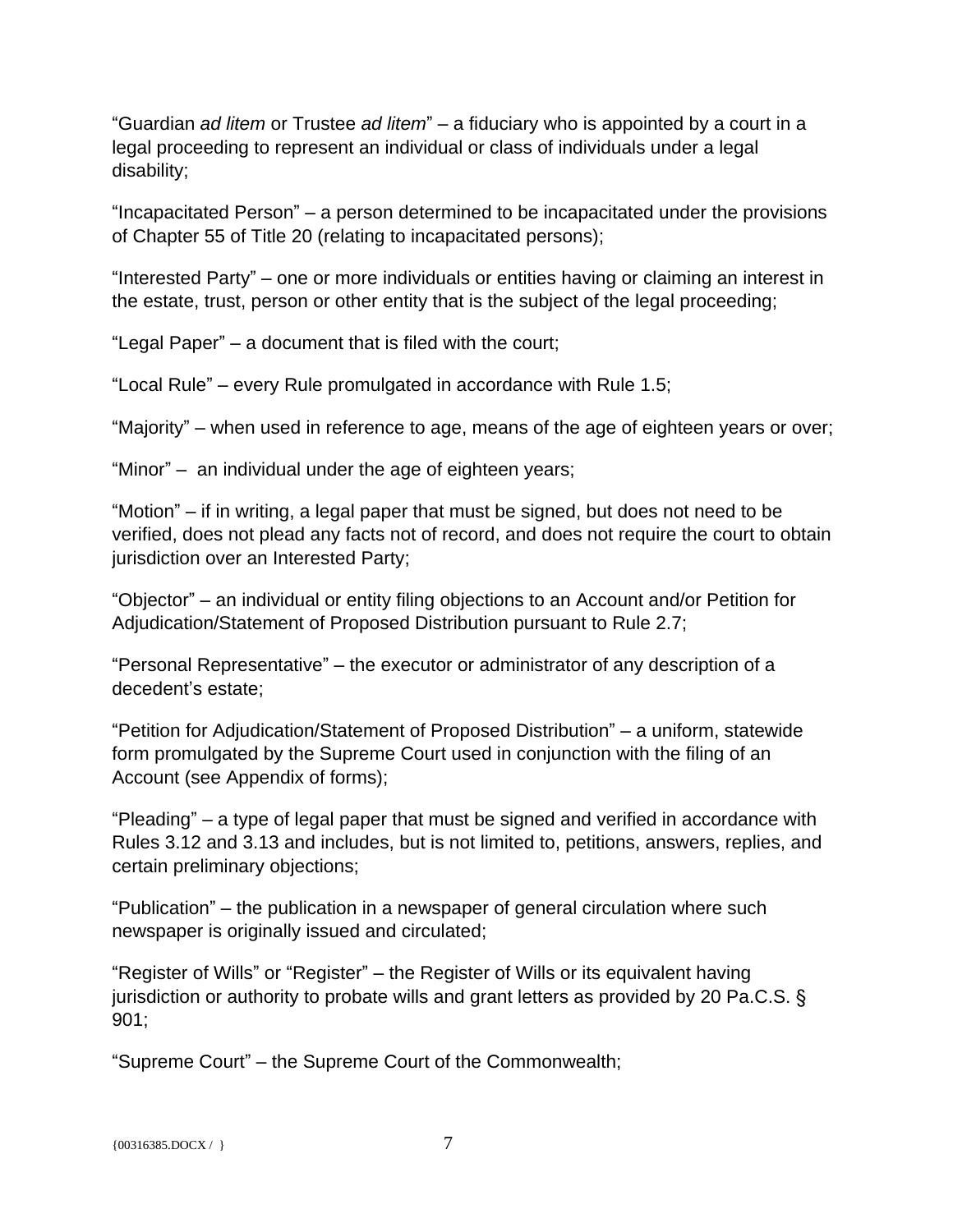"Guardian *ad litem* or Trustee *ad litem*" – a fiduciary who is appointed by a court in a legal proceeding to represent an individual or class of individuals under a legal disability;

"Incapacitated Person" – a person determined to be incapacitated under the provisions of Chapter 55 of Title 20 (relating to incapacitated persons);

"Interested Party" – one or more individuals or entities having or claiming an interest in the estate, trust, person or other entity that is the subject of the legal proceeding;

"Legal Paper" – a document that is filed with the court;

"Local Rule" – every Rule promulgated in accordance with Rule 1.5;

"Majority" – when used in reference to age, means of the age of eighteen years or over;

"Minor" – an individual under the age of eighteen years;

"Motion" – if in writing, a legal paper that must be signed, but does not need to be verified, does not plead any facts not of record, and does not require the court to obtain jurisdiction over an Interested Party;

"Objector" – an individual or entity filing objections to an Account and/or Petition for Adjudication/Statement of Proposed Distribution pursuant to Rule 2.7;

"Personal Representative" – the executor or administrator of any description of a decedent's estate;

"Petition for Adjudication/Statement of Proposed Distribution" – a uniform, statewide form promulgated by the Supreme Court used in conjunction with the filing of an Account (see Appendix of forms);

"Pleading" – a type of legal paper that must be signed and verified in accordance with Rules 3.12 and 3.13 and includes, but is not limited to, petitions, answers, replies, and certain preliminary objections;

"Publication" – the publication in a newspaper of general circulation where such newspaper is originally issued and circulated;

"Register of Wills" or "Register" – the Register of Wills or its equivalent having jurisdiction or authority to probate wills and grant letters as provided by 20 Pa.C.S. § 901;

"Supreme Court" – the Supreme Court of the Commonwealth;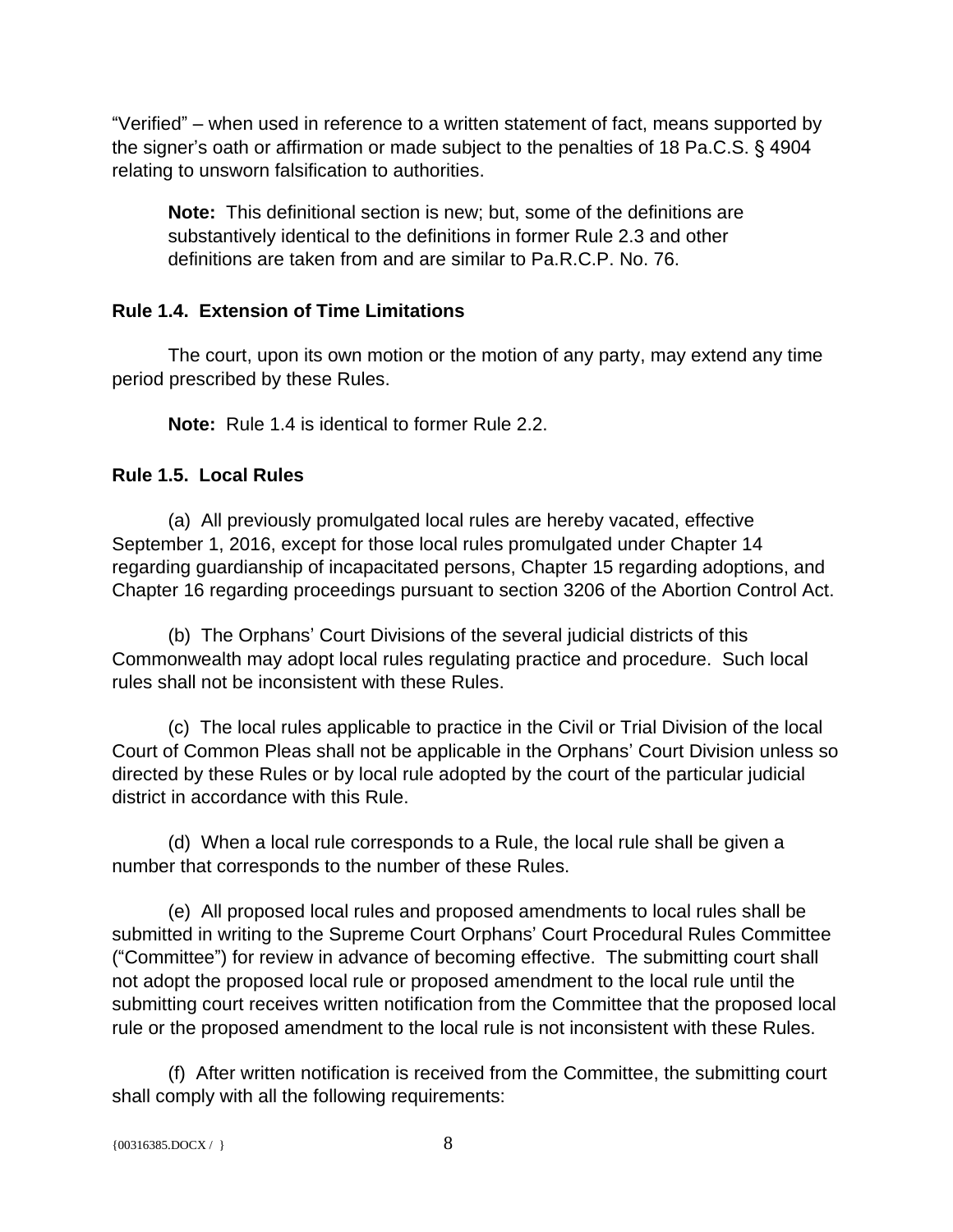"Verified" – when used in reference to a written statement of fact, means supported by the signer's oath or affirmation or made subject to the penalties of 18 Pa.C.S. § 4904 relating to unsworn falsification to authorities.

**Note:** This definitional section is new; but, some of the definitions are substantively identical to the definitions in former Rule 2.3 and other definitions are taken from and are similar to Pa.R.C.P. No. 76.

### Rule 1.4. Extension of Time Limitations

The court, upon its own motion or the motion of any party, may extend any time period prescribed by these Rules.

**Note:** Rule 1.4 is identical to former Rule 2.2.

### Rule 1.5. Local Rules

(a) All previously promulgated local rules are hereby vacated, effective September 1, 2016, except for those local rules promulgated under Chapter 14 regarding guardianship of incapacitated persons, Chapter 15 regarding adoptions, and Chapter 16 regarding proceedings pursuant to section 3206 of the Abortion Control Act.

(b) The Orphans' Court Divisions of the several judicial districts of this Commonwealth may adopt local rules regulating practice and procedure. Such local rules shall not be inconsistent with these Rules.

(c) The local rules applicable to practice in the Civil or Trial Division of the local Court of Common Pleas shall not be applicable in the Orphans' Court Division unless so directed by these Rules or by local rule adopted by the court of the particular judicial district in accordance with this Rule.

(d) When a local rule corresponds to a Rule, the local rule shall be given a number that corresponds to the number of these Rules.

(e) All proposed local rules and proposed amendments to local rules shall be submitted in writing to the Supreme Court Orphans' Court Procedural Rules Committee ("Committee") for review in advance of becoming effective. The submitting court shall not adopt the proposed local rule or proposed amendment to the local rule until the submitting court receives written notification from the Committee that the proposed local rule or the proposed amendment to the local rule is not inconsistent with these Rules.

(f) After written notification is received from the Committee, the submitting court shall comply with all the following requirements: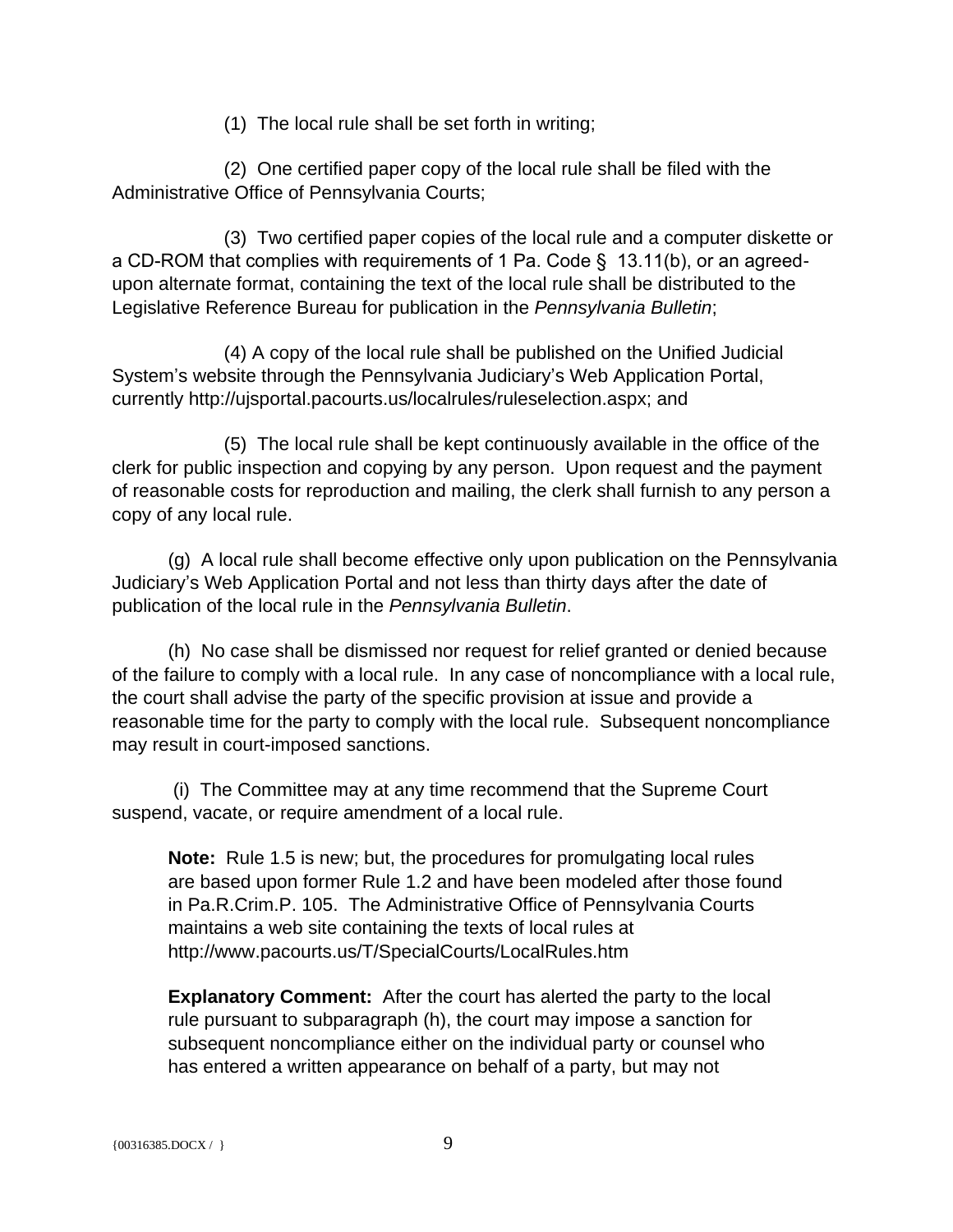(1) The local rule shall be set forth in writing;

(2) One certified paper copy of the local rule shall be filed with the Administrative Office of Pennsylvania Courts;

(3) Two certified paper copies of the local rule and a computer diskette or a CD-ROM that complies with requirements of 1 Pa. Code § 13.11(b), or an agreed-upon alternate format, containing the text of the local rule shall be distributed to the Legislative Reference Bureau for publication in the *Pennsylvania Bulletin*;

(4) A copy of the local rule shall be published on the Unified Judicial System's website through the Pennsylvania Judiciary's Web Application Portal, currently http://ujsportal.pacourts.us/localrules/ruleselection.aspx; and

(5) The local rule shall be kept continuously available in the office of the clerk for public inspection and copying by any person. Upon request and the payment of reasonable costs for reproduction and mailing, the clerk shall furnish to any person a copy of any local rule.

(g) A local rule shall become effective only upon publication on the Pennsylvania Judiciary's Web Application Portal and not less than thirty days after the date of publication of the local rule in the *Pennsylvania Bulletin*.

(h) No case shall be dismissed nor request for relief granted or denied because of the failure to comply with a local rule. In any case of noncompliance with a local rule, the court shall advise the party of the specific provision at issue and provide a reasonable time for the party to comply with the local rule. Subsequent noncompliance may result in court-imposed sanctions.

(i) The Committee may at any time recommend that the Supreme Court suspend, vacate, or require amendment of a local rule.

> **Note:** Rule 1.5 is new; but, the procedures for promulgating local rules are based upon former Rule 1.2 and have been modeled after those found in Pa.R.Crim.P. 105. The Administrative Office of Pennsylvania Courts maintains a web site containing the texts of local rules at http://www.pacourts.us/T/SpecialCourts/LocalRules.htm
>
> **Explanatory Comment:** After the court has alerted the party to the local rule pursuant to subparagraph (h), the court may impose a sanction for subsequent noncompliance either on the individual party or counsel who has entered a written appearance on behalf of a party, but may not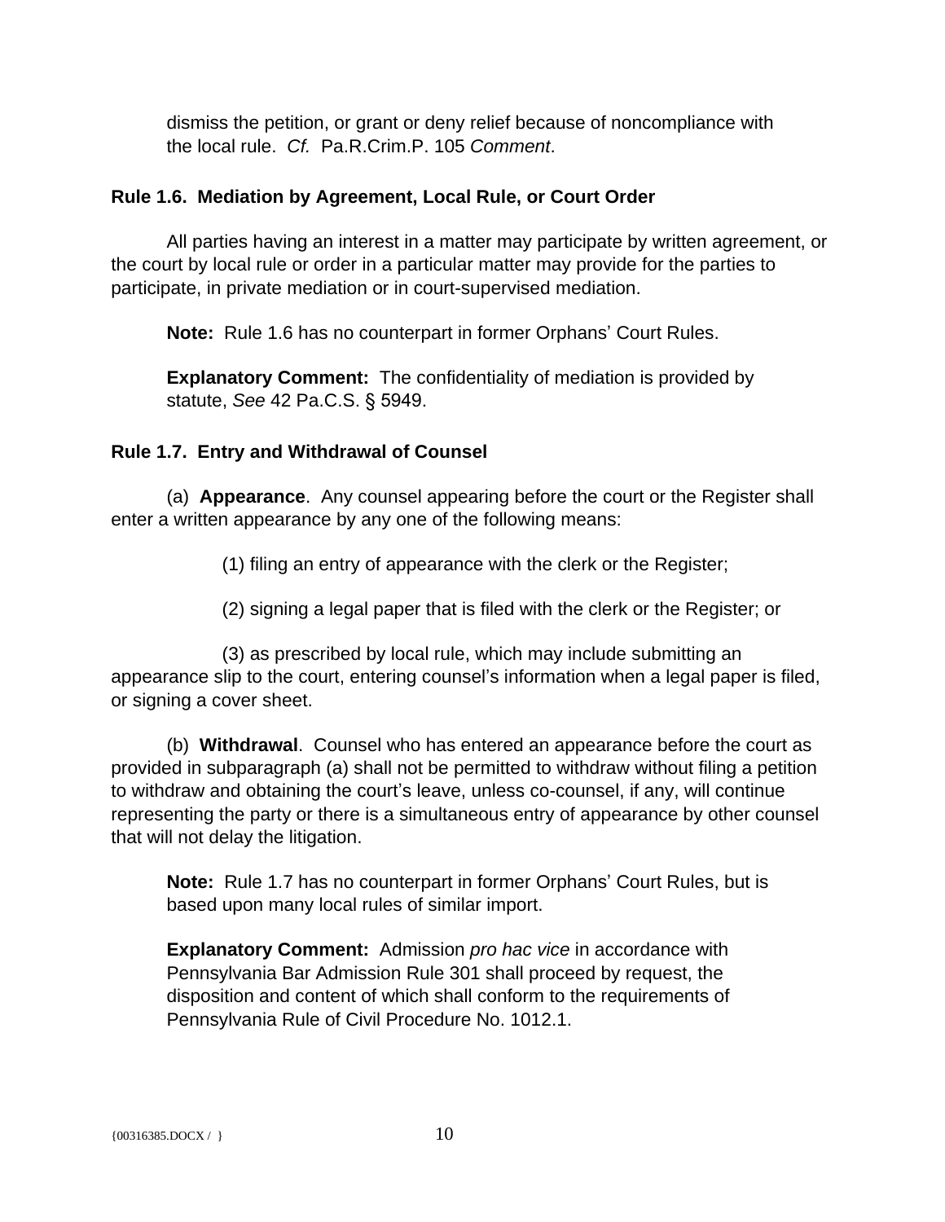dismiss the petition, or grant or deny relief because of noncompliance with the local rule. *Cf.* Pa.R.Crim.P. 105 *Comment*.

**Rule 1.6. Mediation by Agreement, Local Rule, or Court Order**

All parties having an interest in a matter may participate by written agreement, or the court by local rule or order in a particular matter may provide for the parties to participate, in private mediation or in court-supervised mediation.

**Note:** Rule 1.6 has no counterpart in former Orphans' Court Rules.

**Explanatory Comment:** The confidentiality of mediation is provided by statute, *See* 42 Pa.C.S. § 5949.

**Rule 1.7. Entry and Withdrawal of Counsel**

(a) **Appearance**. Any counsel appearing before the court or the Register shall enter a written appearance by any one of the following means:

(1) filing an entry of appearance with the clerk or the Register;

(2) signing a legal paper that is filed with the clerk or the Register; or

(3) as prescribed by local rule, which may include submitting an appearance slip to the court, entering counsel's information when a legal paper is filed, or signing a cover sheet.

(b) **Withdrawal**. Counsel who has entered an appearance before the court as provided in subparagraph (a) shall not be permitted to withdraw without filing a petition to withdraw and obtaining the court's leave, unless co-counsel, if any, will continue representing the party or there is a simultaneous entry of appearance by other counsel that will not delay the litigation.

**Note:** Rule 1.7 has no counterpart in former Orphans' Court Rules, but is based upon many local rules of similar import.

**Explanatory Comment:** Admission *pro hac vice* in accordance with Pennsylvania Bar Admission Rule 301 shall proceed by request, the disposition and content of which shall conform to the requirements of Pennsylvania Rule of Civil Procedure No. 1012.1.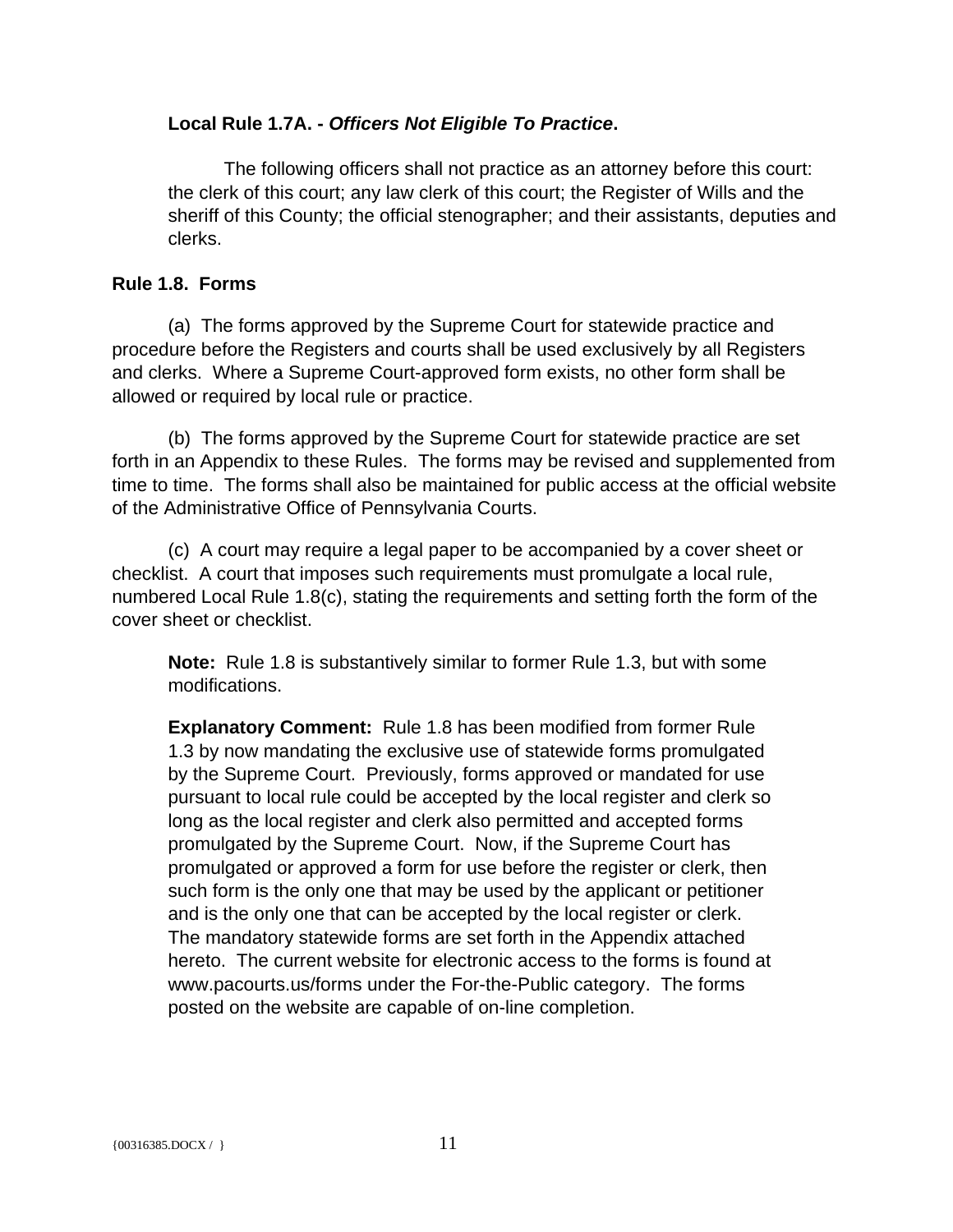**Local Rule 1.7A. - *Officers Not Eligible To Practice*.**

The following officers shall not practice as an attorney before this court: the clerk of this court; any law clerk of this court; the Register of Wills and the sheriff of this County; the official stenographer; and their assistants, deputies and clerks.

**Rule 1.8. Forms**

(a) The forms approved by the Supreme Court for statewide practice and procedure before the Registers and courts shall be used exclusively by all Registers and clerks. Where a Supreme Court-approved form exists, no other form shall be allowed or required by local rule or practice.

(b) The forms approved by the Supreme Court for statewide practice are set forth in an Appendix to these Rules. The forms may be revised and supplemented from time to time. The forms shall also be maintained for public access at the official website of the Administrative Office of Pennsylvania Courts.

(c) A court may require a legal paper to be accompanied by a cover sheet or checklist. A court that imposes such requirements must promulgate a local rule, numbered Local Rule 1.8(c), stating the requirements and setting forth the form of the cover sheet or checklist.

**Note:** Rule 1.8 is substantively similar to former Rule 1.3, but with some modifications.

**Explanatory Comment:** Rule 1.8 has been modified from former Rule 1.3 by now mandating the exclusive use of statewide forms promulgated by the Supreme Court. Previously, forms approved or mandated for use pursuant to local rule could be accepted by the local register and clerk so long as the local register and clerk also permitted and accepted forms promulgated by the Supreme Court. Now, if the Supreme Court has promulgated or approved a form for use before the register or clerk, then such form is the only one that may be used by the applicant or petitioner and is the only one that can be accepted by the local register or clerk. The mandatory statewide forms are set forth in the Appendix attached hereto. The current website for electronic access to the forms is found at www.pacourts.us/forms under the For-the-Public category. The forms posted on the website are capable of on-line completion.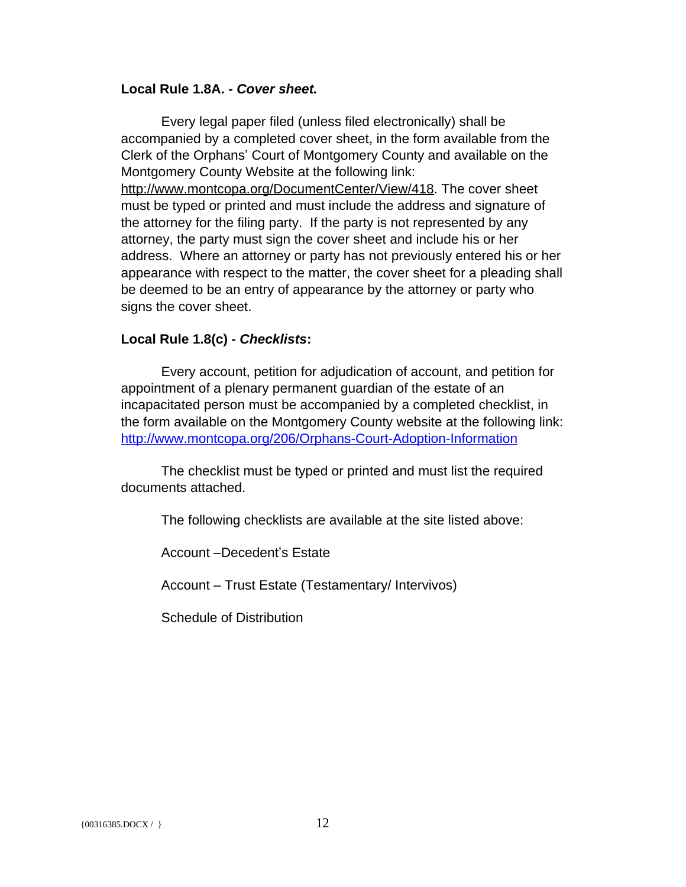**Local Rule 1.8A. - *Cover sheet.***

Every legal paper filed (unless filed electronically) shall be accompanied by a completed cover sheet, in the form available from the Clerk of the Orphans' Court of Montgomery County and available on the Montgomery County Website at the following link: http://www.montcopa.org/DocumentCenter/View/418. The cover sheet must be typed or printed and must include the address and signature of the attorney for the filing party. If the party is not represented by any attorney, the party must sign the cover sheet and include his or her address. Where an attorney or party has not previously entered his or her appearance with respect to the matter, the cover sheet for a pleading shall be deemed to be an entry of appearance by the attorney or party who signs the cover sheet.

**Local Rule 1.8(c) - *Checklists*:**

Every account, petition for adjudication of account, and petition for appointment of a plenary permanent guardian of the estate of an incapacitated person must be accompanied by a completed checklist, in the form available on the Montgomery County website at the following link: http://www.montcopa.org/206/Orphans-Court-Adoption-Information

The checklist must be typed or printed and must list the required documents attached.

The following checklists are available at the site listed above:

Account –Decedent's Estate

Account – Trust Estate (Testamentary/ Intervivos)

Schedule of Distribution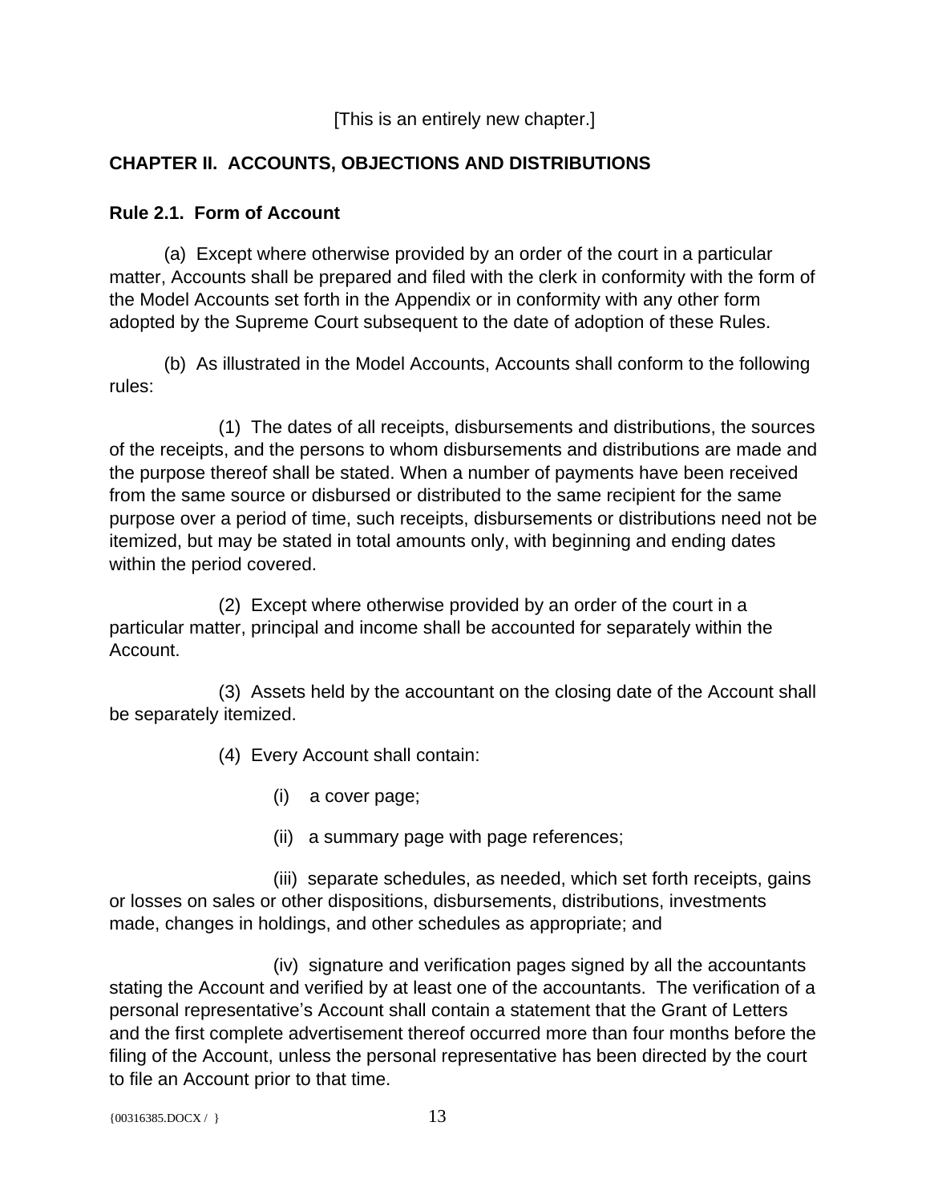[This is an entirely new chapter.]

## CHAPTER II. ACCOUNTS, OBJECTIONS AND DISTRIBUTIONS

### Rule 2.1. Form of Account

(a) Except where otherwise provided by an order of the court in a particular matter, Accounts shall be prepared and filed with the clerk in conformity with the form of the Model Accounts set forth in the Appendix or in conformity with any other form adopted by the Supreme Court subsequent to the date of adoption of these Rules.

(b) As illustrated in the Model Accounts, Accounts shall conform to the following rules:

(1) The dates of all receipts, disbursements and distributions, the sources of the receipts, and the persons to whom disbursements and distributions are made and the purpose thereof shall be stated. When a number of payments have been received from the same source or disbursed or distributed to the same recipient for the same purpose over a period of time, such receipts, disbursements or distributions need not be itemized, but may be stated in total amounts only, with beginning and ending dates within the period covered.

(2) Except where otherwise provided by an order of the court in a particular matter, principal and income shall be accounted for separately within the Account.

(3) Assets held by the accountant on the closing date of the Account shall be separately itemized.

(4) Every Account shall contain:

(i) a cover page;

(ii) a summary page with page references;

(iii) separate schedules, as needed, which set forth receipts, gains or losses on sales or other dispositions, disbursements, distributions, investments made, changes in holdings, and other schedules as appropriate; and

(iv) signature and verification pages signed by all the accountants stating the Account and verified by at least one of the accountants. The verification of a personal representative's Account shall contain a statement that the Grant of Letters and the first complete advertisement thereof occurred more than four months before the filing of the Account, unless the personal representative has been directed by the court to file an Account prior to that time.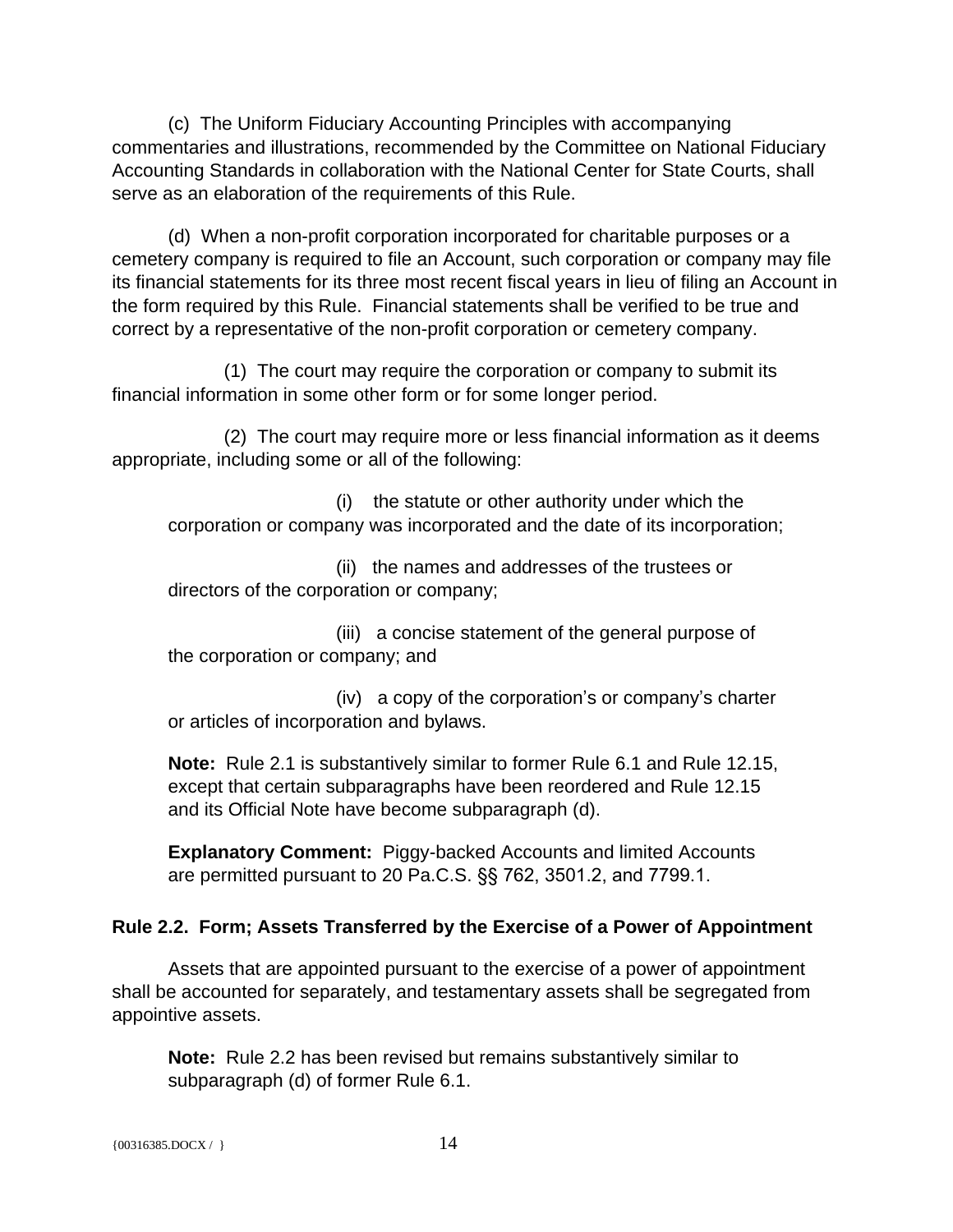(c) The Uniform Fiduciary Accounting Principles with accompanying commentaries and illustrations, recommended by the Committee on National Fiduciary Accounting Standards in collaboration with the National Center for State Courts, shall serve as an elaboration of the requirements of this Rule.

(d) When a non-profit corporation incorporated for charitable purposes or a cemetery company is required to file an Account, such corporation or company may file its financial statements for its three most recent fiscal years in lieu of filing an Account in the form required by this Rule. Financial statements shall be verified to be true and correct by a representative of the non-profit corporation or cemetery company.

(1) The court may require the corporation or company to submit its financial information in some other form or for some longer period.

(2) The court may require more or less financial information as it deems appropriate, including some or all of the following:

(i) the statute or other authority under which the corporation or company was incorporated and the date of its incorporation;

(ii) the names and addresses of the trustees or directors of the corporation or company;

(iii) a concise statement of the general purpose of the corporation or company; and

(iv) a copy of the corporation's or company's charter or articles of incorporation and bylaws.

**Note:** Rule 2.1 is substantively similar to former Rule 6.1 and Rule 12.15, except that certain subparagraphs have been reordered and Rule 12.15 and its Official Note have become subparagraph (d).

**Explanatory Comment:** Piggy-backed Accounts and limited Accounts are permitted pursuant to 20 Pa.C.S. §§ 762, 3501.2, and 7799.1.

**Rule 2.2. Form; Assets Transferred by the Exercise of a Power of Appointment**

Assets that are appointed pursuant to the exercise of a power of appointment shall be accounted for separately, and testamentary assets shall be segregated from appointive assets.

**Note:** Rule 2.2 has been revised but remains substantively similar to subparagraph (d) of former Rule 6.1.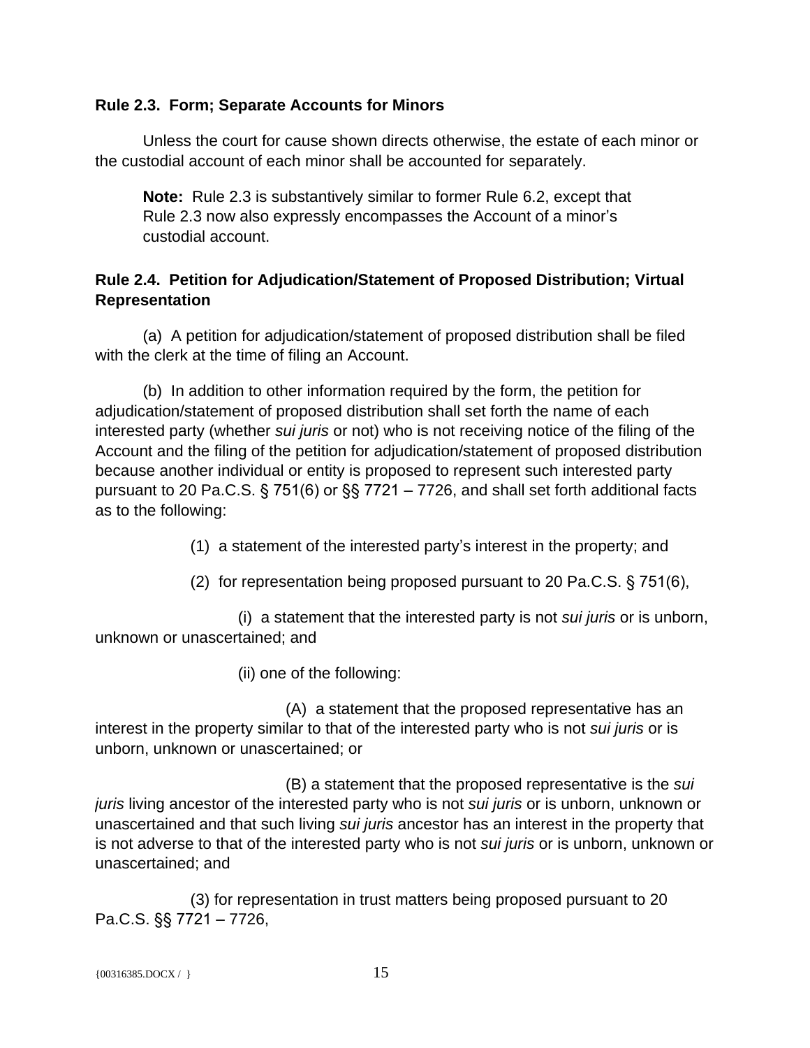**Rule 2.3. Form; Separate Accounts for Minors**

Unless the court for cause shown directs otherwise, the estate of each minor or the custodial account of each minor shall be accounted for separately.

> **Note:** Rule 2.3 is substantively similar to former Rule 6.2, except that Rule 2.3 now also expressly encompasses the Account of a minor's custodial account.

**Rule 2.4. Petition for Adjudication/Statement of Proposed Distribution; Virtual Representation**

(a) A petition for adjudication/statement of proposed distribution shall be filed with the clerk at the time of filing an Account.

(b) In addition to other information required by the form, the petition for adjudication/statement of proposed distribution shall set forth the name of each interested party (whether *sui juris* or not) who is not receiving notice of the filing of the Account and the filing of the petition for adjudication/statement of proposed distribution because another individual or entity is proposed to represent such interested party pursuant to 20 Pa.C.S. § 751(6) or §§ 7721 – 7726, and shall set forth additional facts as to the following:

(1) a statement of the interested party's interest in the property; and

(2) for representation being proposed pursuant to 20 Pa.C.S. § 751(6),

(i) a statement that the interested party is not *sui juris* or is unborn, unknown or unascertained; and

(ii) one of the following:

(A) a statement that the proposed representative has an interest in the property similar to that of the interested party who is not *sui juris* or is unborn, unknown or unascertained; or

(B) a statement that the proposed representative is the *sui juris* living ancestor of the interested party who is not *sui juris* or is unborn, unknown or unascertained and that such living *sui juris* ancestor has an interest in the property that is not adverse to that of the interested party who is not *sui juris* or is unborn, unknown or unascertained; and

(3) for representation in trust matters being proposed pursuant to 20 Pa.C.S. §§ 7721 – 7726,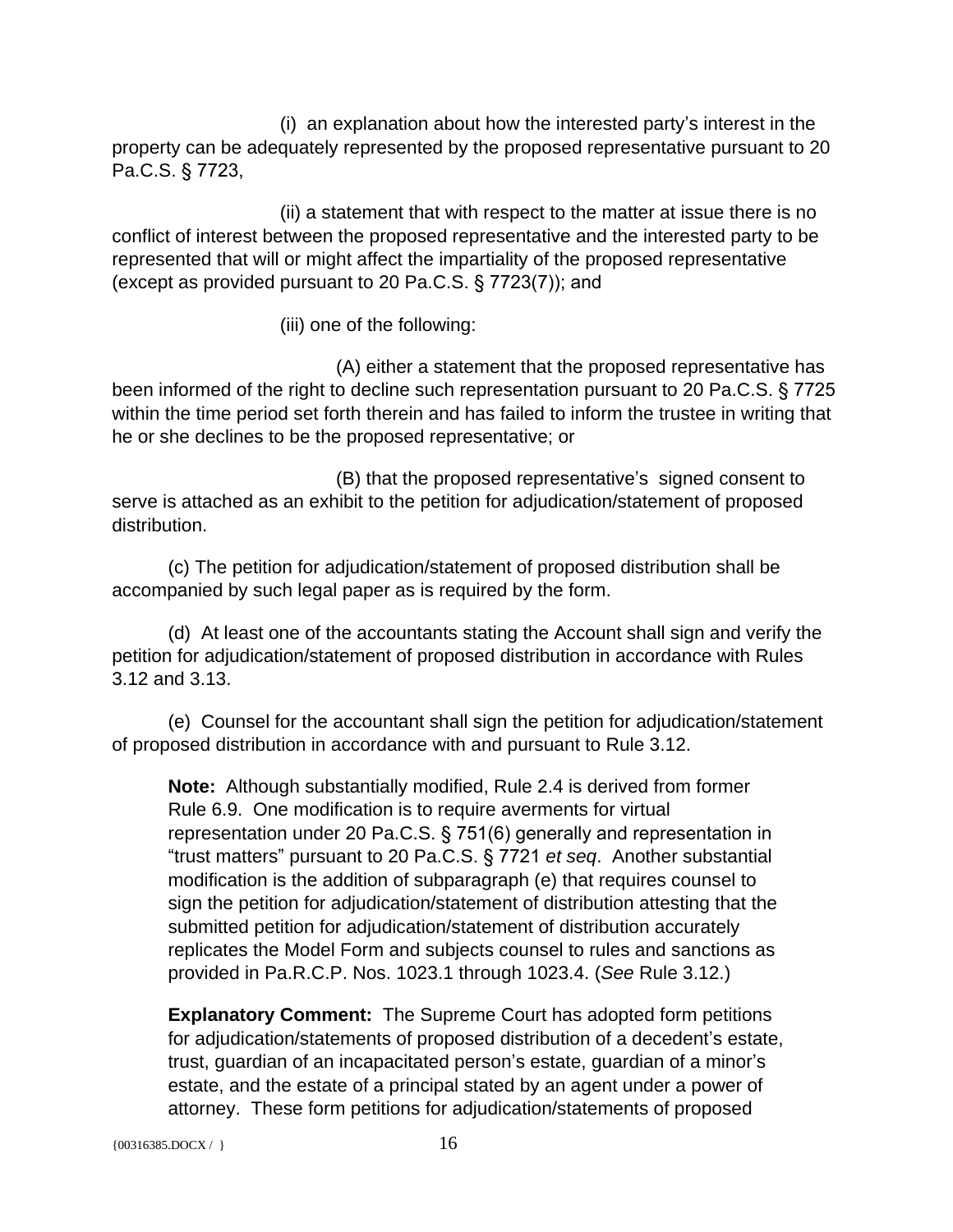(i) an explanation about how the interested party's interest in the property can be adequately represented by the proposed representative pursuant to 20 Pa.C.S. § 7723,

(ii) a statement that with respect to the matter at issue there is no conflict of interest between the proposed representative and the interested party to be represented that will or might affect the impartiality of the proposed representative (except as provided pursuant to 20 Pa.C.S. § 7723(7)); and

(iii) one of the following:

(A) either a statement that the proposed representative has been informed of the right to decline such representation pursuant to 20 Pa.C.S. § 7725 within the time period set forth therein and has failed to inform the trustee in writing that he or she declines to be the proposed representative; or

(B) that the proposed representative's signed consent to serve is attached as an exhibit to the petition for adjudication/statement of proposed distribution.

(c) The petition for adjudication/statement of proposed distribution shall be accompanied by such legal paper as is required by the form.

(d) At least one of the accountants stating the Account shall sign and verify the petition for adjudication/statement of proposed distribution in accordance with Rules 3.12 and 3.13.

(e) Counsel for the accountant shall sign the petition for adjudication/statement of proposed distribution in accordance with and pursuant to Rule 3.12.

> **Note:** Although substantially modified, Rule 2.4 is derived from former Rule 6.9. One modification is to require averments for virtual representation under 20 Pa.C.S. § 751(6) generally and representation in "trust matters" pursuant to 20 Pa.C.S. § 7721 *et seq*. Another substantial modification is the addition of subparagraph (e) that requires counsel to sign the petition for adjudication/statement of distribution attesting that the submitted petition for adjudication/statement of distribution accurately replicates the Model Form and subjects counsel to rules and sanctions as provided in Pa.R.C.P. Nos. 1023.1 through 1023.4. (*See* Rule 3.12.)

> **Explanatory Comment:** The Supreme Court has adopted form petitions for adjudication/statements of proposed distribution of a decedent's estate, trust, guardian of an incapacitated person's estate, guardian of a minor's estate, and the estate of a principal stated by an agent under a power of attorney. These form petitions for adjudication/statements of proposed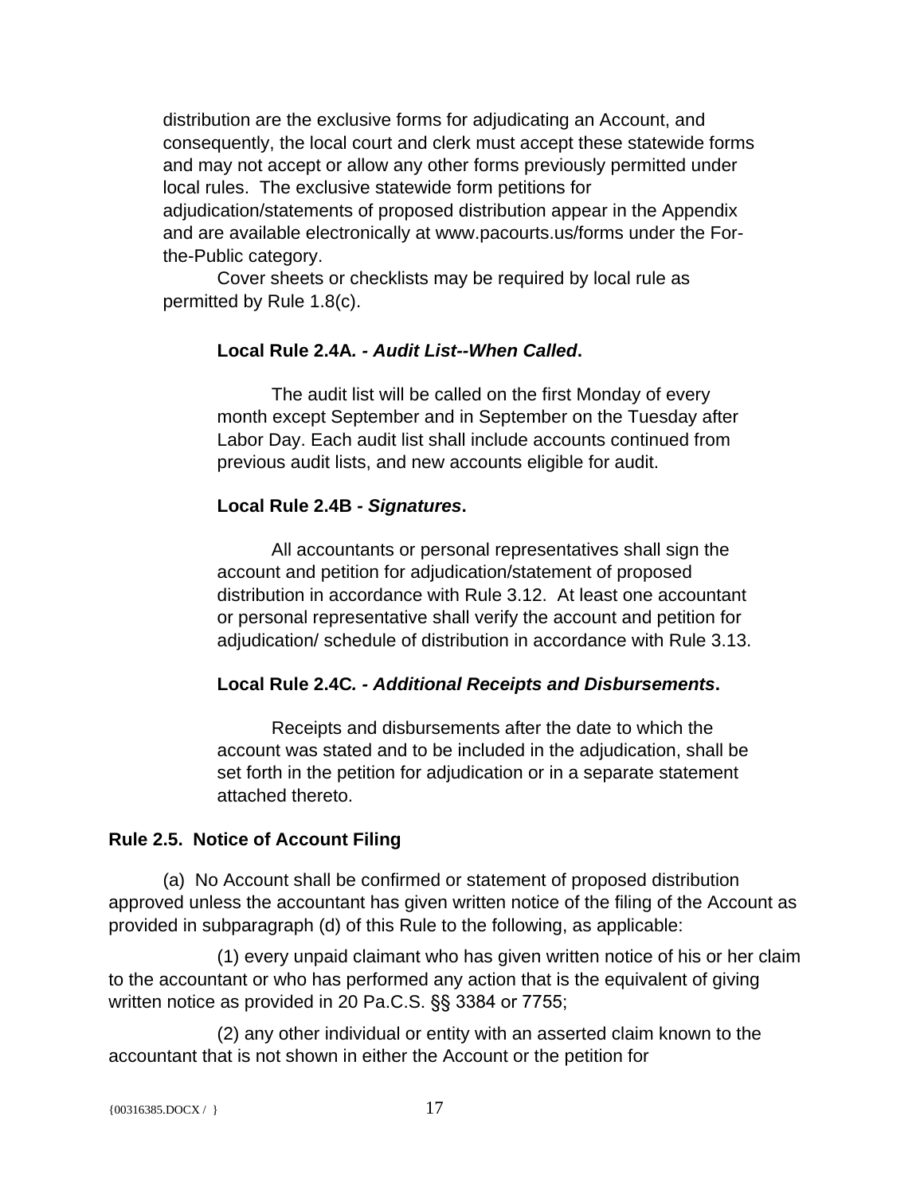distribution are the exclusive forms for adjudicating an Account, and consequently, the local court and clerk must accept these statewide forms and may not accept or allow any other forms previously permitted under local rules. The exclusive statewide form petitions for adjudication/statements of proposed distribution appear in the Appendix and are available electronically at www.pacourts.us/forms under the For-the-Public category.

Cover sheets or checklists may be required by local rule as permitted by Rule 1.8(c).

**Local Rule 2.4A*. - Audit List--When Called*.**

The audit list will be called on the first Monday of every month except September and in September on the Tuesday after Labor Day. Each audit list shall include accounts continued from previous audit lists, and new accounts eligible for audit.

**Local Rule 2.4B - *Signatures*.**

All accountants or personal representatives shall sign the account and petition for adjudication/statement of proposed distribution in accordance with Rule 3.12. At least one accountant or personal representative shall verify the account and petition for adjudication/ schedule of distribution in accordance with Rule 3.13.

**Local Rule 2.4C*. - Additional Receipts and Disbursements*.**

Receipts and disbursements after the date to which the account was stated and to be included in the adjudication, shall be set forth in the petition for adjudication or in a separate statement attached thereto.

**Rule 2.5. Notice of Account Filing**

(a) No Account shall be confirmed or statement of proposed distribution approved unless the accountant has given written notice of the filing of the Account as provided in subparagraph (d) of this Rule to the following, as applicable:

(1) every unpaid claimant who has given written notice of his or her claim to the accountant or who has performed any action that is the equivalent of giving written notice as provided in 20 Pa.C.S. §§ 3384 or 7755;

(2) any other individual or entity with an asserted claim known to the accountant that is not shown in either the Account or the petition for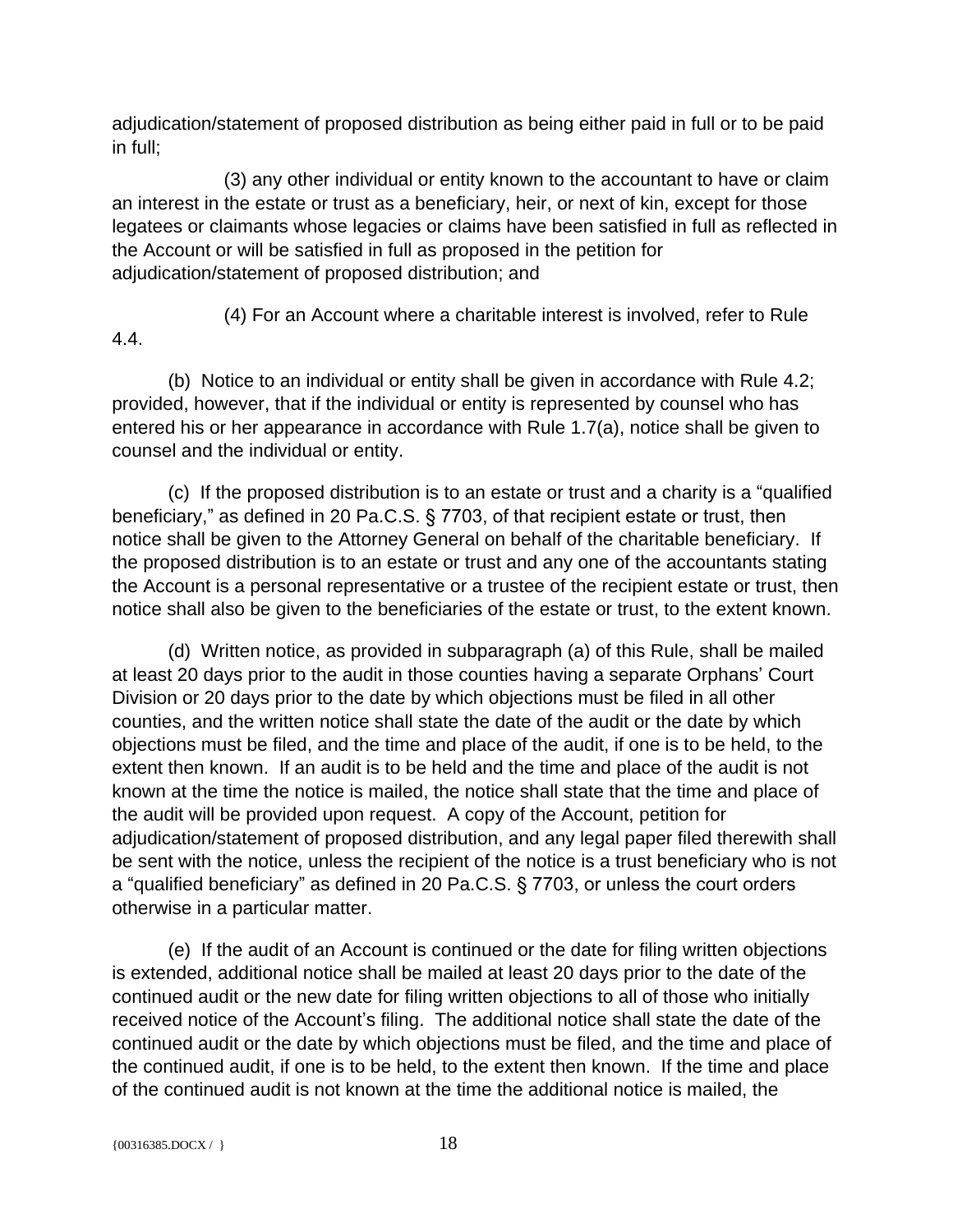adjudication/statement of proposed distribution as being either paid in full or to be paid in full;

(3) any other individual or entity known to the accountant to have or claim an interest in the estate or trust as a beneficiary, heir, or next of kin, except for those legatees or claimants whose legacies or claims have been satisfied in full as reflected in the Account or will be satisfied in full as proposed in the petition for adjudication/statement of proposed distribution; and

(4) For an Account where a charitable interest is involved, refer to Rule 4.4.

(b) Notice to an individual or entity shall be given in accordance with Rule 4.2; provided, however, that if the individual or entity is represented by counsel who has entered his or her appearance in accordance with Rule 1.7(a), notice shall be given to counsel and the individual or entity.

(c) If the proposed distribution is to an estate or trust and a charity is a "qualified beneficiary," as defined in 20 Pa.C.S. § 7703, of that recipient estate or trust, then notice shall be given to the Attorney General on behalf of the charitable beneficiary. If the proposed distribution is to an estate or trust and any one of the accountants stating the Account is a personal representative or a trustee of the recipient estate or trust, then notice shall also be given to the beneficiaries of the estate or trust, to the extent known.

(d) Written notice, as provided in subparagraph (a) of this Rule, shall be mailed at least 20 days prior to the audit in those counties having a separate Orphans' Court Division or 20 days prior to the date by which objections must be filed in all other counties, and the written notice shall state the date of the audit or the date by which objections must be filed, and the time and place of the audit, if one is to be held, to the extent then known. If an audit is to be held and the time and place of the audit is not known at the time the notice is mailed, the notice shall state that the time and place of the audit will be provided upon request. A copy of the Account, petition for adjudication/statement of proposed distribution, and any legal paper filed therewith shall be sent with the notice, unless the recipient of the notice is a trust beneficiary who is not a "qualified beneficiary" as defined in 20 Pa.C.S. § 7703, or unless the court orders otherwise in a particular matter.

(e) If the audit of an Account is continued or the date for filing written objections is extended, additional notice shall be mailed at least 20 days prior to the date of the continued audit or the new date for filing written objections to all of those who initially received notice of the Account's filing. The additional notice shall state the date of the continued audit or the date by which objections must be filed, and the time and place of the continued audit, if one is to be held, to the extent then known. If the time and place of the continued audit is not known at the time the additional notice is mailed, the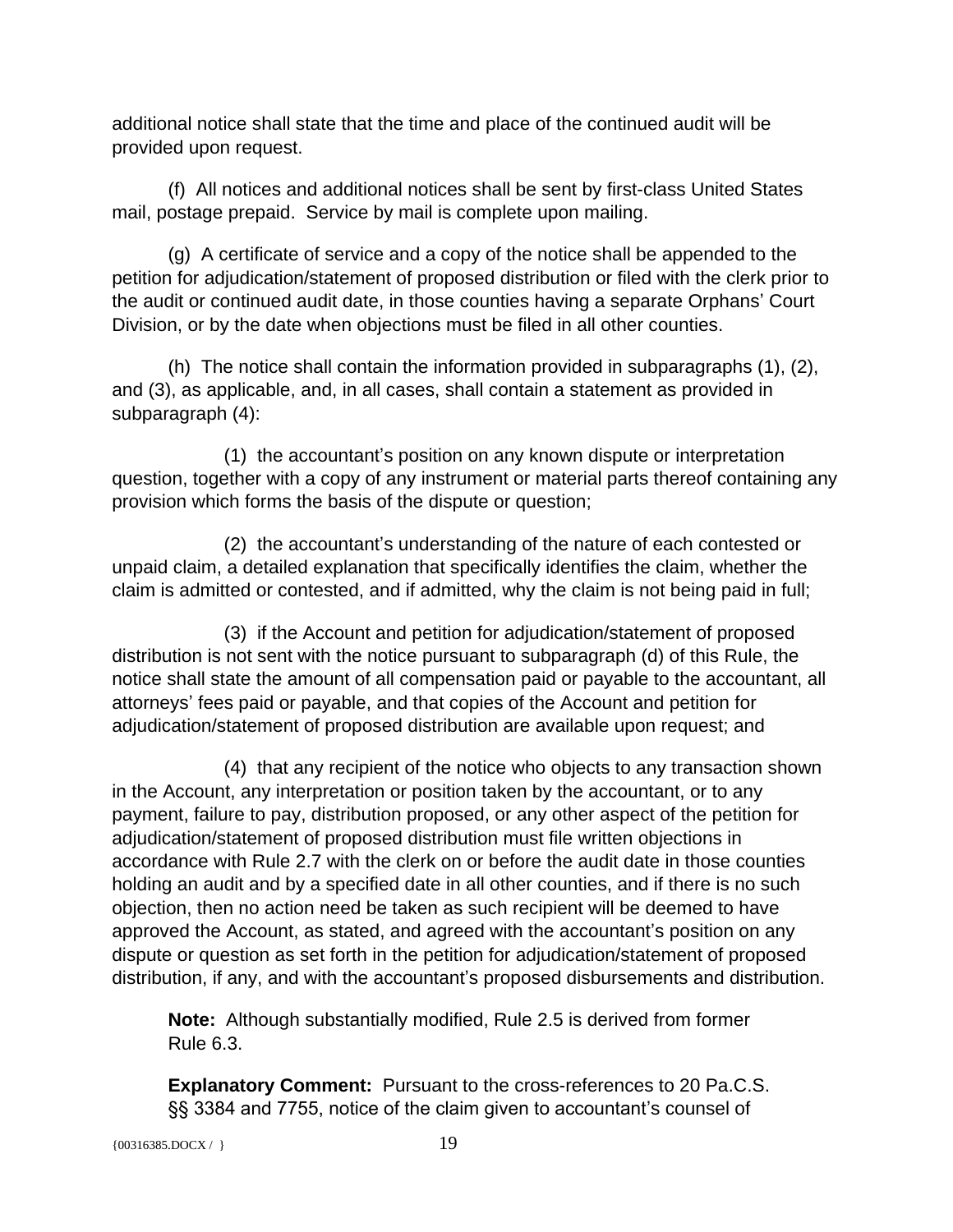additional notice shall state that the time and place of the continued audit will be provided upon request.

(f) All notices and additional notices shall be sent by first-class United States mail, postage prepaid. Service by mail is complete upon mailing.

(g) A certificate of service and a copy of the notice shall be appended to the petition for adjudication/statement of proposed distribution or filed with the clerk prior to the audit or continued audit date, in those counties having a separate Orphans' Court Division, or by the date when objections must be filed in all other counties.

(h) The notice shall contain the information provided in subparagraphs (1), (2), and (3), as applicable, and, in all cases, shall contain a statement as provided in subparagraph (4):

(1) the accountant's position on any known dispute or interpretation question, together with a copy of any instrument or material parts thereof containing any provision which forms the basis of the dispute or question;

(2) the accountant's understanding of the nature of each contested or unpaid claim, a detailed explanation that specifically identifies the claim, whether the claim is admitted or contested, and if admitted, why the claim is not being paid in full;

(3) if the Account and petition for adjudication/statement of proposed distribution is not sent with the notice pursuant to subparagraph (d) of this Rule, the notice shall state the amount of all compensation paid or payable to the accountant, all attorneys' fees paid or payable, and that copies of the Account and petition for adjudication/statement of proposed distribution are available upon request; and

(4) that any recipient of the notice who objects to any transaction shown in the Account, any interpretation or position taken by the accountant, or to any payment, failure to pay, distribution proposed, or any other aspect of the petition for adjudication/statement of proposed distribution must file written objections in accordance with Rule 2.7 with the clerk on or before the audit date in those counties holding an audit and by a specified date in all other counties, and if there is no such objection, then no action need be taken as such recipient will be deemed to have approved the Account, as stated, and agreed with the accountant's position on any dispute or question as set forth in the petition for adjudication/statement of proposed distribution, if any, and with the accountant's proposed disbursements and distribution.

**Note:** Although substantially modified, Rule 2.5 is derived from former Rule 6.3.

**Explanatory Comment:** Pursuant to the cross-references to 20 Pa.C.S. §§ 3384 and 7755, notice of the claim given to accountant's counsel of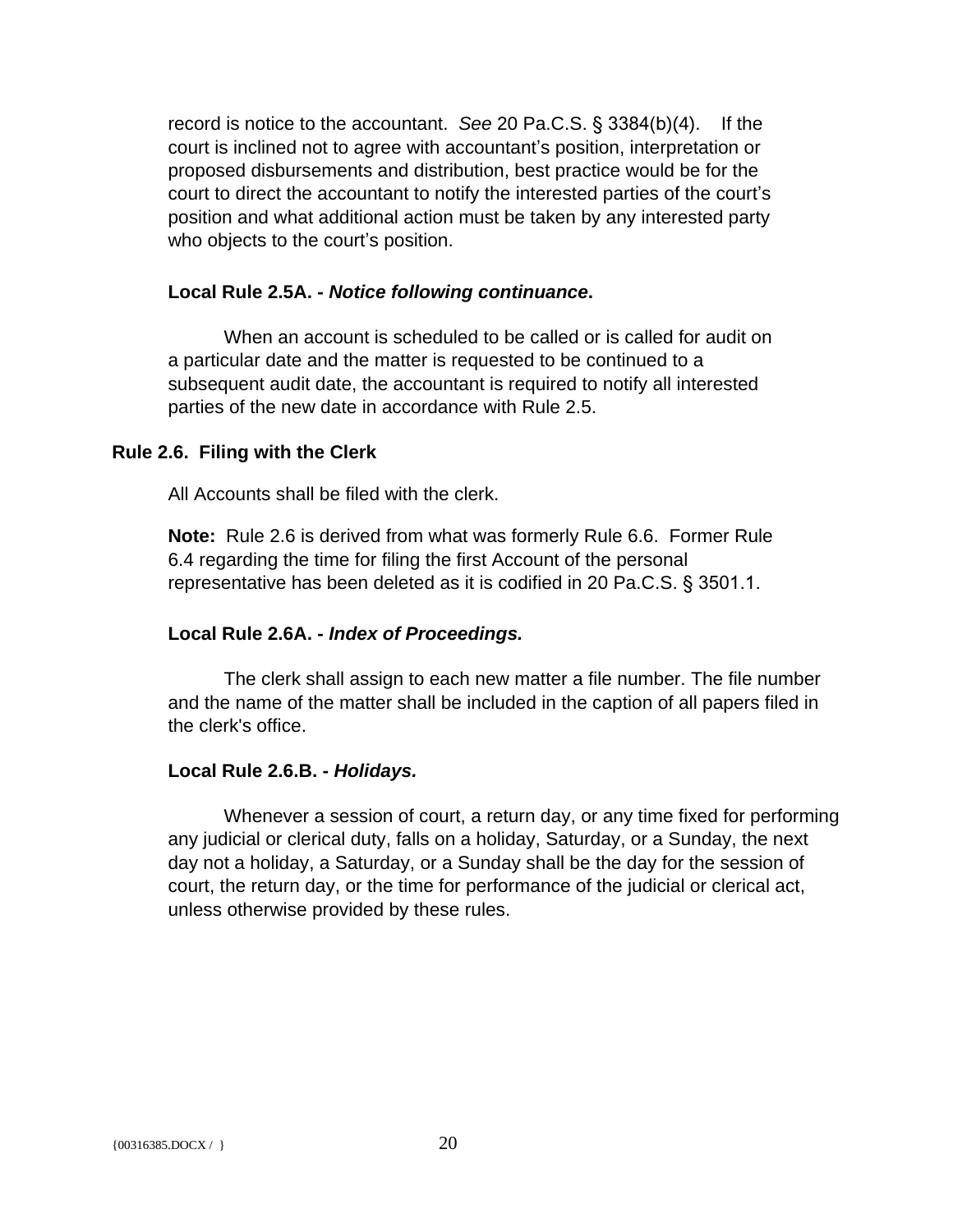record is notice to the accountant. *See* 20 Pa.C.S. § 3384(b)(4). If the court is inclined not to agree with accountant's position, interpretation or proposed disbursements and distribution, best practice would be for the court to direct the accountant to notify the interested parties of the court's position and what additional action must be taken by any interested party who objects to the court's position.

**Local Rule 2.5A. - *Notice following continuance*.**

When an account is scheduled to be called or is called for audit on a particular date and the matter is requested to be continued to a subsequent audit date, the accountant is required to notify all interested parties of the new date in accordance with Rule 2.5.

## Rule 2.6. Filing with the Clerk

All Accounts shall be filed with the clerk.

**Note:** Rule 2.6 is derived from what was formerly Rule 6.6. Former Rule 6.4 regarding the time for filing the first Account of the personal representative has been deleted as it is codified in 20 Pa.C.S. § 3501.1.

**Local Rule 2.6A. - *Index of Proceedings.***

The clerk shall assign to each new matter a file number. The file number and the name of the matter shall be included in the caption of all papers filed in the clerk's office.

**Local Rule 2.6.B. - *Holidays.***

Whenever a session of court, a return day, or any time fixed for performing any judicial or clerical duty, falls on a holiday, Saturday, or a Sunday, the next day not a holiday, a Saturday, or a Sunday shall be the day for the session of court, the return day, or the time for performance of the judicial or clerical act, unless otherwise provided by these rules.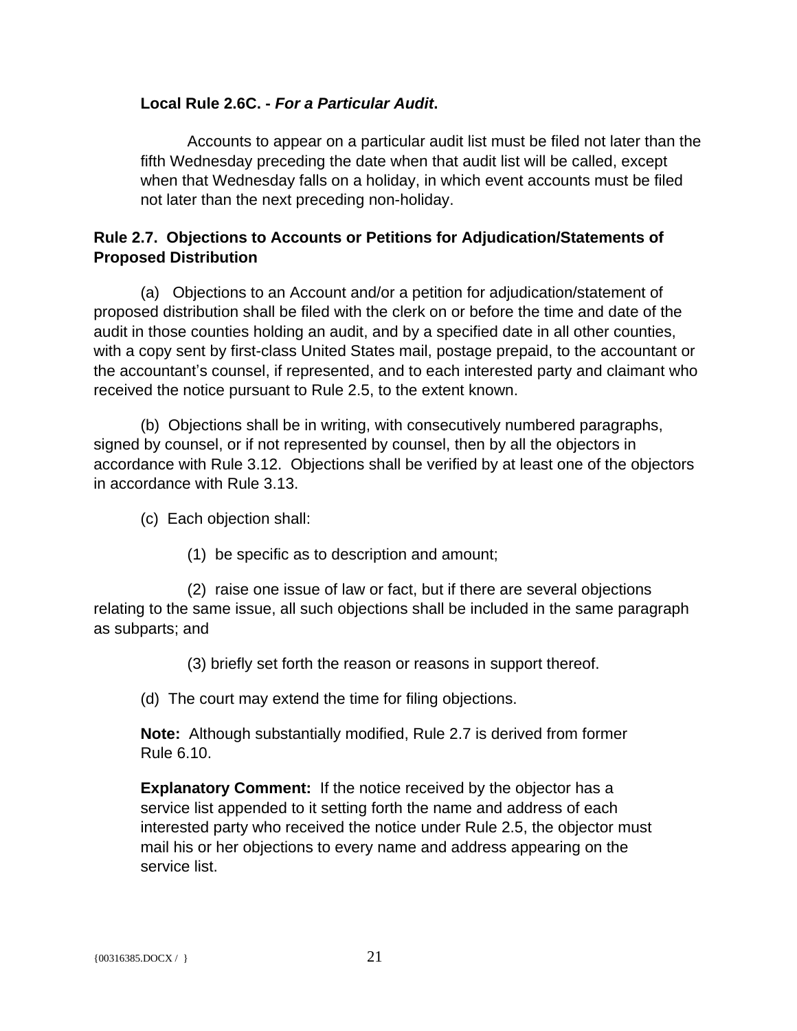**Local Rule 2.6C. - *For a Particular Audit*.**

Accounts to appear on a particular audit list must be filed not later than the fifth Wednesday preceding the date when that audit list will be called, except when that Wednesday falls on a holiday, in which event accounts must be filed not later than the next preceding non-holiday.

**Rule 2.7. Objections to Accounts or Petitions for Adjudication/Statements of Proposed Distribution**

(a) Objections to an Account and/or a petition for adjudication/statement of proposed distribution shall be filed with the clerk on or before the time and date of the audit in those counties holding an audit, and by a specified date in all other counties, with a copy sent by first-class United States mail, postage prepaid, to the accountant or the accountant's counsel, if represented, and to each interested party and claimant who received the notice pursuant to Rule 2.5, to the extent known.

(b) Objections shall be in writing, with consecutively numbered paragraphs, signed by counsel, or if not represented by counsel, then by all the objectors in accordance with Rule 3.12. Objections shall be verified by at least one of the objectors in accordance with Rule 3.13.

(c) Each objection shall:

(1) be specific as to description and amount;

(2) raise one issue of law or fact, but if there are several objections relating to the same issue, all such objections shall be included in the same paragraph as subparts; and

(3) briefly set forth the reason or reasons in support thereof.

(d) The court may extend the time for filing objections.

**Note:** Although substantially modified, Rule 2.7 is derived from former Rule 6.10.

**Explanatory Comment:** If the notice received by the objector has a service list appended to it setting forth the name and address of each interested party who received the notice under Rule 2.5, the objector must mail his or her objections to every name and address appearing on the service list.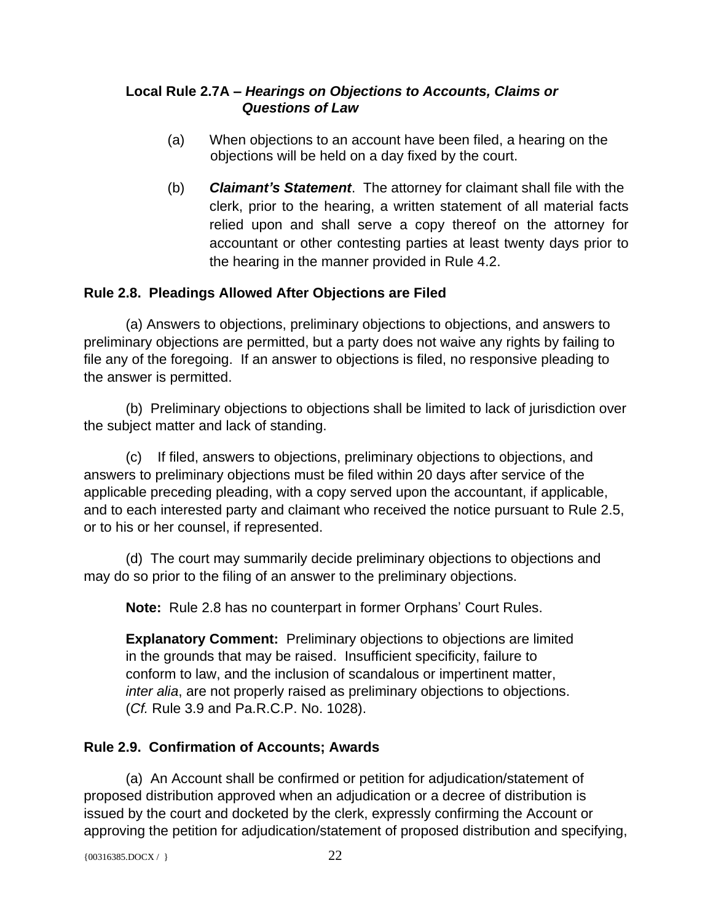**Local Rule 2.7A – *Hearings on Objections to Accounts, Claims or Questions of Law***

(a) When objections to an account have been filed, a hearing on the objections will be held on a day fixed by the court.

(b) ***Claimant's Statement***. The attorney for claimant shall file with the clerk, prior to the hearing, a written statement of all material facts relied upon and shall serve a copy thereof on the attorney for accountant or other contesting parties at least twenty days prior to the hearing in the manner provided in Rule 4.2.

**Rule 2.8. Pleadings Allowed After Objections are Filed**

(a) Answers to objections, preliminary objections to objections, and answers to preliminary objections are permitted, but a party does not waive any rights by failing to file any of the foregoing. If an answer to objections is filed, no responsive pleading to the answer is permitted.

(b) Preliminary objections to objections shall be limited to lack of jurisdiction over the subject matter and lack of standing.

(c) If filed, answers to objections, preliminary objections to objections, and answers to preliminary objections must be filed within 20 days after service of the applicable preceding pleading, with a copy served upon the accountant, if applicable, and to each interested party and claimant who received the notice pursuant to Rule 2.5, or to his or her counsel, if represented.

(d) The court may summarily decide preliminary objections to objections and may do so prior to the filing of an answer to the preliminary objections.

**Note:** Rule 2.8 has no counterpart in former Orphans' Court Rules.

**Explanatory Comment:** Preliminary objections to objections are limited in the grounds that may be raised. Insufficient specificity, failure to conform to law, and the inclusion of scandalous or impertinent matter, *inter alia*, are not properly raised as preliminary objections to objections. (*Cf.* Rule 3.9 and Pa.R.C.P. No. 1028).

**Rule 2.9. Confirmation of Accounts; Awards**

(a) An Account shall be confirmed or petition for adjudication/statement of proposed distribution approved when an adjudication or a decree of distribution is issued by the court and docketed by the clerk, expressly confirming the Account or approving the petition for adjudication/statement of proposed distribution and specifying,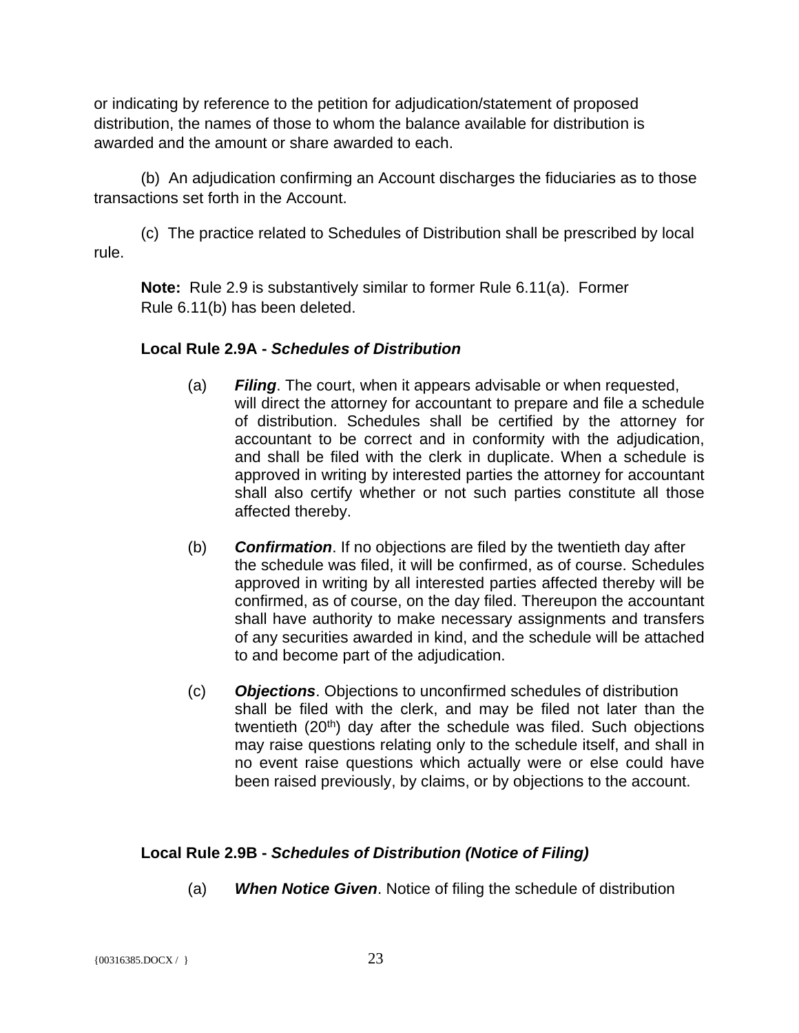or indicating by reference to the petition for adjudication/statement of proposed distribution, the names of those to whom the balance available for distribution is awarded and the amount or share awarded to each.

(b) An adjudication confirming an Account discharges the fiduciaries as to those transactions set forth in the Account.

(c) The practice related to Schedules of Distribution shall be prescribed by local rule.

**Note:** Rule 2.9 is substantively similar to former Rule 6.11(a). Former Rule 6.11(b) has been deleted.

**Local Rule 2.9A -** ***Schedules of Distribution***

(a) ***Filing***. The court, when it appears advisable or when requested, will direct the attorney for accountant to prepare and file a schedule of distribution. Schedules shall be certified by the attorney for accountant to be correct and in conformity with the adjudication, and shall be filed with the clerk in duplicate. When a schedule is approved in writing by interested parties the attorney for accountant shall also certify whether or not such parties constitute all those affected thereby.

(b) ***Confirmation***. If no objections are filed by the twentieth day after the schedule was filed, it will be confirmed, as of course. Schedules approved in writing by all interested parties affected thereby will be confirmed, as of course, on the day filed. Thereupon the accountant shall have authority to make necessary assignments and transfers of any securities awarded in kind, and the schedule will be attached to and become part of the adjudication.

(c) ***Objections***. Objections to unconfirmed schedules of distribution shall be filed with the clerk, and may be filed not later than the twentieth (20th) day after the schedule was filed. Such objections may raise questions relating only to the schedule itself, and shall in no event raise questions which actually were or else could have been raised previously, by claims, or by objections to the account.

**Local Rule 2.9B -** ***Schedules of Distribution (Notice of Filing)***

(a) ***When Notice Given***. Notice of filing the schedule of distribution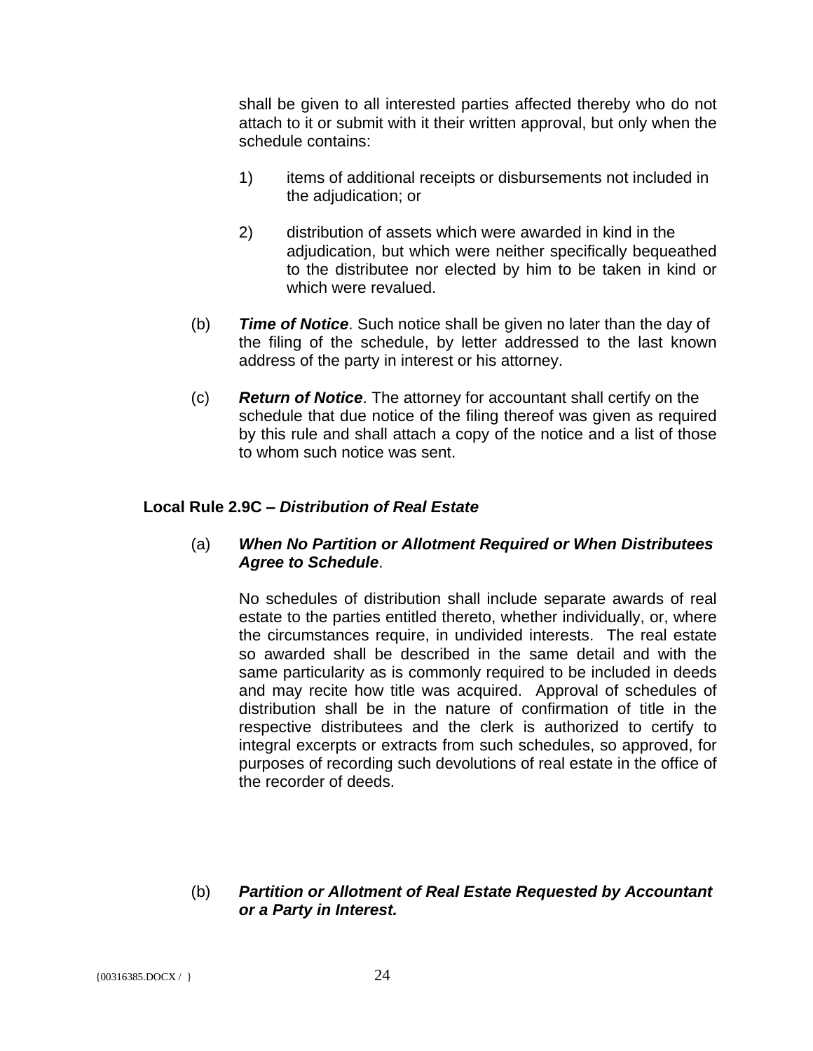shall be given to all interested parties affected thereby who do not attach to it or submit with it their written approval, but only when the schedule contains:

1) items of additional receipts or disbursements not included in the adjudication; or

2) distribution of assets which were awarded in kind in the adjudication, but which were neither specifically bequeathed to the distributee nor elected by him to be taken in kind or which were revalued.

(b) ***Time of Notice***. Such notice shall be given no later than the day of the filing of the schedule, by letter addressed to the last known address of the party in interest or his attorney.

(c) ***Return of Notice***. The attorney for accountant shall certify on the schedule that due notice of the filing thereof was given as required by this rule and shall attach a copy of the notice and a list of those to whom such notice was sent.

**Local Rule 2.9C – *Distribution of Real Estate***

(a) ***When No Partition or Allotment Required or When Distributees Agree to Schedule***.

No schedules of distribution shall include separate awards of real estate to the parties entitled thereto, whether individually, or, where the circumstances require, in undivided interests. The real estate so awarded shall be described in the same detail and with the same particularity as is commonly required to be included in deeds and may recite how title was acquired. Approval of schedules of distribution shall be in the nature of confirmation of title in the respective distributees and the clerk is authorized to certify to integral excerpts or extracts from such schedules, so approved, for purposes of recording such devolutions of real estate in the office of the recorder of deeds.

(b) ***Partition or Allotment of Real Estate Requested by Accountant or a Party in Interest.***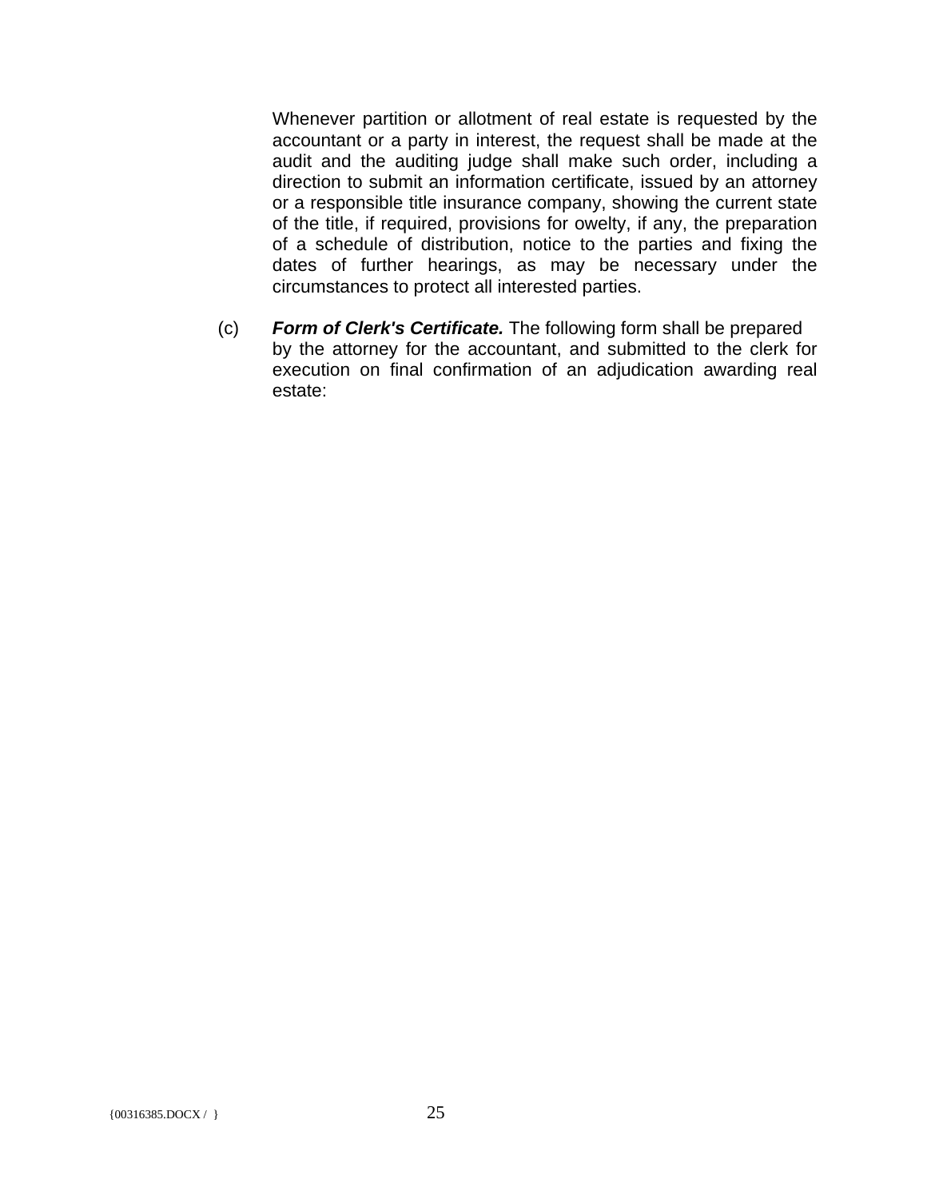Whenever partition or allotment of real estate is requested by the accountant or a party in interest, the request shall be made at the audit and the auditing judge shall make such order, including a direction to submit an information certificate, issued by an attorney or a responsible title insurance company, showing the current state of the title, if required, provisions for owelty, if any, the preparation of a schedule of distribution, notice to the parties and fixing the dates of further hearings, as may be necessary under the circumstances to protect all interested parties.

(c) ***Form of Clerk's Certificate.*** The following form shall be prepared by the attorney for the accountant, and submitted to the clerk for execution on final confirmation of an adjudication awarding real estate: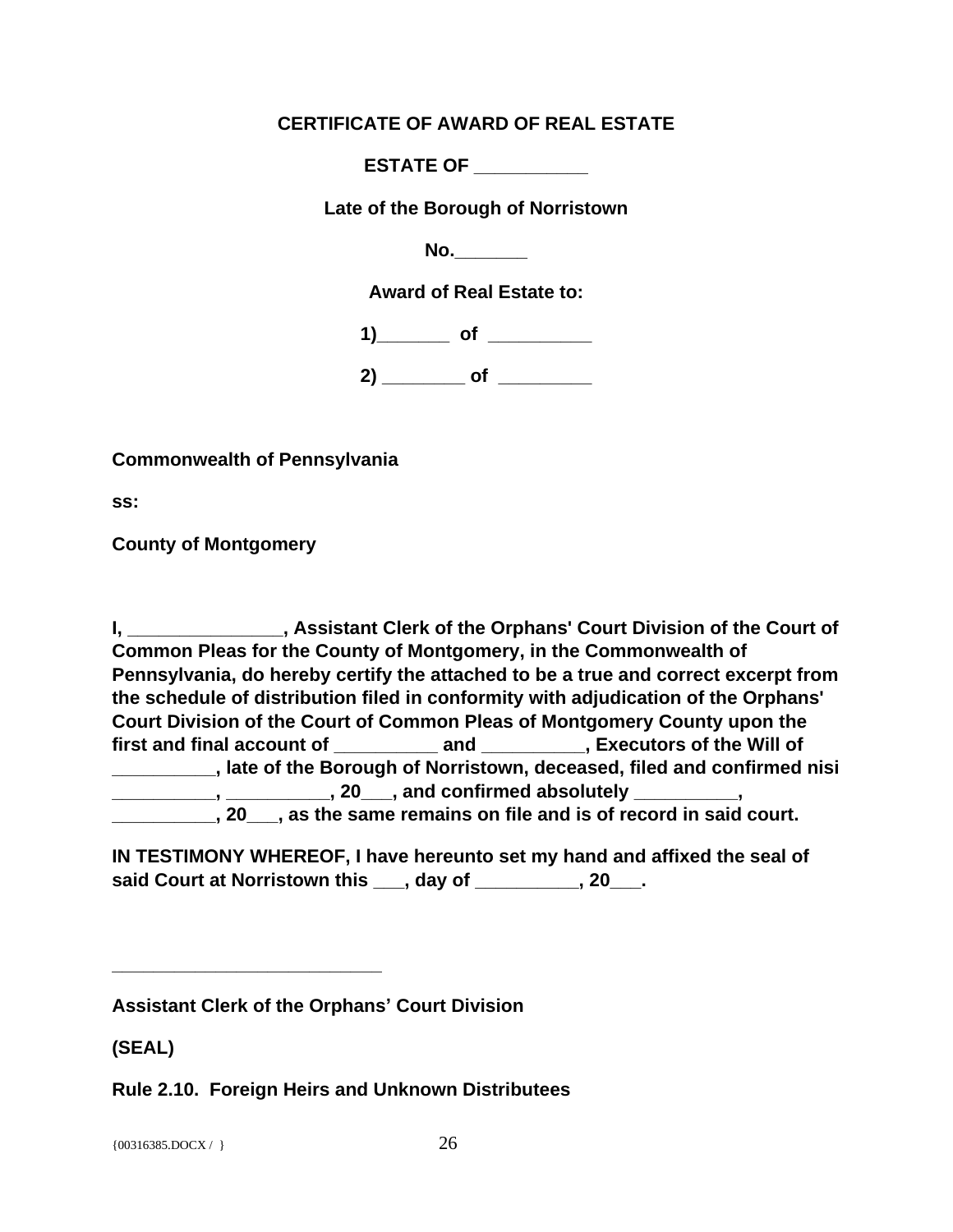**CERTIFICATE OF AWARD OF REAL ESTATE**

**ESTATE OF ___________**

**Late of the Borough of Norristown**

**No._______**

**Award of Real Estate to:**

**1)_______ of __________**

**2) ________ of _________**

**Commonwealth of Pennsylvania**

**ss:**

**County of Montgomery**

**I, _______________, Assistant Clerk of the Orphans' Court Division of the Court of Common Pleas for the County of Montgomery, in the Commonwealth of Pennsylvania, do hereby certify the attached to be a true and correct excerpt from the schedule of distribution filed in conformity with adjudication of the Orphans' Court Division of the Court of Common Pleas of Montgomery County upon the first and final account of __________ and __________, Executors of the Will of __________, late of the Borough of Norristown, deceased, filed and confirmed nisi __________, __________, 20___, and confirmed absolutely __________, __________, 20___, as the same remains on file and is of record in said court.**

**IN TESTIMONY WHEREOF, I have hereunto set my hand and affixed the seal of said Court at Norristown this ___, day of __________, 20___.**

___________________________

**Assistant Clerk of the Orphans' Court Division**

**(SEAL)**

**Rule 2.10. Foreign Heirs and Unknown Distributees**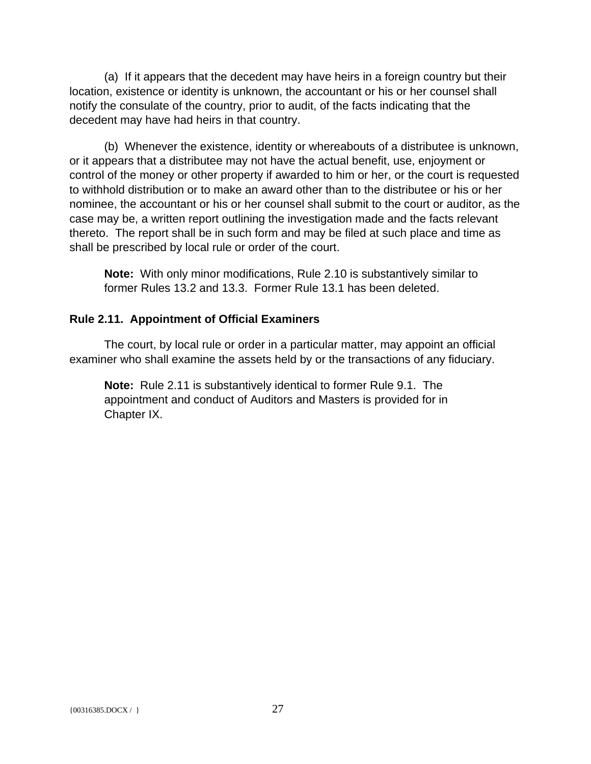(a) If it appears that the decedent may have heirs in a foreign country but their location, existence or identity is unknown, the accountant or his or her counsel shall notify the consulate of the country, prior to audit, of the facts indicating that the decedent may have had heirs in that country.

(b) Whenever the existence, identity or whereabouts of a distributee is unknown, or it appears that a distributee may not have the actual benefit, use, enjoyment or control of the money or other property if awarded to him or her, or the court is requested to withhold distribution or to make an award other than to the distributee or his or her nominee, the accountant or his or her counsel shall submit to the court or auditor, as the case may be, a written report outlining the investigation made and the facts relevant thereto. The report shall be in such form and may be filed at such place and time as shall be prescribed by local rule or order of the court.

> **Note:** With only minor modifications, Rule 2.10 is substantively similar to former Rules 13.2 and 13.3. Former Rule 13.1 has been deleted.

**Rule 2.11. Appointment of Official Examiners**

The court, by local rule or order in a particular matter, may appoint an official examiner who shall examine the assets held by or the transactions of any fiduciary.

> **Note:** Rule 2.11 is substantively identical to former Rule 9.1. The appointment and conduct of Auditors and Masters is provided for in Chapter IX.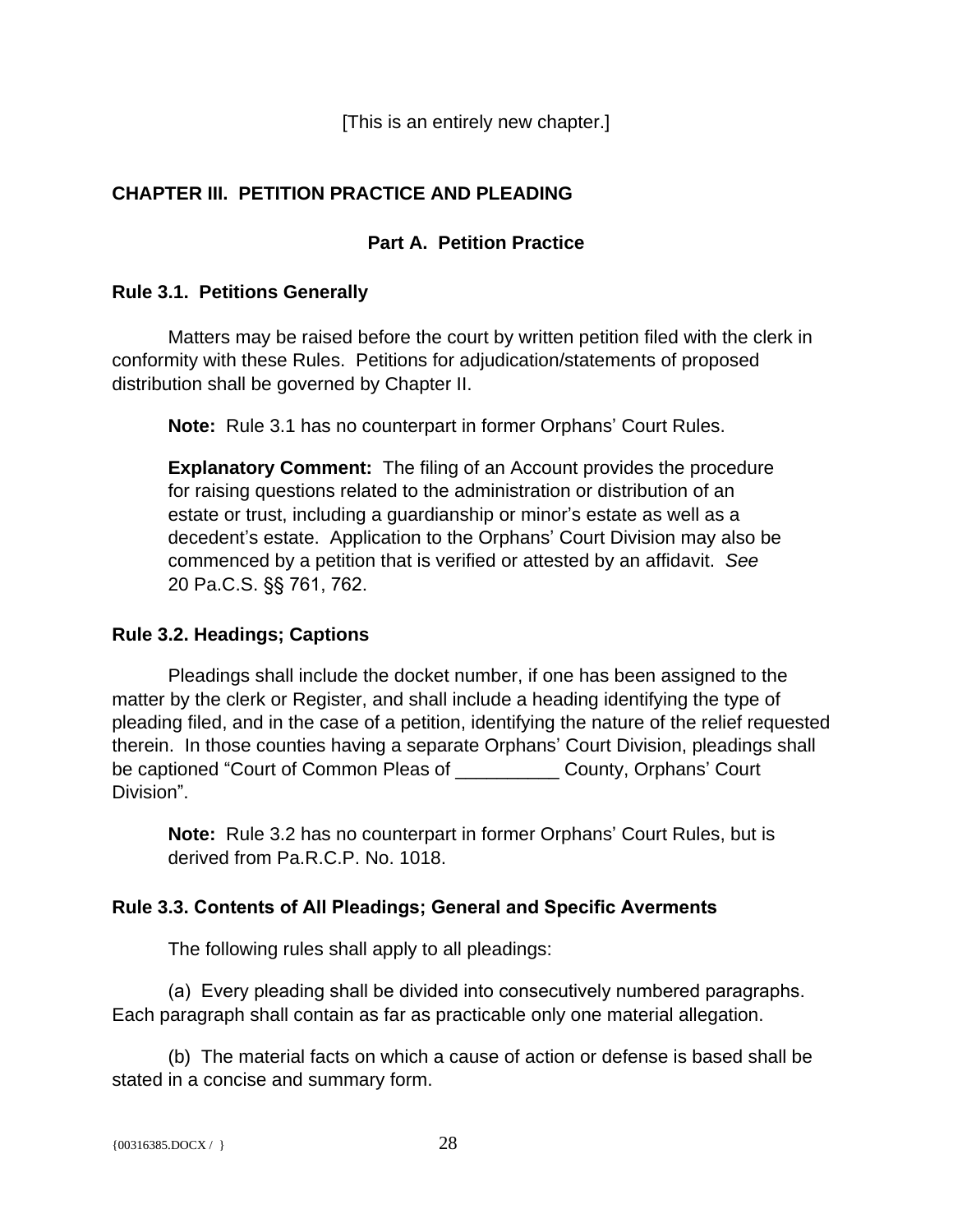[This is an entirely new chapter.]

## CHAPTER III. PETITION PRACTICE AND PLEADING

### Part A. Petition Practice

### Rule 3.1. Petitions Generally

Matters may be raised before the court by written petition filed with the clerk in conformity with these Rules. Petitions for adjudication/statements of proposed distribution shall be governed by Chapter II.

**Note:** Rule 3.1 has no counterpart in former Orphans' Court Rules.

**Explanatory Comment:** The filing of an Account provides the procedure for raising questions related to the administration or distribution of an estate or trust, including a guardianship or minor's estate as well as a decedent's estate. Application to the Orphans' Court Division may also be commenced by a petition that is verified or attested by an affidavit. *See* 20 Pa.C.S. §§ 761, 762.

### Rule 3.2. Headings; Captions

Pleadings shall include the docket number, if one has been assigned to the matter by the clerk or Register, and shall include a heading identifying the type of pleading filed, and in the case of a petition, identifying the nature of the relief requested therein. In those counties having a separate Orphans' Court Division, pleadings shall be captioned "Court of Common Pleas of __________ County, Orphans' Court Division".

**Note:** Rule 3.2 has no counterpart in former Orphans' Court Rules, but is derived from Pa.R.C.P. No. 1018.

### Rule 3.3. Contents of All Pleadings; General and Specific Averments

The following rules shall apply to all pleadings:

(a) Every pleading shall be divided into consecutively numbered paragraphs. Each paragraph shall contain as far as practicable only one material allegation.

(b) The material facts on which a cause of action or defense is based shall be stated in a concise and summary form.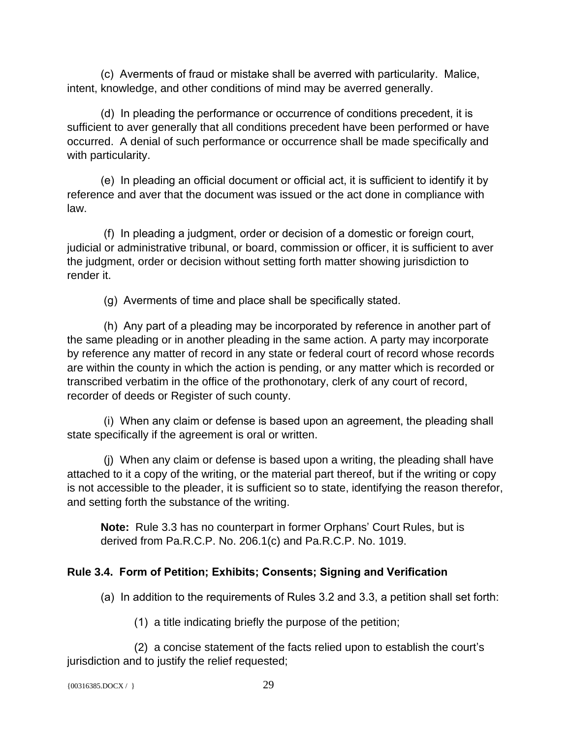(c) Averments of fraud or mistake shall be averred with particularity. Malice, intent, knowledge, and other conditions of mind may be averred generally.

(d) In pleading the performance or occurrence of conditions precedent, it is sufficient to aver generally that all conditions precedent have been performed or have occurred. A denial of such performance or occurrence shall be made specifically and with particularity.

(e) In pleading an official document or official act, it is sufficient to identify it by reference and aver that the document was issued or the act done in compliance with law.

(f) In pleading a judgment, order or decision of a domestic or foreign court, judicial or administrative tribunal, or board, commission or officer, it is sufficient to aver the judgment, order or decision without setting forth matter showing jurisdiction to render it.

(g) Averments of time and place shall be specifically stated.

(h) Any part of a pleading may be incorporated by reference in another part of the same pleading or in another pleading in the same action. A party may incorporate by reference any matter of record in any state or federal court of record whose records are within the county in which the action is pending, or any matter which is recorded or transcribed verbatim in the office of the prothonotary, clerk of any court of record, recorder of deeds or Register of such county.

(i) When any claim or defense is based upon an agreement, the pleading shall state specifically if the agreement is oral or written.

(j) When any claim or defense is based upon a writing, the pleading shall have attached to it a copy of the writing, or the material part thereof, but if the writing or copy is not accessible to the pleader, it is sufficient so to state, identifying the reason therefor, and setting forth the substance of the writing.

**Note:** Rule 3.3 has no counterpart in former Orphans' Court Rules, but is derived from Pa.R.C.P. No. 206.1(c) and Pa.R.C.P. No. 1019.

### Rule 3.4. Form of Petition; Exhibits; Consents; Signing and Verification

(a) In addition to the requirements of Rules 3.2 and 3.3, a petition shall set forth:

(1) a title indicating briefly the purpose of the petition;

(2) a concise statement of the facts relied upon to establish the court's jurisdiction and to justify the relief requested;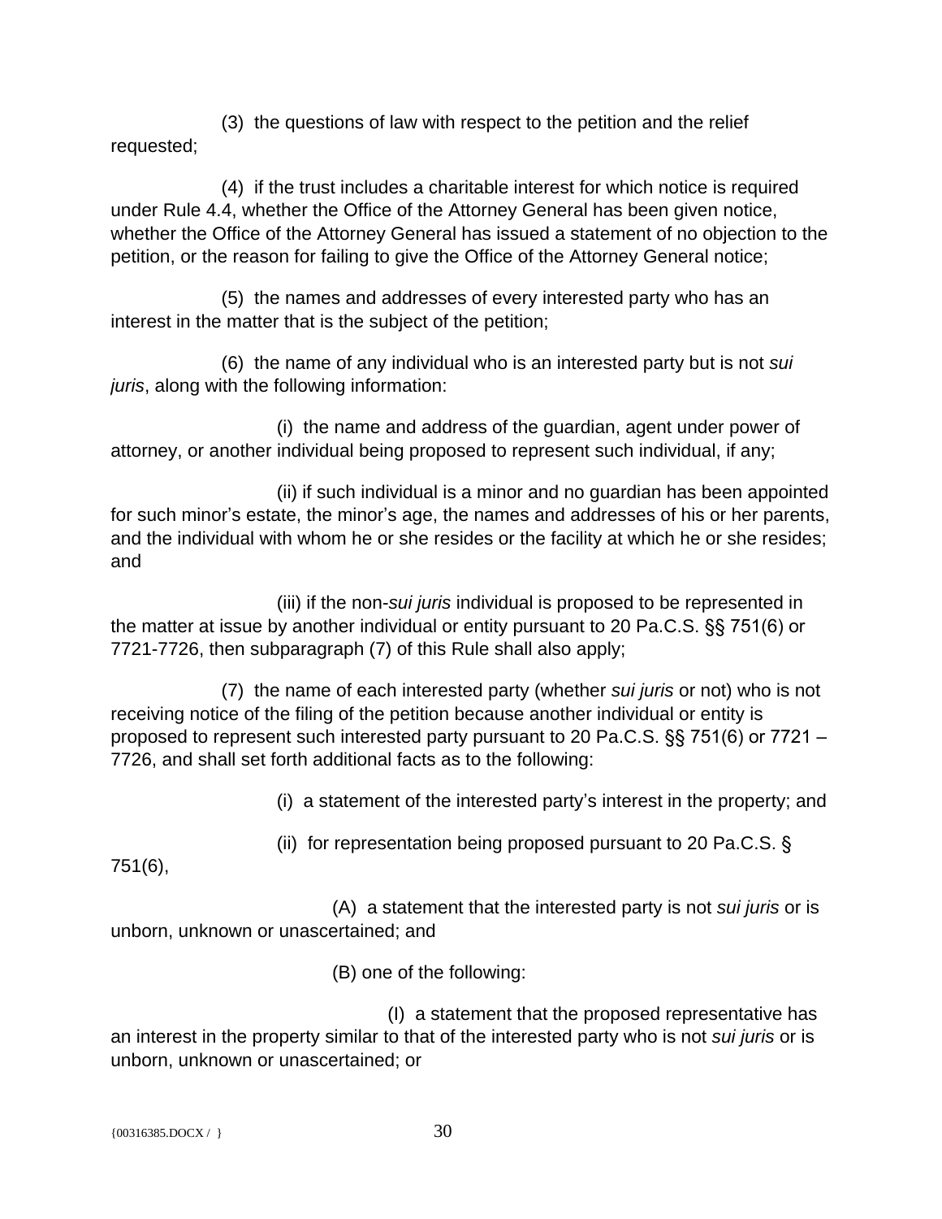(3) the questions of law with respect to the petition and the relief requested;

(4) if the trust includes a charitable interest for which notice is required under Rule 4.4, whether the Office of the Attorney General has been given notice, whether the Office of the Attorney General has issued a statement of no objection to the petition, or the reason for failing to give the Office of the Attorney General notice;

(5) the names and addresses of every interested party who has an interest in the matter that is the subject of the petition;

(6) the name of any individual who is an interested party but is not *sui juris*, along with the following information:

(i) the name and address of the guardian, agent under power of attorney, or another individual being proposed to represent such individual, if any;

(ii) if such individual is a minor and no guardian has been appointed for such minor's estate, the minor's age, the names and addresses of his or her parents, and the individual with whom he or she resides or the facility at which he or she resides; and

(iii) if the non-*sui juris* individual is proposed to be represented in the matter at issue by another individual or entity pursuant to 20 Pa.C.S. §§ 751(6) or 7721-7726, then subparagraph (7) of this Rule shall also apply;

(7) the name of each interested party (whether *sui juris* or not) who is not receiving notice of the filing of the petition because another individual or entity is proposed to represent such interested party pursuant to 20 Pa.C.S. §§ 751(6) or 7721 – 7726, and shall set forth additional facts as to the following:

(i) a statement of the interested party's interest in the property; and

(ii) for representation being proposed pursuant to 20 Pa.C.S. § 751(6),

(A) a statement that the interested party is not *sui juris* or is unborn, unknown or unascertained; and

(B) one of the following:

(I) a statement that the proposed representative has an interest in the property similar to that of the interested party who is not *sui juris* or is unborn, unknown or unascertained; or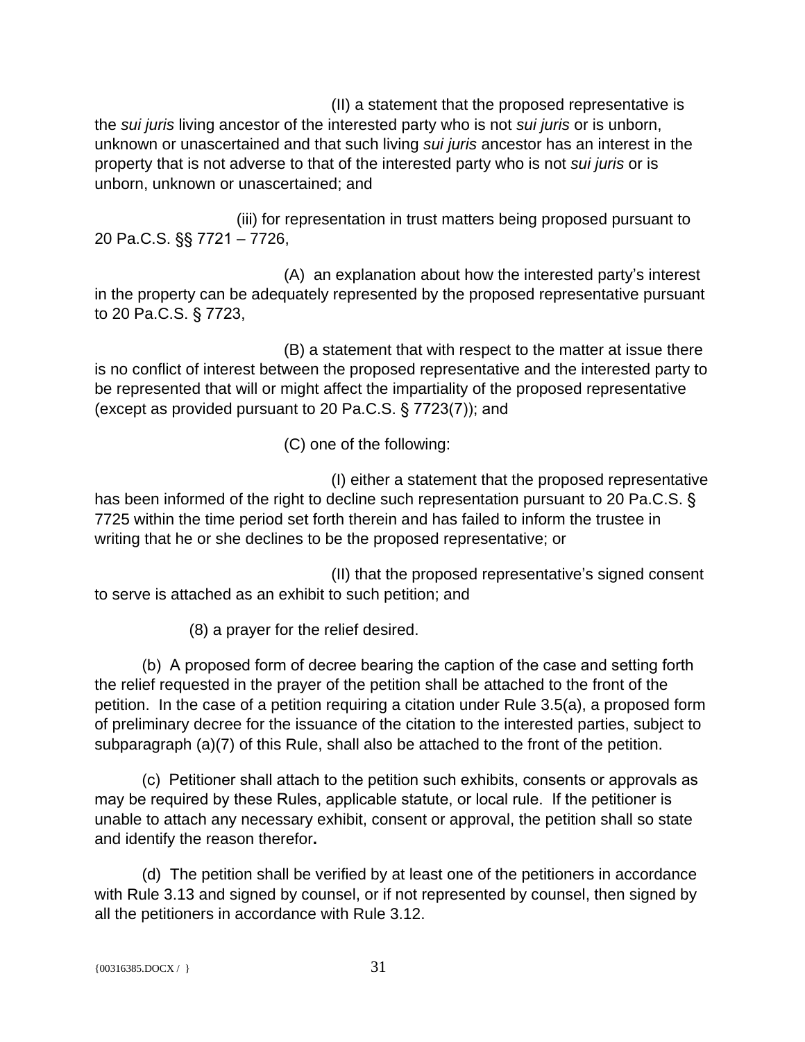(II) a statement that the proposed representative is the *sui juris* living ancestor of the interested party who is not *sui juris* or is unborn, unknown or unascertained and that such living *sui juris* ancestor has an interest in the property that is not adverse to that of the interested party who is not *sui juris* or is unborn, unknown or unascertained; and

(iii) for representation in trust matters being proposed pursuant to 20 Pa.C.S. §§ 7721 – 7726,

(A) an explanation about how the interested party's interest in the property can be adequately represented by the proposed representative pursuant to 20 Pa.C.S. § 7723,

(B) a statement that with respect to the matter at issue there is no conflict of interest between the proposed representative and the interested party to be represented that will or might affect the impartiality of the proposed representative (except as provided pursuant to 20 Pa.C.S. § 7723(7)); and

(C) one of the following:

(I) either a statement that the proposed representative has been informed of the right to decline such representation pursuant to 20 Pa.C.S. § 7725 within the time period set forth therein and has failed to inform the trustee in writing that he or she declines to be the proposed representative; or

(II) that the proposed representative's signed consent to serve is attached as an exhibit to such petition; and

(8) a prayer for the relief desired.

(b) A proposed form of decree bearing the caption of the case and setting forth the relief requested in the prayer of the petition shall be attached to the front of the petition. In the case of a petition requiring a citation under Rule 3.5(a), a proposed form of preliminary decree for the issuance of the citation to the interested parties, subject to subparagraph (a)(7) of this Rule, shall also be attached to the front of the petition.

(c) Petitioner shall attach to the petition such exhibits, consents or approvals as may be required by these Rules, applicable statute, or local rule. If the petitioner is unable to attach any necessary exhibit, consent or approval, the petition shall so state and identify the reason therefor.

(d) The petition shall be verified by at least one of the petitioners in accordance with Rule 3.13 and signed by counsel, or if not represented by counsel, then signed by all the petitioners in accordance with Rule 3.12.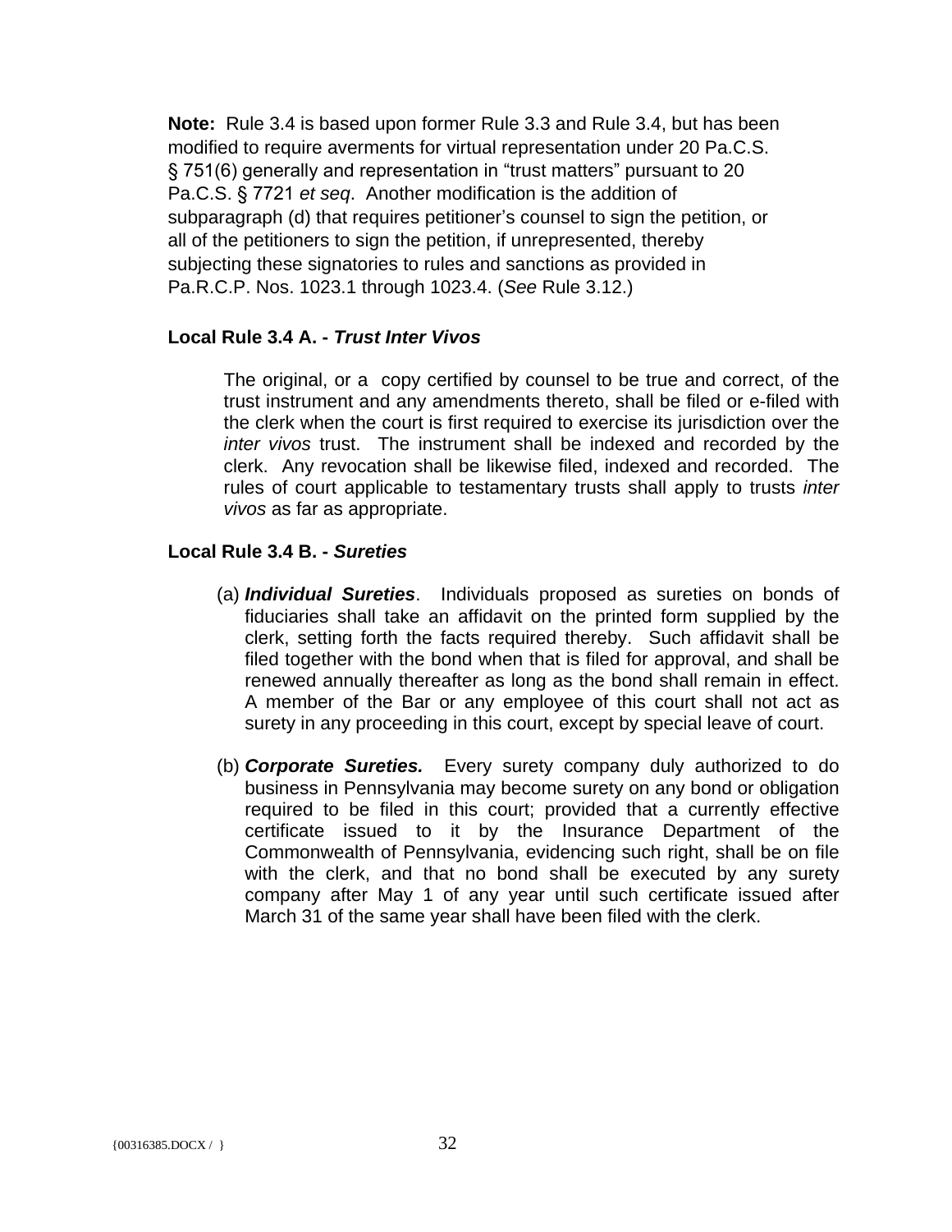**Note:** Rule 3.4 is based upon former Rule 3.3 and Rule 3.4, but has been modified to require averments for virtual representation under 20 Pa.C.S. § 751(6) generally and representation in "trust matters" pursuant to 20 Pa.C.S. § 7721 *et seq*. Another modification is the addition of subparagraph (d) that requires petitioner's counsel to sign the petition, or all of the petitioners to sign the petition, if unrepresented, thereby subjecting these signatories to rules and sanctions as provided in Pa.R.C.P. Nos. 1023.1 through 1023.4. (*See* Rule 3.12.)

**Local Rule 3.4 A. - *Trust Inter Vivos***

The original, or a copy certified by counsel to be true and correct, of the trust instrument and any amendments thereto, shall be filed or e-filed with the clerk when the court is first required to exercise its jurisdiction over the *inter vivos* trust. The instrument shall be indexed and recorded by the clerk. Any revocation shall be likewise filed, indexed and recorded. The rules of court applicable to testamentary trusts shall apply to trusts *inter vivos* as far as appropriate.

**Local Rule 3.4 B. - *Sureties***

(a) ***Individual Sureties***. Individuals proposed as sureties on bonds of fiduciaries shall take an affidavit on the printed form supplied by the clerk, setting forth the facts required thereby. Such affidavit shall be filed together with the bond when that is filed for approval, and shall be renewed annually thereafter as long as the bond shall remain in effect. A member of the Bar or any employee of this court shall not act as surety in any proceeding in this court, except by special leave of court.

(b) ***Corporate Sureties.*** Every surety company duly authorized to do business in Pennsylvania may become surety on any bond or obligation required to be filed in this court; provided that a currently effective certificate issued to it by the Insurance Department of the Commonwealth of Pennsylvania, evidencing such right, shall be on file with the clerk, and that no bond shall be executed by any surety company after May 1 of any year until such certificate issued after March 31 of the same year shall have been filed with the clerk.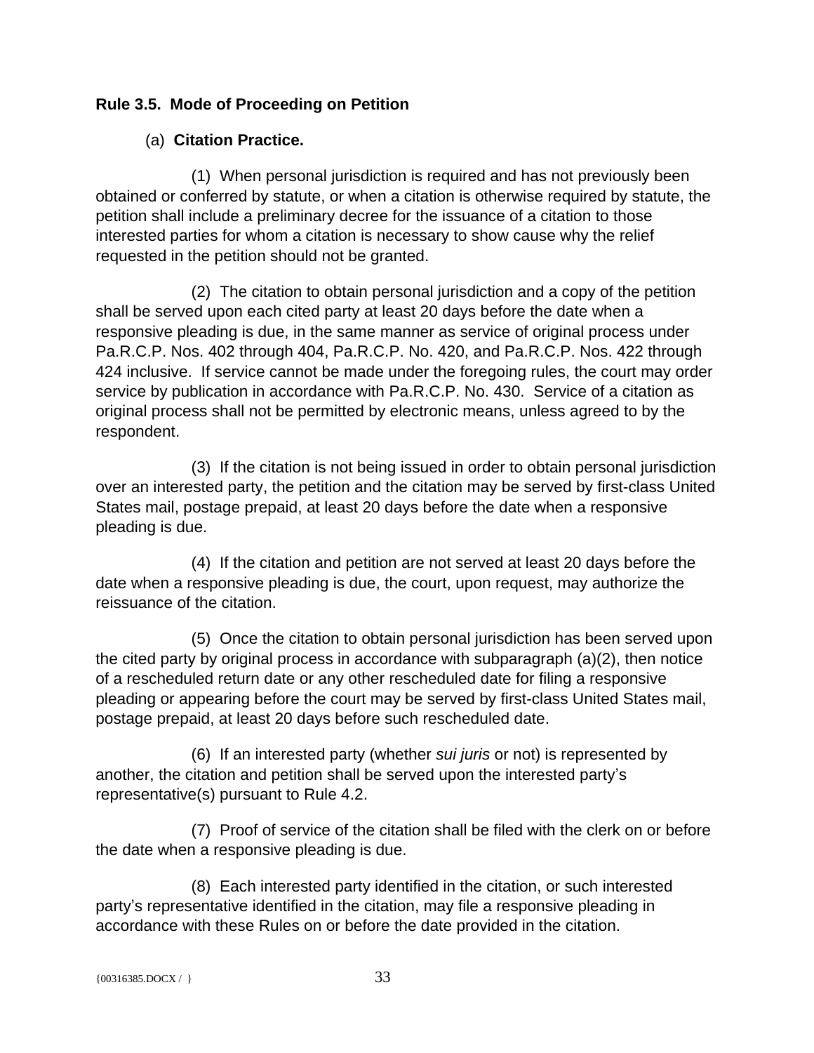**Rule 3.5. Mode of Proceeding on Petition**

(a) **Citation Practice.**

(1) When personal jurisdiction is required and has not previously been obtained or conferred by statute, or when a citation is otherwise required by statute, the petition shall include a preliminary decree for the issuance of a citation to those interested parties for whom a citation is necessary to show cause why the relief requested in the petition should not be granted.

(2) The citation to obtain personal jurisdiction and a copy of the petition shall be served upon each cited party at least 20 days before the date when a responsive pleading is due, in the same manner as service of original process under Pa.R.C.P. Nos. 402 through 404, Pa.R.C.P. No. 420, and Pa.R.C.P. Nos. 422 through 424 inclusive. If service cannot be made under the foregoing rules, the court may order service by publication in accordance with Pa.R.C.P. No. 430. Service of a citation as original process shall not be permitted by electronic means, unless agreed to by the respondent.

(3) If the citation is not being issued in order to obtain personal jurisdiction over an interested party, the petition and the citation may be served by first-class United States mail, postage prepaid, at least 20 days before the date when a responsive pleading is due.

(4) If the citation and petition are not served at least 20 days before the date when a responsive pleading is due, the court, upon request, may authorize the reissuance of the citation.

(5) Once the citation to obtain personal jurisdiction has been served upon the cited party by original process in accordance with subparagraph (a)(2), then notice of a rescheduled return date or any other rescheduled date for filing a responsive pleading or appearing before the court may be served by first-class United States mail, postage prepaid, at least 20 days before such rescheduled date.

(6) If an interested party (whether *sui juris* or not) is represented by another, the citation and petition shall be served upon the interested party's representative(s) pursuant to Rule 4.2.

(7) Proof of service of the citation shall be filed with the clerk on or before the date when a responsive pleading is due.

(8) Each interested party identified in the citation, or such interested party's representative identified in the citation, may file a responsive pleading in accordance with these Rules on or before the date provided in the citation.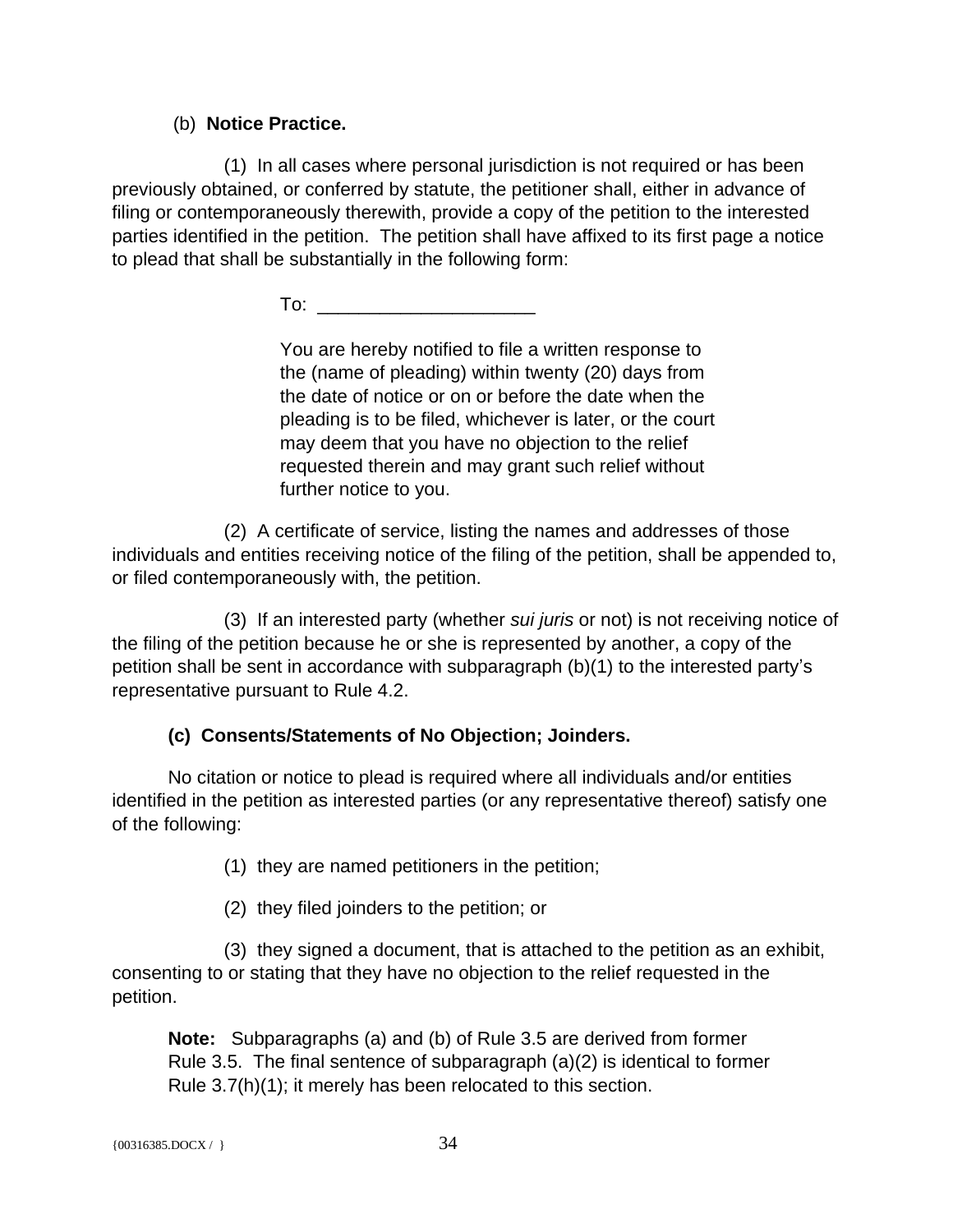(b) **Notice Practice.**

(1) In all cases where personal jurisdiction is not required or has been previously obtained, or conferred by statute, the petitioner shall, either in advance of filing or contemporaneously therewith, provide a copy of the petition to the interested parties identified in the petition. The petition shall have affixed to its first page a notice to plead that shall be substantially in the following form:

> To: ____________________
>
> You are hereby notified to file a written response to the (name of pleading) within twenty (20) days from the date of notice or on or before the date when the pleading is to be filed, whichever is later, or the court may deem that you have no objection to the relief requested therein and may grant such relief without further notice to you.

(2) A certificate of service, listing the names and addresses of those individuals and entities receiving notice of the filing of the petition, shall be appended to, or filed contemporaneously with, the petition.

(3) If an interested party (whether *sui juris* or not) is not receiving notice of the filing of the petition because he or she is represented by another, a copy of the petition shall be sent in accordance with subparagraph (b)(1) to the interested party's representative pursuant to Rule 4.2.

**(c) Consents/Statements of No Objection; Joinders.**

No citation or notice to plead is required where all individuals and/or entities identified in the petition as interested parties (or any representative thereof) satisfy one of the following:

(1) they are named petitioners in the petition;

(2) they filed joinders to the petition; or

(3) they signed a document, that is attached to the petition as an exhibit, consenting to or stating that they have no objection to the relief requested in the petition.

> **Note:** Subparagraphs (a) and (b) of Rule 3.5 are derived from former Rule 3.5. The final sentence of subparagraph (a)(2) is identical to former Rule 3.7(h)(1); it merely has been relocated to this section.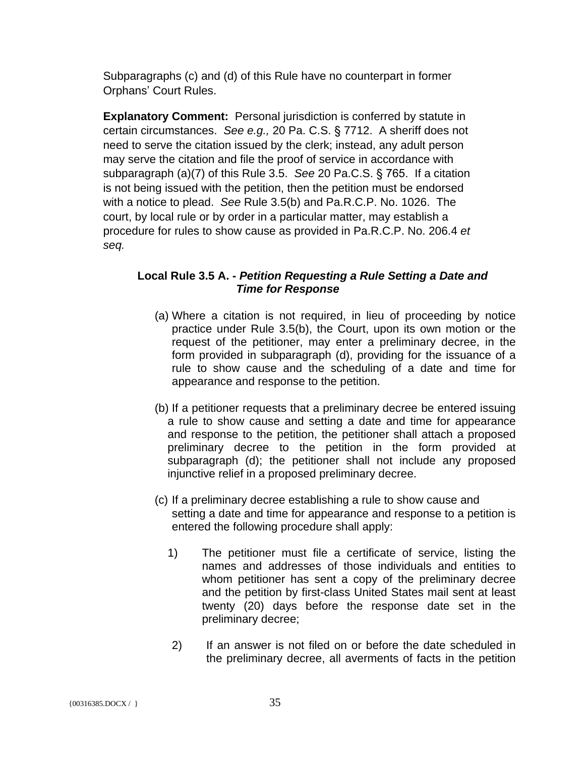Subparagraphs (c) and (d) of this Rule have no counterpart in former Orphans' Court Rules.

**Explanatory Comment:** Personal jurisdiction is conferred by statute in certain circumstances. *See e.g.,* 20 Pa. C.S. § 7712. A sheriff does not need to serve the citation issued by the clerk; instead, any adult person may serve the citation and file the proof of service in accordance with subparagraph (a)(7) of this Rule 3.5. *See* 20 Pa.C.S. § 765. If a citation is not being issued with the petition, then the petition must be endorsed with a notice to plead. *See* Rule 3.5(b) and Pa.R.C.P. No. 1026. The court, by local rule or by order in a particular matter, may establish a procedure for rules to show cause as provided in Pa.R.C.P. No. 206.4 *et seq.*

### Local Rule 3.5 A. - *Petition Requesting a Rule Setting a Date and Time for Response*

(a) Where a citation is not required, in lieu of proceeding by notice practice under Rule 3.5(b), the Court, upon its own motion or the request of the petitioner, may enter a preliminary decree, in the form provided in subparagraph (d), providing for the issuance of a rule to show cause and the scheduling of a date and time for appearance and response to the petition.

(b) If a petitioner requests that a preliminary decree be entered issuing a rule to show cause and setting a date and time for appearance and response to the petition, the petitioner shall attach a proposed preliminary decree to the petition in the form provided at subparagraph (d); the petitioner shall not include any proposed injunctive relief in a proposed preliminary decree.

(c) If a preliminary decree establishing a rule to show cause and setting a date and time for appearance and response to a petition is entered the following procedure shall apply:

1) The petitioner must file a certificate of service, listing the names and addresses of those individuals and entities to whom petitioner has sent a copy of the preliminary decree and the petition by first-class United States mail sent at least twenty (20) days before the response date set in the preliminary decree;

2) If an answer is not filed on or before the date scheduled in the preliminary decree, all averments of facts in the petition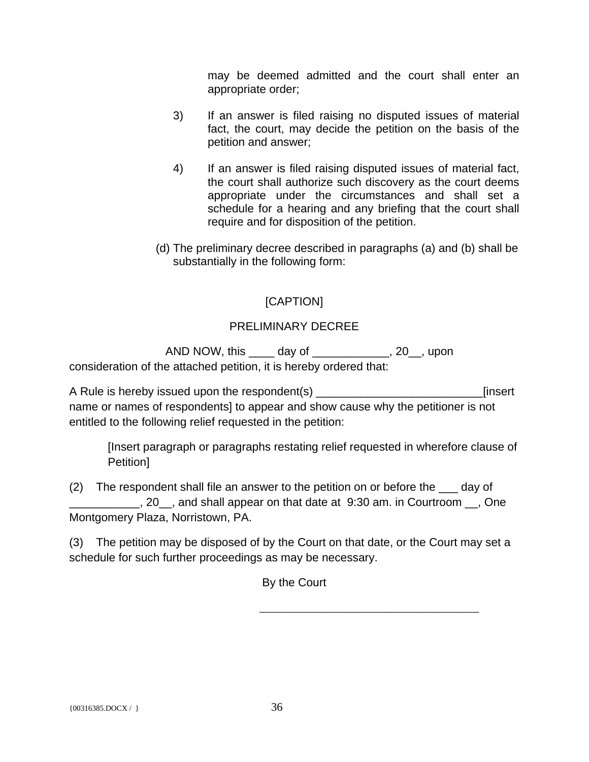may be deemed admitted and the court shall enter an appropriate order;

3) If an answer is filed raising no disputed issues of material fact, the court, may decide the petition on the basis of the petition and answer;

4) If an answer is filed raising disputed issues of material fact, the court shall authorize such discovery as the court deems appropriate under the circumstances and shall set a schedule for a hearing and any briefing that the court shall require and for disposition of the petition.

(d) The preliminary decree described in paragraphs (a) and (b) shall be substantially in the following form:

[CAPTION]

PRELIMINARY DECREE

AND NOW, this ____ day of ____________, 20__, upon consideration of the attached petition, it is hereby ordered that:

A Rule is hereby issued upon the respondent(s) __________________________[insert name or names of respondents] to appear and show cause why the petitioner is not entitled to the following relief requested in the petition:

[Insert paragraph or paragraphs restating relief requested in wherefore clause of Petition]

(2) The respondent shall file an answer to the petition on or before the ___ day of ___________, 20__, and shall appear on that date at 9:30 am. in Courtroom __, One Montgomery Plaza, Norristown, PA.

(3) The petition may be disposed of by the Court on that date, or the Court may set a schedule for such further proceedings as may be necessary.

By the Court

___________________________________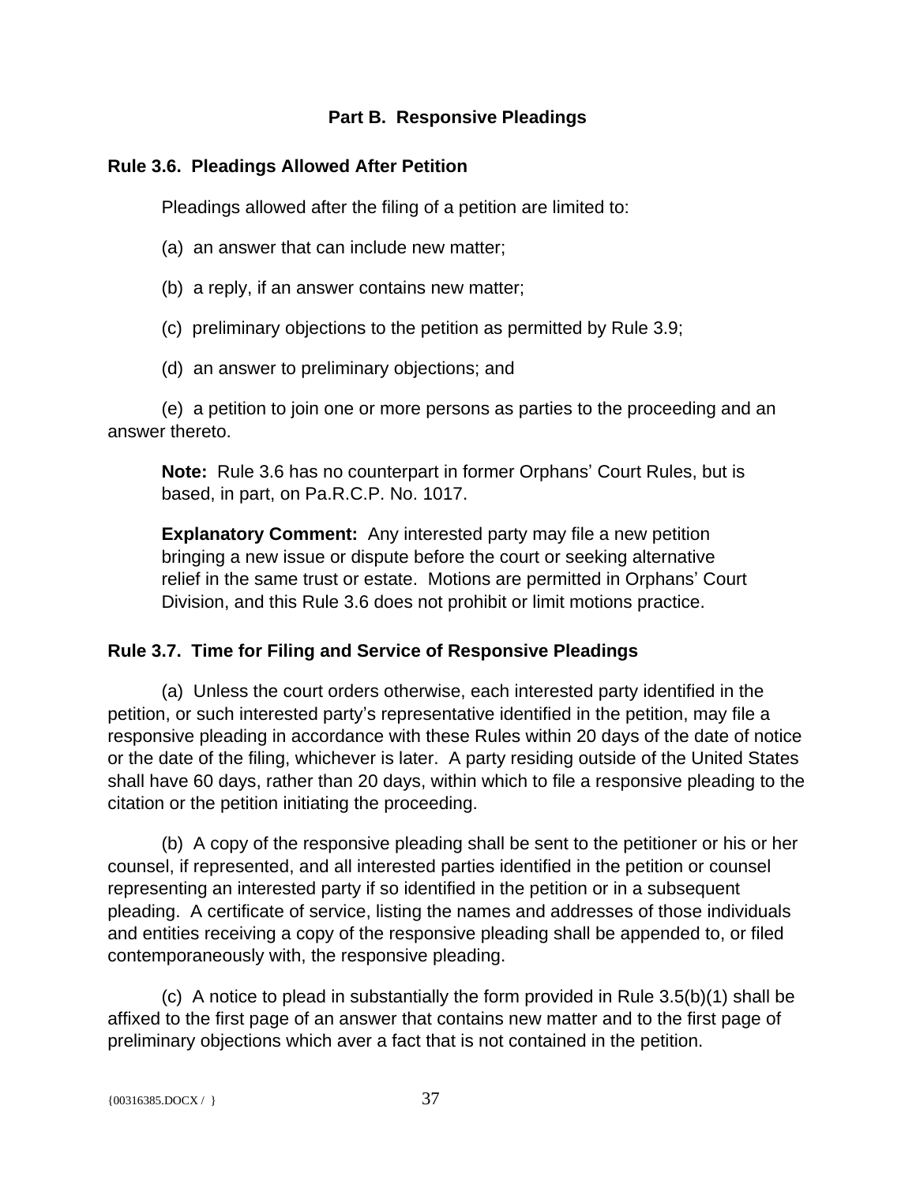## Part B. Responsive Pleadings

### Rule 3.6. Pleadings Allowed After Petition

Pleadings allowed after the filing of a petition are limited to:

(a) an answer that can include new matter;

(b) a reply, if an answer contains new matter;

(c) preliminary objections to the petition as permitted by Rule 3.9;

(d) an answer to preliminary objections; and

(e) a petition to join one or more persons as parties to the proceeding and an answer thereto.

**Note:** Rule 3.6 has no counterpart in former Orphans' Court Rules, but is based, in part, on Pa.R.C.P. No. 1017.

**Explanatory Comment:** Any interested party may file a new petition bringing a new issue or dispute before the court or seeking alternative relief in the same trust or estate. Motions are permitted in Orphans' Court Division, and this Rule 3.6 does not prohibit or limit motions practice.

### Rule 3.7. Time for Filing and Service of Responsive Pleadings

(a) Unless the court orders otherwise, each interested party identified in the petition, or such interested party's representative identified in the petition, may file a responsive pleading in accordance with these Rules within 20 days of the date of notice or the date of the filing, whichever is later. A party residing outside of the United States shall have 60 days, rather than 20 days, within which to file a responsive pleading to the citation or the petition initiating the proceeding.

(b) A copy of the responsive pleading shall be sent to the petitioner or his or her counsel, if represented, and all interested parties identified in the petition or counsel representing an interested party if so identified in the petition or in a subsequent pleading. A certificate of service, listing the names and addresses of those individuals and entities receiving a copy of the responsive pleading shall be appended to, or filed contemporaneously with, the responsive pleading.

(c) A notice to plead in substantially the form provided in Rule 3.5(b)(1) shall be affixed to the first page of an answer that contains new matter and to the first page of preliminary objections which aver a fact that is not contained in the petition.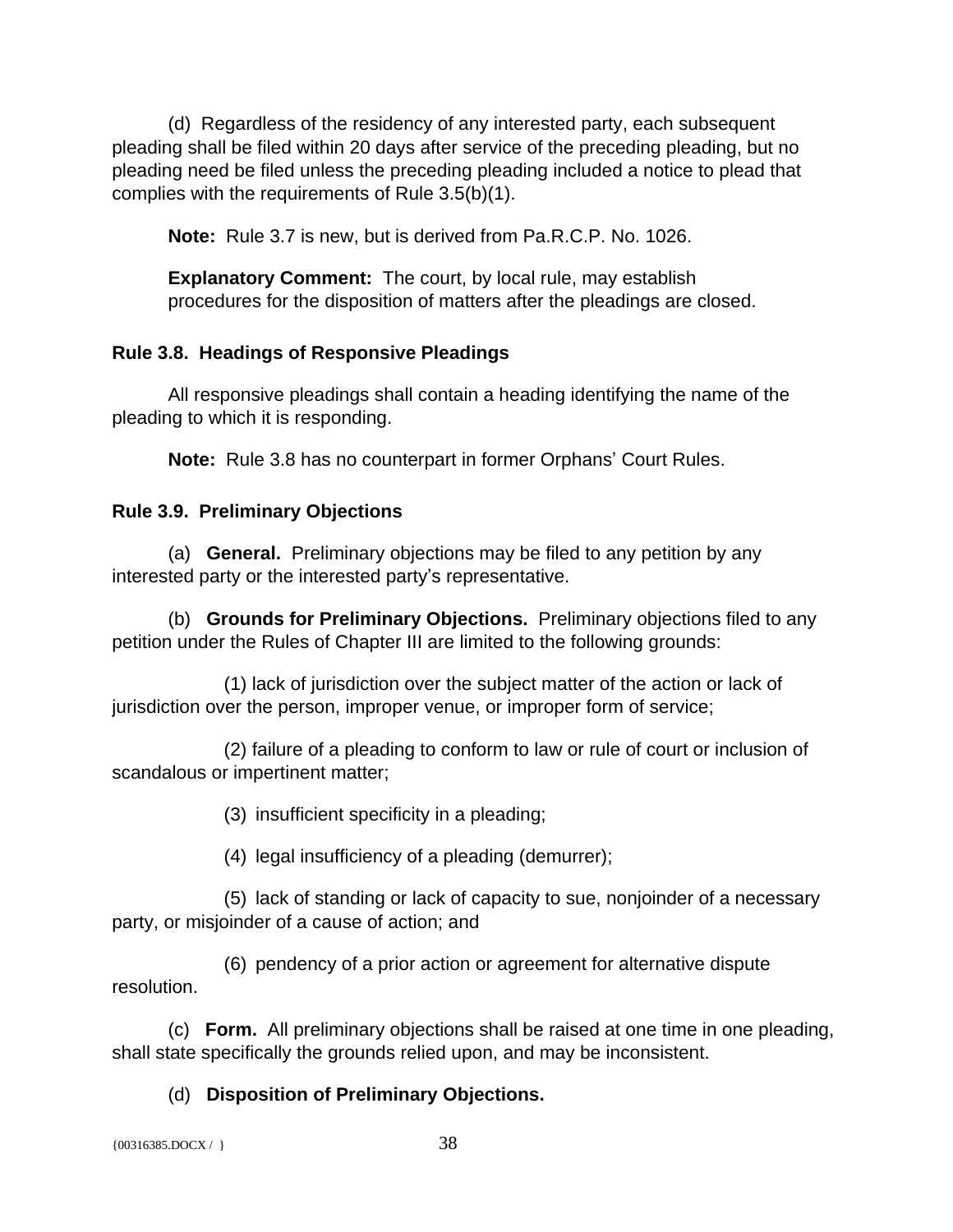(d) Regardless of the residency of any interested party, each subsequent pleading shall be filed within 20 days after service of the preceding pleading, but no pleading need be filed unless the preceding pleading included a notice to plead that complies with the requirements of Rule 3.5(b)(1).

**Note:** Rule 3.7 is new, but is derived from Pa.R.C.P. No. 1026.

**Explanatory Comment:** The court, by local rule, may establish procedures for the disposition of matters after the pleadings are closed.

### Rule 3.8. Headings of Responsive Pleadings

All responsive pleadings shall contain a heading identifying the name of the pleading to which it is responding.

**Note:** Rule 3.8 has no counterpart in former Orphans' Court Rules.

### Rule 3.9. Preliminary Objections

(a) **General.** Preliminary objections may be filed to any petition by any interested party or the interested party's representative.

(b) **Grounds for Preliminary Objections.** Preliminary objections filed to any petition under the Rules of Chapter III are limited to the following grounds:

(1) lack of jurisdiction over the subject matter of the action or lack of jurisdiction over the person, improper venue, or improper form of service;

(2) failure of a pleading to conform to law or rule of court or inclusion of scandalous or impertinent matter;

(3) insufficient specificity in a pleading;

(4) legal insufficiency of a pleading (demurrer);

(5) lack of standing or lack of capacity to sue, nonjoinder of a necessary party, or misjoinder of a cause of action; and

(6) pendency of a prior action or agreement for alternative dispute resolution.

(c) **Form.** All preliminary objections shall be raised at one time in one pleading, shall state specifically the grounds relied upon, and may be inconsistent.

(d) **Disposition of Preliminary Objections.**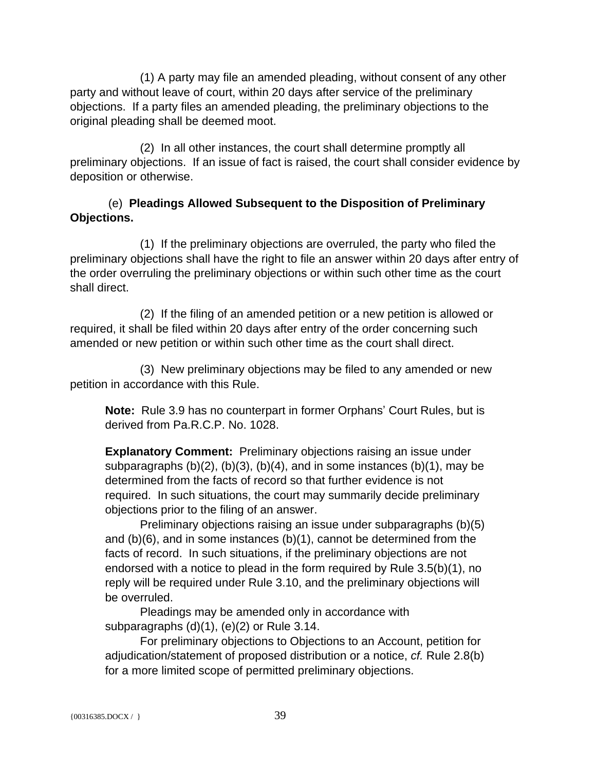(1) A party may file an amended pleading, without consent of any other party and without leave of court, within 20 days after service of the preliminary objections. If a party files an amended pleading, the preliminary objections to the original pleading shall be deemed moot.

(2) In all other instances, the court shall determine promptly all preliminary objections. If an issue of fact is raised, the court shall consider evidence by deposition or otherwise.

(e) **Pleadings Allowed Subsequent to the Disposition of Preliminary Objections.**

(1) If the preliminary objections are overruled, the party who filed the preliminary objections shall have the right to file an answer within 20 days after entry of the order overruling the preliminary objections or within such other time as the court shall direct.

(2) If the filing of an amended petition or a new petition is allowed or required, it shall be filed within 20 days after entry of the order concerning such amended or new petition or within such other time as the court shall direct.

(3) New preliminary objections may be filed to any amended or new petition in accordance with this Rule.

> **Note:** Rule 3.9 has no counterpart in former Orphans' Court Rules, but is derived from Pa.R.C.P. No. 1028.
>
> **Explanatory Comment:** Preliminary objections raising an issue under subparagraphs (b)(2), (b)(3), (b)(4), and in some instances (b)(1), may be determined from the facts of record so that further evidence is not required. In such situations, the court may summarily decide preliminary objections prior to the filing of an answer.
>
> Preliminary objections raising an issue under subparagraphs (b)(5) and (b)(6), and in some instances (b)(1), cannot be determined from the facts of record. In such situations, if the preliminary objections are not endorsed with a notice to plead in the form required by Rule 3.5(b)(1), no reply will be required under Rule 3.10, and the preliminary objections will be overruled.
>
> Pleadings may be amended only in accordance with subparagraphs (d)(1), (e)(2) or Rule 3.14.
>
> For preliminary objections to Objections to an Account, petition for adjudication/statement of proposed distribution or a notice, *cf.* Rule 2.8(b) for a more limited scope of permitted preliminary objections.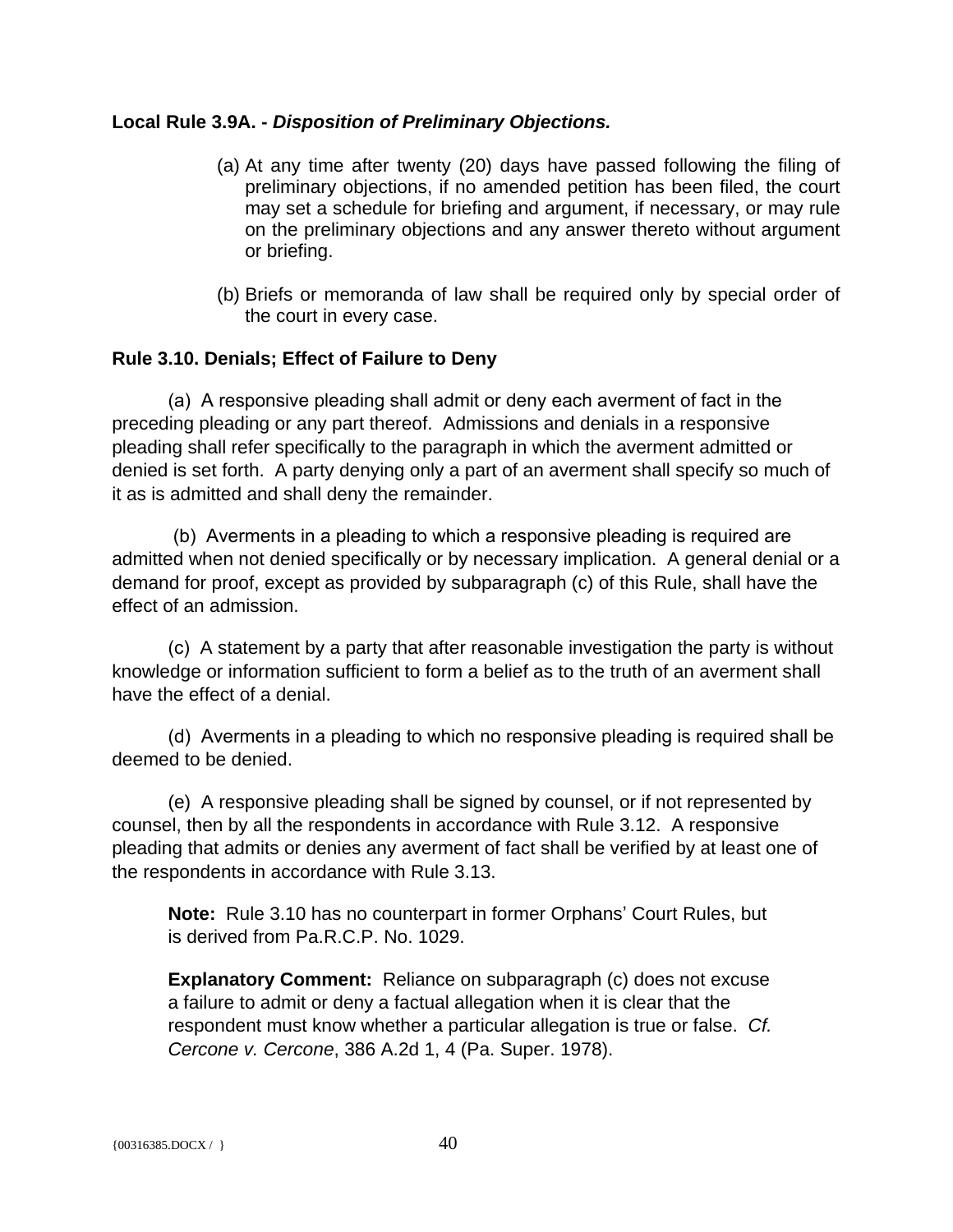**Local Rule 3.9A. -** ***Disposition of Preliminary Objections.***

(a) At any time after twenty (20) days have passed following the filing of preliminary objections, if no amended petition has been filed, the court may set a schedule for briefing and argument, if necessary, or may rule on the preliminary objections and any answer thereto without argument or briefing.

(b) Briefs or memoranda of law shall be required only by special order of the court in every case.

**Rule 3.10. Denials; Effect of Failure to Deny**

(a) A responsive pleading shall admit or deny each averment of fact in the preceding pleading or any part thereof. Admissions and denials in a responsive pleading shall refer specifically to the paragraph in which the averment admitted or denied is set forth. A party denying only a part of an averment shall specify so much of it as is admitted and shall deny the remainder.

(b) Averments in a pleading to which a responsive pleading is required are admitted when not denied specifically or by necessary implication. A general denial or a demand for proof, except as provided by subparagraph (c) of this Rule, shall have the effect of an admission.

(c) A statement by a party that after reasonable investigation the party is without knowledge or information sufficient to form a belief as to the truth of an averment shall have the effect of a denial.

(d) Averments in a pleading to which no responsive pleading is required shall be deemed to be denied.

(e) A responsive pleading shall be signed by counsel, or if not represented by counsel, then by all the respondents in accordance with Rule 3.12. A responsive pleading that admits or denies any averment of fact shall be verified by at least one of the respondents in accordance with Rule 3.13.

**Note:** Rule 3.10 has no counterpart in former Orphans' Court Rules, but is derived from Pa.R.C.P. No. 1029.

**Explanatory Comment:** Reliance on subparagraph (c) does not excuse a failure to admit or deny a factual allegation when it is clear that the respondent must know whether a particular allegation is true or false. *Cf. Cercone v. Cercone*, 386 A.2d 1, 4 (Pa. Super. 1978).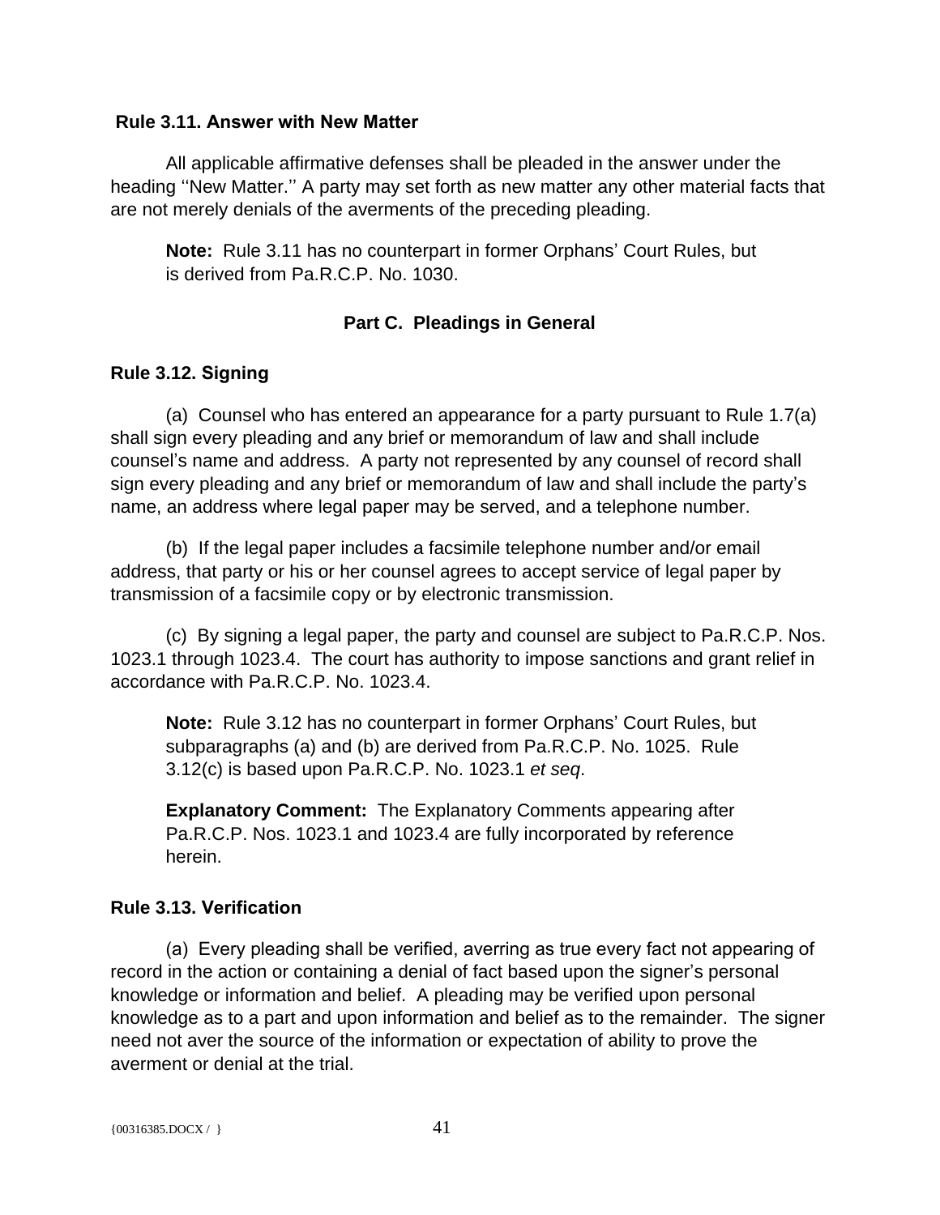**Rule 3.11. Answer with New Matter**

All applicable affirmative defenses shall be pleaded in the answer under the heading ''New Matter.'' A party may set forth as new matter any other material facts that are not merely denials of the averments of the preceding pleading.

> **Note:** Rule 3.11 has no counterpart in former Orphans' Court Rules, but is derived from Pa.R.C.P. No. 1030.

## Part C. Pleadings in General

**Rule 3.12. Signing**

(a) Counsel who has entered an appearance for a party pursuant to Rule 1.7(a) shall sign every pleading and any brief or memorandum of law and shall include counsel's name and address. A party not represented by any counsel of record shall sign every pleading and any brief or memorandum of law and shall include the party's name, an address where legal paper may be served, and a telephone number.

(b) If the legal paper includes a facsimile telephone number and/or email address, that party or his or her counsel agrees to accept service of legal paper by transmission of a facsimile copy or by electronic transmission.

(c) By signing a legal paper, the party and counsel are subject to Pa.R.C.P. Nos. 1023.1 through 1023.4. The court has authority to impose sanctions and grant relief in accordance with Pa.R.C.P. No. 1023.4.

> **Note:** Rule 3.12 has no counterpart in former Orphans' Court Rules, but subparagraphs (a) and (b) are derived from Pa.R.C.P. No. 1025. Rule 3.12(c) is based upon Pa.R.C.P. No. 1023.1 *et seq*.

> **Explanatory Comment:** The Explanatory Comments appearing after Pa.R.C.P. Nos. 1023.1 and 1023.4 are fully incorporated by reference herein.

**Rule 3.13. Verification**

(a) Every pleading shall be verified, averring as true every fact not appearing of record in the action or containing a denial of fact based upon the signer's personal knowledge or information and belief. A pleading may be verified upon personal knowledge as to a part and upon information and belief as to the remainder. The signer need not aver the source of the information or expectation of ability to prove the averment or denial at the trial.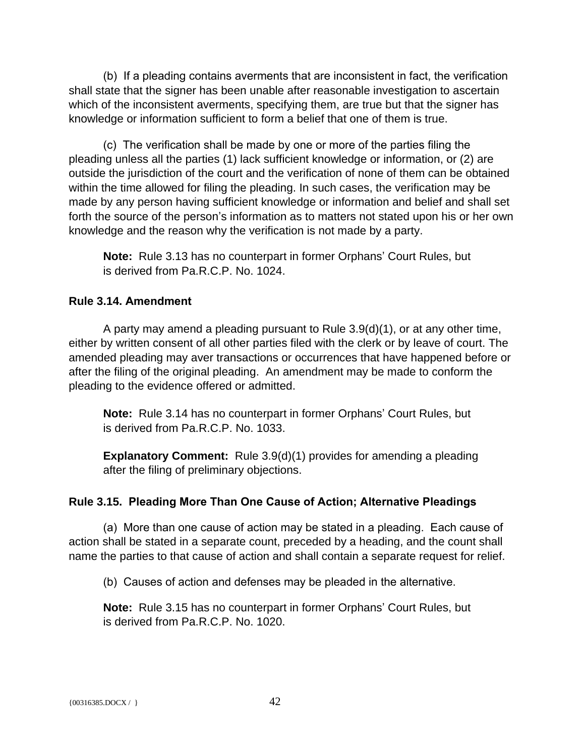(b) If a pleading contains averments that are inconsistent in fact, the verification shall state that the signer has been unable after reasonable investigation to ascertain which of the inconsistent averments, specifying them, are true but that the signer has knowledge or information sufficient to form a belief that one of them is true.

(c) The verification shall be made by one or more of the parties filing the pleading unless all the parties (1) lack sufficient knowledge or information, or (2) are outside the jurisdiction of the court and the verification of none of them can be obtained within the time allowed for filing the pleading. In such cases, the verification may be made by any person having sufficient knowledge or information and belief and shall set forth the source of the person's information as to matters not stated upon his or her own knowledge and the reason why the verification is not made by a party.

**Note:** Rule 3.13 has no counterpart in former Orphans' Court Rules, but is derived from Pa.R.C.P. No. 1024.

### Rule 3.14. Amendment

A party may amend a pleading pursuant to Rule 3.9(d)(1), or at any other time, either by written consent of all other parties filed with the clerk or by leave of court. The amended pleading may aver transactions or occurrences that have happened before or after the filing of the original pleading. An amendment may be made to conform the pleading to the evidence offered or admitted.

**Note:** Rule 3.14 has no counterpart in former Orphans' Court Rules, but is derived from Pa.R.C.P. No. 1033.

**Explanatory Comment:** Rule 3.9(d)(1) provides for amending a pleading after the filing of preliminary objections.

### Rule 3.15. Pleading More Than One Cause of Action; Alternative Pleadings

(a) More than one cause of action may be stated in a pleading. Each cause of action shall be stated in a separate count, preceded by a heading, and the count shall name the parties to that cause of action and shall contain a separate request for relief.

(b) Causes of action and defenses may be pleaded in the alternative.

**Note:** Rule 3.15 has no counterpart in former Orphans' Court Rules, but is derived from Pa.R.C.P. No. 1020.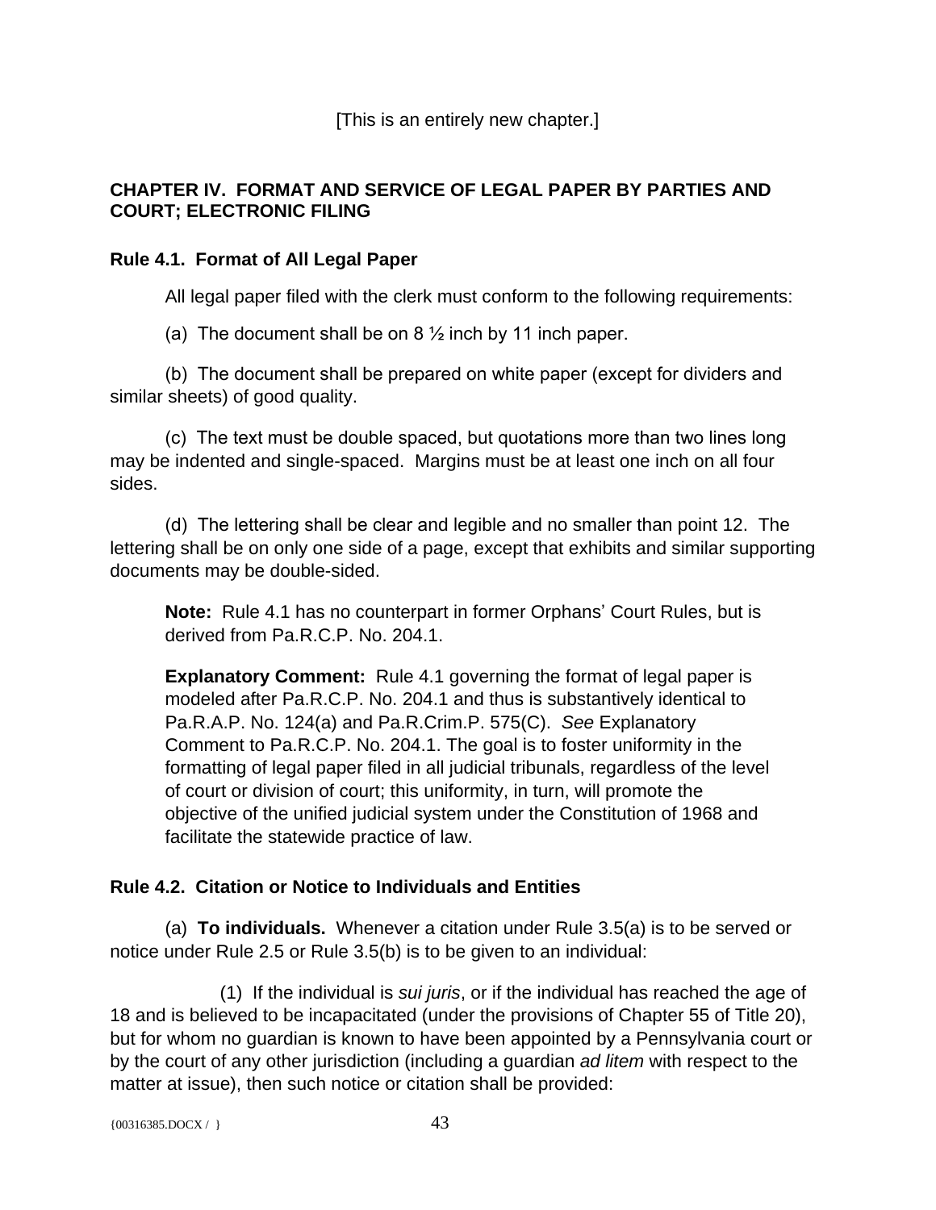[This is an entirely new chapter.]

## CHAPTER IV. FORMAT AND SERVICE OF LEGAL PAPER BY PARTIES AND COURT; ELECTRONIC FILING

### Rule 4.1. Format of All Legal Paper

All legal paper filed with the clerk must conform to the following requirements:

(a) The document shall be on 8 ½ inch by 11 inch paper.

(b) The document shall be prepared on white paper (except for dividers and similar sheets) of good quality.

(c) The text must be double spaced, but quotations more than two lines long may be indented and single-spaced. Margins must be at least one inch on all four sides.

(d) The lettering shall be clear and legible and no smaller than point 12. The lettering shall be on only one side of a page, except that exhibits and similar supporting documents may be double-sided.

> **Note:** Rule 4.1 has no counterpart in former Orphans' Court Rules, but is derived from Pa.R.C.P. No. 204.1.
>
> **Explanatory Comment:** Rule 4.1 governing the format of legal paper is modeled after Pa.R.C.P. No. 204.1 and thus is substantively identical to Pa.R.A.P. No. 124(a) and Pa.R.Crim.P. 575(C). *See* Explanatory Comment to Pa.R.C.P. No. 204.1. The goal is to foster uniformity in the formatting of legal paper filed in all judicial tribunals, regardless of the level of court or division of court; this uniformity, in turn, will promote the objective of the unified judicial system under the Constitution of 1968 and facilitate the statewide practice of law.

### Rule 4.2. Citation or Notice to Individuals and Entities

(a) **To individuals.** Whenever a citation under Rule 3.5(a) is to be served or notice under Rule 2.5 or Rule 3.5(b) is to be given to an individual:

(1) If the individual is *sui juris*, or if the individual has reached the age of 18 and is believed to be incapacitated (under the provisions of Chapter 55 of Title 20), but for whom no guardian is known to have been appointed by a Pennsylvania court or by the court of any other jurisdiction (including a guardian *ad litem* with respect to the matter at issue), then such notice or citation shall be provided: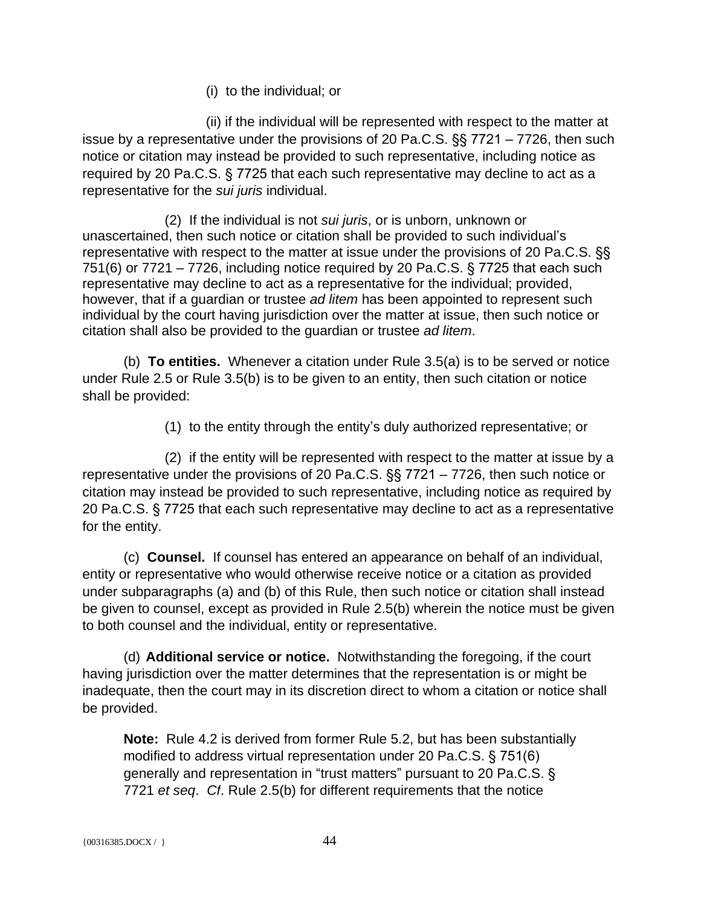(i) to the individual; or

(ii) if the individual will be represented with respect to the matter at issue by a representative under the provisions of 20 Pa.C.S. §§ 7721 – 7726, then such notice or citation may instead be provided to such representative, including notice as required by 20 Pa.C.S. § 7725 that each such representative may decline to act as a representative for the *sui juris* individual.

(2) If the individual is not *sui juris*, or is unborn, unknown or unascertained, then such notice or citation shall be provided to such individual's representative with respect to the matter at issue under the provisions of 20 Pa.C.S. §§ 751(6) or 7721 – 7726, including notice required by 20 Pa.C.S. § 7725 that each such representative may decline to act as a representative for the individual; provided, however, that if a guardian or trustee *ad litem* has been appointed to represent such individual by the court having jurisdiction over the matter at issue, then such notice or citation shall also be provided to the guardian or trustee *ad litem*.

(b) **To entities.** Whenever a citation under Rule 3.5(a) is to be served or notice under Rule 2.5 or Rule 3.5(b) is to be given to an entity, then such citation or notice shall be provided:

(1) to the entity through the entity's duly authorized representative; or

(2) if the entity will be represented with respect to the matter at issue by a representative under the provisions of 20 Pa.C.S. §§ 7721 – 7726, then such notice or citation may instead be provided to such representative, including notice as required by 20 Pa.C.S. § 7725 that each such representative may decline to act as a representative for the entity.

(c) **Counsel.** If counsel has entered an appearance on behalf of an individual, entity or representative who would otherwise receive notice or a citation as provided under subparagraphs (a) and (b) of this Rule, then such notice or citation shall instead be given to counsel, except as provided in Rule 2.5(b) wherein the notice must be given to both counsel and the individual, entity or representative.

(d) **Additional service or notice.** Notwithstanding the foregoing, if the court having jurisdiction over the matter determines that the representation is or might be inadequate, then the court may in its discretion direct to whom a citation or notice shall be provided.

> **Note:** Rule 4.2 is derived from former Rule 5.2, but has been substantially modified to address virtual representation under 20 Pa.C.S. § 751(6) generally and representation in "trust matters" pursuant to 20 Pa.C.S. § 7721 *et seq*. *Cf*. Rule 2.5(b) for different requirements that the notice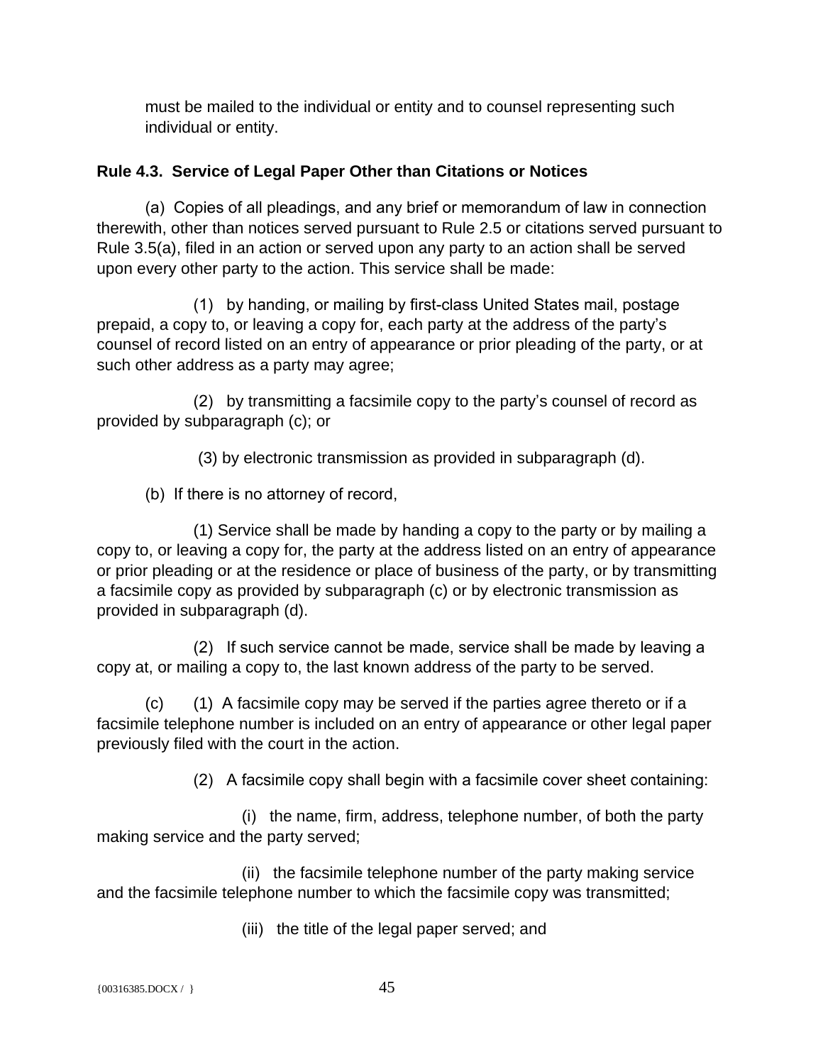must be mailed to the individual or entity and to counsel representing such individual or entity.

**Rule 4.3. Service of Legal Paper Other than Citations or Notices**

(a) Copies of all pleadings, and any brief or memorandum of law in connection therewith, other than notices served pursuant to Rule 2.5 or citations served pursuant to Rule 3.5(a), filed in an action or served upon any party to an action shall be served upon every other party to the action. This service shall be made:

(1) by handing, or mailing by first-class United States mail, postage prepaid, a copy to, or leaving a copy for, each party at the address of the party's counsel of record listed on an entry of appearance or prior pleading of the party, or at such other address as a party may agree;

(2) by transmitting a facsimile copy to the party's counsel of record as provided by subparagraph (c); or

(3) by electronic transmission as provided in subparagraph (d).

(b) If there is no attorney of record,

(1) Service shall be made by handing a copy to the party or by mailing a copy to, or leaving a copy for, the party at the address listed on an entry of appearance or prior pleading or at the residence or place of business of the party, or by transmitting a facsimile copy as provided by subparagraph (c) or by electronic transmission as provided in subparagraph (d).

(2) If such service cannot be made, service shall be made by leaving a copy at, or mailing a copy to, the last known address of the party to be served.

(c) (1) A facsimile copy may be served if the parties agree thereto or if a facsimile telephone number is included on an entry of appearance or other legal paper previously filed with the court in the action.

(2) A facsimile copy shall begin with a facsimile cover sheet containing:

(i) the name, firm, address, telephone number, of both the party making service and the party served;

(ii) the facsimile telephone number of the party making service and the facsimile telephone number to which the facsimile copy was transmitted;

(iii) the title of the legal paper served; and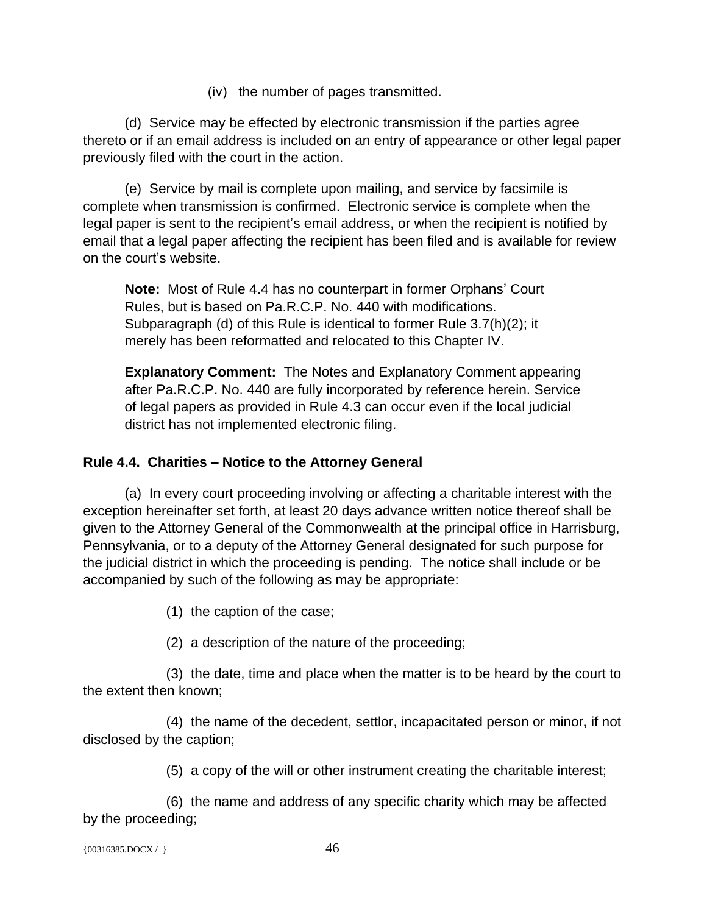(iv) the number of pages transmitted.

(d) Service may be effected by electronic transmission if the parties agree thereto or if an email address is included on an entry of appearance or other legal paper previously filed with the court in the action.

(e) Service by mail is complete upon mailing, and service by facsimile is complete when transmission is confirmed. Electronic service is complete when the legal paper is sent to the recipient's email address, or when the recipient is notified by email that a legal paper affecting the recipient has been filed and is available for review on the court's website.

> **Note:** Most of Rule 4.4 has no counterpart in former Orphans' Court Rules, but is based on Pa.R.C.P. No. 440 with modifications. Subparagraph (d) of this Rule is identical to former Rule 3.7(h)(2); it merely has been reformatted and relocated to this Chapter IV.

> **Explanatory Comment:** The Notes and Explanatory Comment appearing after Pa.R.C.P. No. 440 are fully incorporated by reference herein. Service of legal papers as provided in Rule 4.3 can occur even if the local judicial district has not implemented electronic filing.

**Rule 4.4. Charities – Notice to the Attorney General**

(a) In every court proceeding involving or affecting a charitable interest with the exception hereinafter set forth, at least 20 days advance written notice thereof shall be given to the Attorney General of the Commonwealth at the principal office in Harrisburg, Pennsylvania, or to a deputy of the Attorney General designated for such purpose for the judicial district in which the proceeding is pending. The notice shall include or be accompanied by such of the following as may be appropriate:

(1) the caption of the case;

(2) a description of the nature of the proceeding;

(3) the date, time and place when the matter is to be heard by the court to the extent then known;

(4) the name of the decedent, settlor, incapacitated person or minor, if not disclosed by the caption;

(5) a copy of the will or other instrument creating the charitable interest;

(6) the name and address of any specific charity which may be affected by the proceeding;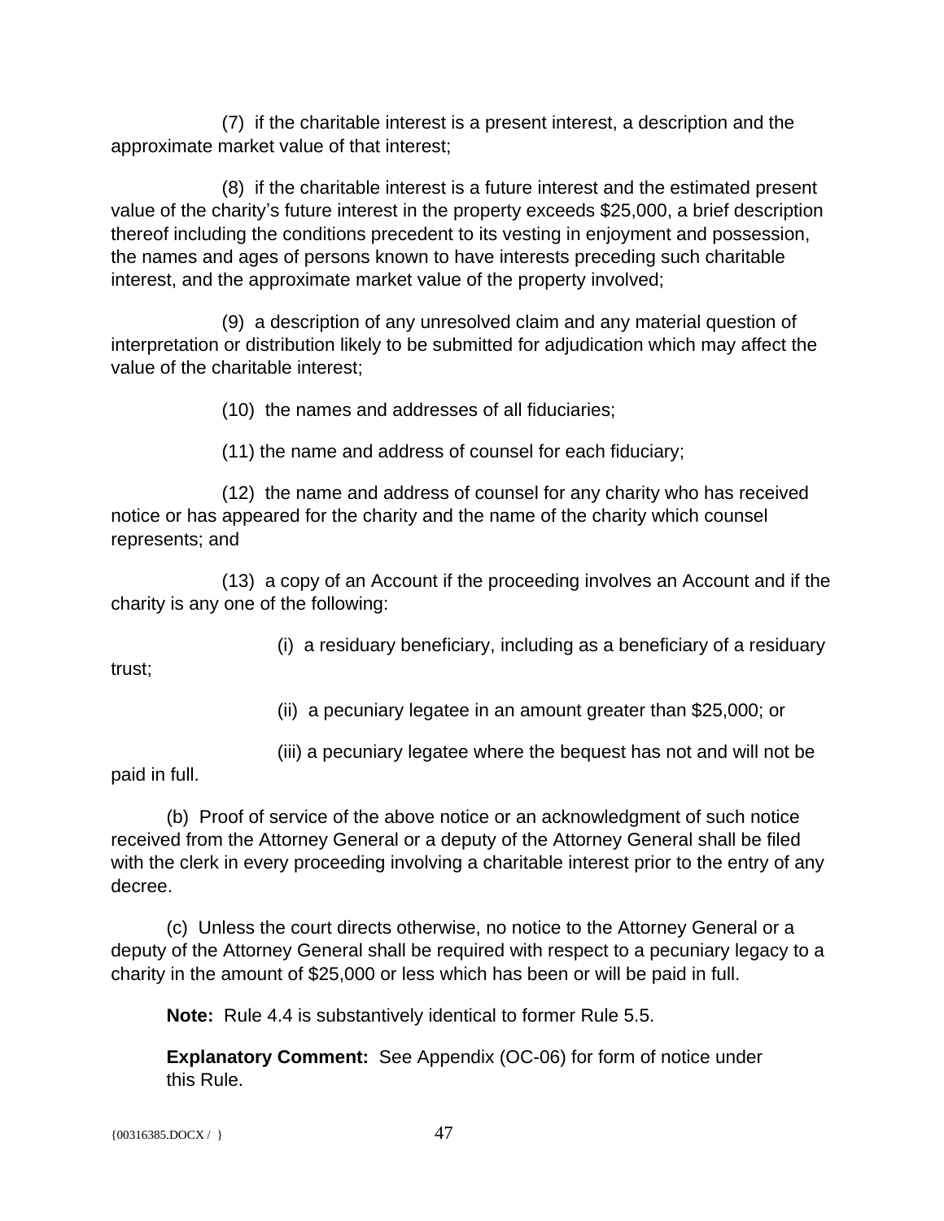(7) if the charitable interest is a present interest, a description and the approximate market value of that interest;

(8) if the charitable interest is a future interest and the estimated present value of the charity's future interest in the property exceeds $25,000, a brief description thereof including the conditions precedent to its vesting in enjoyment and possession, the names and ages of persons known to have interests preceding such charitable interest, and the approximate market value of the property involved;

(9) a description of any unresolved claim and any material question of interpretation or distribution likely to be submitted for adjudication which may affect the value of the charitable interest;

(10) the names and addresses of all fiduciaries;

(11) the name and address of counsel for each fiduciary;

(12) the name and address of counsel for any charity who has received notice or has appeared for the charity and the name of the charity which counsel represents; and

(13) a copy of an Account if the proceeding involves an Account and if the charity is any one of the following:

(i) a residuary beneficiary, including as a beneficiary of a residuary trust;

(ii) a pecuniary legatee in an amount greater than $25,000; or

(iii) a pecuniary legatee where the bequest has not and will not be paid in full.

(b) Proof of service of the above notice or an acknowledgment of such notice received from the Attorney General or a deputy of the Attorney General shall be filed with the clerk in every proceeding involving a charitable interest prior to the entry of any decree.

(c) Unless the court directs otherwise, no notice to the Attorney General or a deputy of the Attorney General shall be required with respect to a pecuniary legacy to a charity in the amount of $25,000 or less which has been or will be paid in full.

**Note:** Rule 4.4 is substantively identical to former Rule 5.5.

**Explanatory Comment:** See Appendix (OC-06) for form of notice under this Rule.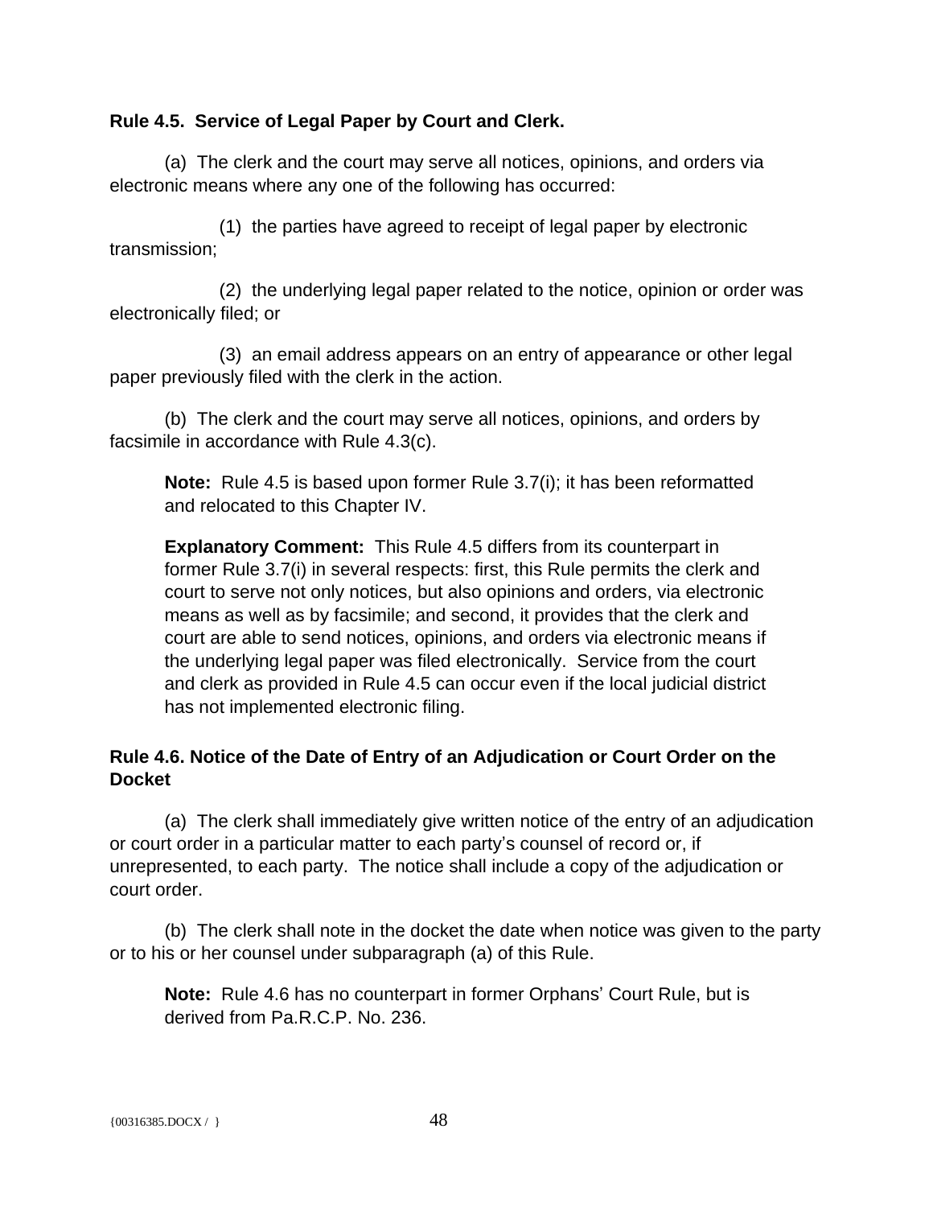**Rule 4.5. Service of Legal Paper by Court and Clerk.**

(a) The clerk and the court may serve all notices, opinions, and orders via electronic means where any one of the following has occurred:

(1) the parties have agreed to receipt of legal paper by electronic transmission;

(2) the underlying legal paper related to the notice, opinion or order was electronically filed; or

(3) an email address appears on an entry of appearance or other legal paper previously filed with the clerk in the action.

(b) The clerk and the court may serve all notices, opinions, and orders by facsimile in accordance with Rule 4.3(c).

> **Note:** Rule 4.5 is based upon former Rule 3.7(i); it has been reformatted and relocated to this Chapter IV.
>
> **Explanatory Comment:** This Rule 4.5 differs from its counterpart in former Rule 3.7(i) in several respects: first, this Rule permits the clerk and court to serve not only notices, but also opinions and orders, via electronic means as well as by facsimile; and second, it provides that the clerk and court are able to send notices, opinions, and orders via electronic means if the underlying legal paper was filed electronically. Service from the court and clerk as provided in Rule 4.5 can occur even if the local judicial district has not implemented electronic filing.

**Rule 4.6. Notice of the Date of Entry of an Adjudication or Court Order on the Docket**

(a) The clerk shall immediately give written notice of the entry of an adjudication or court order in a particular matter to each party's counsel of record or, if unrepresented, to each party. The notice shall include a copy of the adjudication or court order.

(b) The clerk shall note in the docket the date when notice was given to the party or to his or her counsel under subparagraph (a) of this Rule.

> **Note:** Rule 4.6 has no counterpart in former Orphans' Court Rule, but is derived from Pa.R.C.P. No. 236.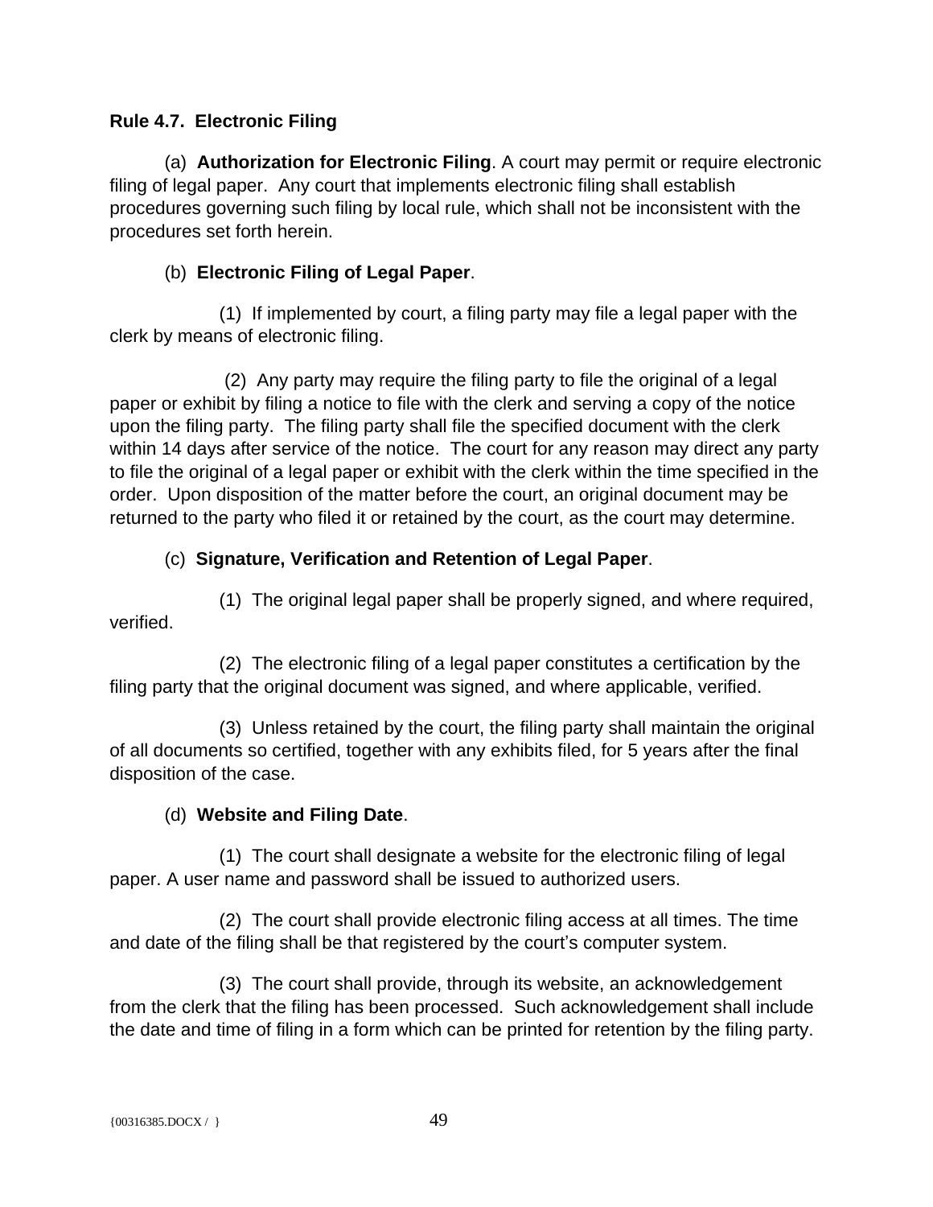**Rule 4.7. Electronic Filing**

(a) **Authorization for Electronic Filing**. A court may permit or require electronic filing of legal paper. Any court that implements electronic filing shall establish procedures governing such filing by local rule, which shall not be inconsistent with the procedures set forth herein.

(b) **Electronic Filing of Legal Paper**.

(1) If implemented by court, a filing party may file a legal paper with the clerk by means of electronic filing.

(2) Any party may require the filing party to file the original of a legal paper or exhibit by filing a notice to file with the clerk and serving a copy of the notice upon the filing party. The filing party shall file the specified document with the clerk within 14 days after service of the notice. The court for any reason may direct any party to file the original of a legal paper or exhibit with the clerk within the time specified in the order. Upon disposition of the matter before the court, an original document may be returned to the party who filed it or retained by the court, as the court may determine.

(c) **Signature, Verification and Retention of Legal Paper**.

(1) The original legal paper shall be properly signed, and where required, verified.

(2) The electronic filing of a legal paper constitutes a certification by the filing party that the original document was signed, and where applicable, verified.

(3) Unless retained by the court, the filing party shall maintain the original of all documents so certified, together with any exhibits filed, for 5 years after the final disposition of the case.

(d) **Website and Filing Date**.

(1) The court shall designate a website for the electronic filing of legal paper. A user name and password shall be issued to authorized users.

(2) The court shall provide electronic filing access at all times. The time and date of the filing shall be that registered by the court's computer system.

(3) The court shall provide, through its website, an acknowledgement from the clerk that the filing has been processed. Such acknowledgement shall include the date and time of filing in a form which can be printed for retention by the filing party.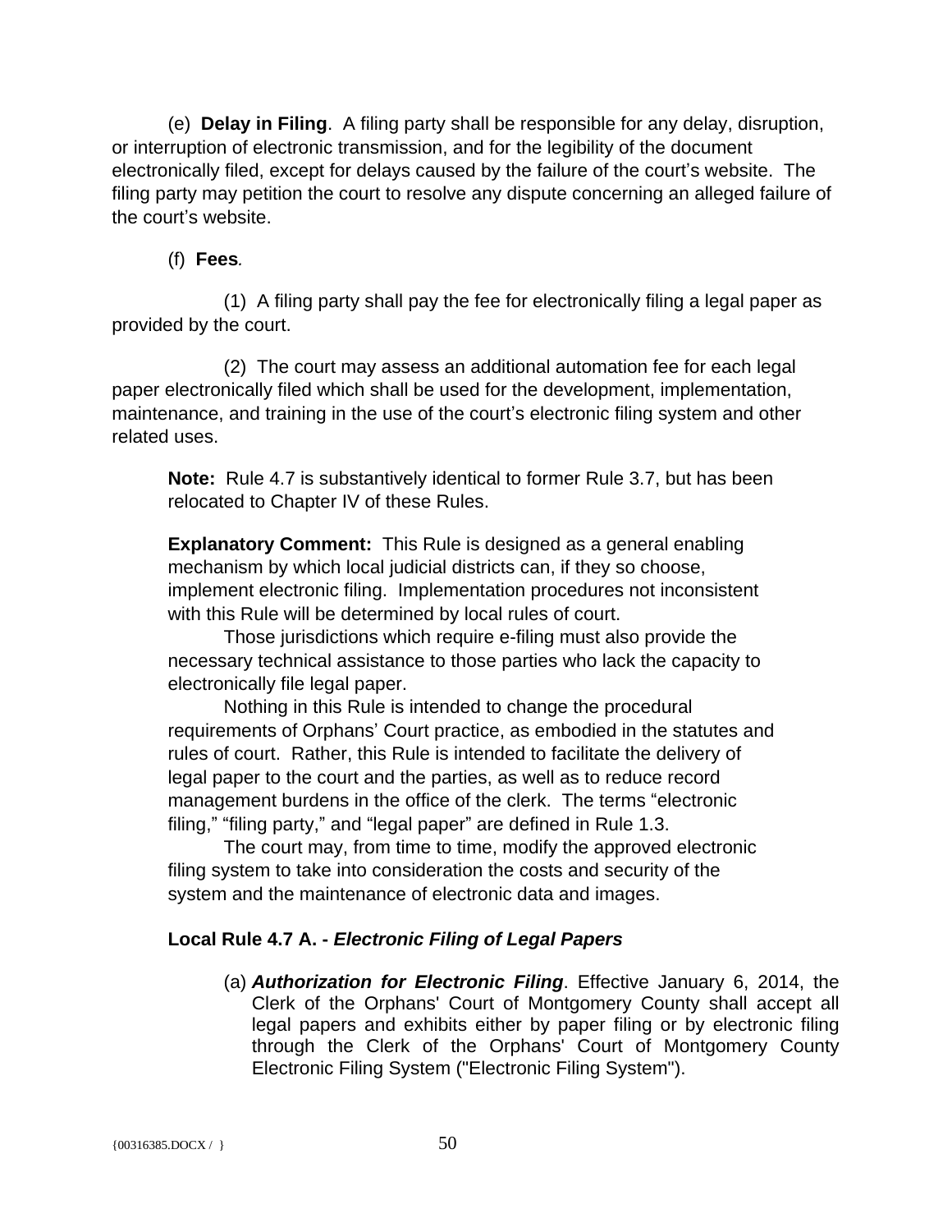(e) **Delay in Filing**. A filing party shall be responsible for any delay, disruption, or interruption of electronic transmission, and for the legibility of the document electronically filed, except for delays caused by the failure of the court's website. The filing party may petition the court to resolve any dispute concerning an alleged failure of the court's website.

(f) **Fees**.

(1) A filing party shall pay the fee for electronically filing a legal paper as provided by the court.

(2) The court may assess an additional automation fee for each legal paper electronically filed which shall be used for the development, implementation, maintenance, and training in the use of the court's electronic filing system and other related uses.

> **Note:** Rule 4.7 is substantively identical to former Rule 3.7, but has been relocated to Chapter IV of these Rules.
>
> **Explanatory Comment:** This Rule is designed as a general enabling mechanism by which local judicial districts can, if they so choose, implement electronic filing. Implementation procedures not inconsistent with this Rule will be determined by local rules of court.
>
> Those jurisdictions which require e-filing must also provide the necessary technical assistance to those parties who lack the capacity to electronically file legal paper.
>
> Nothing in this Rule is intended to change the procedural requirements of Orphans' Court practice, as embodied in the statutes and rules of court. Rather, this Rule is intended to facilitate the delivery of legal paper to the court and the parties, as well as to reduce record management burdens in the office of the clerk. The terms "electronic filing," "filing party," and "legal paper" are defined in Rule 1.3.
>
> The court may, from time to time, modify the approved electronic filing system to take into consideration the costs and security of the system and the maintenance of electronic data and images.

**Local Rule 4.7 A. - *Electronic Filing of Legal Papers***

(a) ***Authorization for Electronic Filing***. Effective January 6, 2014, the Clerk of the Orphans' Court of Montgomery County shall accept all legal papers and exhibits either by paper filing or by electronic filing through the Clerk of the Orphans' Court of Montgomery County Electronic Filing System ("Electronic Filing System").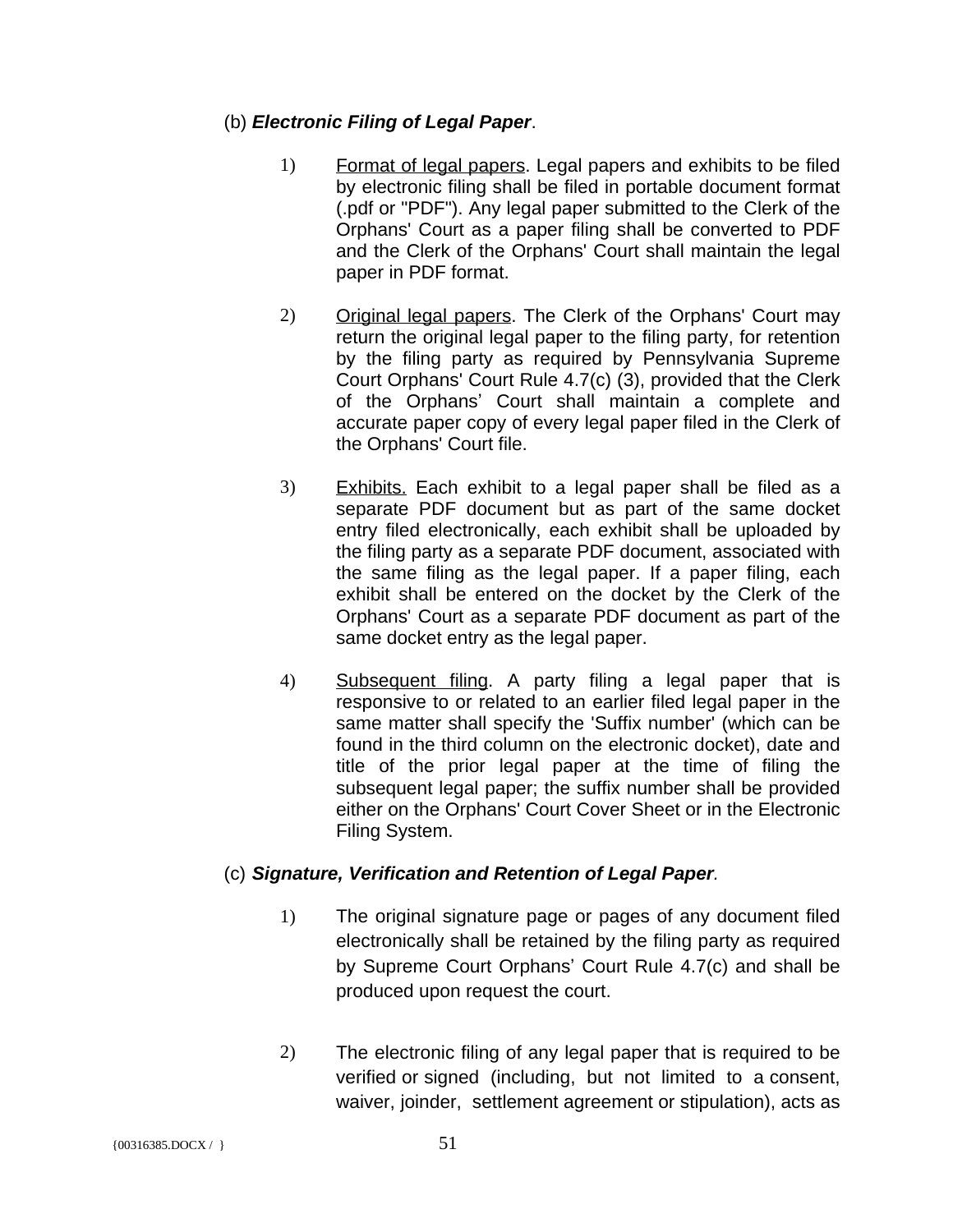(b) ***Electronic Filing of Legal Paper***.

1) Format of legal papers. Legal papers and exhibits to be filed by electronic filing shall be filed in portable document format (.pdf or "PDF"). Any legal paper submitted to the Clerk of the Orphans' Court as a paper filing shall be converted to PDF and the Clerk of the Orphans' Court shall maintain the legal paper in PDF format.

2) Original legal papers. The Clerk of the Orphans' Court may return the original legal paper to the filing party, for retention by the filing party as required by Pennsylvania Supreme Court Orphans' Court Rule 4.7(c) (3), provided that the Clerk of the Orphans' Court shall maintain a complete and accurate paper copy of every legal paper filed in the Clerk of the Orphans' Court file.

3) Exhibits. Each exhibit to a legal paper shall be filed as a separate PDF document but as part of the same docket entry filed electronically, each exhibit shall be uploaded by the filing party as a separate PDF document, associated with the same filing as the legal paper. If a paper filing, each exhibit shall be entered on the docket by the Clerk of the Orphans' Court as a separate PDF document as part of the same docket entry as the legal paper.

4) Subsequent filing. A party filing a legal paper that is responsive to or related to an earlier filed legal paper in the same matter shall specify the 'Suffix number' (which can be found in the third column on the electronic docket), date and title of the prior legal paper at the time of filing the subsequent legal paper; the suffix number shall be provided either on the Orphans' Court Cover Sheet or in the Electronic Filing System.

(c) ***Signature, Verification and Retention of Legal Paper****.*

1) The original signature page or pages of any document filed electronically shall be retained by the filing party as required by Supreme Court Orphans' Court Rule 4.7(c) and shall be produced upon request the court.

2) The electronic filing of any legal paper that is required to be verified or signed (including, but not limited to a consent, waiver, joinder, settlement agreement or stipulation), acts as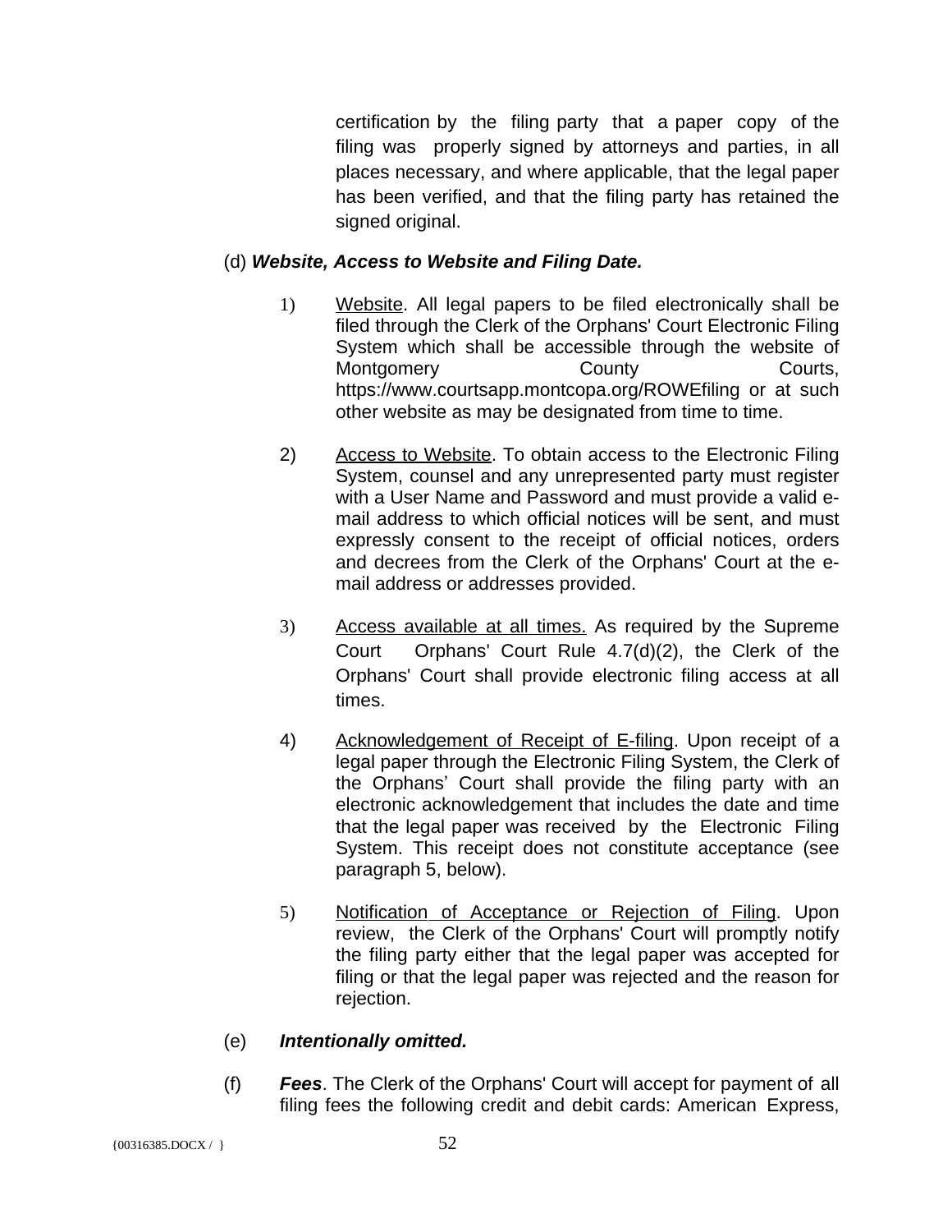certification by the filing party that a paper copy of the filing was properly signed by attorneys and parties, in all places necessary, and where applicable, that the legal paper has been verified, and that the filing party has retained the signed original.

(d) ***Website, Access to Website and Filing Date.***

1) Website. All legal papers to be filed electronically shall be filed through the Clerk of the Orphans' Court Electronic Filing System which shall be accessible through the website of Montgomery County Courts, https://www.courtsapp.montcopa.org/ROWEfiling or at such other website as may be designated from time to time.

2) Access to Website. To obtain access to the Electronic Filing System, counsel and any unrepresented party must register with a User Name and Password and must provide a valid e-mail address to which official notices will be sent, and must expressly consent to the receipt of official notices, orders and decrees from the Clerk of the Orphans' Court at the e-mail address or addresses provided.

3) Access available at all times. As required by the Supreme Court Orphans' Court Rule 4.7(d)(2), the Clerk of the Orphans' Court shall provide electronic filing access at all times.

4) Acknowledgement of Receipt of E-filing. Upon receipt of a legal paper through the Electronic Filing System, the Clerk of the Orphans' Court shall provide the filing party with an electronic acknowledgement that includes the date and time that the legal paper was received by the Electronic Filing System. This receipt does not constitute acceptance (see paragraph 5, below).

5) Notification of Acceptance or Rejection of Filing. Upon review, the Clerk of the Orphans' Court will promptly notify the filing party either that the legal paper was accepted for filing or that the legal paper was rejected and the reason for rejection.

(e) ***Intentionally omitted.***

(f) ***Fees***. The Clerk of the Orphans' Court will accept for payment of all filing fees the following credit and debit cards: American Express,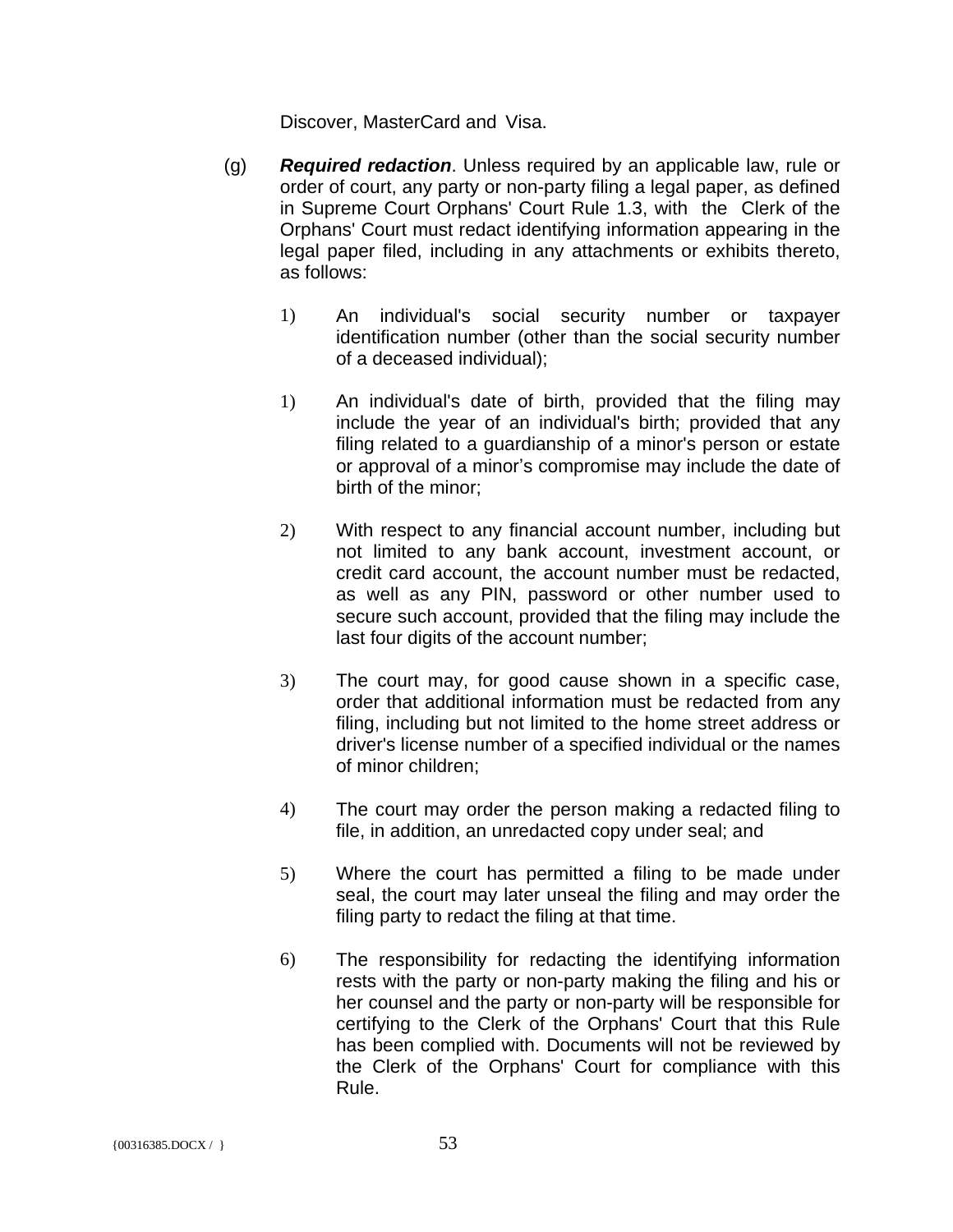Discover, MasterCard and Visa.

(g) ***Required redaction***. Unless required by an applicable law, rule or order of court, any party or non-party filing a legal paper, as defined in Supreme Court Orphans' Court Rule 1.3, with the Clerk of the Orphans' Court must redact identifying information appearing in the legal paper filed, including in any attachments or exhibits thereto, as follows:

1) An individual's social security number or taxpayer identification number (other than the social security number of a deceased individual);

1) An individual's date of birth, provided that the filing may include the year of an individual's birth; provided that any filing related to a guardianship of a minor's person or estate or approval of a minor's compromise may include the date of birth of the minor;

2) With respect to any financial account number, including but not limited to any bank account, investment account, or credit card account, the account number must be redacted, as well as any PIN, password or other number used to secure such account, provided that the filing may include the last four digits of the account number;

3) The court may, for good cause shown in a specific case, order that additional information must be redacted from any filing, including but not limited to the home street address or driver's license number of a specified individual or the names of minor children;

4) The court may order the person making a redacted filing to file, in addition, an unredacted copy under seal; and

5) Where the court has permitted a filing to be made under seal, the court may later unseal the filing and may order the filing party to redact the filing at that time.

6) The responsibility for redacting the identifying information rests with the party or non-party making the filing and his or her counsel and the party or non-party will be responsible for certifying to the Clerk of the Orphans' Court that this Rule has been complied with. Documents will not be reviewed by the Clerk of the Orphans' Court for compliance with this Rule.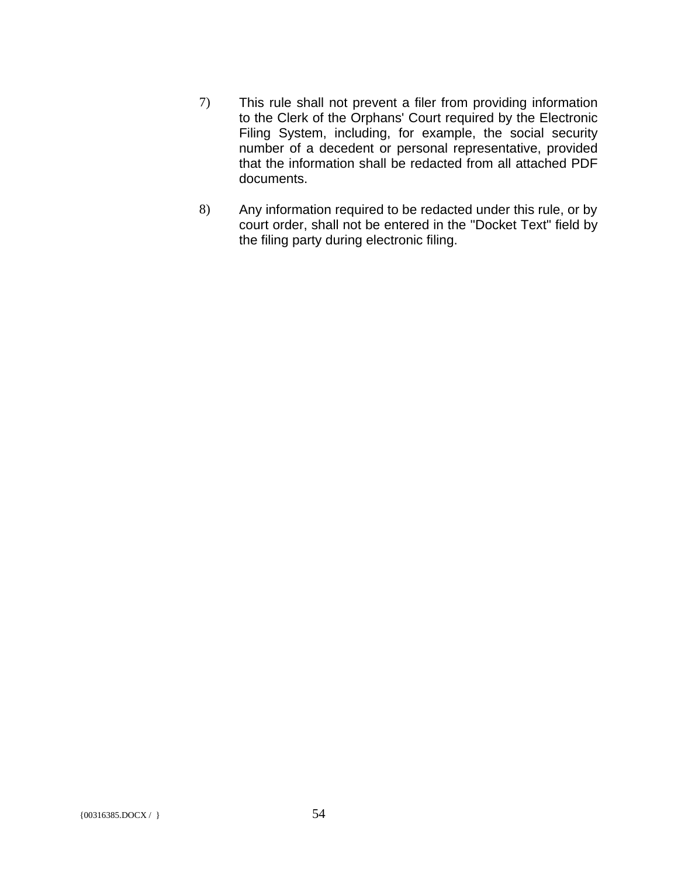7) This rule shall not prevent a filer from providing information to the Clerk of the Orphans' Court required by the Electronic Filing System, including, for example, the social security number of a decedent or personal representative, provided that the information shall be redacted from all attached PDF documents.

8) Any information required to be redacted under this rule, or by court order, shall not be entered in the "Docket Text" field by the filing party during electronic filing.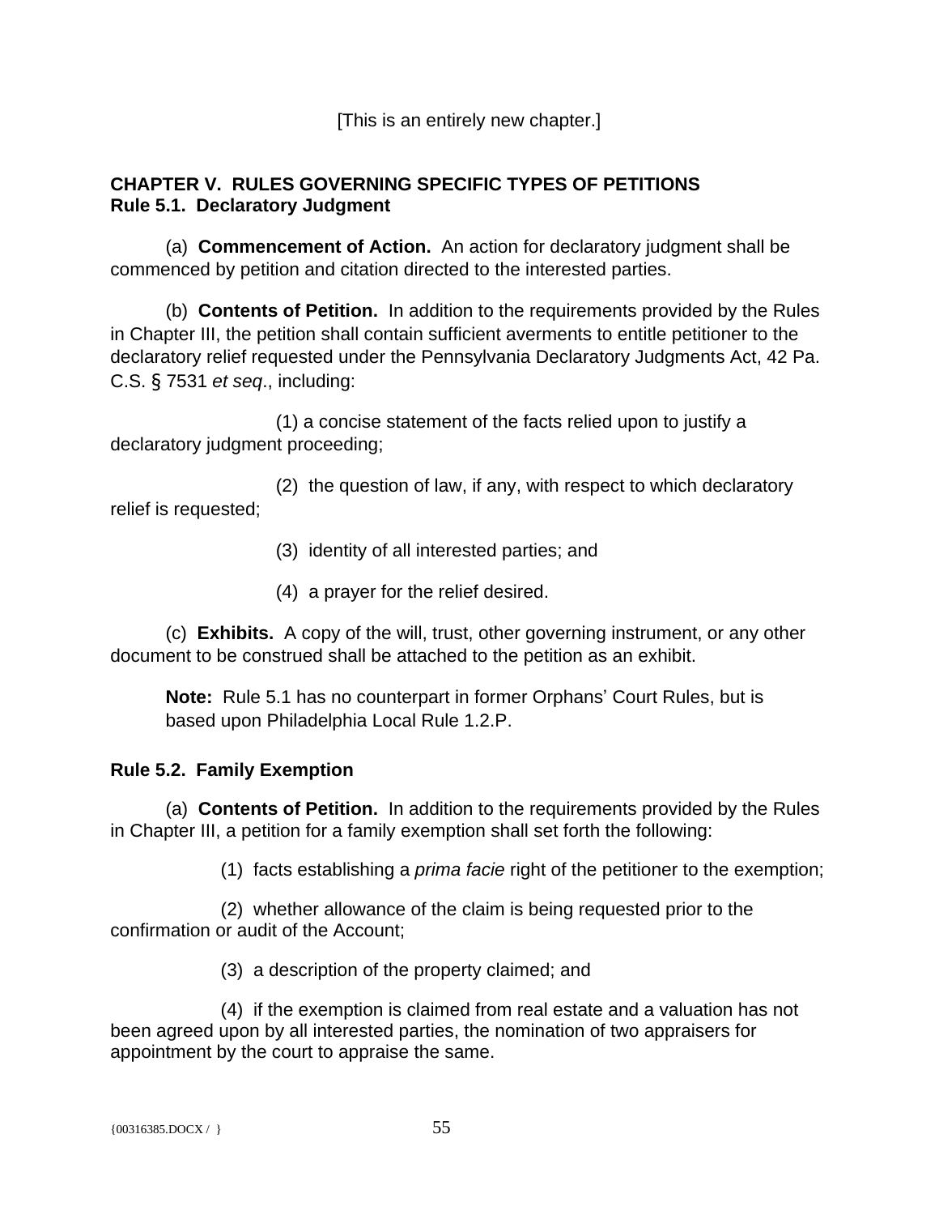[This is an entirely new chapter.]

## CHAPTER V. RULES GOVERNING SPECIFIC TYPES OF PETITIONS

### Rule 5.1. Declaratory Judgment

(a) **Commencement of Action.** An action for declaratory judgment shall be commenced by petition and citation directed to the interested parties.

(b) **Contents of Petition.** In addition to the requirements provided by the Rules in Chapter III, the petition shall contain sufficient averments to entitle petitioner to the declaratory relief requested under the Pennsylvania Declaratory Judgments Act, 42 Pa. C.S. § 7531 *et seq*., including:

(1) a concise statement of the facts relied upon to justify a declaratory judgment proceeding;

(2) the question of law, if any, with respect to which declaratory relief is requested;

(3) identity of all interested parties; and

(4) a prayer for the relief desired.

(c) **Exhibits.** A copy of the will, trust, other governing instrument, or any other document to be construed shall be attached to the petition as an exhibit.

**Note:** Rule 5.1 has no counterpart in former Orphans' Court Rules, but is based upon Philadelphia Local Rule 1.2.P.

### Rule 5.2. Family Exemption

(a) **Contents of Petition.** In addition to the requirements provided by the Rules in Chapter III, a petition for a family exemption shall set forth the following:

(1) facts establishing a *prima facie* right of the petitioner to the exemption;

(2) whether allowance of the claim is being requested prior to the confirmation or audit of the Account;

(3) a description of the property claimed; and

(4) if the exemption is claimed from real estate and a valuation has not been agreed upon by all interested parties, the nomination of two appraisers for appointment by the court to appraise the same.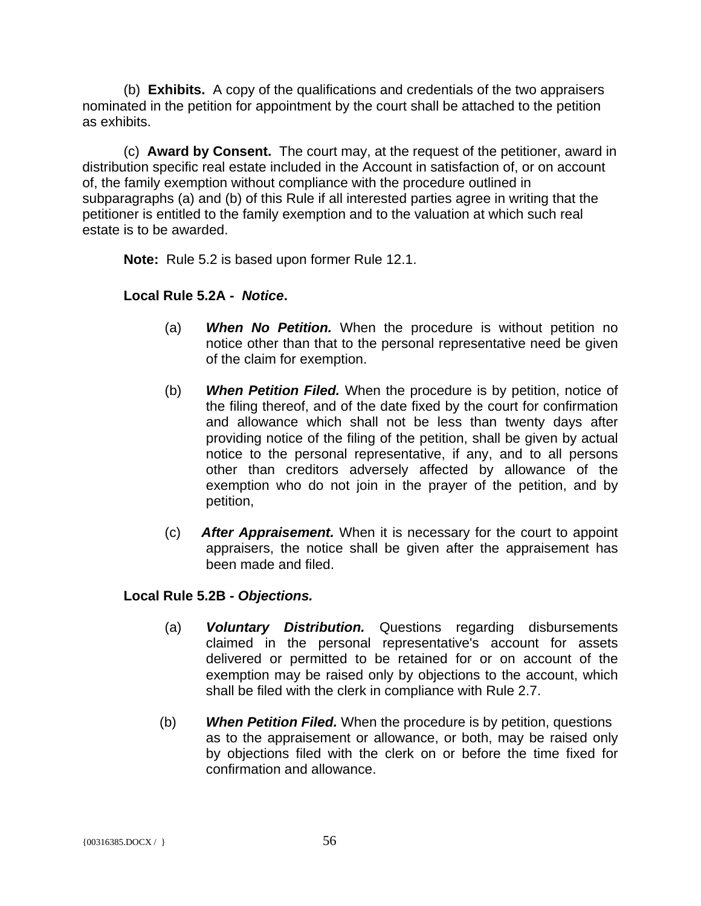(b) **Exhibits.** A copy of the qualifications and credentials of the two appraisers nominated in the petition for appointment by the court shall be attached to the petition as exhibits.

(c) **Award by Consent.** The court may, at the request of the petitioner, award in distribution specific real estate included in the Account in satisfaction of, or on account of, the family exemption without compliance with the procedure outlined in subparagraphs (a) and (b) of this Rule if all interested parties agree in writing that the petitioner is entitled to the family exemption and to the valuation at which such real estate is to be awarded.

**Note:** Rule 5.2 is based upon former Rule 12.1.

**Local Rule 5.2A -** ***Notice*****.**

(a) ***When No Petition.*** When the procedure is without petition no notice other than that to the personal representative need be given of the claim for exemption.

(b) ***When Petition Filed.*** When the procedure is by petition, notice of the filing thereof, and of the date fixed by the court for confirmation and allowance which shall not be less than twenty days after providing notice of the filing of the petition, shall be given by actual notice to the personal representative, if any, and to all persons other than creditors adversely affected by allowance of the exemption who do not join in the prayer of the petition, and by petition,

(c) ***After Appraisement.*** When it is necessary for the court to appoint appraisers, the notice shall be given after the appraisement has been made and filed.

**Local Rule 5.2B -** ***Objections.***

(a) ***Voluntary Distribution.*** Questions regarding disbursements claimed in the personal representative's account for assets delivered or permitted to be retained for or on account of the exemption may be raised only by objections to the account, which shall be filed with the clerk in compliance with Rule 2.7.

(b) ***When Petition Filed.*** When the procedure is by petition, questions as to the appraisement or allowance, or both, may be raised only by objections filed with the clerk on or before the time fixed for confirmation and allowance.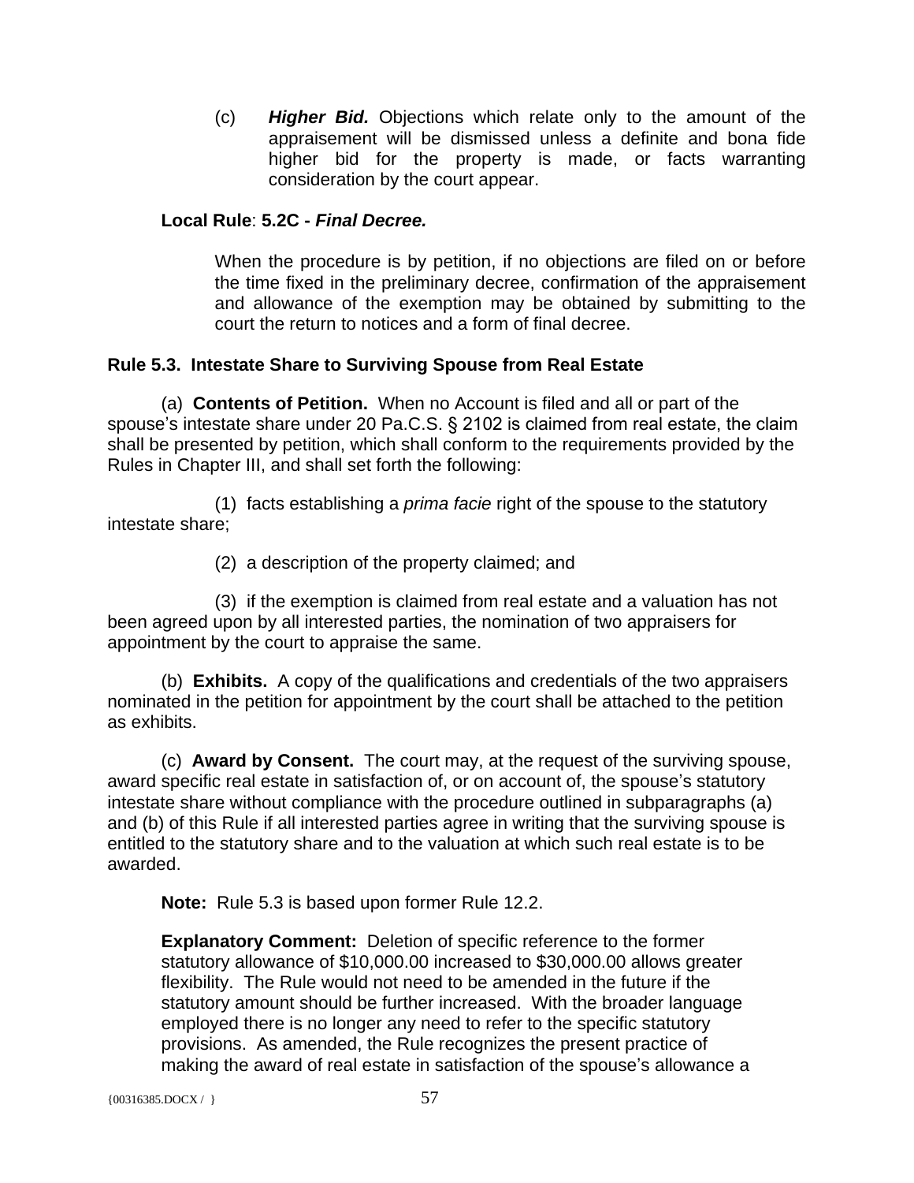(c) ***Higher Bid.*** Objections which relate only to the amount of the appraisement will be dismissed unless a definite and bona fide higher bid for the property is made, or facts warranting consideration by the court appear.

**Local Rule**: **5.2C -** ***Final Decree.***

When the procedure is by petition, if no objections are filed on or before the time fixed in the preliminary decree, confirmation of the appraisement and allowance of the exemption may be obtained by submitting to the court the return to notices and a form of final decree.

**Rule 5.3. Intestate Share to Surviving Spouse from Real Estate**

(a) **Contents of Petition.** When no Account is filed and all or part of the spouse's intestate share under 20 Pa.C.S. § 2102 is claimed from real estate, the claim shall be presented by petition, which shall conform to the requirements provided by the Rules in Chapter III, and shall set forth the following:

(1) facts establishing a *prima facie* right of the spouse to the statutory intestate share;

(2) a description of the property claimed; and

(3) if the exemption is claimed from real estate and a valuation has not been agreed upon by all interested parties, the nomination of two appraisers for appointment by the court to appraise the same.

(b) **Exhibits.** A copy of the qualifications and credentials of the two appraisers nominated in the petition for appointment by the court shall be attached to the petition as exhibits.

(c) **Award by Consent.** The court may, at the request of the surviving spouse, award specific real estate in satisfaction of, or on account of, the spouse's statutory intestate share without compliance with the procedure outlined in subparagraphs (a) and (b) of this Rule if all interested parties agree in writing that the surviving spouse is entitled to the statutory share and to the valuation at which such real estate is to be awarded.

**Note:** Rule 5.3 is based upon former Rule 12.2.

**Explanatory Comment:** Deletion of specific reference to the former statutory allowance of $10,000.00 increased to $30,000.00 allows greater flexibility. The Rule would not need to be amended in the future if the statutory amount should be further increased. With the broader language employed there is no longer any need to refer to the specific statutory provisions. As amended, the Rule recognizes the present practice of making the award of real estate in satisfaction of the spouse's allowance a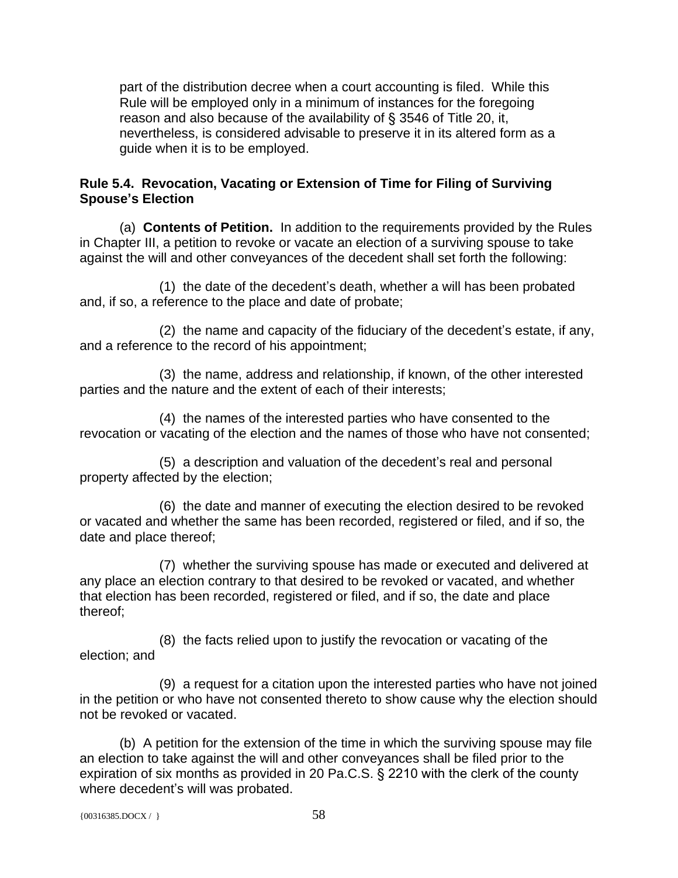part of the distribution decree when a court accounting is filed. While this Rule will be employed only in a minimum of instances for the foregoing reason and also because of the availability of § 3546 of Title 20, it, nevertheless, is considered advisable to preserve it in its altered form as a guide when it is to be employed.

**Rule 5.4. Revocation, Vacating or Extension of Time for Filing of Surviving Spouse's Election**

(a) **Contents of Petition.** In addition to the requirements provided by the Rules in Chapter III, a petition to revoke or vacate an election of a surviving spouse to take against the will and other conveyances of the decedent shall set forth the following:

(1) the date of the decedent's death, whether a will has been probated and, if so, a reference to the place and date of probate;

(2) the name and capacity of the fiduciary of the decedent's estate, if any, and a reference to the record of his appointment;

(3) the name, address and relationship, if known, of the other interested parties and the nature and the extent of each of their interests;

(4) the names of the interested parties who have consented to the revocation or vacating of the election and the names of those who have not consented;

(5) a description and valuation of the decedent's real and personal property affected by the election;

(6) the date and manner of executing the election desired to be revoked or vacated and whether the same has been recorded, registered or filed, and if so, the date and place thereof;

(7) whether the surviving spouse has made or executed and delivered at any place an election contrary to that desired to be revoked or vacated, and whether that election has been recorded, registered or filed, and if so, the date and place thereof;

(8) the facts relied upon to justify the revocation or vacating of the election; and

(9) a request for a citation upon the interested parties who have not joined in the petition or who have not consented thereto to show cause why the election should not be revoked or vacated.

(b) A petition for the extension of the time in which the surviving spouse may file an election to take against the will and other conveyances shall be filed prior to the expiration of six months as provided in 20 Pa.C.S. § 2210 with the clerk of the county where decedent's will was probated.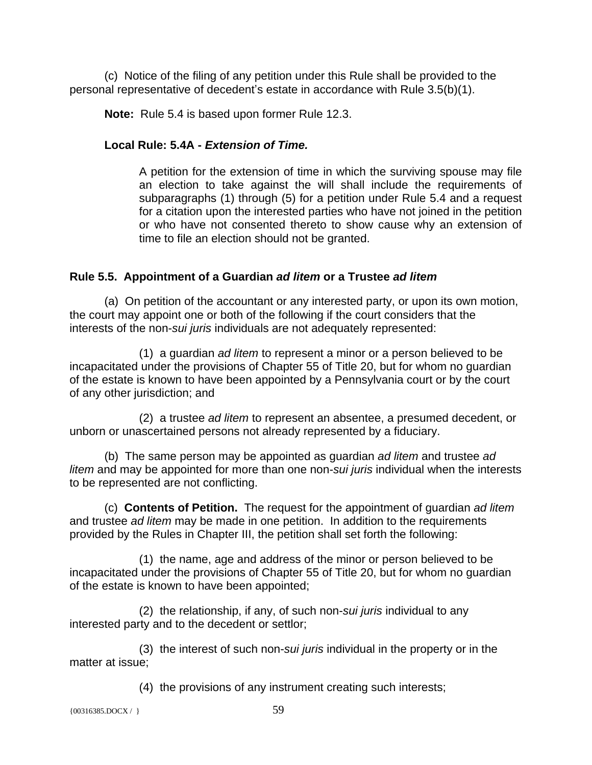(c) Notice of the filing of any petition under this Rule shall be provided to the personal representative of decedent's estate in accordance with Rule 3.5(b)(1).

**Note:** Rule 5.4 is based upon former Rule 12.3.

**Local Rule: 5.4A - *Extension of Time.***

> A petition for the extension of time in which the surviving spouse may file an election to take against the will shall include the requirements of subparagraphs (1) through (5) for a petition under Rule 5.4 and a request for a citation upon the interested parties who have not joined in the petition or who have not consented thereto to show cause why an extension of time to file an election should not be granted.

### Rule 5.5. Appointment of a Guardian *ad litem* or a Trustee *ad litem*

(a) On petition of the accountant or any interested party, or upon its own motion, the court may appoint one or both of the following if the court considers that the interests of the non-*sui juris* individuals are not adequately represented:

(1) a guardian *ad litem* to represent a minor or a person believed to be incapacitated under the provisions of Chapter 55 of Title 20, but for whom no guardian of the estate is known to have been appointed by a Pennsylvania court or by the court of any other jurisdiction; and

(2) a trustee *ad litem* to represent an absentee, a presumed decedent, or unborn or unascertained persons not already represented by a fiduciary.

(b) The same person may be appointed as guardian *ad litem* and trustee *ad litem* and may be appointed for more than one non-*sui juris* individual when the interests to be represented are not conflicting.

(c) **Contents of Petition.** The request for the appointment of guardian *ad litem* and trustee *ad litem* may be made in one petition. In addition to the requirements provided by the Rules in Chapter III, the petition shall set forth the following:

(1) the name, age and address of the minor or person believed to be incapacitated under the provisions of Chapter 55 of Title 20, but for whom no guardian of the estate is known to have been appointed;

(2) the relationship, if any, of such non-*sui juris* individual to any interested party and to the decedent or settlor;

(3) the interest of such non-*sui juris* individual in the property or in the matter at issue;

(4) the provisions of any instrument creating such interests;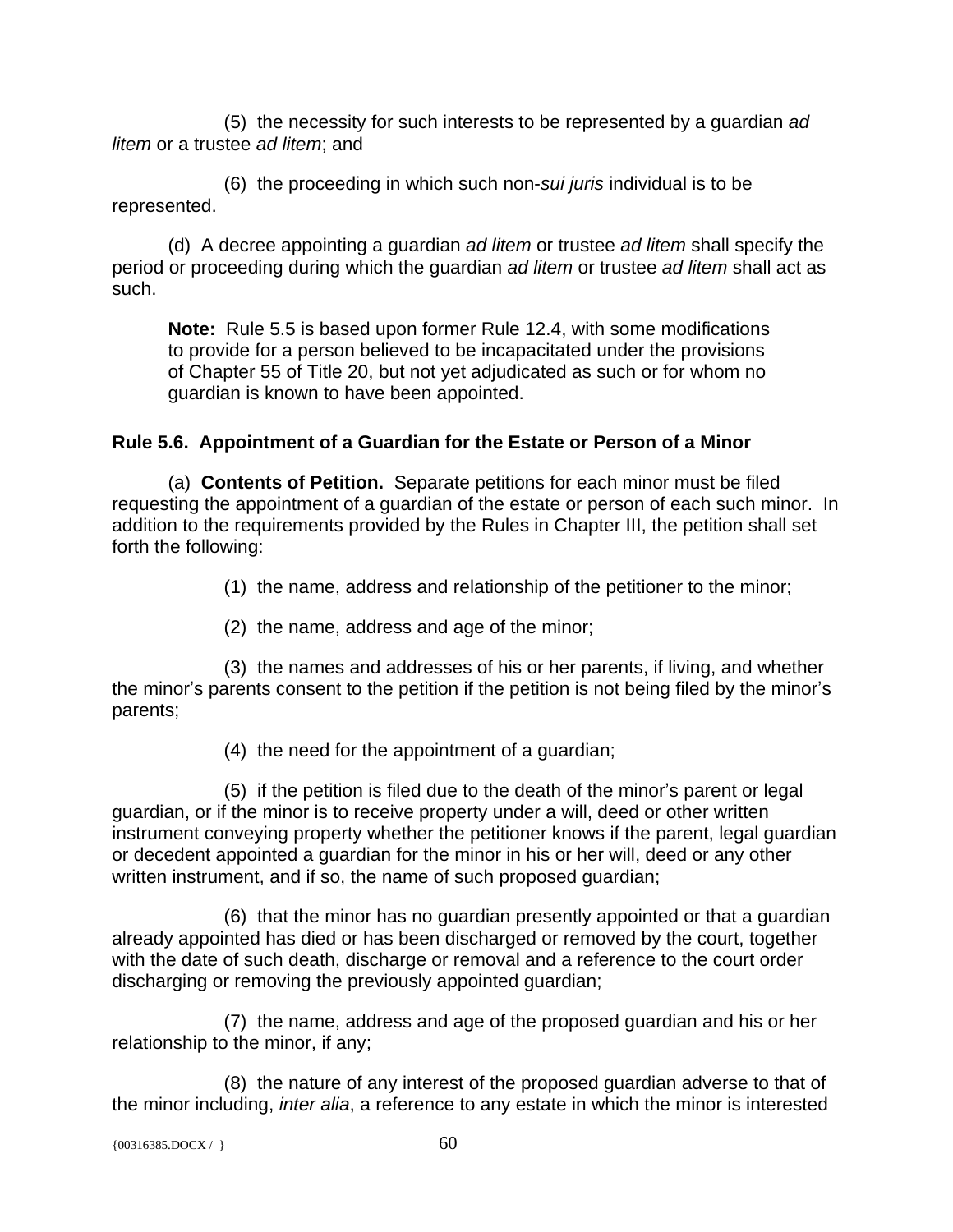(5) the necessity for such interests to be represented by a guardian *ad litem* or a trustee *ad litem*; and

(6) the proceeding in which such non-*sui juris* individual is to be represented.

(d) A decree appointing a guardian *ad litem* or trustee *ad litem* shall specify the period or proceeding during which the guardian *ad litem* or trustee *ad litem* shall act as such.

> **Note:** Rule 5.5 is based upon former Rule 12.4, with some modifications to provide for a person believed to be incapacitated under the provisions of Chapter 55 of Title 20, but not yet adjudicated as such or for whom no guardian is known to have been appointed.

### Rule 5.6. Appointment of a Guardian for the Estate or Person of a Minor

(a) **Contents of Petition.** Separate petitions for each minor must be filed requesting the appointment of a guardian of the estate or person of each such minor. In addition to the requirements provided by the Rules in Chapter III, the petition shall set forth the following:

(1) the name, address and relationship of the petitioner to the minor;

(2) the name, address and age of the minor;

(3) the names and addresses of his or her parents, if living, and whether the minor's parents consent to the petition if the petition is not being filed by the minor's parents;

(4) the need for the appointment of a guardian;

(5) if the petition is filed due to the death of the minor's parent or legal guardian, or if the minor is to receive property under a will, deed or other written instrument conveying property whether the petitioner knows if the parent, legal guardian or decedent appointed a guardian for the minor in his or her will, deed or any other written instrument, and if so, the name of such proposed guardian;

(6) that the minor has no guardian presently appointed or that a guardian already appointed has died or has been discharged or removed by the court, together with the date of such death, discharge or removal and a reference to the court order discharging or removing the previously appointed guardian;

(7) the name, address and age of the proposed guardian and his or her relationship to the minor, if any;

(8) the nature of any interest of the proposed guardian adverse to that of the minor including, *inter alia*, a reference to any estate in which the minor is interested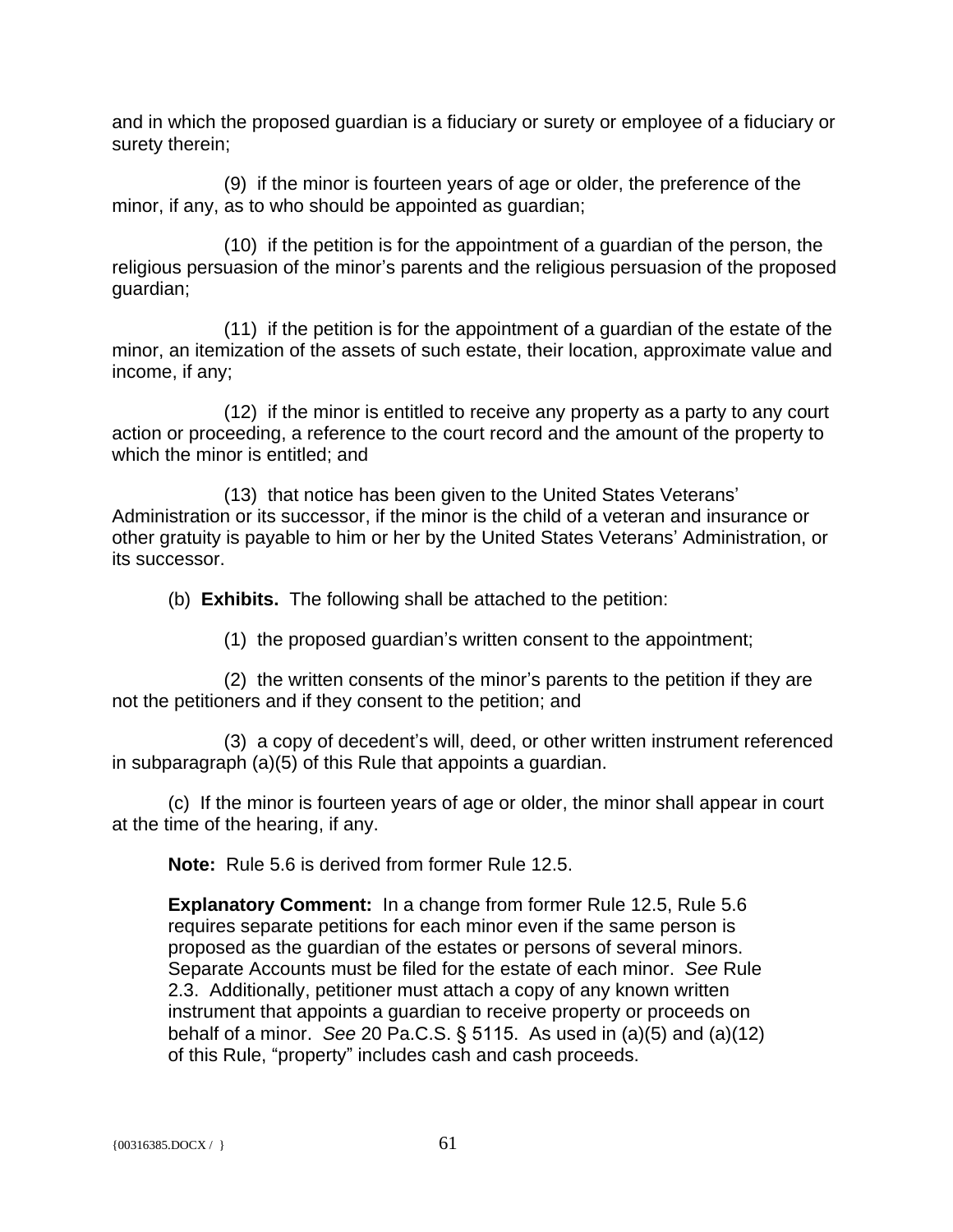and in which the proposed guardian is a fiduciary or surety or employee of a fiduciary or surety therein;

(9) if the minor is fourteen years of age or older, the preference of the minor, if any, as to who should be appointed as guardian;

(10) if the petition is for the appointment of a guardian of the person, the religious persuasion of the minor's parents and the religious persuasion of the proposed guardian;

(11) if the petition is for the appointment of a guardian of the estate of the minor, an itemization of the assets of such estate, their location, approximate value and income, if any;

(12) if the minor is entitled to receive any property as a party to any court action or proceeding, a reference to the court record and the amount of the property to which the minor is entitled; and

(13) that notice has been given to the United States Veterans' Administration or its successor, if the minor is the child of a veteran and insurance or other gratuity is payable to him or her by the United States Veterans' Administration, or its successor.

(b) **Exhibits.** The following shall be attached to the petition:

(1) the proposed guardian's written consent to the appointment;

(2) the written consents of the minor's parents to the petition if they are not the petitioners and if they consent to the petition; and

(3) a copy of decedent's will, deed, or other written instrument referenced in subparagraph (a)(5) of this Rule that appoints a guardian.

(c) If the minor is fourteen years of age or older, the minor shall appear in court at the time of the hearing, if any.

**Note:** Rule 5.6 is derived from former Rule 12.5.

**Explanatory Comment:** In a change from former Rule 12.5, Rule 5.6 requires separate petitions for each minor even if the same person is proposed as the guardian of the estates or persons of several minors. Separate Accounts must be filed for the estate of each minor. *See* Rule 2.3. Additionally, petitioner must attach a copy of any known written instrument that appoints a guardian to receive property or proceeds on behalf of a minor. *See* 20 Pa.C.S. § 5115. As used in (a)(5) and (a)(12) of this Rule, "property" includes cash and cash proceeds.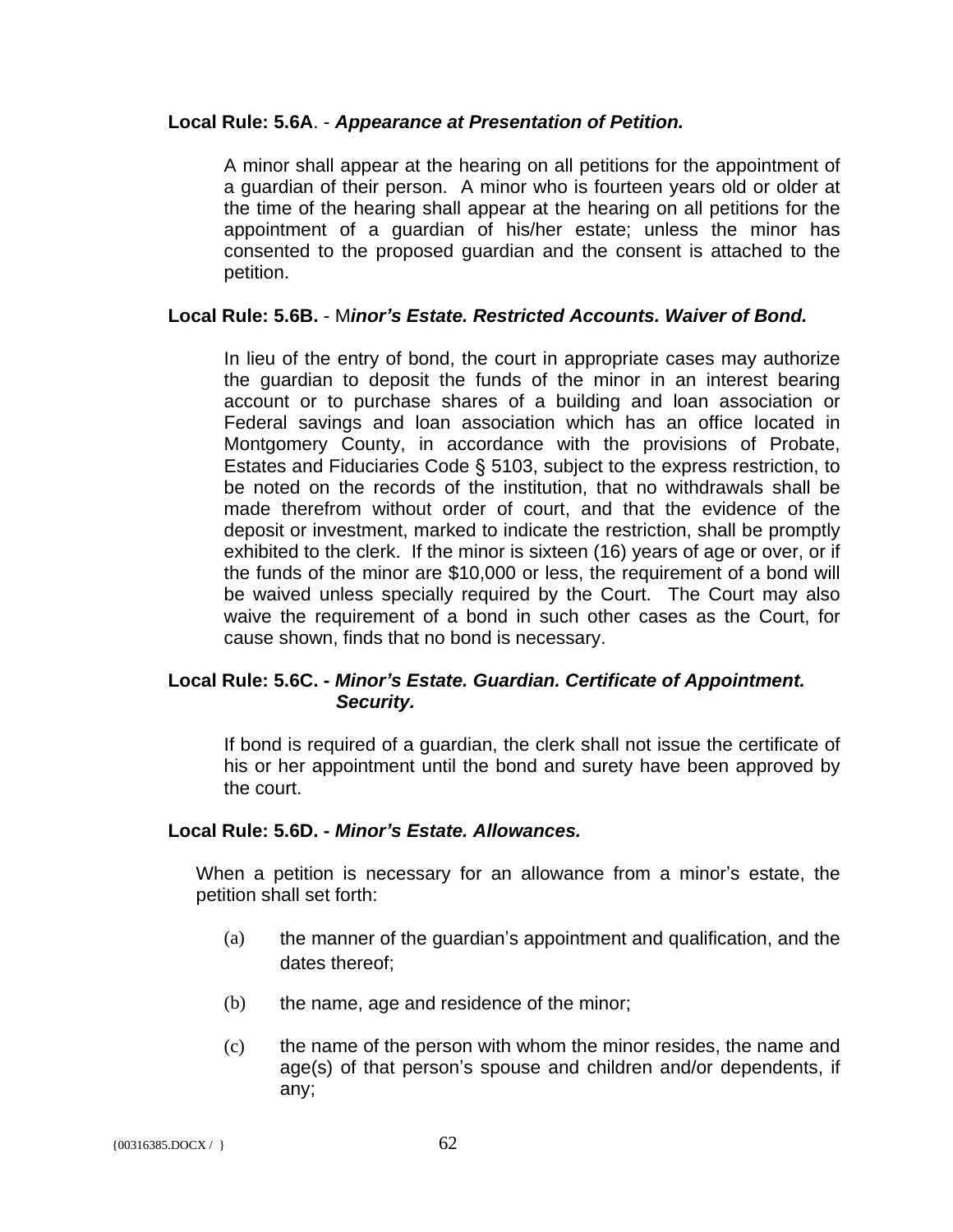**Local Rule: 5.6A**. - ***Appearance at Presentation of Petition.***

A minor shall appear at the hearing on all petitions for the appointment of a guardian of their person. A minor who is fourteen years old or older at the time of the hearing shall appear at the hearing on all petitions for the appointment of a guardian of his/her estate; unless the minor has consented to the proposed guardian and the consent is attached to the petition.

**Local Rule: 5.6B.** - M***inor's Estate. Restricted Accounts. Waiver of Bond.***

In lieu of the entry of bond, the court in appropriate cases may authorize the guardian to deposit the funds of the minor in an interest bearing account or to purchase shares of a building and loan association or Federal savings and loan association which has an office located in Montgomery County, in accordance with the provisions of Probate, Estates and Fiduciaries Code § 5103, subject to the express restriction, to be noted on the records of the institution, that no withdrawals shall be made therefrom without order of court, and that the evidence of the deposit or investment, marked to indicate the restriction, shall be promptly exhibited to the clerk. If the minor is sixteen (16) years of age or over, or if the funds of the minor are $10,000 or less, the requirement of a bond will be waived unless specially required by the Court. The Court may also waive the requirement of a bond in such other cases as the Court, for cause shown, finds that no bond is necessary.

**Local Rule: 5.6C. -** ***Minor's Estate. Guardian. Certificate of Appointment. Security.***

If bond is required of a guardian, the clerk shall not issue the certificate of his or her appointment until the bond and surety have been approved by the court.

**Local Rule: 5.6D. -** ***Minor's Estate. Allowances.***

When a petition is necessary for an allowance from a minor's estate, the petition shall set forth:

(a) the manner of the guardian's appointment and qualification, and the dates thereof;

(b) the name, age and residence of the minor;

(c) the name of the person with whom the minor resides, the name and age(s) of that person's spouse and children and/or dependents, if any;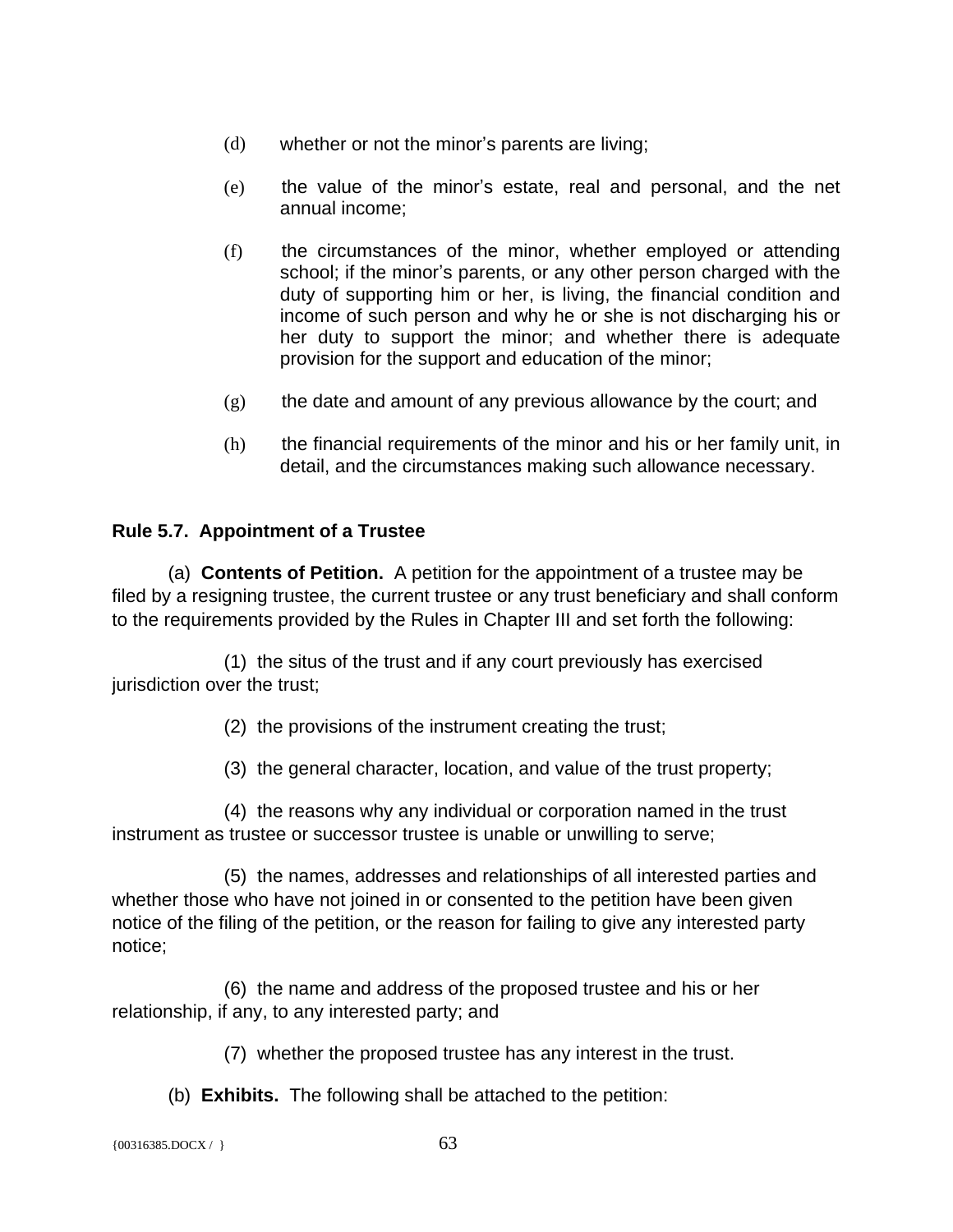(d) whether or not the minor's parents are living;

(e) the value of the minor's estate, real and personal, and the net annual income;

(f) the circumstances of the minor, whether employed or attending school; if the minor's parents, or any other person charged with the duty of supporting him or her, is living, the financial condition and income of such person and why he or she is not discharging his or her duty to support the minor; and whether there is adequate provision for the support and education of the minor;

(g) the date and amount of any previous allowance by the court; and

(h) the financial requirements of the minor and his or her family unit, in detail, and the circumstances making such allowance necessary.

**Rule 5.7. Appointment of a Trustee**

(a) **Contents of Petition.** A petition for the appointment of a trustee may be filed by a resigning trustee, the current trustee or any trust beneficiary and shall conform to the requirements provided by the Rules in Chapter III and set forth the following:

(1) the situs of the trust and if any court previously has exercised jurisdiction over the trust;

(2) the provisions of the instrument creating the trust;

(3) the general character, location, and value of the trust property;

(4) the reasons why any individual or corporation named in the trust instrument as trustee or successor trustee is unable or unwilling to serve;

(5) the names, addresses and relationships of all interested parties and whether those who have not joined in or consented to the petition have been given notice of the filing of the petition, or the reason for failing to give any interested party notice;

(6) the name and address of the proposed trustee and his or her relationship, if any, to any interested party; and

(7) whether the proposed trustee has any interest in the trust.

(b) **Exhibits.** The following shall be attached to the petition: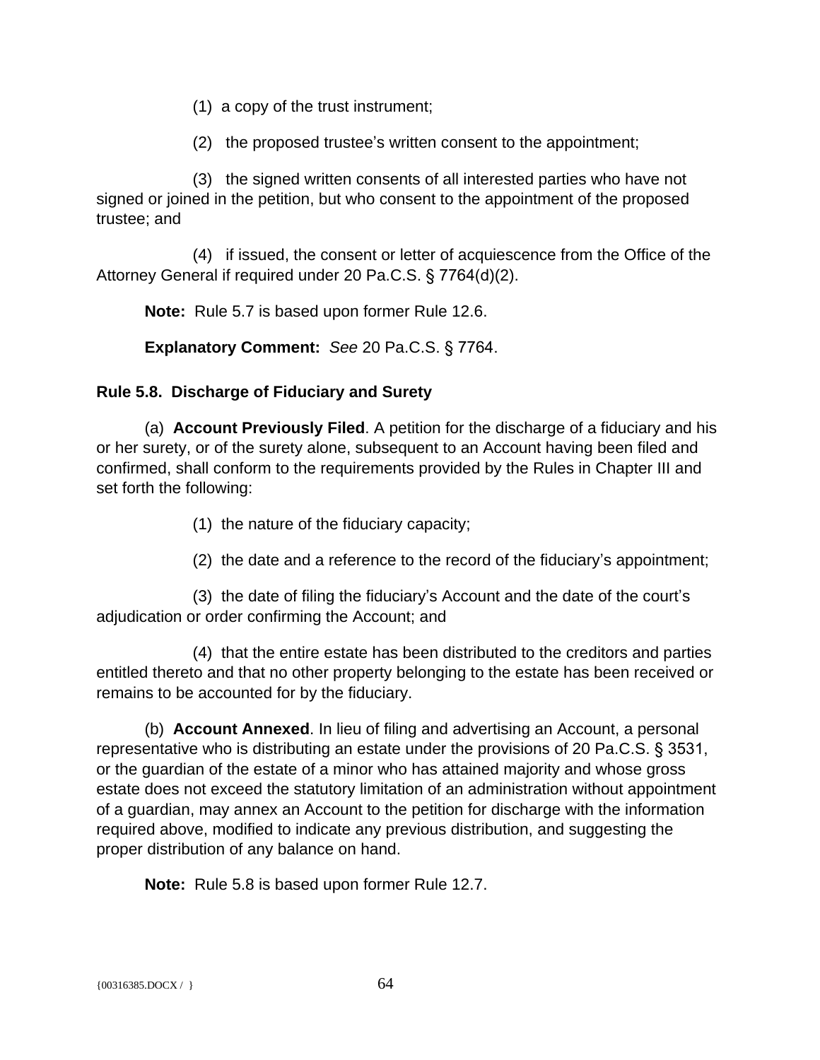(1) a copy of the trust instrument;

(2) the proposed trustee's written consent to the appointment;

(3) the signed written consents of all interested parties who have not signed or joined in the petition, but who consent to the appointment of the proposed trustee; and

(4) if issued, the consent or letter of acquiescence from the Office of the Attorney General if required under 20 Pa.C.S. § 7764(d)(2).

**Note:** Rule 5.7 is based upon former Rule 12.6.

**Explanatory Comment:** *See* 20 Pa.C.S. § 7764.

### Rule 5.8. Discharge of Fiduciary and Surety

(a) **Account Previously Filed**. A petition for the discharge of a fiduciary and his or her surety, or of the surety alone, subsequent to an Account having been filed and confirmed, shall conform to the requirements provided by the Rules in Chapter III and set forth the following:

(1) the nature of the fiduciary capacity;

(2) the date and a reference to the record of the fiduciary's appointment;

(3) the date of filing the fiduciary's Account and the date of the court's adjudication or order confirming the Account; and

(4) that the entire estate has been distributed to the creditors and parties entitled thereto and that no other property belonging to the estate has been received or remains to be accounted for by the fiduciary.

(b) **Account Annexed**. In lieu of filing and advertising an Account, a personal representative who is distributing an estate under the provisions of 20 Pa.C.S. § 3531, or the guardian of the estate of a minor who has attained majority and whose gross estate does not exceed the statutory limitation of an administration without appointment of a guardian, may annex an Account to the petition for discharge with the information required above, modified to indicate any previous distribution, and suggesting the proper distribution of any balance on hand.

**Note:** Rule 5.8 is based upon former Rule 12.7.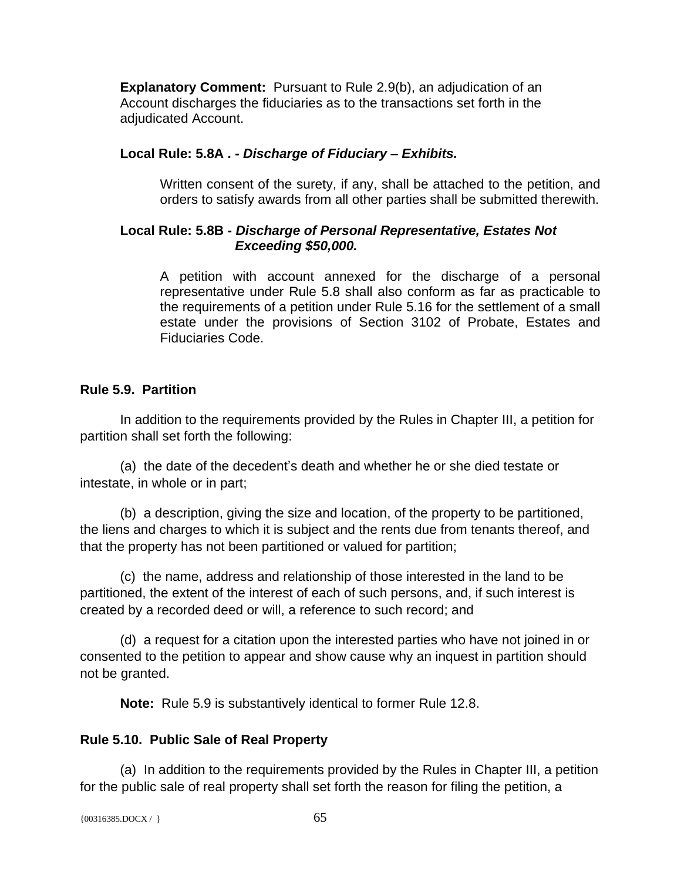**Explanatory Comment:** Pursuant to Rule 2.9(b), an adjudication of an Account discharges the fiduciaries as to the transactions set forth in the adjudicated Account.

**Local Rule: 5.8A . -** ***Discharge of Fiduciary – Exhibits.***

Written consent of the surety, if any, shall be attached to the petition, and orders to satisfy awards from all other parties shall be submitted therewith.

**Local Rule: 5.8B -** ***Discharge of Personal Representative, Estates Not Exceeding $50,000.***

A petition with account annexed for the discharge of a personal representative under Rule 5.8 shall also conform as far as practicable to the requirements of a petition under Rule 5.16 for the settlement of a small estate under the provisions of Section 3102 of Probate, Estates and Fiduciaries Code.

### Rule 5.9. Partition

In addition to the requirements provided by the Rules in Chapter III, a petition for partition shall set forth the following:

(a) the date of the decedent's death and whether he or she died testate or intestate, in whole or in part;

(b) a description, giving the size and location, of the property to be partitioned, the liens and charges to which it is subject and the rents due from tenants thereof, and that the property has not been partitioned or valued for partition;

(c) the name, address and relationship of those interested in the land to be partitioned, the extent of the interest of each of such persons, and, if such interest is created by a recorded deed or will, a reference to such record; and

(d) a request for a citation upon the interested parties who have not joined in or consented to the petition to appear and show cause why an inquest in partition should not be granted.

**Note:** Rule 5.9 is substantively identical to former Rule 12.8.

### Rule 5.10. Public Sale of Real Property

(a) In addition to the requirements provided by the Rules in Chapter III, a petition for the public sale of real property shall set forth the reason for filing the petition, a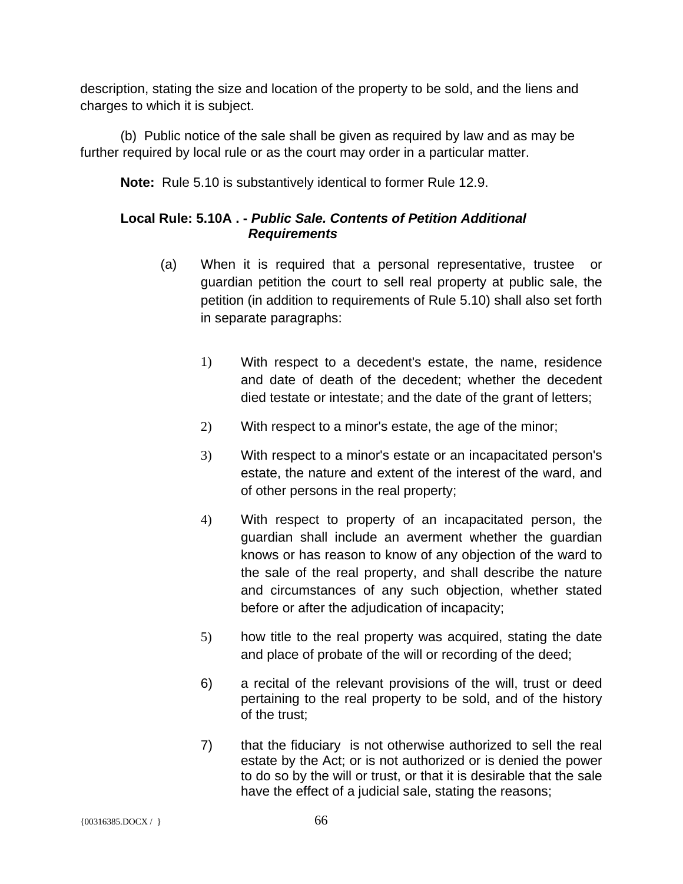description, stating the size and location of the property to be sold, and the liens and charges to which it is subject.

(b) Public notice of the sale shall be given as required by law and as may be further required by local rule or as the court may order in a particular matter.

**Note:** Rule 5.10 is substantively identical to former Rule 12.9.

**Local Rule: 5.10A . -** ***Public Sale. Contents of Petition Additional Requirements***

(a) When it is required that a personal representative, trustee or guardian petition the court to sell real property at public sale, the petition (in addition to requirements of Rule 5.10) shall also set forth in separate paragraphs:

1) With respect to a decedent's estate, the name, residence and date of death of the decedent; whether the decedent died testate or intestate; and the date of the grant of letters;

2) With respect to a minor's estate, the age of the minor;

3) With respect to a minor's estate or an incapacitated person's estate, the nature and extent of the interest of the ward, and of other persons in the real property;

4) With respect to property of an incapacitated person, the guardian shall include an averment whether the guardian knows or has reason to know of any objection of the ward to the sale of the real property, and shall describe the nature and circumstances of any such objection, whether stated before or after the adjudication of incapacity;

5) how title to the real property was acquired, stating the date and place of probate of the will or recording of the deed;

6) a recital of the relevant provisions of the will, trust or deed pertaining to the real property to be sold, and of the history of the trust;

7) that the fiduciary is not otherwise authorized to sell the real estate by the Act; or is not authorized or is denied the power to do so by the will or trust, or that it is desirable that the sale have the effect of a judicial sale, stating the reasons;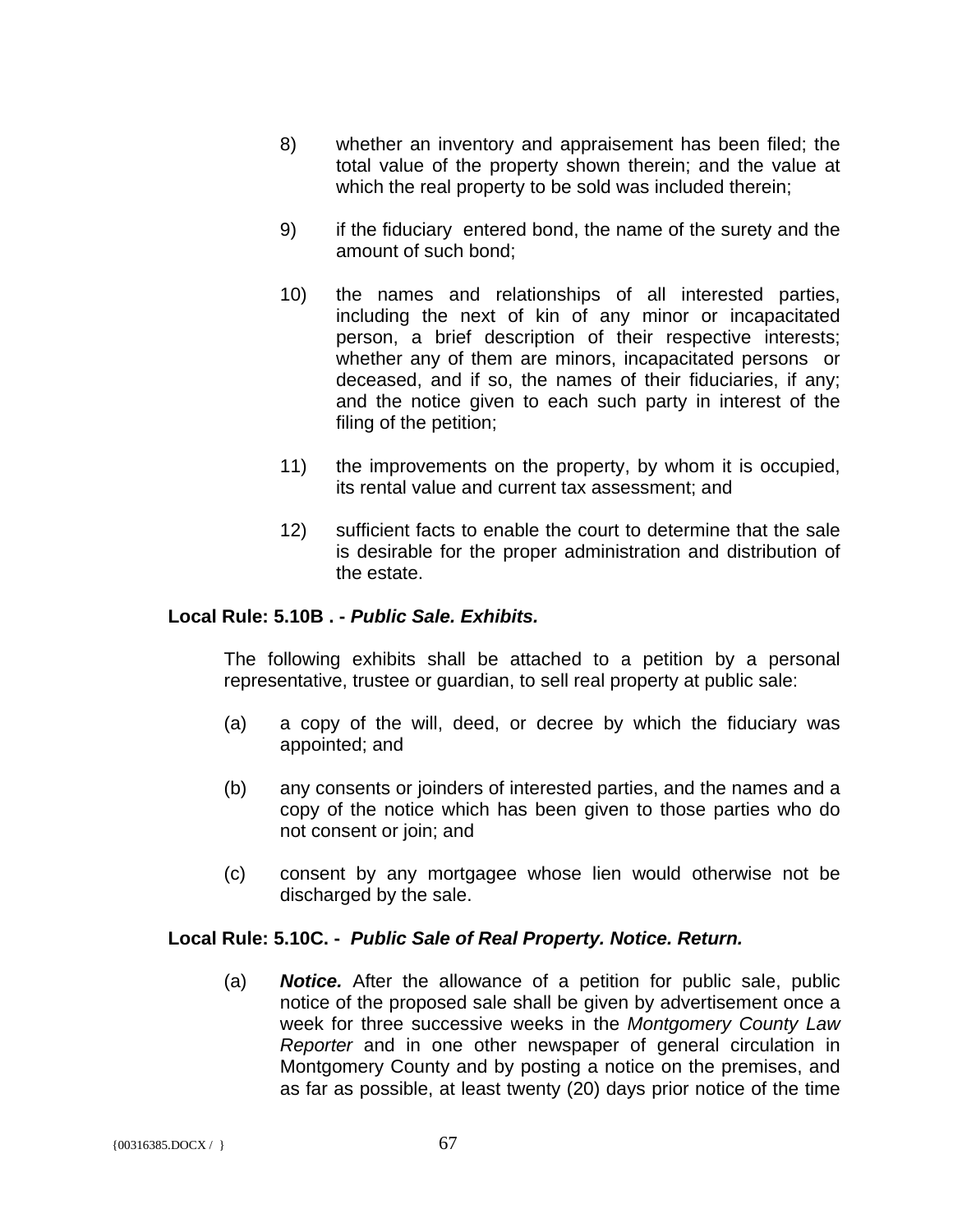8) whether an inventory and appraisement has been filed; the total value of the property shown therein; and the value at which the real property to be sold was included therein;

9) if the fiduciary entered bond, the name of the surety and the amount of such bond;

10) the names and relationships of all interested parties, including the next of kin of any minor or incapacitated person, a brief description of their respective interests; whether any of them are minors, incapacitated persons or deceased, and if so, the names of their fiduciaries, if any; and the notice given to each such party in interest of the filing of the petition;

11) the improvements on the property, by whom it is occupied, its rental value and current tax assessment; and

12) sufficient facts to enable the court to determine that the sale is desirable for the proper administration and distribution of the estate.

**Local Rule: 5.10B . -** ***Public Sale. Exhibits.***

The following exhibits shall be attached to a petition by a personal representative, trustee or guardian, to sell real property at public sale:

(a) a copy of the will, deed, or decree by which the fiduciary was appointed; and

(b) any consents or joinders of interested parties, and the names and a copy of the notice which has been given to those parties who do not consent or join; and

(c) consent by any mortgagee whose lien would otherwise not be discharged by the sale.

**Local Rule: 5.10C. -** ***Public Sale of Real Property. Notice. Return.***

(a) ***Notice.*** After the allowance of a petition for public sale, public notice of the proposed sale shall be given by advertisement once a week for three successive weeks in the *Montgomery County Law Reporter* and in one other newspaper of general circulation in Montgomery County and by posting a notice on the premises, and as far as possible, at least twenty (20) days prior notice of the time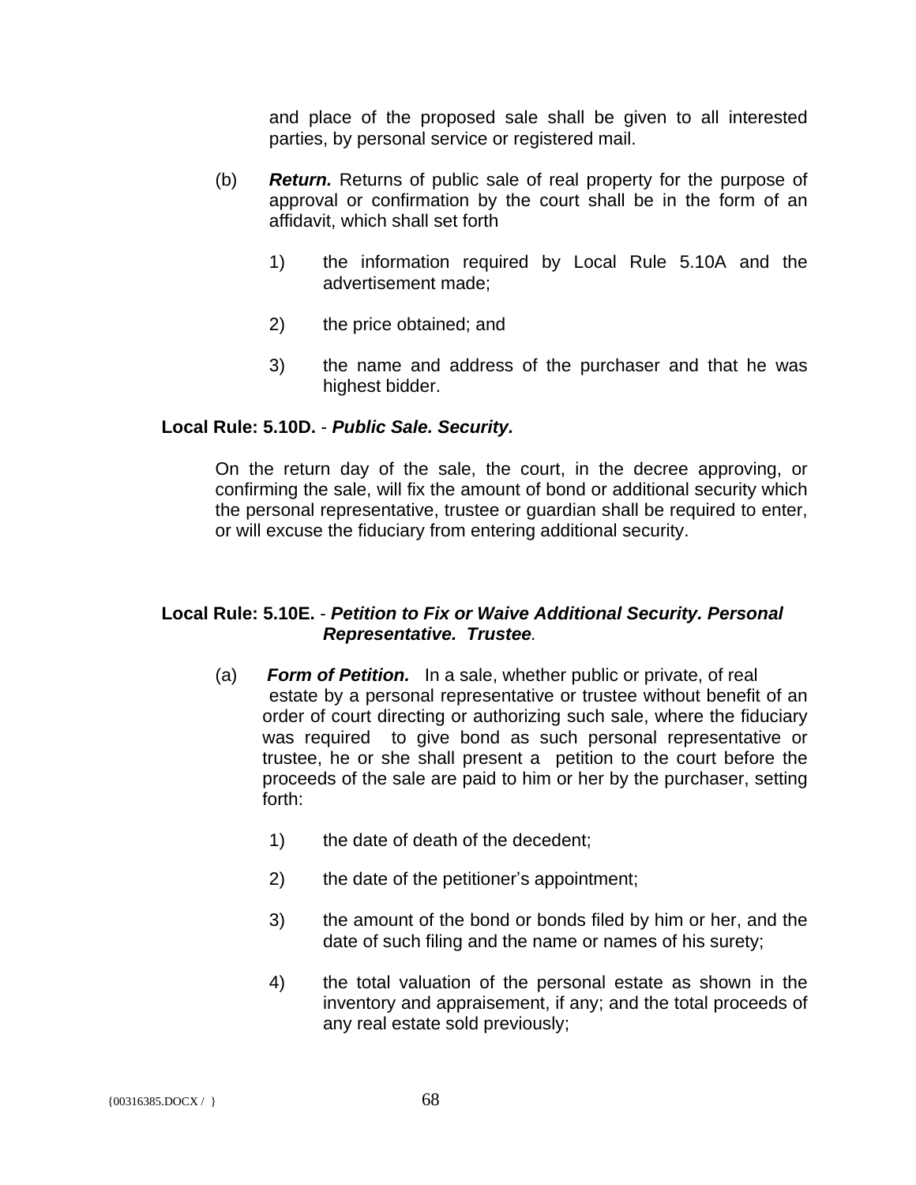and place of the proposed sale shall be given to all interested parties, by personal service or registered mail.

(b) ***Return.*** Returns of public sale of real property for the purpose of approval or confirmation by the court shall be in the form of an affidavit, which shall set forth

1) the information required by Local Rule 5.10A and the advertisement made;

2) the price obtained; and

3) the name and address of the purchaser and that he was highest bidder.

**Local Rule: 5.10D.** - ***Public Sale. Security.***

On the return day of the sale, the court, in the decree approving, or confirming the sale, will fix the amount of bond or additional security which the personal representative, trustee or guardian shall be required to enter, or will excuse the fiduciary from entering additional security.

**Local Rule: 5.10E.** - ***Petition to Fix or Waive Additional Security. Personal Representative. Trustee.***

(a) ***Form of Petition.*** In a sale, whether public or private, of real estate by a personal representative or trustee without benefit of an order of court directing or authorizing such sale, where the fiduciary was required to give bond as such personal representative or trustee, he or she shall present a petition to the court before the proceeds of the sale are paid to him or her by the purchaser, setting forth:

1) the date of death of the decedent;

2) the date of the petitioner's appointment;

3) the amount of the bond or bonds filed by him or her, and the date of such filing and the name or names of his surety;

4) the total valuation of the personal estate as shown in the inventory and appraisement, if any; and the total proceeds of any real estate sold previously;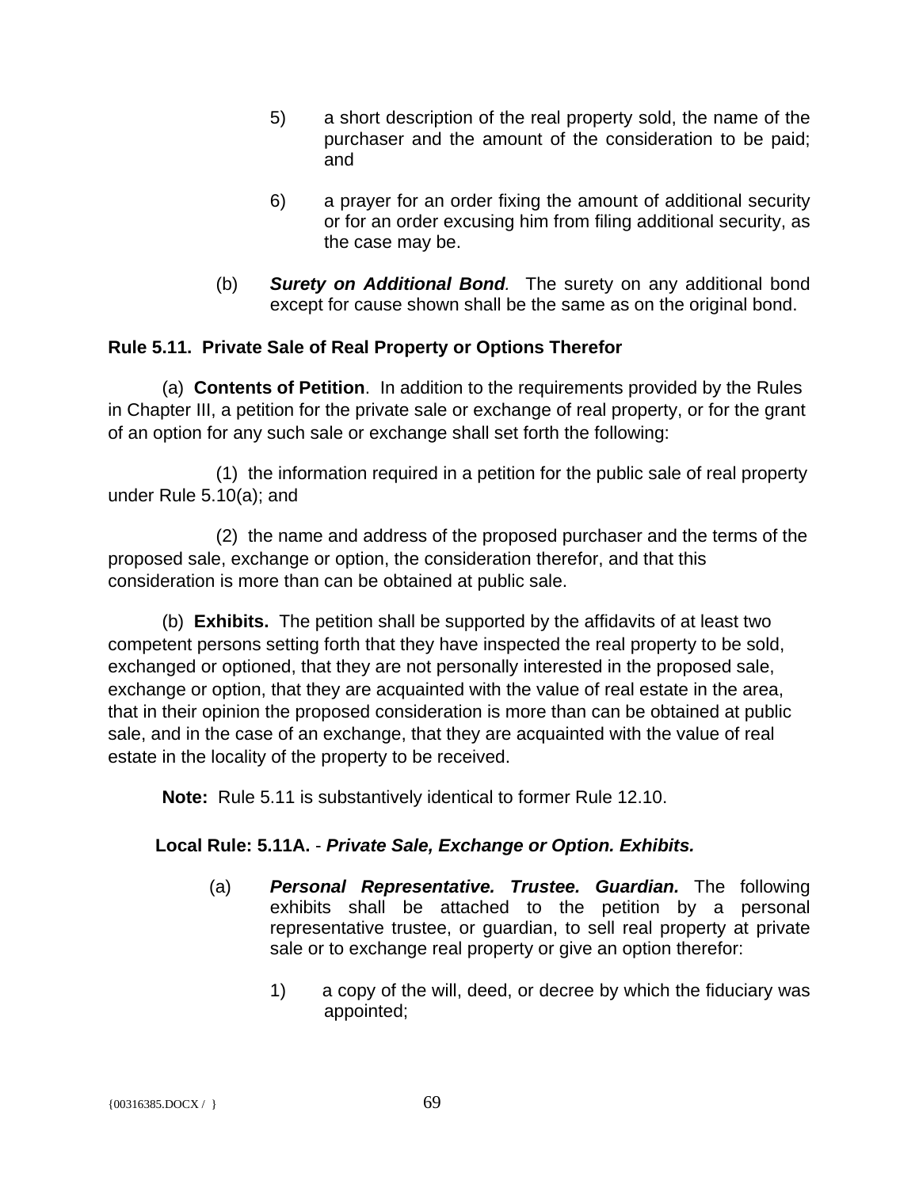5) a short description of the real property sold, the name of the purchaser and the amount of the consideration to be paid; and

6) a prayer for an order fixing the amount of additional security or for an order excusing him from filing additional security, as the case may be.

(b) ***Surety on Additional Bond***. The surety on any additional bond except for cause shown shall be the same as on the original bond.

**Rule 5.11. Private Sale of Real Property or Options Therefor**

(a) **Contents of Petition**. In addition to the requirements provided by the Rules in Chapter III, a petition for the private sale or exchange of real property, or for the grant of an option for any such sale or exchange shall set forth the following:

(1) the information required in a petition for the public sale of real property under Rule 5.10(a); and

(2) the name and address of the proposed purchaser and the terms of the proposed sale, exchange or option, the consideration therefor, and that this consideration is more than can be obtained at public sale.

(b) **Exhibits.** The petition shall be supported by the affidavits of at least two competent persons setting forth that they have inspected the real property to be sold, exchanged or optioned, that they are not personally interested in the proposed sale, exchange or option, that they are acquainted with the value of real estate in the area, that in their opinion the proposed consideration is more than can be obtained at public sale, and in the case of an exchange, that they are acquainted with the value of real estate in the locality of the property to be received.

**Note:** Rule 5.11 is substantively identical to former Rule 12.10.

**Local Rule: 5.11A.** - ***Private Sale, Exchange or Option. Exhibits.***

(a) ***Personal Representative. Trustee. Guardian.*** The following exhibits shall be attached to the petition by a personal representative trustee, or guardian, to sell real property at private sale or to exchange real property or give an option therefor:

1) a copy of the will, deed, or decree by which the fiduciary was appointed;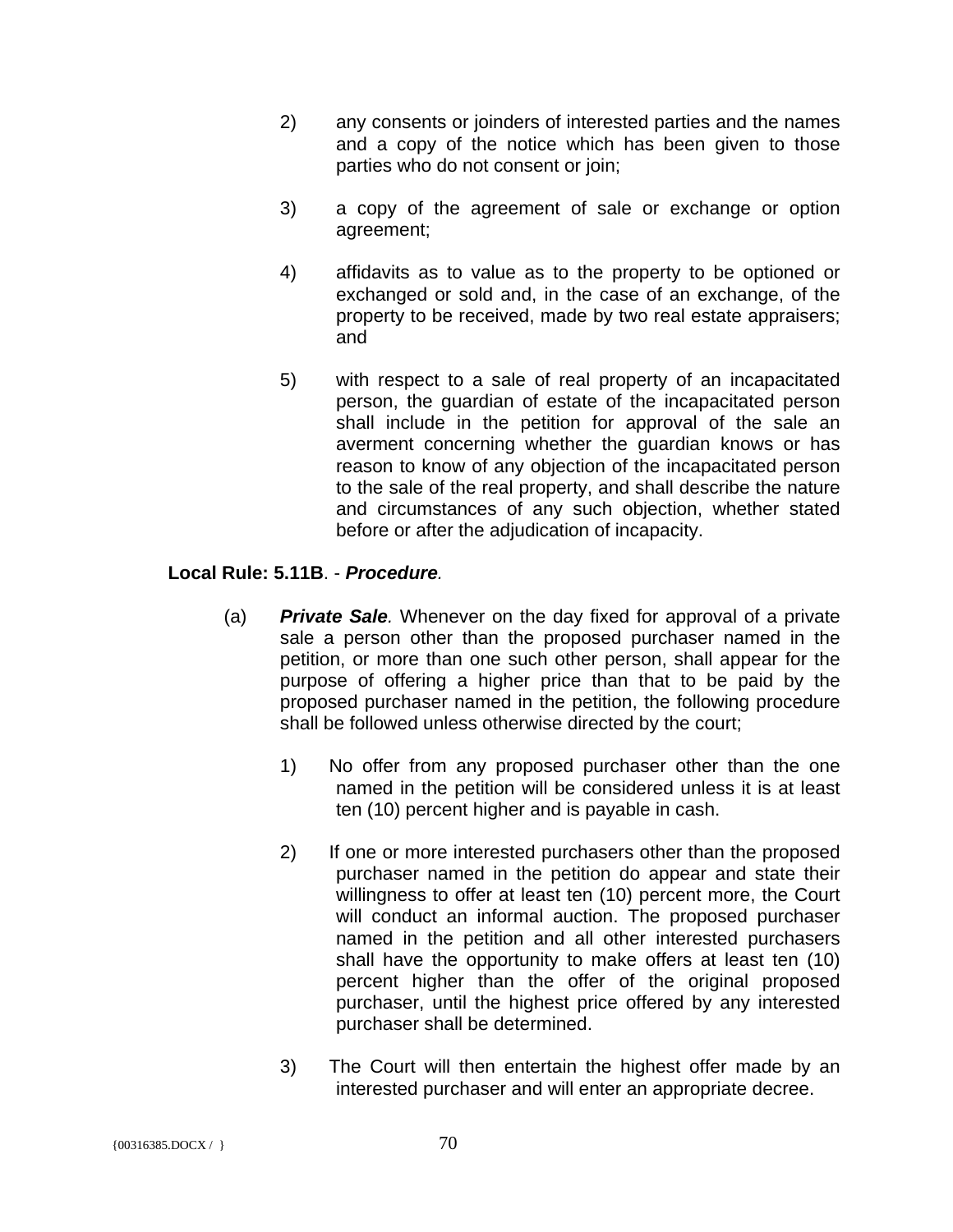2) any consents or joinders of interested parties and the names and a copy of the notice which has been given to those parties who do not consent or join;

3) a copy of the agreement of sale or exchange or option agreement;

4) affidavits as to value as to the property to be optioned or exchanged or sold and, in the case of an exchange, of the property to be received, made by two real estate appraisers; and

5) with respect to a sale of real property of an incapacitated person, the guardian of estate of the incapacitated person shall include in the petition for approval of the sale an averment concerning whether the guardian knows or has reason to know of any objection of the incapacitated person to the sale of the real property, and shall describe the nature and circumstances of any such objection, whether stated before or after the adjudication of incapacity.

**Local Rule: 5.11B**. - ***Procedure.***

(a) ***Private Sale***. Whenever on the day fixed for approval of a private sale a person other than the proposed purchaser named in the petition, or more than one such other person, shall appear for the purpose of offering a higher price than that to be paid by the proposed purchaser named in the petition, the following procedure shall be followed unless otherwise directed by the court;

1) No offer from any proposed purchaser other than the one named in the petition will be considered unless it is at least ten (10) percent higher and is payable in cash.

2) If one or more interested purchasers other than the proposed purchaser named in the petition do appear and state their willingness to offer at least ten (10) percent more, the Court will conduct an informal auction. The proposed purchaser named in the petition and all other interested purchasers shall have the opportunity to make offers at least ten (10) percent higher than the offer of the original proposed purchaser, until the highest price offered by any interested purchaser shall be determined.

3) The Court will then entertain the highest offer made by an interested purchaser and will enter an appropriate decree.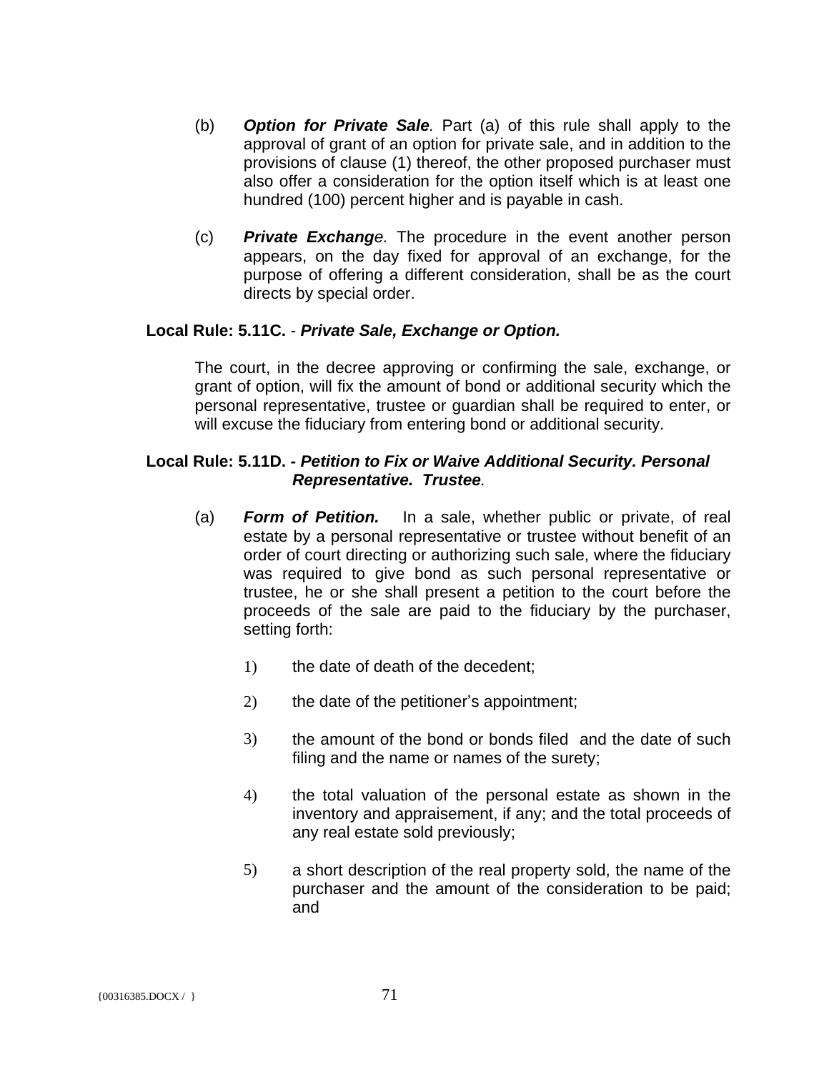(b) ***Option for Private Sale***. Part (a) of this rule shall apply to the approval of grant of an option for private sale, and in addition to the provisions of clause (1) thereof, the other proposed purchaser must also offer a consideration for the option itself which is at least one hundred (100) percent higher and is payable in cash.

(c) ***Private Exchange***. The procedure in the event another person appears, on the day fixed for approval of an exchange, for the purpose of offering a different consideration, shall be as the court directs by special order.

**Local Rule: 5.11C.** - ***Private Sale, Exchange or Option.***

The court, in the decree approving or confirming the sale, exchange, or grant of option, will fix the amount of bond or additional security which the personal representative, trustee or guardian shall be required to enter, or will excuse the fiduciary from entering bond or additional security.

**Local Rule: 5.11D. -** ***Petition to Fix or Waive Additional Security. Personal Representative. Trustee.***

(a) ***Form of Petition.*** In a sale, whether public or private, of real estate by a personal representative or trustee without benefit of an order of court directing or authorizing such sale, where the fiduciary was required to give bond as such personal representative or trustee, he or she shall present a petition to the court before the proceeds of the sale are paid to the fiduciary by the purchaser, setting forth:

1) the date of death of the decedent;

2) the date of the petitioner's appointment;

3) the amount of the bond or bonds filed and the date of such filing and the name or names of the surety;

4) the total valuation of the personal estate as shown in the inventory and appraisement, if any; and the total proceeds of any real estate sold previously;

5) a short description of the real property sold, the name of the purchaser and the amount of the consideration to be paid; and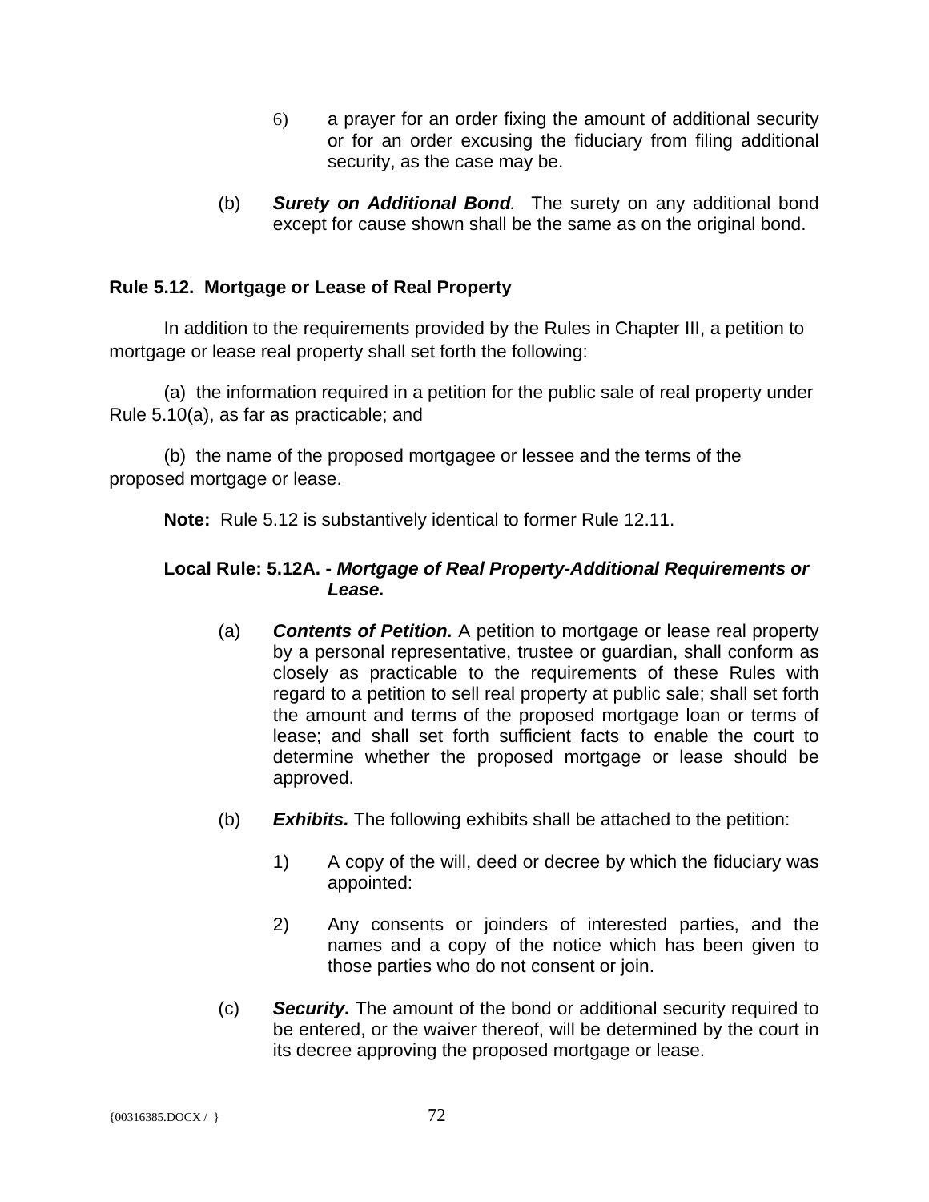6) a prayer for an order fixing the amount of additional security or for an order excusing the fiduciary from filing additional security, as the case may be.

(b) ***Surety on Additional Bond****.* The surety on any additional bond except for cause shown shall be the same as on the original bond.

**Rule 5.12. Mortgage or Lease of Real Property**

In addition to the requirements provided by the Rules in Chapter III, a petition to mortgage or lease real property shall set forth the following:

(a) the information required in a petition for the public sale of real property under Rule 5.10(a), as far as practicable; and

(b) the name of the proposed mortgagee or lessee and the terms of the proposed mortgage or lease.

**Note:** Rule 5.12 is substantively identical to former Rule 12.11.

**Local Rule: 5.12A. -** ***Mortgage of Real Property-Additional Requirements or Lease.***

(a) ***Contents of Petition.*** A petition to mortgage or lease real property by a personal representative, trustee or guardian, shall conform as closely as practicable to the requirements of these Rules with regard to a petition to sell real property at public sale; shall set forth the amount and terms of the proposed mortgage loan or terms of lease; and shall set forth sufficient facts to enable the court to determine whether the proposed mortgage or lease should be approved.

(b) ***Exhibits.*** The following exhibits shall be attached to the petition:

1) A copy of the will, deed or decree by which the fiduciary was appointed:

2) Any consents or joinders of interested parties, and the names and a copy of the notice which has been given to those parties who do not consent or join.

(c) ***Security.*** The amount of the bond or additional security required to be entered, or the waiver thereof, will be determined by the court in its decree approving the proposed mortgage or lease.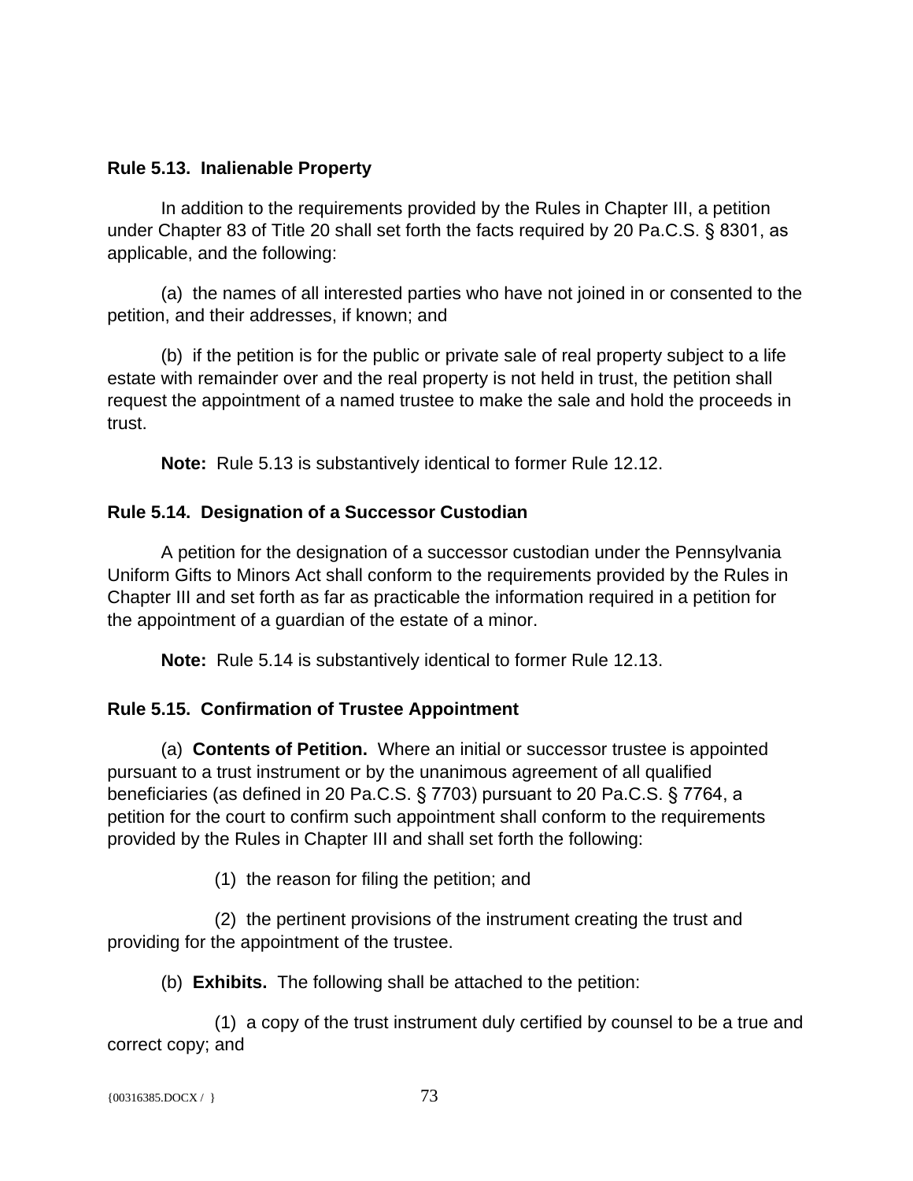**Rule 5.13. Inalienable Property**

In addition to the requirements provided by the Rules in Chapter III, a petition under Chapter 83 of Title 20 shall set forth the facts required by 20 Pa.C.S. § 8301, as applicable, and the following:

(a) the names of all interested parties who have not joined in or consented to the petition, and their addresses, if known; and

(b) if the petition is for the public or private sale of real property subject to a life estate with remainder over and the real property is not held in trust, the petition shall request the appointment of a named trustee to make the sale and hold the proceeds in trust.

**Note:** Rule 5.13 is substantively identical to former Rule 12.12.

**Rule 5.14. Designation of a Successor Custodian**

A petition for the designation of a successor custodian under the Pennsylvania Uniform Gifts to Minors Act shall conform to the requirements provided by the Rules in Chapter III and set forth as far as practicable the information required in a petition for the appointment of a guardian of the estate of a minor.

**Note:** Rule 5.14 is substantively identical to former Rule 12.13.

**Rule 5.15. Confirmation of Trustee Appointment**

(a) **Contents of Petition.** Where an initial or successor trustee is appointed pursuant to a trust instrument or by the unanimous agreement of all qualified beneficiaries (as defined in 20 Pa.C.S. § 7703) pursuant to 20 Pa.C.S. § 7764, a petition for the court to confirm such appointment shall conform to the requirements provided by the Rules in Chapter III and shall set forth the following:

(1) the reason for filing the petition; and

(2) the pertinent provisions of the instrument creating the trust and providing for the appointment of the trustee.

(b) **Exhibits.** The following shall be attached to the petition:

(1) a copy of the trust instrument duly certified by counsel to be a true and correct copy; and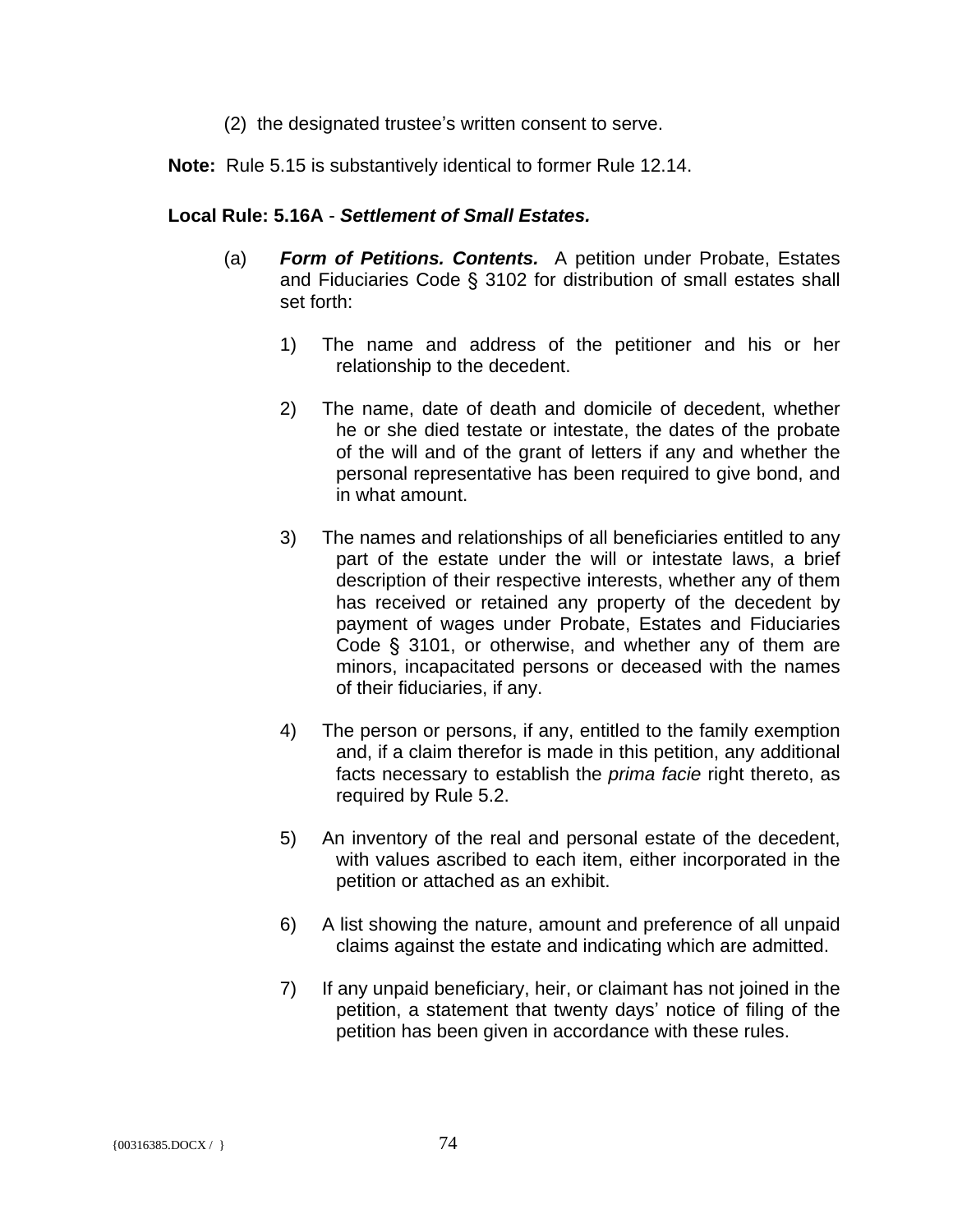(2) the designated trustee's written consent to serve.

**Note:** Rule 5.15 is substantively identical to former Rule 12.14.

**Local Rule: 5.16A** - ***Settlement of Small Estates.***

(a) ***Form of Petitions. Contents.*** A petition under Probate, Estates and Fiduciaries Code § 3102 for distribution of small estates shall set forth:

1) The name and address of the petitioner and his or her relationship to the decedent.

2) The name, date of death and domicile of decedent, whether he or she died testate or intestate, the dates of the probate of the will and of the grant of letters if any and whether the personal representative has been required to give bond, and in what amount.

3) The names and relationships of all beneficiaries entitled to any part of the estate under the will or intestate laws, a brief description of their respective interests, whether any of them has received or retained any property of the decedent by payment of wages under Probate, Estates and Fiduciaries Code § 3101, or otherwise, and whether any of them are minors, incapacitated persons or deceased with the names of their fiduciaries, if any.

4) The person or persons, if any, entitled to the family exemption and, if a claim therefor is made in this petition, any additional facts necessary to establish the *prima facie* right thereto, as required by Rule 5.2.

5) An inventory of the real and personal estate of the decedent, with values ascribed to each item, either incorporated in the petition or attached as an exhibit.

6) A list showing the nature, amount and preference of all unpaid claims against the estate and indicating which are admitted.

7) If any unpaid beneficiary, heir, or claimant has not joined in the petition, a statement that twenty days' notice of filing of the petition has been given in accordance with these rules.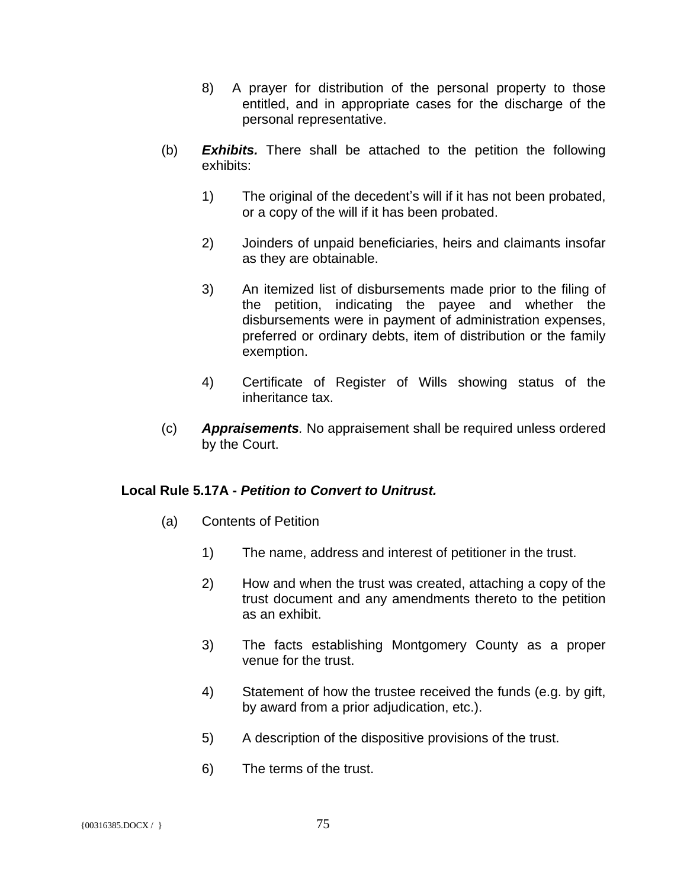8) A prayer for distribution of the personal property to those entitled, and in appropriate cases for the discharge of the personal representative.

(b) ***Exhibits.*** There shall be attached to the petition the following exhibits:

1) The original of the decedent's will if it has not been probated, or a copy of the will if it has been probated.

2) Joinders of unpaid beneficiaries, heirs and claimants insofar as they are obtainable.

3) An itemized list of disbursements made prior to the filing of the petition, indicating the payee and whether the disbursements were in payment of administration expenses, preferred or ordinary debts, item of distribution or the family exemption.

4) Certificate of Register of Wills showing status of the inheritance tax.

(c) ***Appraisements****.* No appraisement shall be required unless ordered by the Court.

**Local Rule 5.17A -** ***Petition to Convert to Unitrust.***

(a) Contents of Petition

1) The name, address and interest of petitioner in the trust.

2) How and when the trust was created, attaching a copy of the trust document and any amendments thereto to the petition as an exhibit.

3) The facts establishing Montgomery County as a proper venue for the trust.

4) Statement of how the trustee received the funds (e.g. by gift, by award from a prior adjudication, etc.).

5) A description of the dispositive provisions of the trust.

6) The terms of the trust.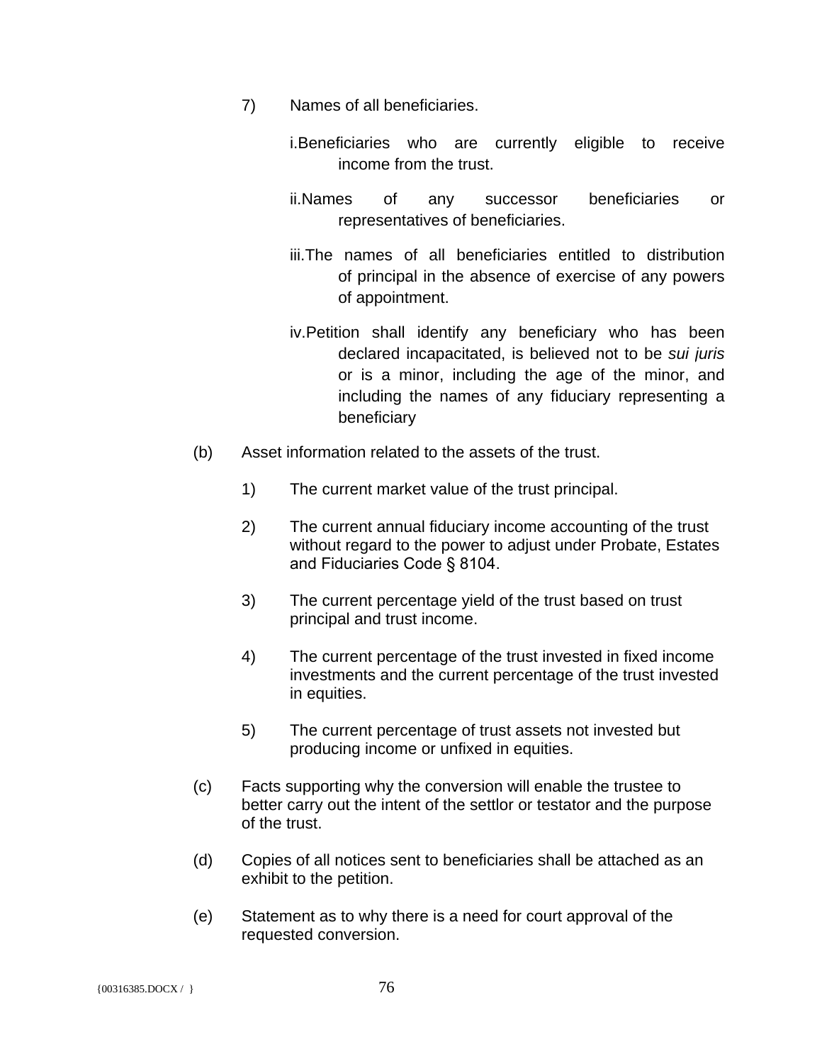7) Names of all beneficiaries.

   i. Beneficiaries who are currently eligible to receive income from the trust.

   ii. Names of any successor beneficiaries or representatives of beneficiaries.

   iii. The names of all beneficiaries entitled to distribution of principal in the absence of exercise of any powers of appointment.

   iv. Petition shall identify any beneficiary who has been declared incapacitated, is believed not to be *sui juris* or is a minor, including the age of the minor, and including the names of any fiduciary representing a beneficiary

(b) Asset information related to the assets of the trust.

   1) The current market value of the trust principal.

   2) The current annual fiduciary income accounting of the trust without regard to the power to adjust under Probate, Estates and Fiduciaries Code § 8104.

   3) The current percentage yield of the trust based on trust principal and trust income.

   4) The current percentage of the trust invested in fixed income investments and the current percentage of the trust invested in equities.

   5) The current percentage of trust assets not invested but producing income or unfixed in equities.

(c) Facts supporting why the conversion will enable the trustee to better carry out the intent of the settlor or testator and the purpose of the trust.

(d) Copies of all notices sent to beneficiaries shall be attached as an exhibit to the petition.

(e) Statement as to why there is a need for court approval of the requested conversion.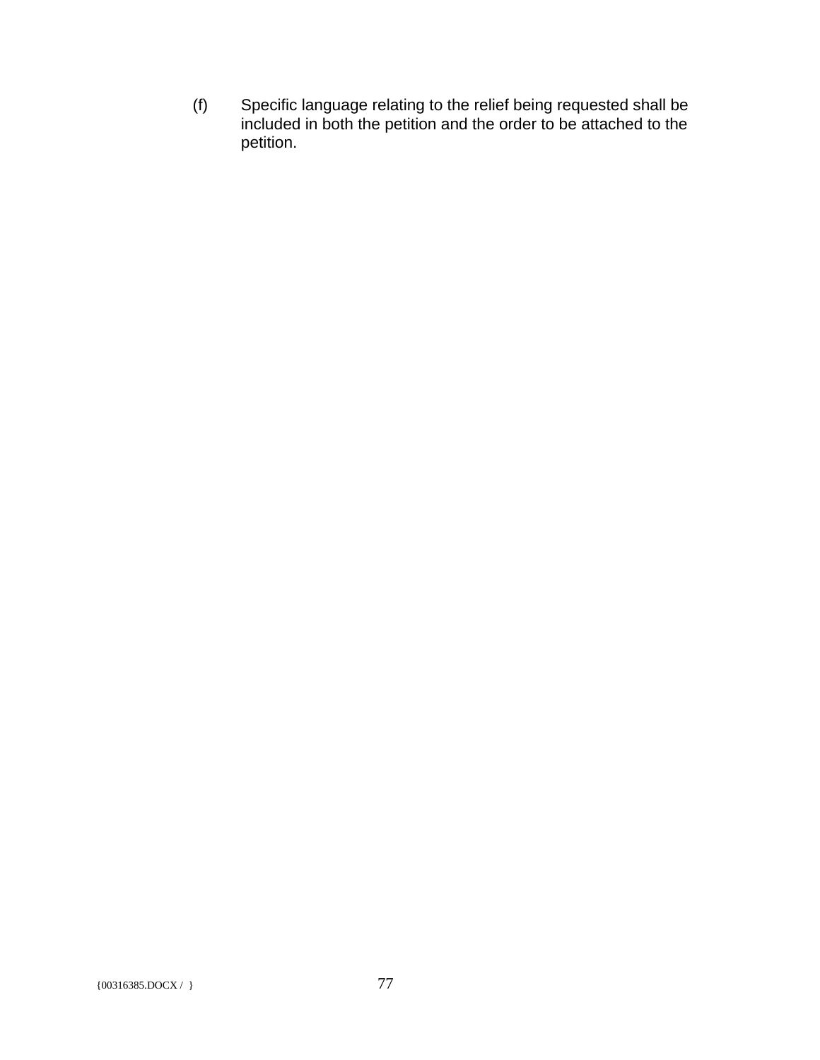(f) Specific language relating to the relief being requested shall be included in both the petition and the order to be attached to the petition.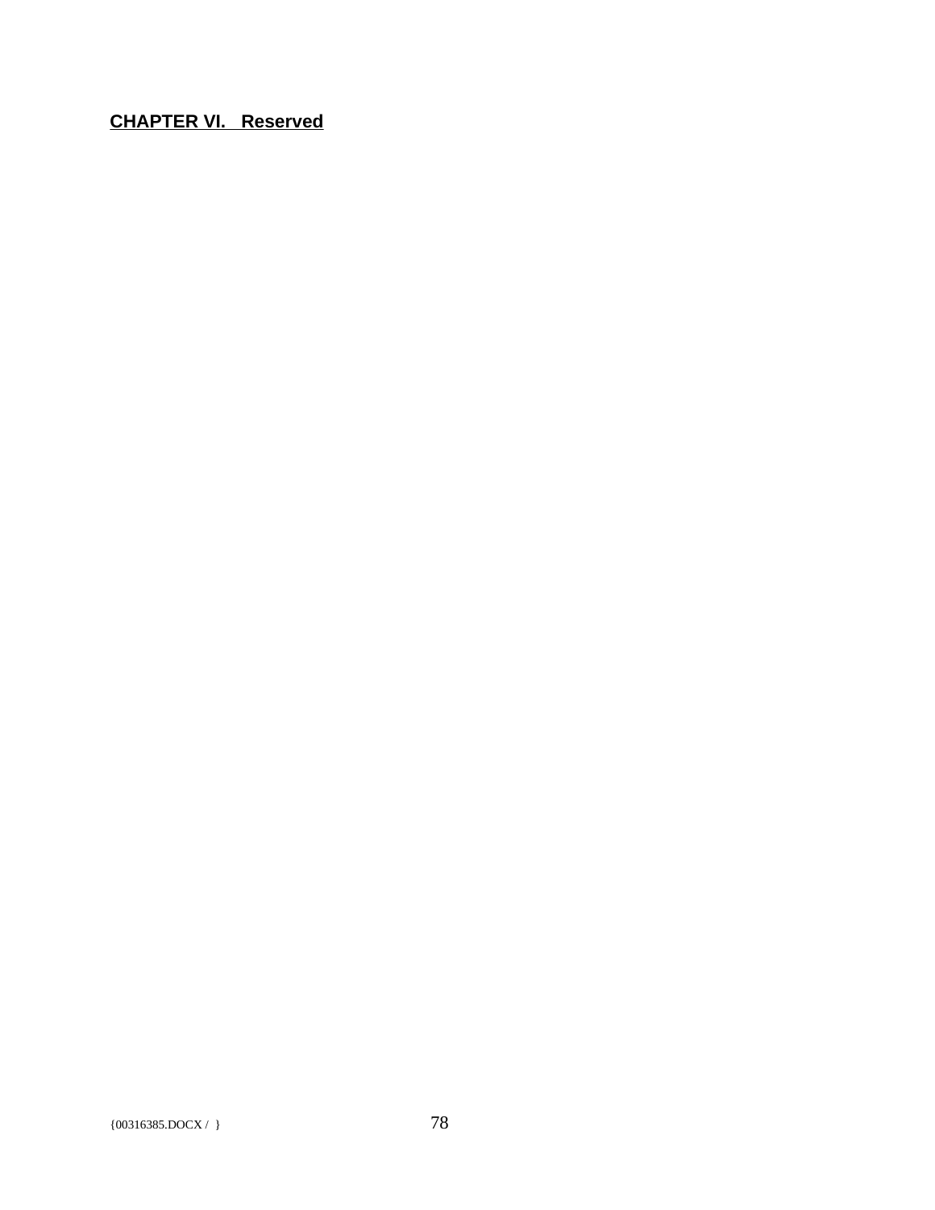## CHAPTER VI. Reserved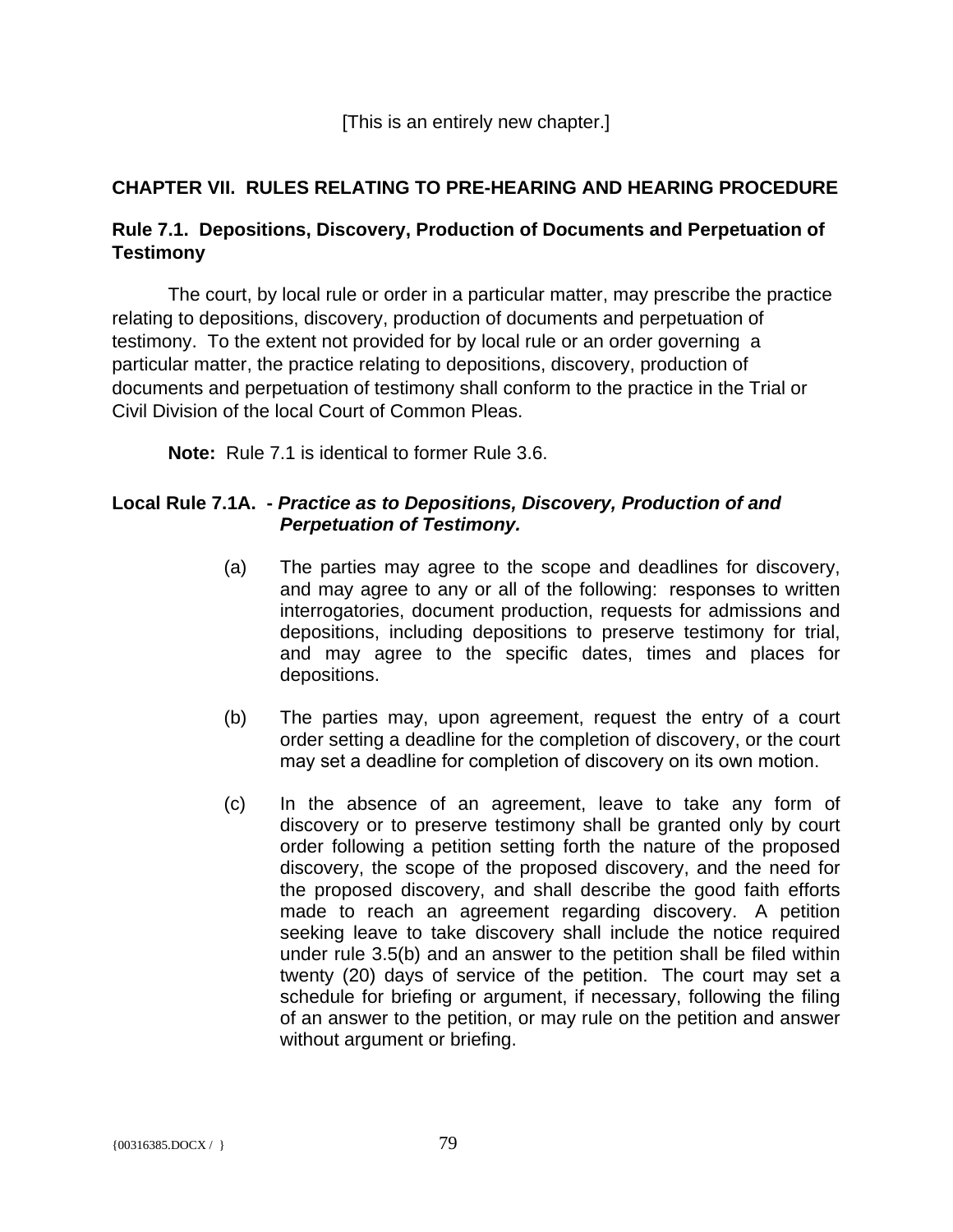[This is an entirely new chapter.]

## CHAPTER VII. RULES RELATING TO PRE-HEARING AND HEARING PROCEDURE

### Rule 7.1. Depositions, Discovery, Production of Documents and Perpetuation of Testimony

The court, by local rule or order in a particular matter, may prescribe the practice relating to depositions, discovery, production of documents and perpetuation of testimony. To the extent not provided for by local rule or an order governing a particular matter, the practice relating to depositions, discovery, production of documents and perpetuation of testimony shall conform to the practice in the Trial or Civil Division of the local Court of Common Pleas.

**Note:** Rule 7.1 is identical to former Rule 3.6.

### Local Rule 7.1A. - *Practice as to Depositions, Discovery, Production of and Perpetuation of Testimony.*

(a) The parties may agree to the scope and deadlines for discovery, and may agree to any or all of the following: responses to written interrogatories, document production, requests for admissions and depositions, including depositions to preserve testimony for trial, and may agree to the specific dates, times and places for depositions.

(b) The parties may, upon agreement, request the entry of a court order setting a deadline for the completion of discovery, or the court may set a deadline for completion of discovery on its own motion.

(c) In the absence of an agreement, leave to take any form of discovery or to preserve testimony shall be granted only by court order following a petition setting forth the nature of the proposed discovery, the scope of the proposed discovery, and the need for the proposed discovery, and shall describe the good faith efforts made to reach an agreement regarding discovery. A petition seeking leave to take discovery shall include the notice required under rule 3.5(b) and an answer to the petition shall be filed within twenty (20) days of service of the petition. The court may set a schedule for briefing or argument, if necessary, following the filing of an answer to the petition, or may rule on the petition and answer without argument or briefing.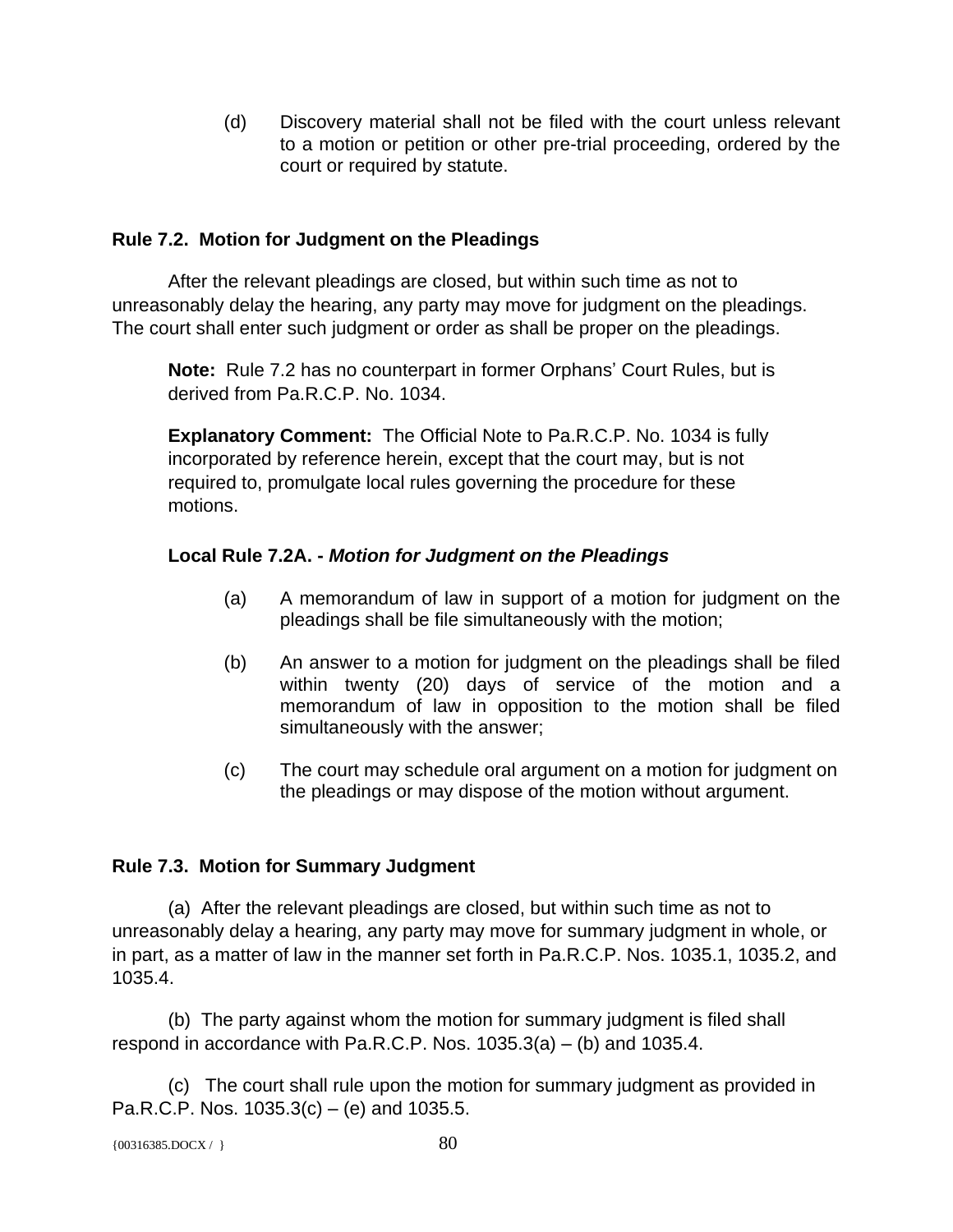(d) Discovery material shall not be filed with the court unless relevant to a motion or petition or other pre-trial proceeding, ordered by the court or required by statute.

### Rule 7.2. Motion for Judgment on the Pleadings

After the relevant pleadings are closed, but within such time as not to unreasonably delay the hearing, any party may move for judgment on the pleadings. The court shall enter such judgment or order as shall be proper on the pleadings.

**Note:** Rule 7.2 has no counterpart in former Orphans' Court Rules, but is derived from Pa.R.C.P. No. 1034.

**Explanatory Comment:** The Official Note to Pa.R.C.P. No. 1034 is fully incorporated by reference herein, except that the court may, but is not required to, promulgate local rules governing the procedure for these motions.

**Local Rule 7.2A. -** ***Motion for Judgment on the Pleadings***

(a) A memorandum of law in support of a motion for judgment on the pleadings shall be file simultaneously with the motion;

(b) An answer to a motion for judgment on the pleadings shall be filed within twenty (20) days of service of the motion and a memorandum of law in opposition to the motion shall be filed simultaneously with the answer;

(c) The court may schedule oral argument on a motion for judgment on the pleadings or may dispose of the motion without argument.

### Rule 7.3. Motion for Summary Judgment

(a) After the relevant pleadings are closed, but within such time as not to unreasonably delay a hearing, any party may move for summary judgment in whole, or in part, as a matter of law in the manner set forth in Pa.R.C.P. Nos. 1035.1, 1035.2, and 1035.4.

(b) The party against whom the motion for summary judgment is filed shall respond in accordance with Pa.R.C.P. Nos. 1035.3(a) – (b) and 1035.4.

(c) The court shall rule upon the motion for summary judgment as provided in Pa.R.C.P. Nos. 1035.3(c) – (e) and 1035.5.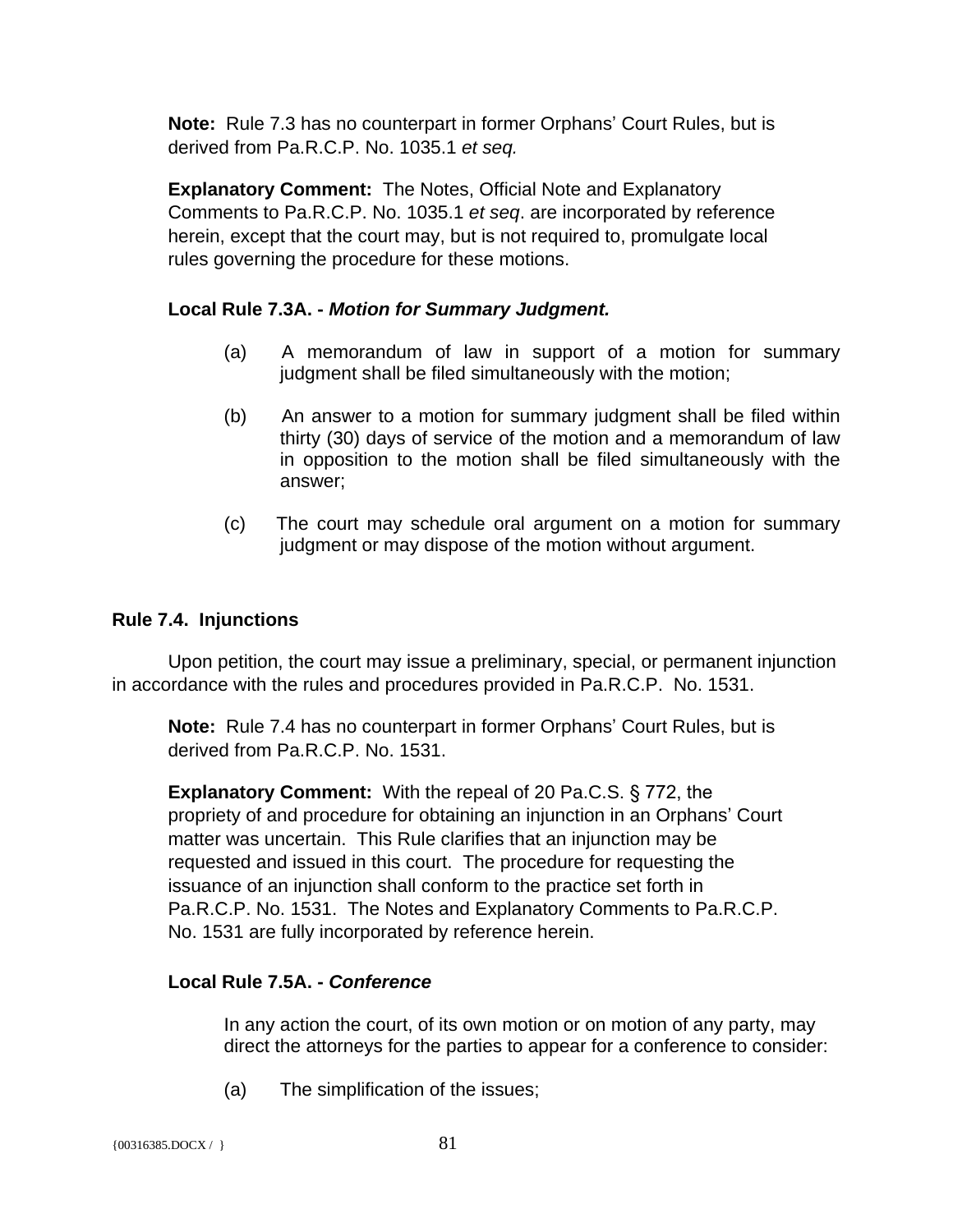**Note:** Rule 7.3 has no counterpart in former Orphans' Court Rules, but is derived from Pa.R.C.P. No. 1035.1 *et seq.*

**Explanatory Comment:** The Notes, Official Note and Explanatory Comments to Pa.R.C.P. No. 1035.1 *et seq*. are incorporated by reference herein, except that the court may, but is not required to, promulgate local rules governing the procedure for these motions.

**Local Rule 7.3A. -** ***Motion for Summary Judgment.***

(a) A memorandum of law in support of a motion for summary judgment shall be filed simultaneously with the motion;

(b) An answer to a motion for summary judgment shall be filed within thirty (30) days of service of the motion and a memorandum of law in opposition to the motion shall be filed simultaneously with the answer;

(c) The court may schedule oral argument on a motion for summary judgment or may dispose of the motion without argument.

## Rule 7.4. Injunctions

Upon petition, the court may issue a preliminary, special, or permanent injunction in accordance with the rules and procedures provided in Pa.R.C.P. No. 1531.

**Note:** Rule 7.4 has no counterpart in former Orphans' Court Rules, but is derived from Pa.R.C.P. No. 1531.

**Explanatory Comment:** With the repeal of 20 Pa.C.S. § 772, the propriety of and procedure for obtaining an injunction in an Orphans' Court matter was uncertain. This Rule clarifies that an injunction may be requested and issued in this court. The procedure for requesting the issuance of an injunction shall conform to the practice set forth in Pa.R.C.P. No. 1531. The Notes and Explanatory Comments to Pa.R.C.P. No. 1531 are fully incorporated by reference herein.

**Local Rule 7.5A. -** ***Conference***

In any action the court, of its own motion or on motion of any party, may direct the attorneys for the parties to appear for a conference to consider:

(a) The simplification of the issues;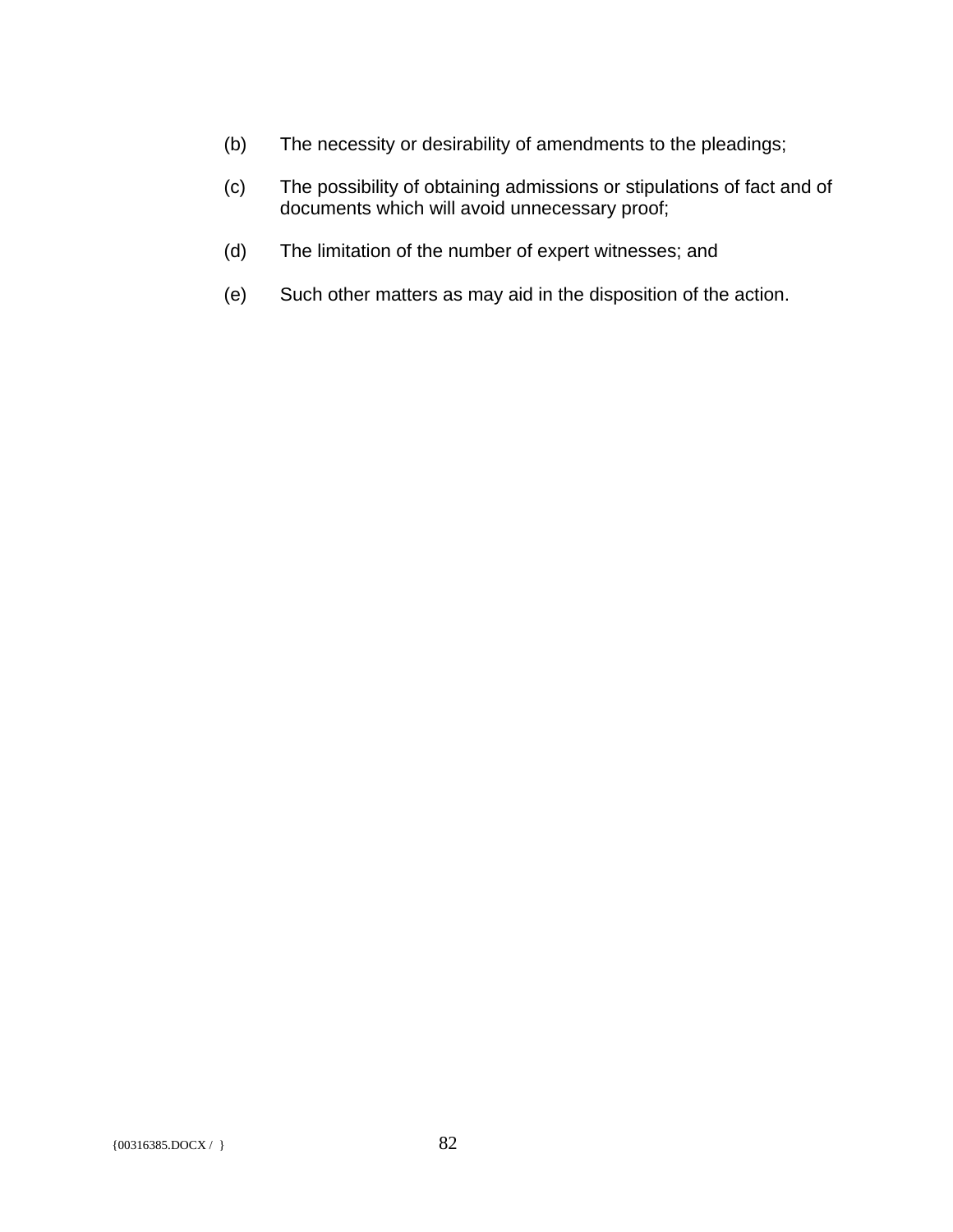(b) The necessity or desirability of amendments to the pleadings;

(c) The possibility of obtaining admissions or stipulations of fact and of documents which will avoid unnecessary proof;

(d) The limitation of the number of expert witnesses; and

(e) Such other matters as may aid in the disposition of the action.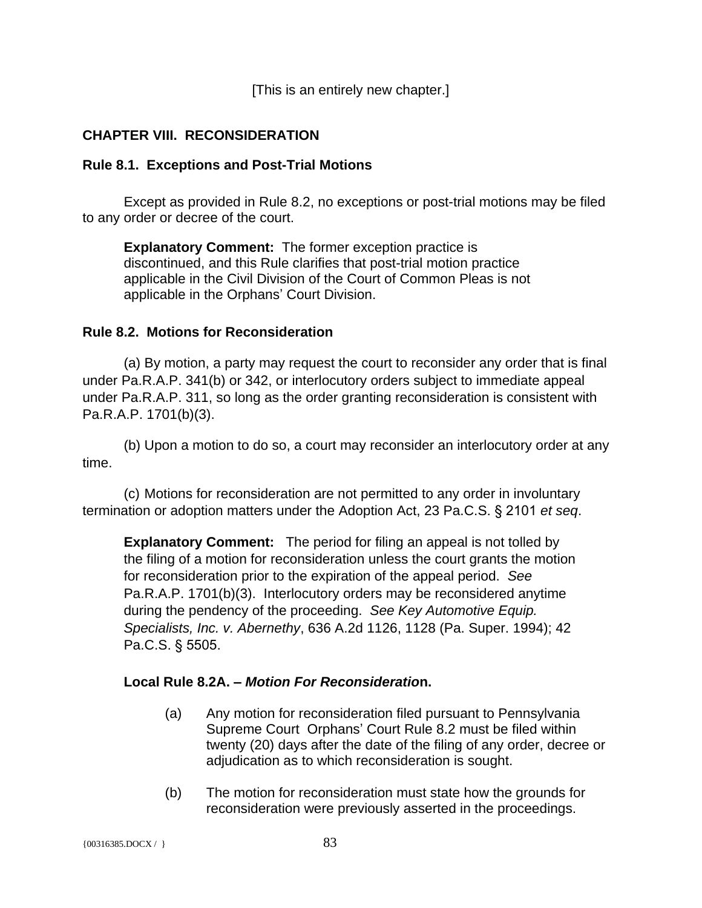[This is an entirely new chapter.]

## CHAPTER VIII. RECONSIDERATION

### Rule 8.1. Exceptions and Post-Trial Motions

Except as provided in Rule 8.2, no exceptions or post-trial motions may be filed to any order or decree of the court.

> **Explanatory Comment:** The former exception practice is discontinued, and this Rule clarifies that post-trial motion practice applicable in the Civil Division of the Court of Common Pleas is not applicable in the Orphans' Court Division.

### Rule 8.2. Motions for Reconsideration

(a) By motion, a party may request the court to reconsider any order that is final under Pa.R.A.P. 341(b) or 342, or interlocutory orders subject to immediate appeal under Pa.R.A.P. 311, so long as the order granting reconsideration is consistent with Pa.R.A.P. 1701(b)(3).

(b) Upon a motion to do so, a court may reconsider an interlocutory order at any time.

(c) Motions for reconsideration are not permitted to any order in involuntary termination or adoption matters under the Adoption Act, 23 Pa.C.S. § 2101 *et seq*.

> **Explanatory Comment:** The period for filing an appeal is not tolled by the filing of a motion for reconsideration unless the court grants the motion for reconsideration prior to the expiration of the appeal period. *See* Pa.R.A.P. 1701(b)(3). Interlocutory orders may be reconsidered anytime during the pendency of the proceeding. *See Key Automotive Equip. Specialists, Inc. v. Abernethy*, 636 A.2d 1126, 1128 (Pa. Super. 1994); 42 Pa.C.S. § 5505.

#### Local Rule 8.2A. – *Motion For Reconsideration*.

(a) Any motion for reconsideration filed pursuant to Pennsylvania Supreme Court Orphans' Court Rule 8.2 must be filed within twenty (20) days after the date of the filing of any order, decree or adjudication as to which reconsideration is sought.

(b) The motion for reconsideration must state how the grounds for reconsideration were previously asserted in the proceedings.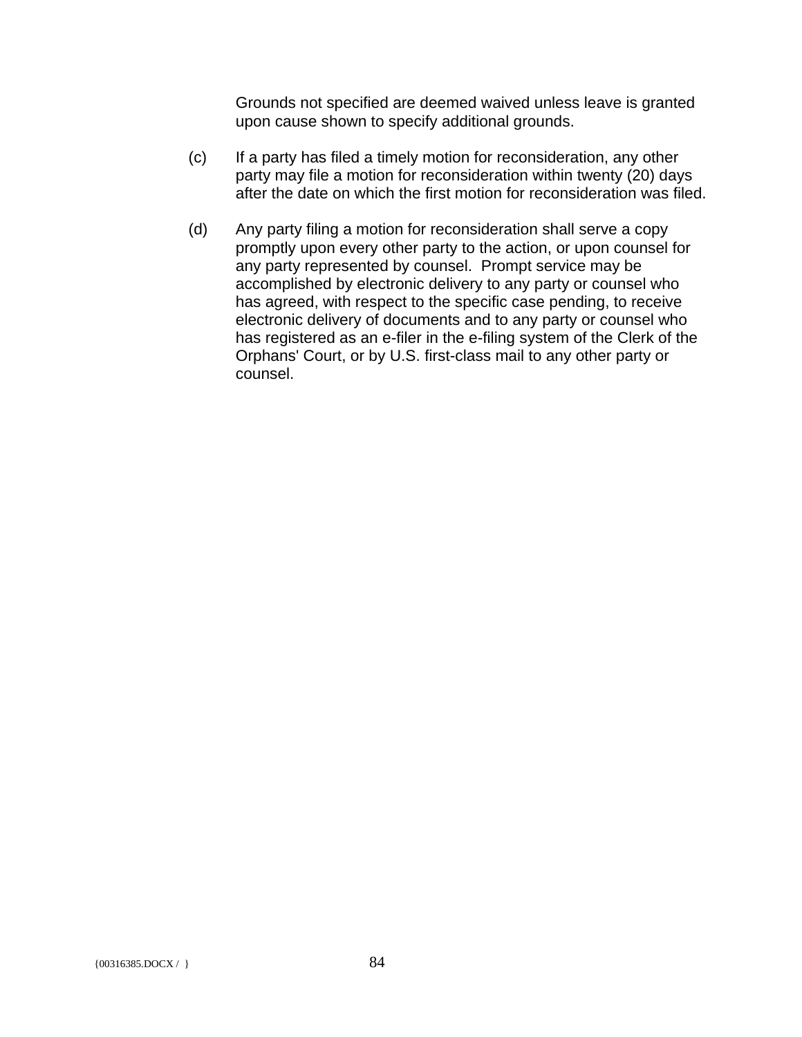Grounds not specified are deemed waived unless leave is granted upon cause shown to specify additional grounds.

(c) If a party has filed a timely motion for reconsideration, any other party may file a motion for reconsideration within twenty (20) days after the date on which the first motion for reconsideration was filed.

(d) Any party filing a motion for reconsideration shall serve a copy promptly upon every other party to the action, or upon counsel for any party represented by counsel. Prompt service may be accomplished by electronic delivery to any party or counsel who has agreed, with respect to the specific case pending, to receive electronic delivery of documents and to any party or counsel who has registered as an e-filer in the e-filing system of the Clerk of the Orphans' Court, or by U.S. first-class mail to any other party or counsel.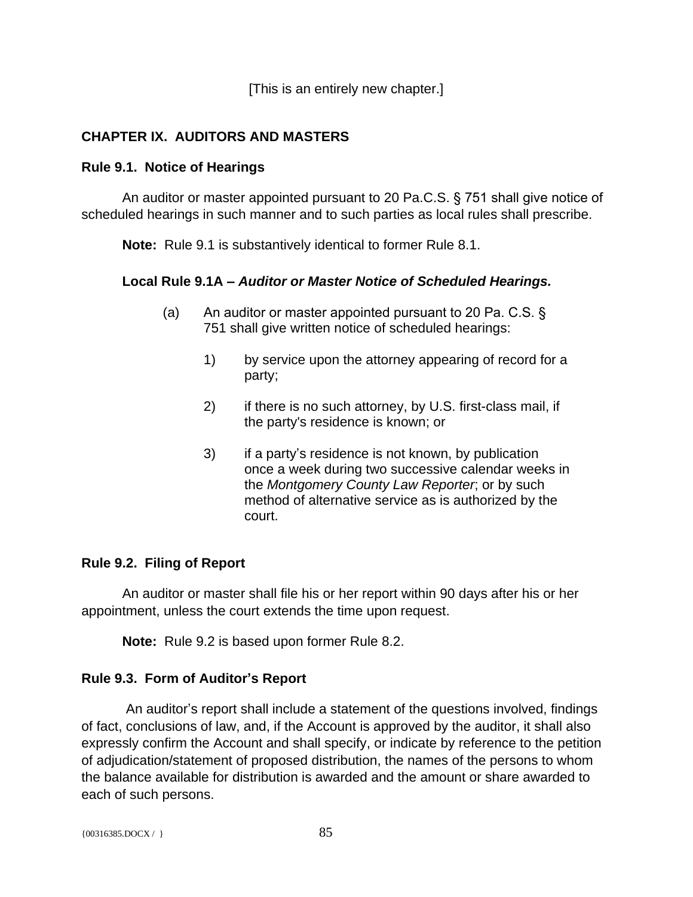[This is an entirely new chapter.]

## CHAPTER IX. AUDITORS AND MASTERS

### Rule 9.1. Notice of Hearings

An auditor or master appointed pursuant to 20 Pa.C.S. § 751 shall give notice of scheduled hearings in such manner and to such parties as local rules shall prescribe.

**Note:** Rule 9.1 is substantively identical to former Rule 8.1.

**Local Rule 9.1A – *Auditor or Master Notice of Scheduled Hearings.***

(a) An auditor or master appointed pursuant to 20 Pa. C.S. § 751 shall give written notice of scheduled hearings:

1) by service upon the attorney appearing of record for a party;

2) if there is no such attorney, by U.S. first-class mail, if the party's residence is known; or

3) if a party's residence is not known, by publication once a week during two successive calendar weeks in the *Montgomery County Law Reporter*; or by such method of alternative service as is authorized by the court.

### Rule 9.2. Filing of Report

An auditor or master shall file his or her report within 90 days after his or her appointment, unless the court extends the time upon request.

**Note:** Rule 9.2 is based upon former Rule 8.2.

### Rule 9.3. Form of Auditor's Report

An auditor's report shall include a statement of the questions involved, findings of fact, conclusions of law, and, if the Account is approved by the auditor, it shall also expressly confirm the Account and shall specify, or indicate by reference to the petition of adjudication/statement of proposed distribution, the names of the persons to whom the balance available for distribution is awarded and the amount or share awarded to each of such persons.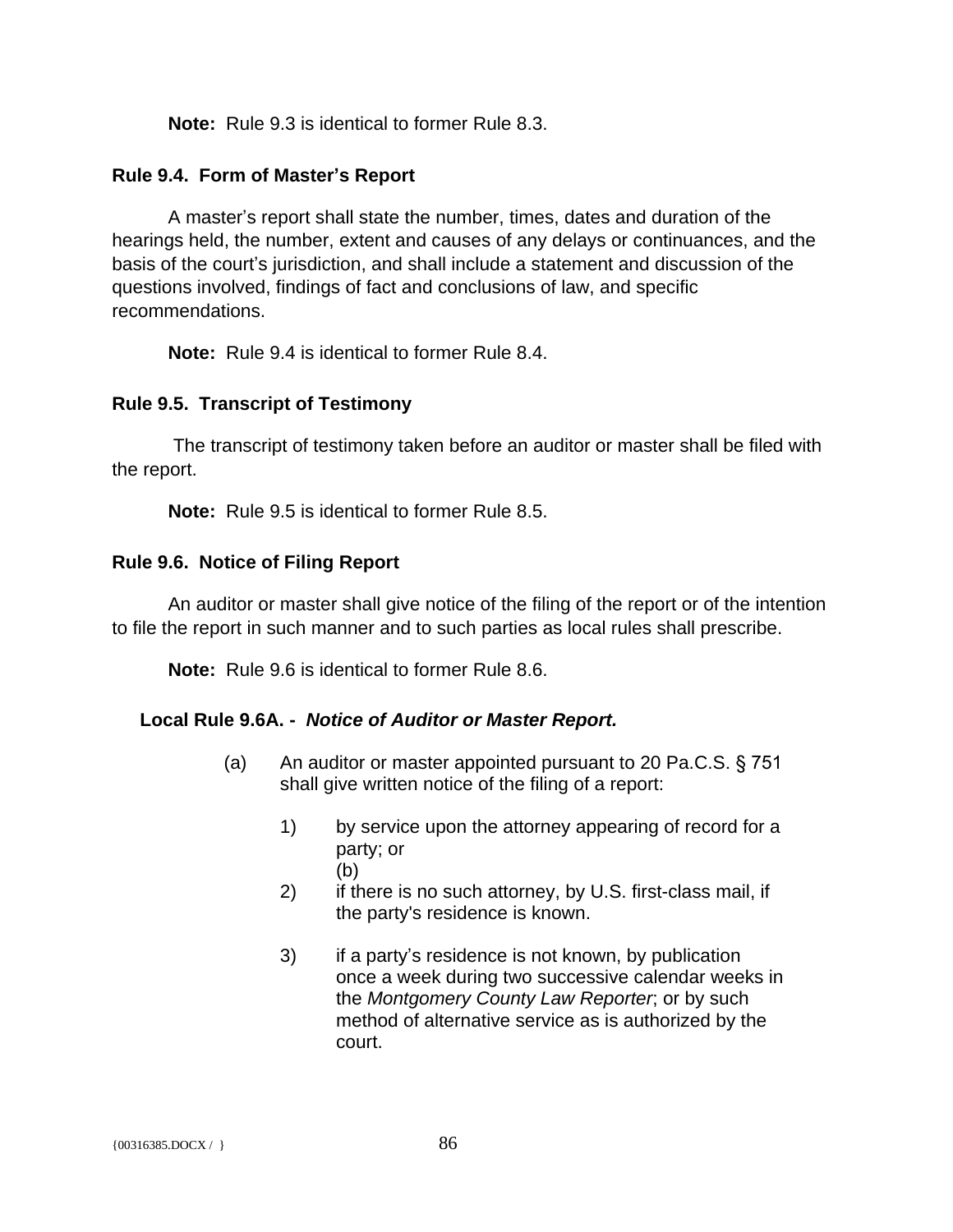**Note:** Rule 9.3 is identical to former Rule 8.3.

### Rule 9.4. Form of Master's Report

A master's report shall state the number, times, dates and duration of the hearings held, the number, extent and causes of any delays or continuances, and the basis of the court's jurisdiction, and shall include a statement and discussion of the questions involved, findings of fact and conclusions of law, and specific recommendations.

**Note:** Rule 9.4 is identical to former Rule 8.4.

### Rule 9.5. Transcript of Testimony

The transcript of testimony taken before an auditor or master shall be filed with the report.

**Note:** Rule 9.5 is identical to former Rule 8.5.

### Rule 9.6. Notice of Filing Report

An auditor or master shall give notice of the filing of the report or of the intention to file the report in such manner and to such parties as local rules shall prescribe.

**Note:** Rule 9.6 is identical to former Rule 8.6.

### Local Rule 9.6A. - *Notice of Auditor or Master Report.*

(a) An auditor or master appointed pursuant to 20 Pa.C.S. § 751 shall give written notice of the filing of a report:

1) by service upon the attorney appearing of record for a party; or
(b)
2) if there is no such attorney, by U.S. first-class mail, if the party's residence is known.

3) if a party's residence is not known, by publication once a week during two successive calendar weeks in the *Montgomery County Law Reporter*; or by such method of alternative service as is authorized by the court.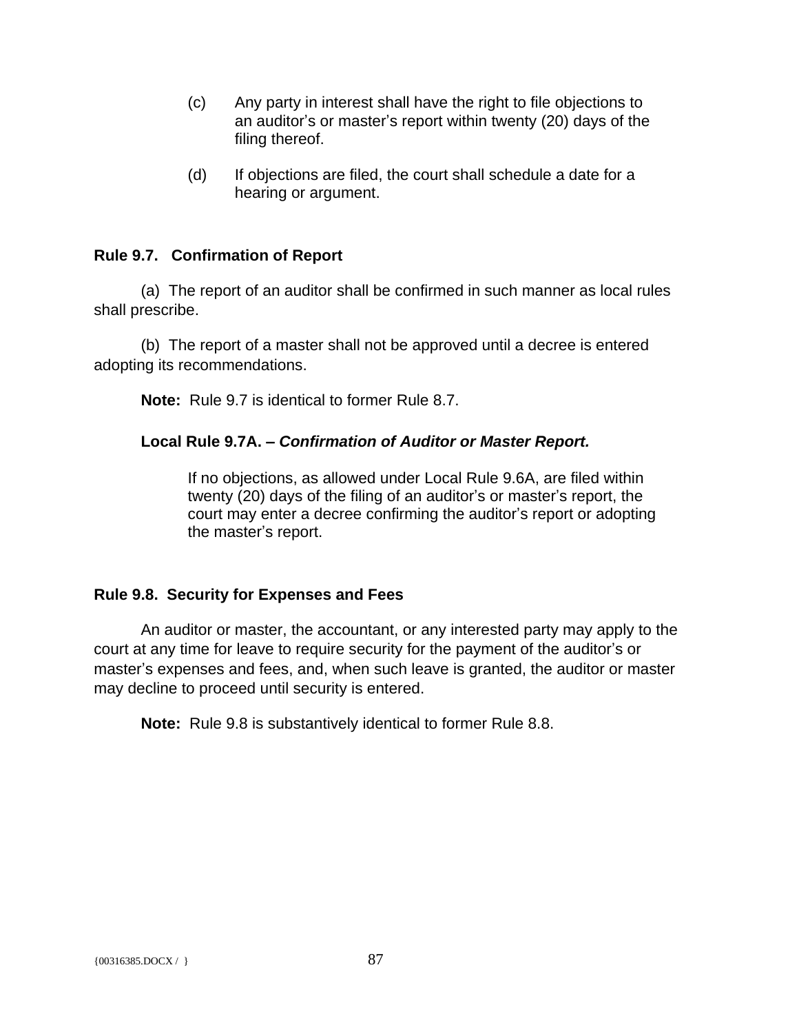(c) Any party in interest shall have the right to file objections to an auditor’s or master’s report within twenty (20) days of the filing thereof.

(d) If objections are filed, the court shall schedule a date for a hearing or argument.

**Rule 9.7. Confirmation of Report**

(a) The report of an auditor shall be confirmed in such manner as local rules shall prescribe.

(b) The report of a master shall not be approved until a decree is entered adopting its recommendations.

**Note:** Rule 9.7 is identical to former Rule 8.7.

**Local Rule 9.7A. –** ***Confirmation of Auditor or Master Report.***

If no objections, as allowed under Local Rule 9.6A, are filed within twenty (20) days of the filing of an auditor’s or master’s report, the court may enter a decree confirming the auditor’s report or adopting the master’s report.

**Rule 9.8. Security for Expenses and Fees**

An auditor or master, the accountant, or any interested party may apply to the court at any time for leave to require security for the payment of the auditor’s or master’s expenses and fees, and, when such leave is granted, the auditor or master may decline to proceed until security is entered.

**Note:** Rule 9.8 is substantively identical to former Rule 8.8.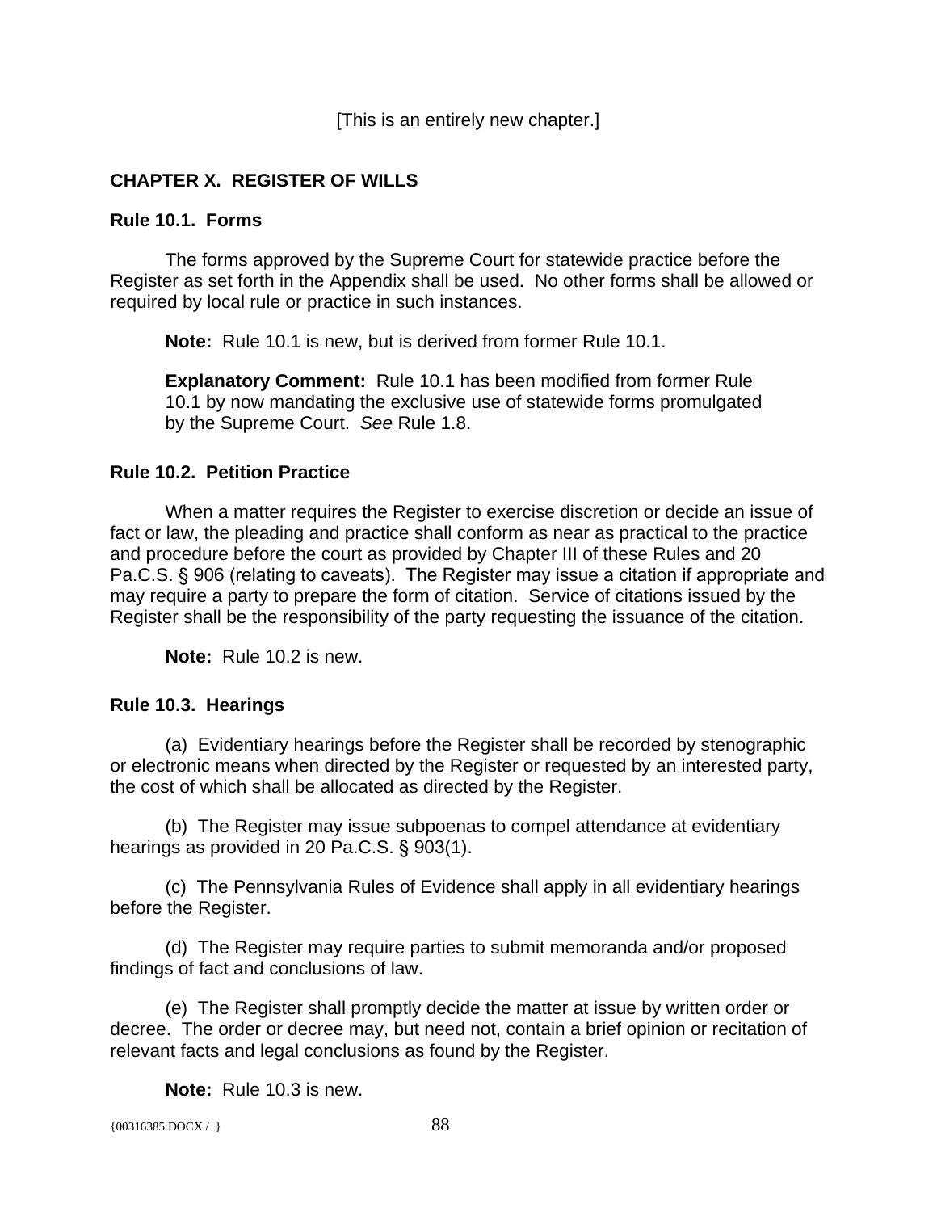[This is an entirely new chapter.]

## CHAPTER X. REGISTER OF WILLS

### Rule 10.1. Forms

The forms approved by the Supreme Court for statewide practice before the Register as set forth in the Appendix shall be used. No other forms shall be allowed or required by local rule or practice in such instances.

**Note:** Rule 10.1 is new, but is derived from former Rule 10.1.

**Explanatory Comment:** Rule 10.1 has been modified from former Rule 10.1 by now mandating the exclusive use of statewide forms promulgated by the Supreme Court. *See* Rule 1.8.

### Rule 10.2. Petition Practice

When a matter requires the Register to exercise discretion or decide an issue of fact or law, the pleading and practice shall conform as near as practical to the practice and procedure before the court as provided by Chapter III of these Rules and 20 Pa.C.S. § 906 (relating to caveats). The Register may issue a citation if appropriate and may require a party to prepare the form of citation. Service of citations issued by the Register shall be the responsibility of the party requesting the issuance of the citation.

**Note:** Rule 10.2 is new.

### Rule 10.3. Hearings

(a) Evidentiary hearings before the Register shall be recorded by stenographic or electronic means when directed by the Register or requested by an interested party, the cost of which shall be allocated as directed by the Register.

(b) The Register may issue subpoenas to compel attendance at evidentiary hearings as provided in 20 Pa.C.S. § 903(1).

(c) The Pennsylvania Rules of Evidence shall apply in all evidentiary hearings before the Register.

(d) The Register may require parties to submit memoranda and/or proposed findings of fact and conclusions of law.

(e) The Register shall promptly decide the matter at issue by written order or decree. The order or decree may, but need not, contain a brief opinion or recitation of relevant facts and legal conclusions as found by the Register.

**Note:** Rule 10.3 is new.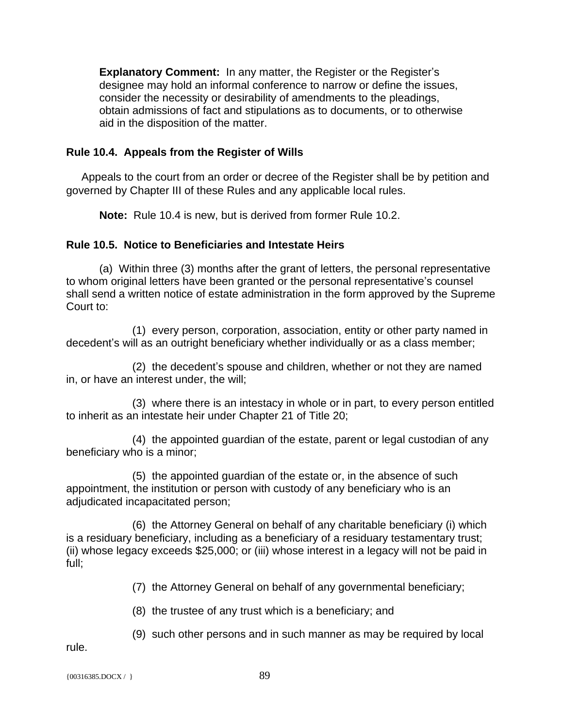**Explanatory Comment:** In any matter, the Register or the Register's designee may hold an informal conference to narrow or define the issues, consider the necessity or desirability of amendments to the pleadings, obtain admissions of fact and stipulations as to documents, or to otherwise aid in the disposition of the matter.

### Rule 10.4. Appeals from the Register of Wills

Appeals to the court from an order or decree of the Register shall be by petition and governed by Chapter III of these Rules and any applicable local rules.

**Note:** Rule 10.4 is new, but is derived from former Rule 10.2.

### Rule 10.5. Notice to Beneficiaries and Intestate Heirs

(a) Within three (3) months after the grant of letters, the personal representative to whom original letters have been granted or the personal representative's counsel shall send a written notice of estate administration in the form approved by the Supreme Court to:

(1) every person, corporation, association, entity or other party named in decedent's will as an outright beneficiary whether individually or as a class member;

(2) the decedent's spouse and children, whether or not they are named in, or have an interest under, the will;

(3) where there is an intestacy in whole or in part, to every person entitled to inherit as an intestate heir under Chapter 21 of Title 20;

(4) the appointed guardian of the estate, parent or legal custodian of any beneficiary who is a minor;

(5) the appointed guardian of the estate or, in the absence of such appointment, the institution or person with custody of any beneficiary who is an adjudicated incapacitated person;

(6) the Attorney General on behalf of any charitable beneficiary (i) which is a residuary beneficiary, including as a beneficiary of a residuary testamentary trust; (ii) whose legacy exceeds $25,000; or (iii) whose interest in a legacy will not be paid in full;

(7) the Attorney General on behalf of any governmental beneficiary;

(8) the trustee of any trust which is a beneficiary; and

(9) such other persons and in such manner as may be required by local rule.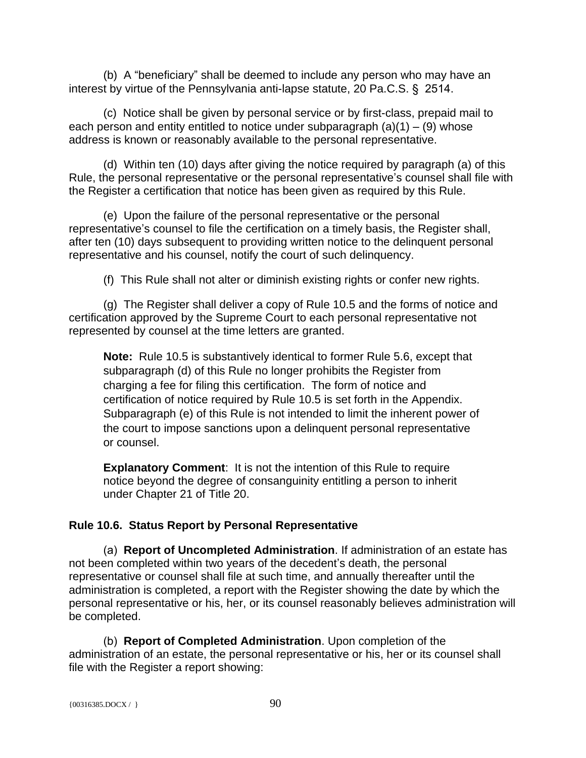(b) A "beneficiary" shall be deemed to include any person who may have an interest by virtue of the Pennsylvania anti-lapse statute, 20 Pa.C.S. § 2514.

(c) Notice shall be given by personal service or by first-class, prepaid mail to each person and entity entitled to notice under subparagraph (a)(1) – (9) whose address is known or reasonably available to the personal representative.

(d) Within ten (10) days after giving the notice required by paragraph (a) of this Rule, the personal representative or the personal representative's counsel shall file with the Register a certification that notice has been given as required by this Rule.

(e) Upon the failure of the personal representative or the personal representative's counsel to file the certification on a timely basis, the Register shall, after ten (10) days subsequent to providing written notice to the delinquent personal representative and his counsel, notify the court of such delinquency.

(f) This Rule shall not alter or diminish existing rights or confer new rights.

(g) The Register shall deliver a copy of Rule 10.5 and the forms of notice and certification approved by the Supreme Court to each personal representative not represented by counsel at the time letters are granted.

> **Note:** Rule 10.5 is substantively identical to former Rule 5.6, except that subparagraph (d) of this Rule no longer prohibits the Register from charging a fee for filing this certification. The form of notice and certification of notice required by Rule 10.5 is set forth in the Appendix. Subparagraph (e) of this Rule is not intended to limit the inherent power of the court to impose sanctions upon a delinquent personal representative or counsel.
>
> **Explanatory Comment**: It is not the intention of this Rule to require notice beyond the degree of consanguinity entitling a person to inherit under Chapter 21 of Title 20.

### Rule 10.6. Status Report by Personal Representative

(a) **Report of Uncompleted Administration**. If administration of an estate has not been completed within two years of the decedent's death, the personal representative or counsel shall file at such time, and annually thereafter until the administration is completed, a report with the Register showing the date by which the personal representative or his, her, or its counsel reasonably believes administration will be completed.

(b) **Report of Completed Administration**. Upon completion of the administration of an estate, the personal representative or his, her or its counsel shall file with the Register a report showing: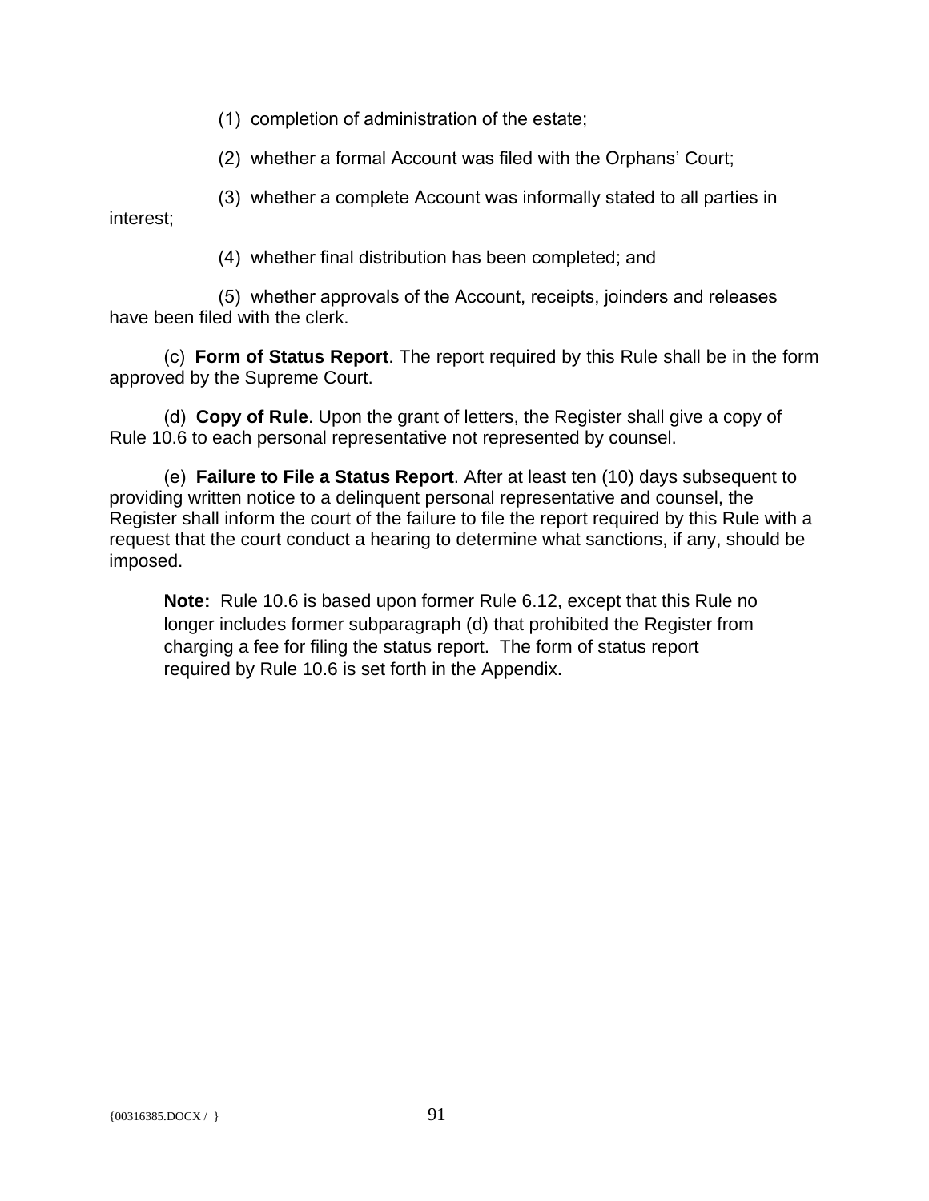(1) completion of administration of the estate;

(2) whether a formal Account was filed with the Orphans' Court;

(3) whether a complete Account was informally stated to all parties in interest;

(4) whether final distribution has been completed; and

(5) whether approvals of the Account, receipts, joinders and releases have been filed with the clerk.

(c) **Form of Status Report**. The report required by this Rule shall be in the form approved by the Supreme Court.

(d) **Copy of Rule**. Upon the grant of letters, the Register shall give a copy of Rule 10.6 to each personal representative not represented by counsel.

(e) **Failure to File a Status Report**. After at least ten (10) days subsequent to providing written notice to a delinquent personal representative and counsel, the Register shall inform the court of the failure to file the report required by this Rule with a request that the court conduct a hearing to determine what sanctions, if any, should be imposed.

> **Note:** Rule 10.6 is based upon former Rule 6.12, except that this Rule no longer includes former subparagraph (d) that prohibited the Register from charging a fee for filing the status report. The form of status report required by Rule 10.6 is set forth in the Appendix.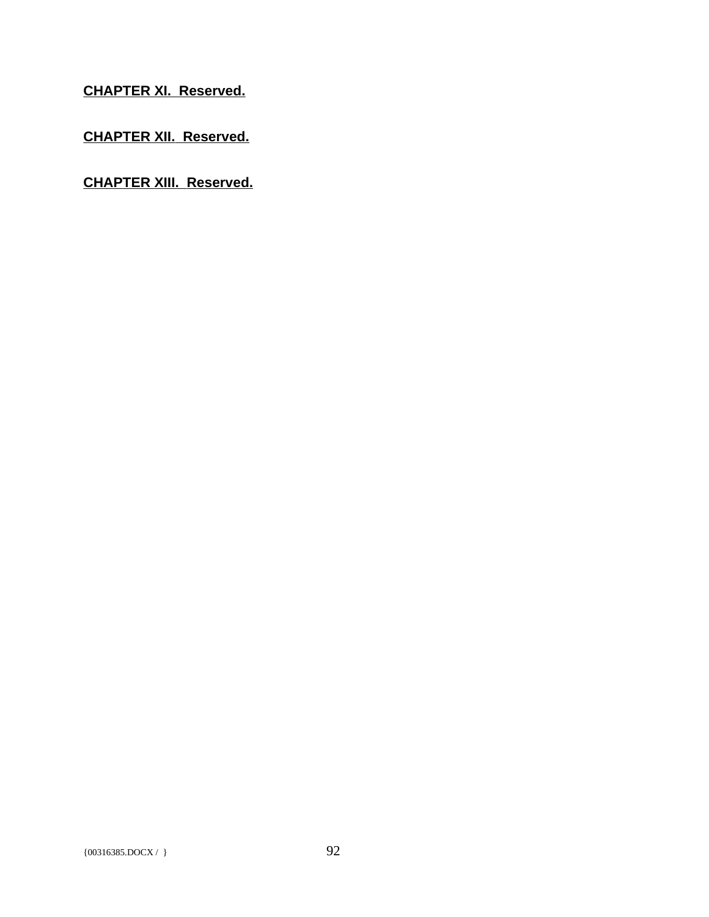## **CHAPTER XI. Reserved.**

## **CHAPTER XII. Reserved.**

## **CHAPTER XIII. Reserved.**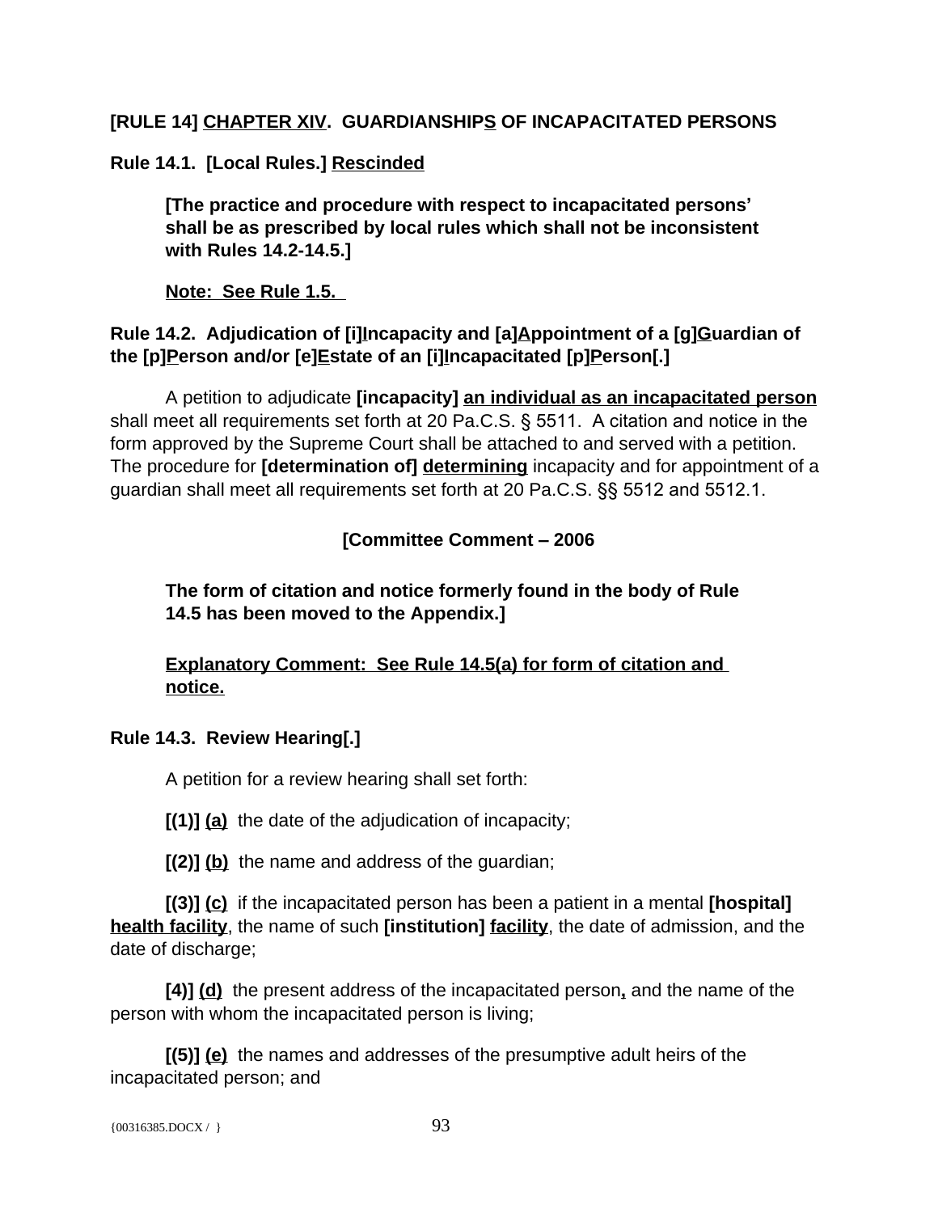**[RULE 14] CHAPTER XIV. GUARDIANSHIPS OF INCAPACITATED PERSONS**

**Rule 14.1. [Local Rules.] Rescinded**

> **[The practice and procedure with respect to incapacitated persons' shall be as prescribed by local rules which shall not be inconsistent with Rules 14.2-14.5.]**
>
> **Note: See Rule 1.5.**

**Rule 14.2. Adjudication of [i]Incapacity and [a]Appointment of a [g]Guardian of the [p]Person and/or [e]Estate of an [i]Incapacitated [p]Person[.]**

A petition to adjudicate **[incapacity]** **an individual as an incapacitated person** shall meet all requirements set forth at 20 Pa.C.S. § 5511. A citation and notice in the form approved by the Supreme Court shall be attached to and served with a petition. The procedure for **[determination of]** **determining** incapacity and for appointment of a guardian shall meet all requirements set forth at 20 Pa.C.S. §§ 5512 and 5512.1.

**[Committee Comment – 2006**

> **The form of citation and notice formerly found in the body of Rule 14.5 has been moved to the Appendix.]**
>
> **Explanatory Comment: See Rule 14.5(a) for form of citation and notice.**

**Rule 14.3. Review Hearing[.]**

A petition for a review hearing shall set forth:

**[(1)] (a)** the date of the adjudication of incapacity;

**[(2)] (b)** the name and address of the guardian;

**[(3)] (c)** if the incapacitated person has been a patient in a mental **[hospital]** **health facility**, the name of such **[institution]** **facility**, the date of admission, and the date of discharge;

**[4)] (d)** the present address of the incapacitated person**,** and the name of the person with whom the incapacitated person is living;

**[(5)] (e)** the names and addresses of the presumptive adult heirs of the incapacitated person; and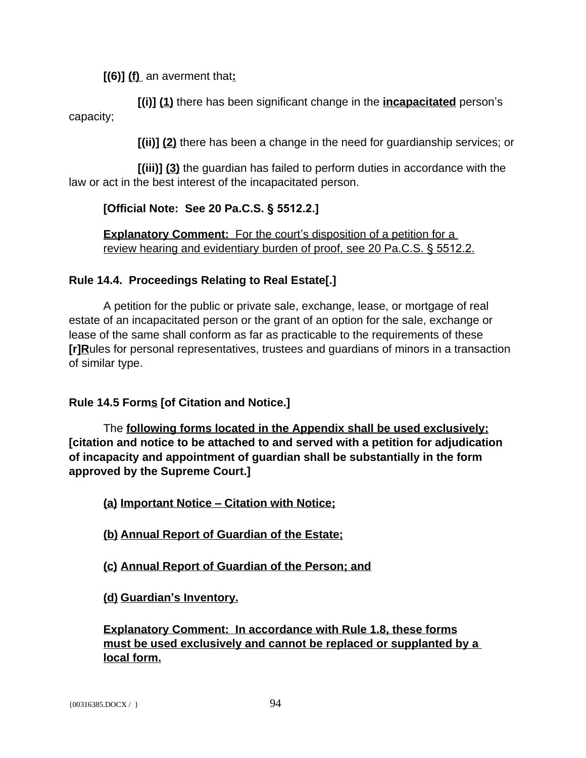**[(6)]** <u>**(f)**</u> an averment that**<u>:</u>**

**[(i)]** <u>**(1)**</u> there has been significant change in the <u>**incapacitated**</u> person's capacity;

**[(ii)]** <u>**(2)**</u> there has been a change in the need for guardianship services; or

**[(iii)]** <u>**(3)**</u> the guardian has failed to perform duties in accordance with the law or act in the best interest of the incapacitated person.

**[Official Note: See 20 Pa.C.S. § 5512.2.]**

<u>**Explanatory Comment:** For the court's disposition of a petition for a review hearing and evidentiary burden of proof, see 20 Pa.C.S. § 5512.2.</u>

**Rule 14.4. Proceedings Relating to Real Estate[.]**

A petition for the public or private sale, exchange, lease, or mortgage of real estate of an incapacitated person or the grant of an option for the sale, exchange or lease of the same shall conform as far as practicable to the requirements of these **[r]**<u>**R**</u>ules for personal representatives, trustees and guardians of minors in a transaction of similar type.

**Rule 14.5 Form<u>s</u> [of Citation and Notice.]**

The <u>**following forms located in the Appendix shall be used exclusively:**</u> **[citation and notice to be attached to and served with a petition for adjudication of incapacity and appointment of guardian shall be substantially in the form approved by the Supreme Court.]**

<u>**(a)**</u> <u>**Important Notice – Citation with Notice;**</u>

<u>**(b)**</u> <u>**Annual Report of Guardian of the Estate;**</u>

<u>**(c)**</u> <u>**Annual Report of Guardian of the Person; and**</u>

<u>**(d)**</u> <u>**Guardian's Inventory.**</u>

<u>**Explanatory Comment: In accordance with Rule 1.8, these forms must be used exclusively and cannot be replaced or supplanted by a local form.**</u>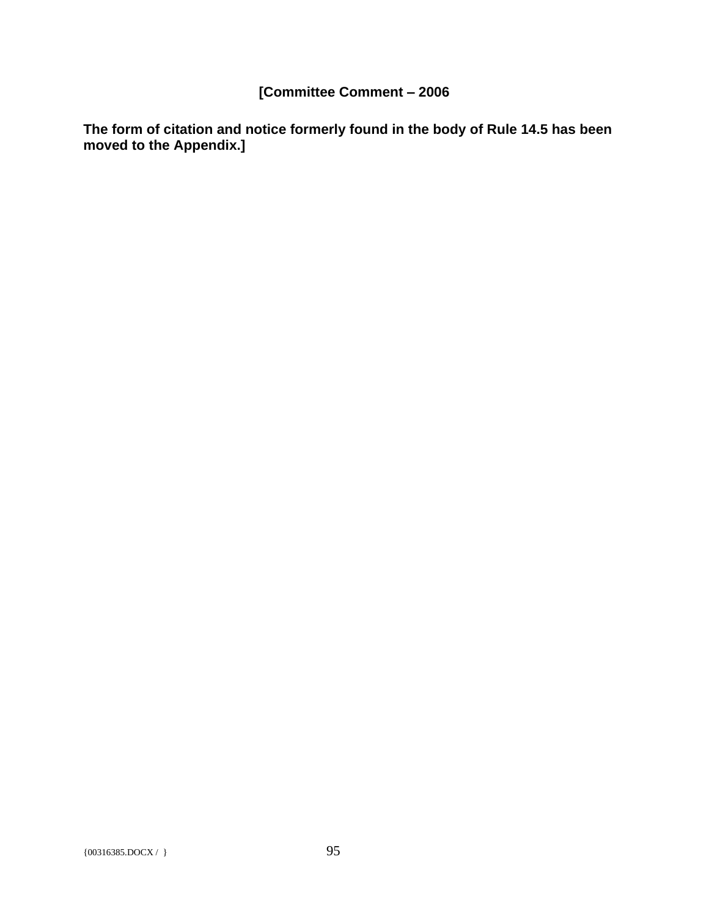**[Committee Comment – 2006**

**The form of citation and notice formerly found in the body of Rule 14.5 has been moved to the Appendix.]**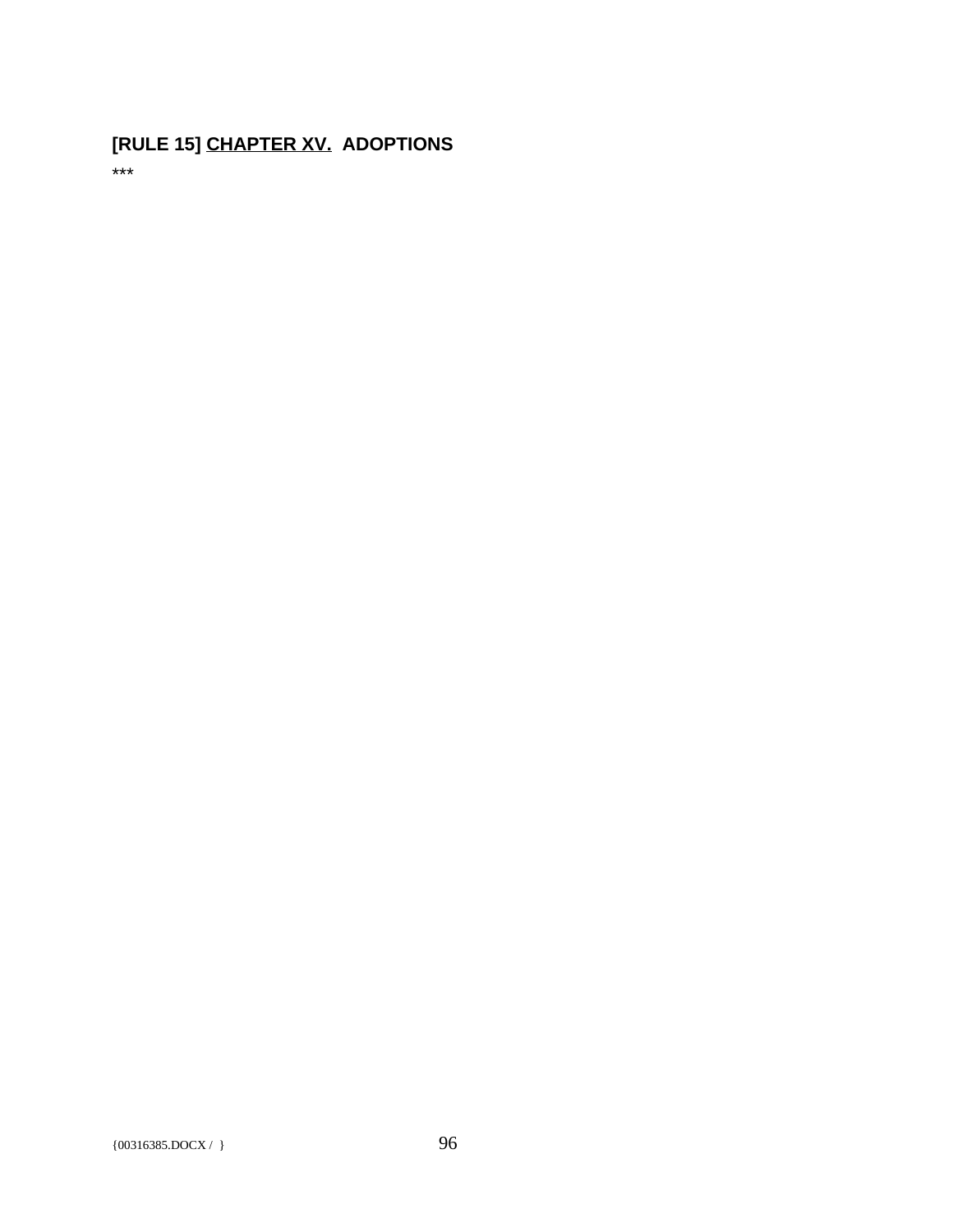## [RULE 15] CHAPTER XV.  ADOPTIONS

***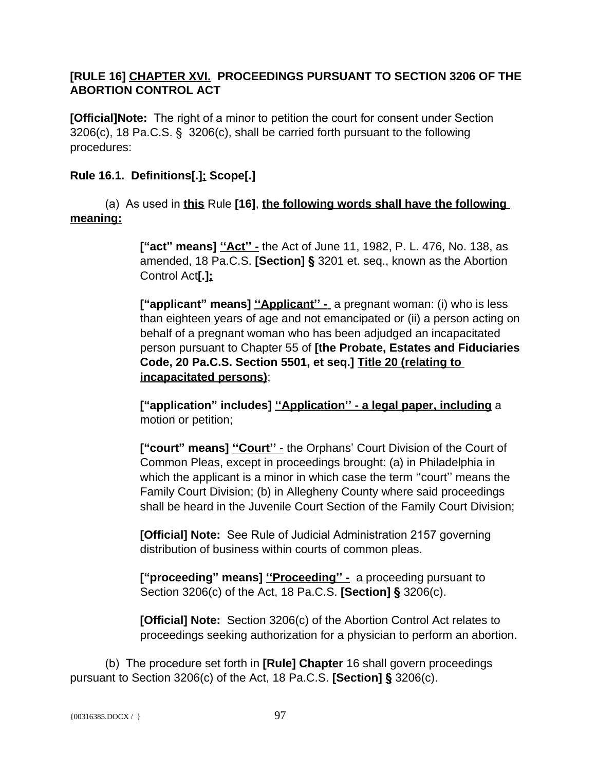**[RULE 16] CHAPTER XVI. PROCEEDINGS PURSUANT TO SECTION 3206 OF THE ABORTION CONTROL ACT**

**[Official]Note:** The right of a minor to petition the court for consent under Section 3206(c), 18 Pa.C.S. § 3206(c), shall be carried forth pursuant to the following procedures:

**Rule 16.1. Definitions[.]; Scope[.]**

(a) As used in **this** Rule **[16]**, **the following words shall have the following meaning:**

> **[“act” means] ‘‘Act’’ -** the Act of June 11, 1982, P. L. 476, No. 138, as amended, 18 Pa.C.S. **[Section] §** 3201 et. seq., known as the Abortion Control Act**[.];**
>
> **[“applicant” means] ‘‘Applicant’’ -** a pregnant woman: (i) who is less than eighteen years of age and not emancipated or (ii) a person acting on behalf of a pregnant woman who has been adjudged an incapacitated person pursuant to Chapter 55 of **[the Probate, Estates and Fiduciaries Code, 20 Pa.C.S. Section 5501, et seq.] Title 20 (relating to incapacitated persons)**;
>
> **[“application” includes] ‘‘Application’’ - a legal paper, including** a motion or petition;
>
> **[“court” means] ‘‘Court’’ -** the Orphans’ Court Division of the Court of Common Pleas, except in proceedings brought: (a) in Philadelphia in which the applicant is a minor in which case the term ‘‘court’’ means the Family Court Division; (b) in Allegheny County where said proceedings shall be heard in the Juvenile Court Section of the Family Court Division;
>
> **[Official] Note:** See Rule of Judicial Administration 2157 governing distribution of business within courts of common pleas.
>
> **[“proceeding” means] ‘‘Proceeding’’ -** a proceeding pursuant to Section 3206(c) of the Act, 18 Pa.C.S. **[Section] §** 3206(c).
>
> **[Official] Note:** Section 3206(c) of the Abortion Control Act relates to proceedings seeking authorization for a physician to perform an abortion.

(b) The procedure set forth in **[Rule] Chapter** 16 shall govern proceedings pursuant to Section 3206(c) of the Act, 18 Pa.C.S. **[Section] §** 3206(c).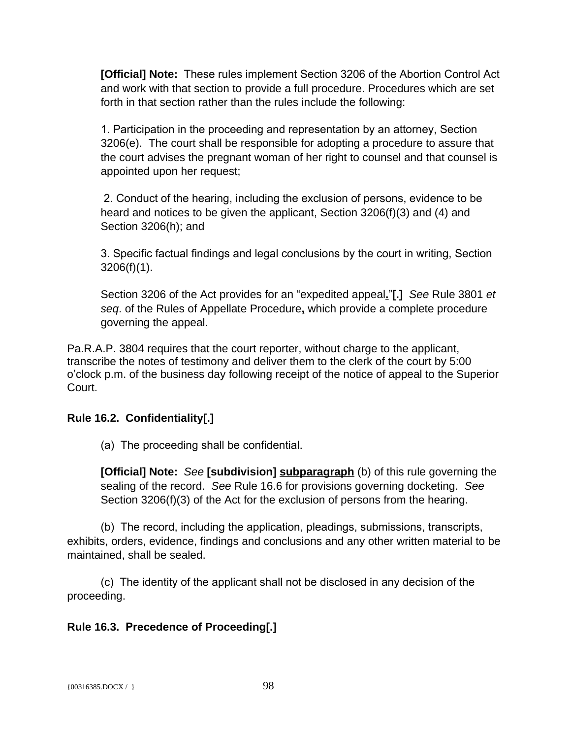**[Official] Note:** These rules implement Section 3206 of the Abortion Control Act and work with that section to provide a full procedure. Procedures which are set forth in that section rather than the rules include the following:

1. Participation in the proceeding and representation by an attorney, Section 3206(e). The court shall be responsible for adopting a procedure to assure that the court advises the pregnant woman of her right to counsel and that counsel is appointed upon her request;

2. Conduct of the hearing, including the exclusion of persons, evidence to be heard and notices to be given the applicant, Section 3206(f)(3) and (4) and Section 3206(h); and

3. Specific factual findings and legal conclusions by the court in writing, Section 3206(f)(1).

Section 3206 of the Act provides for an "expedited appeal<u>.</u>"**[.]** *See* Rule 3801 *et seq*. of the Rules of Appellate Procedure<u>,</u> which provide a complete procedure governing the appeal.

Pa.R.A.P. 3804 requires that the court reporter, without charge to the applicant, transcribe the notes of testimony and deliver them to the clerk of the court by 5:00 o'clock p.m. of the business day following receipt of the notice of appeal to the Superior Court.

**Rule 16.2. Confidentiality[.]**

(a) The proceeding shall be confidential.

**[Official] Note:** *See* **[subdivision]** <u>**subparagraph**</u> (b) of this rule governing the sealing of the record. *See* Rule 16.6 for provisions governing docketing. *See* Section 3206(f)(3) of the Act for the exclusion of persons from the hearing.

(b) The record, including the application, pleadings, submissions, transcripts, exhibits, orders, evidence, findings and conclusions and any other written material to be maintained, shall be sealed.

(c) The identity of the applicant shall not be disclosed in any decision of the proceeding.

**Rule 16.3. Precedence of Proceeding[.]**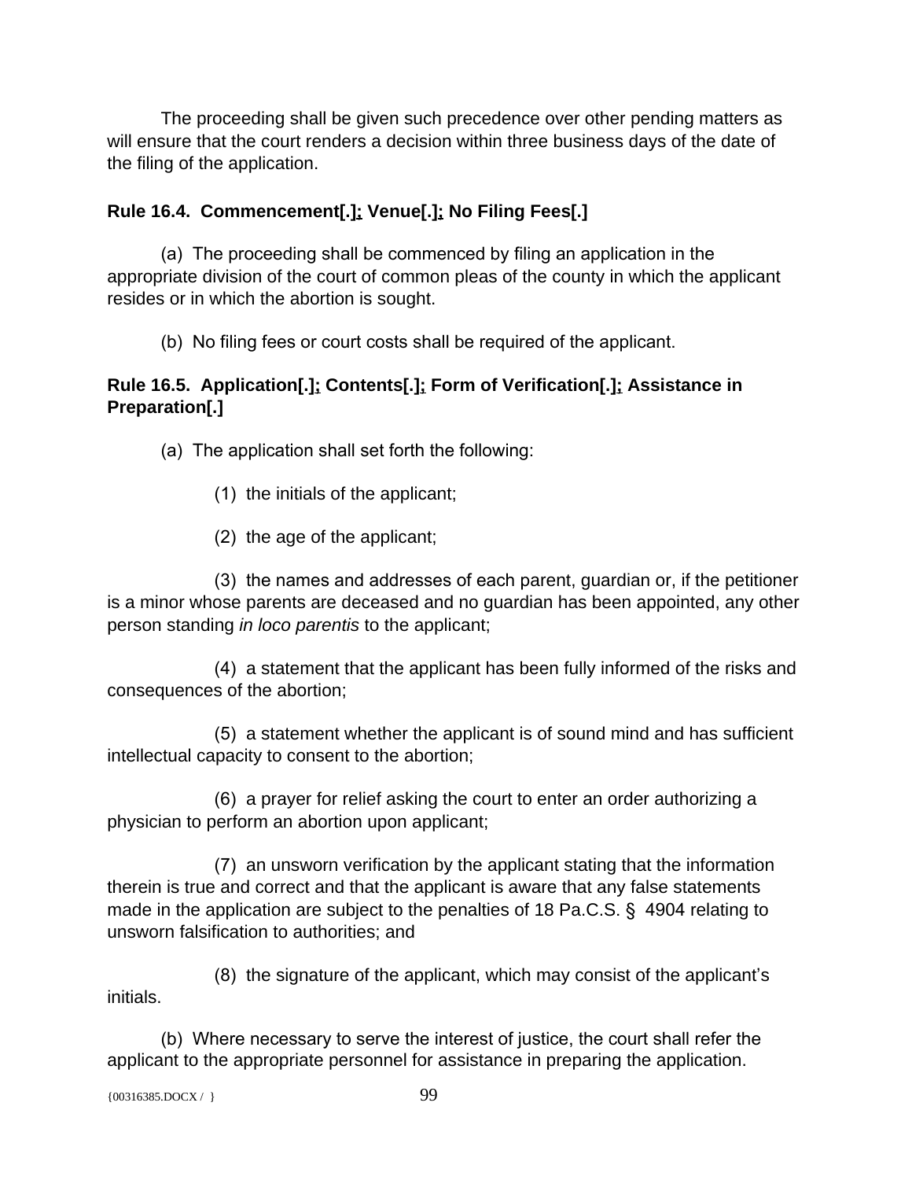The proceeding shall be given such precedence over other pending matters as will ensure that the court renders a decision within three business days of the date of the filing of the application.

**Rule 16.4. Commencement[.]; Venue[.]; No Filing Fees[.]**

(a) The proceeding shall be commenced by filing an application in the appropriate division of the court of common pleas of the county in which the applicant resides or in which the abortion is sought.

(b) No filing fees or court costs shall be required of the applicant.

**Rule 16.5. Application[.]; Contents[.]; Form of Verification[.]; Assistance in Preparation[.]**

(a) The application shall set forth the following:

(1) the initials of the applicant;

(2) the age of the applicant;

(3) the names and addresses of each parent, guardian or, if the petitioner is a minor whose parents are deceased and no guardian has been appointed, any other person standing *in loco parentis* to the applicant;

(4) a statement that the applicant has been fully informed of the risks and consequences of the abortion;

(5) a statement whether the applicant is of sound mind and has sufficient intellectual capacity to consent to the abortion;

(6) a prayer for relief asking the court to enter an order authorizing a physician to perform an abortion upon applicant;

(7) an unsworn verification by the applicant stating that the information therein is true and correct and that the applicant is aware that any false statements made in the application are subject to the penalties of 18 Pa.C.S. § 4904 relating to unsworn falsification to authorities; and

(8) the signature of the applicant, which may consist of the applicant's initials.

(b) Where necessary to serve the interest of justice, the court shall refer the applicant to the appropriate personnel for assistance in preparing the application.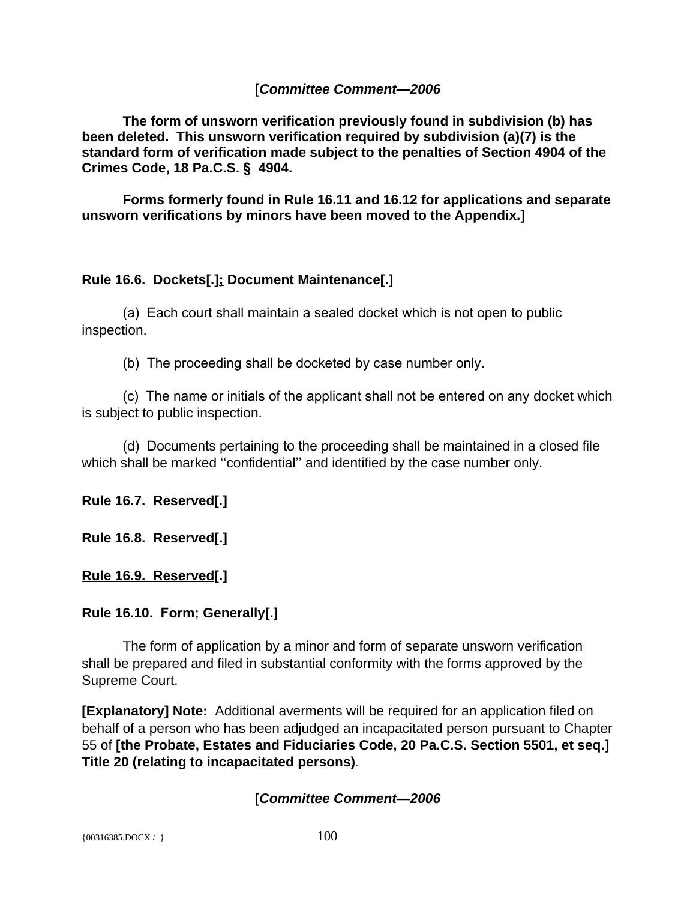**[*Committee Comment—2006***

**The form of unsworn verification previously found in subdivision (b) has been deleted. This unsworn verification required by subdivision (a)(7) is the standard form of verification made subject to the penalties of Section 4904 of the Crimes Code, 18 Pa.C.S. § 4904.**

**Forms formerly found in Rule 16.11 and 16.12 for applications and separate unsworn verifications by minors have been moved to the Appendix.]**

**Rule 16.6. Dockets[.]; Document Maintenance[.]**

(a) Each court shall maintain a sealed docket which is not open to public inspection.

(b) The proceeding shall be docketed by case number only.

(c) The name or initials of the applicant shall not be entered on any docket which is subject to public inspection.

(d) Documents pertaining to the proceeding shall be maintained in a closed file which shall be marked ''confidential'' and identified by the case number only.

**Rule 16.7. Reserved[.]**

**Rule 16.8. Reserved[.]**

**Rule 16.9. Reserved[.]**

**Rule 16.10. Form; Generally[.]**

The form of application by a minor and form of separate unsworn verification shall be prepared and filed in substantial conformity with the forms approved by the Supreme Court.

**[Explanatory] Note:** Additional averments will be required for an application filed on behalf of a person who has been adjudged an incapacitated person pursuant to Chapter 55 of **[the Probate, Estates and Fiduciaries Code, 20 Pa.C.S. Section 5501, et seq.] Title 20 (relating to incapacitated persons)**.

**[*Committee Comment—2006***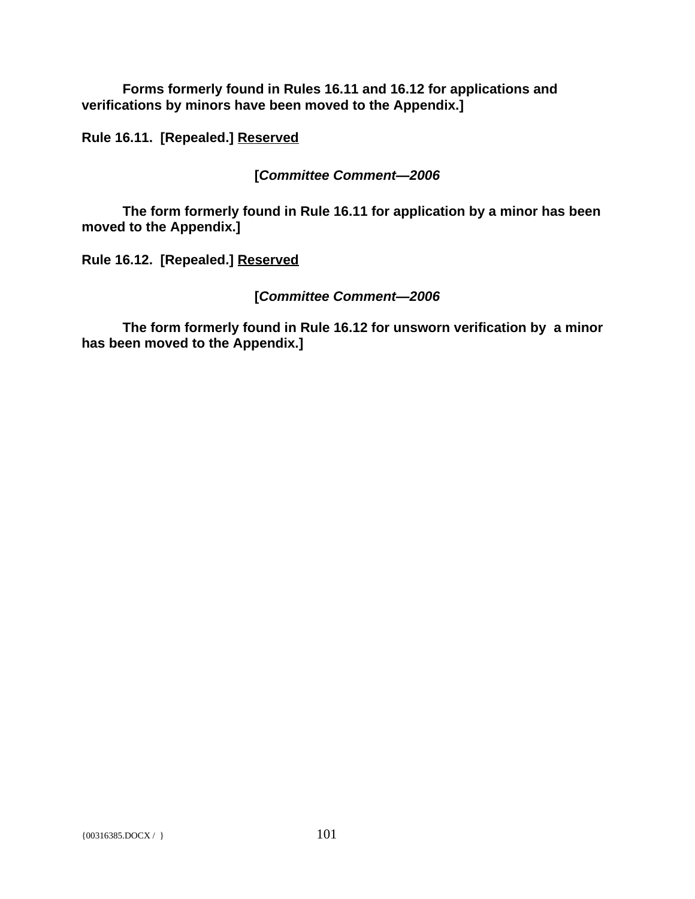**Forms formerly found in Rules 16.11 and 16.12 for applications and verifications by minors have been moved to the Appendix.]**

**Rule 16.11. [Repealed.] <u>Reserved</u>**

**[*Committee Comment—2006***

**The form formerly found in Rule 16.11 for application by a minor has been moved to the Appendix.]**

**Rule 16.12. [Repealed.] <u>Reserved</u>**

**[*Committee Comment—2006***

**The form formerly found in Rule 16.12 for unsworn verification by a minor has been moved to the Appendix.]**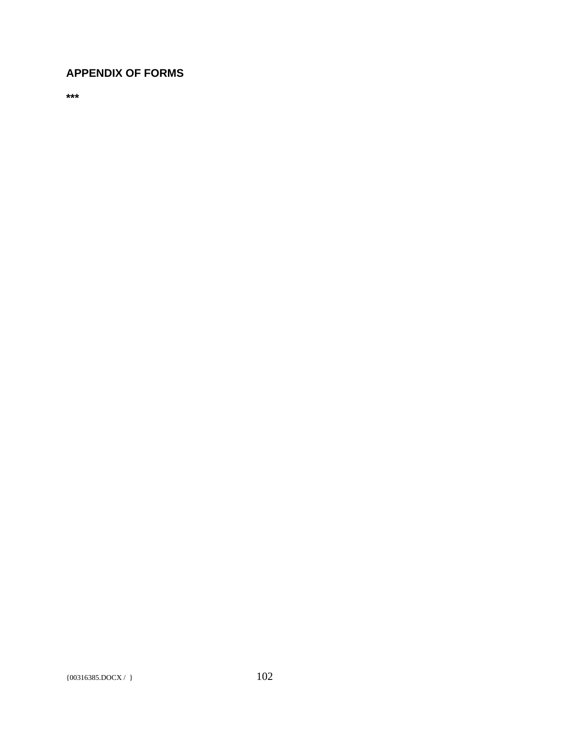## APPENDIX OF FORMS

***